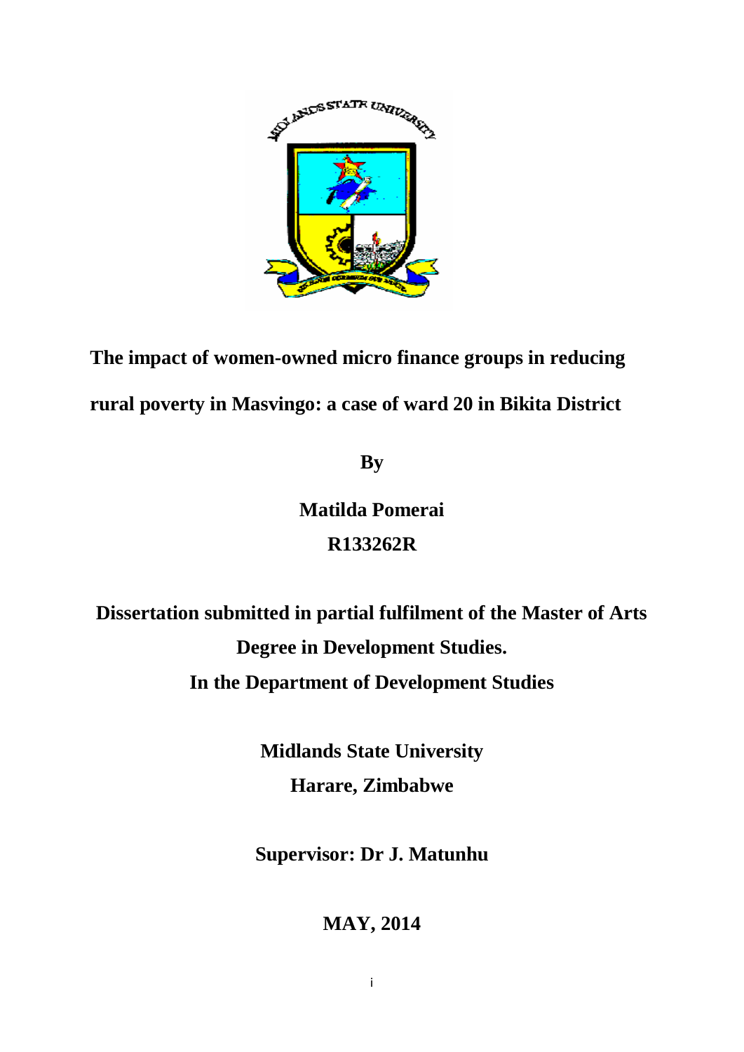# The impact of women-owned micro finance groups in reducing rural poverty in Masvingo: a case of ward 20 in Bikita District

**By**

**Matilda Pomerai**

**R133262R**

**Dissertation submitted in partial fulfilment of the Master of Arts Degree in Development Studies.**

**In the Department of Development Studies**

**Midlands State University**

**Harare, Zimbabwe**

**Supervisor: Dr J. Matunhu**

**MAY, 2014**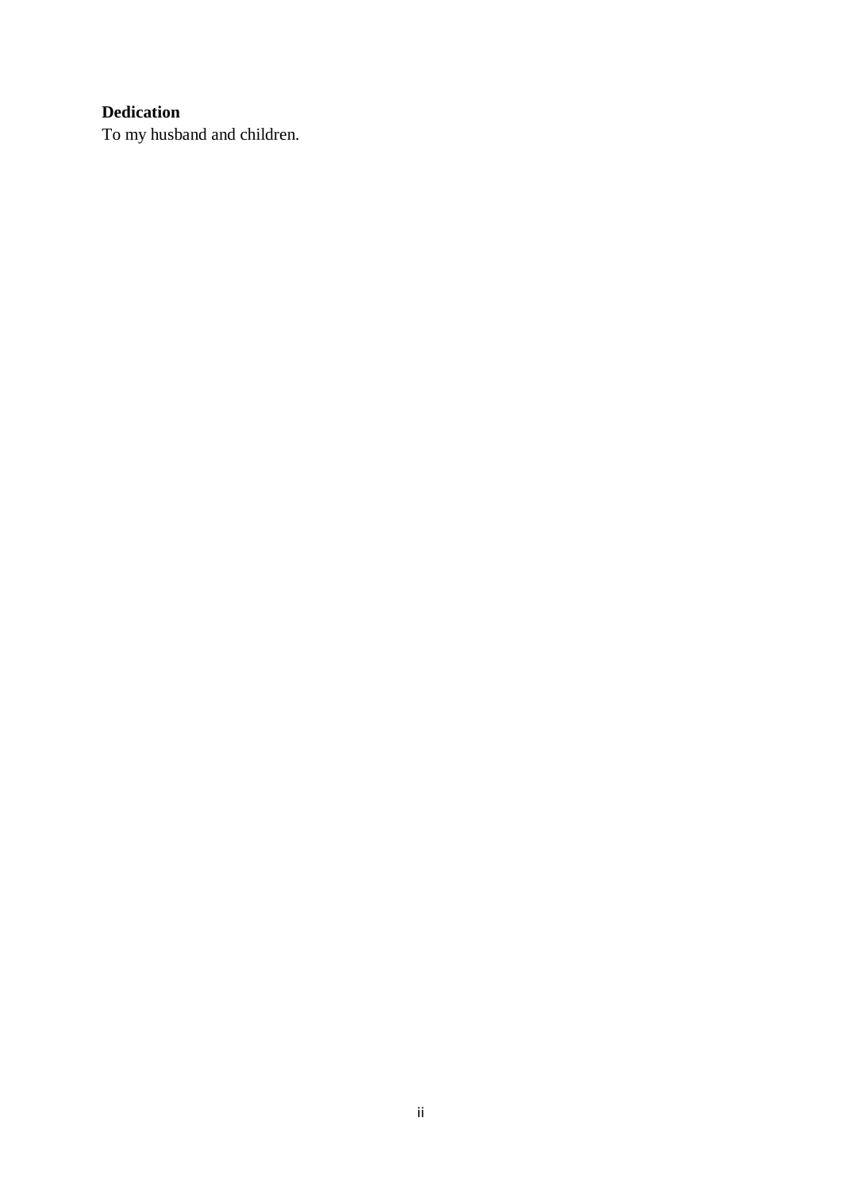**Dedication**

To my husband and children.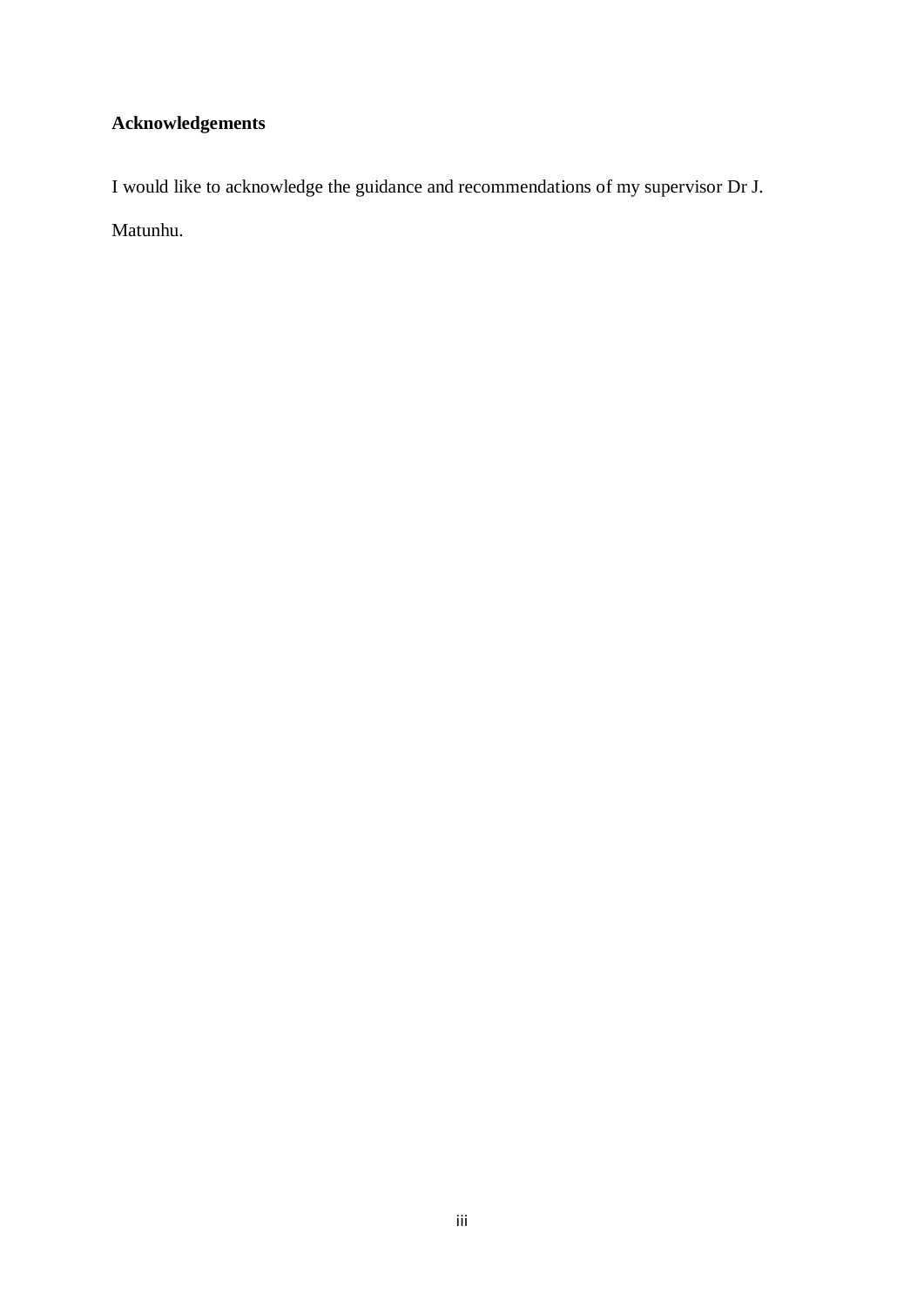# Acknowledgements

I would like to acknowledge the guidance and recommendations of my supervisor Dr J. Matunhu.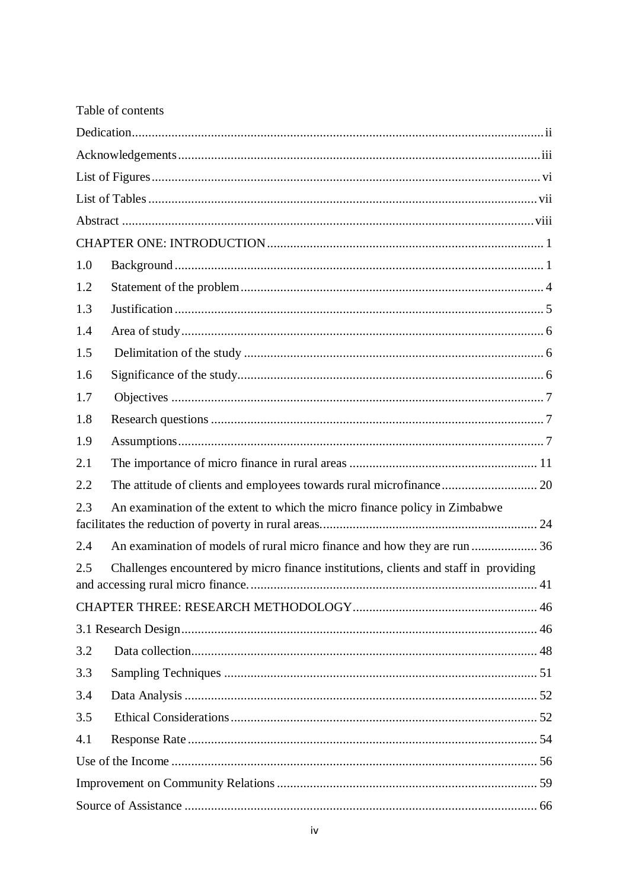Table of contents

Dedication ........................................................................ ii

Acknowledgements ........................................................................ iii

List of Figures ........................................................................ vi

List of Tables ........................................................................ vii

Abstract ........................................................................ viii

CHAPTER ONE: INTRODUCTION ........................................................................ 1

1.0 Background ........................................................................ 1

1.2 Statement of the problem ........................................................................ 4

1.3 Justification ........................................................................ 5

1.4 Area of study ........................................................................ 6

1.5 Delimitation of the study ........................................................................ 6

1.6 Significance of the study ........................................................................ 6

1.7 Objectives ........................................................................ 7

1.8 Research questions ........................................................................ 7

1.9 Assumptions ........................................................................ 7

2.1 The importance of micro finance in rural areas ........................................................................ 11

2.2 The attitude of clients and employees towards rural microfinance ........................................................................ 20

2.3 An examination of the extent to which the micro finance policy in Zimbabwe facilitates the reduction of poverty in rural areas. ........................................................................ 24

2.4 An examination of models of rural micro finance and how they are run ........................................................................ 36

2.5 Challenges encountered by micro finance institutions, clients and staff in providing and accessing rural micro finance. ........................................................................ 41

CHAPTER THREE: RESEARCH METHODOLOGY ........................................................................ 46

3.1 Research Design ........................................................................ 46

3.2 Data collection ........................................................................ 48

3.3 Sampling Techniques ........................................................................ 51

3.4 Data Analysis ........................................................................ 52

3.5 Ethical Considerations ........................................................................ 52

4.1 Response Rate ........................................................................ 54

Use of the Income ........................................................................ 56

Improvement on Community Relations ........................................................................ 59

Source of Assistance ........................................................................ 66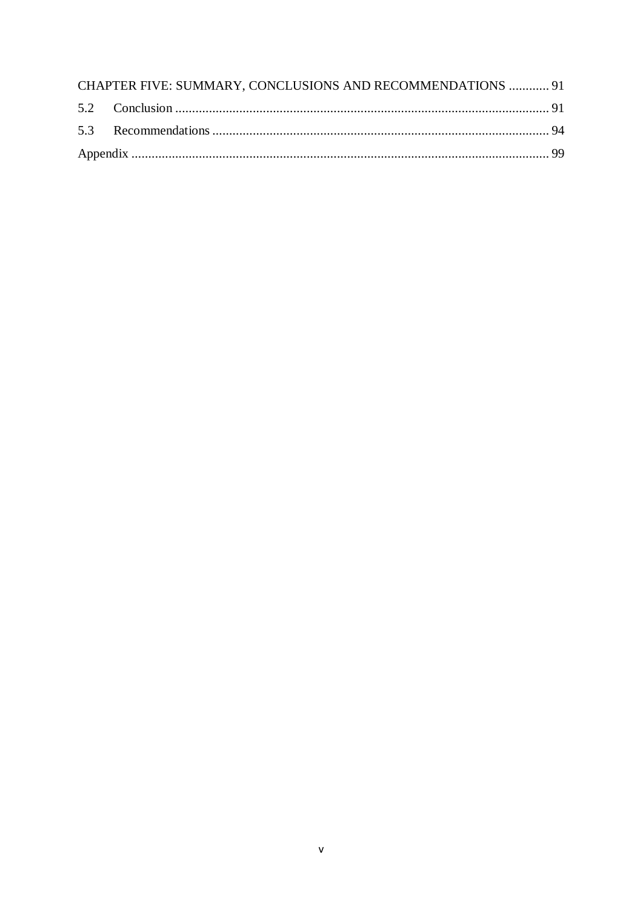CHAPTER FIVE: SUMMARY, CONCLUSIONS AND RECOMMENDATIONS ............ 91

5.2 Conclusion ............................................................................................................... 91

5.3 Recommendations .................................................................................................... 94

Appendix ........................................................................................................................... 99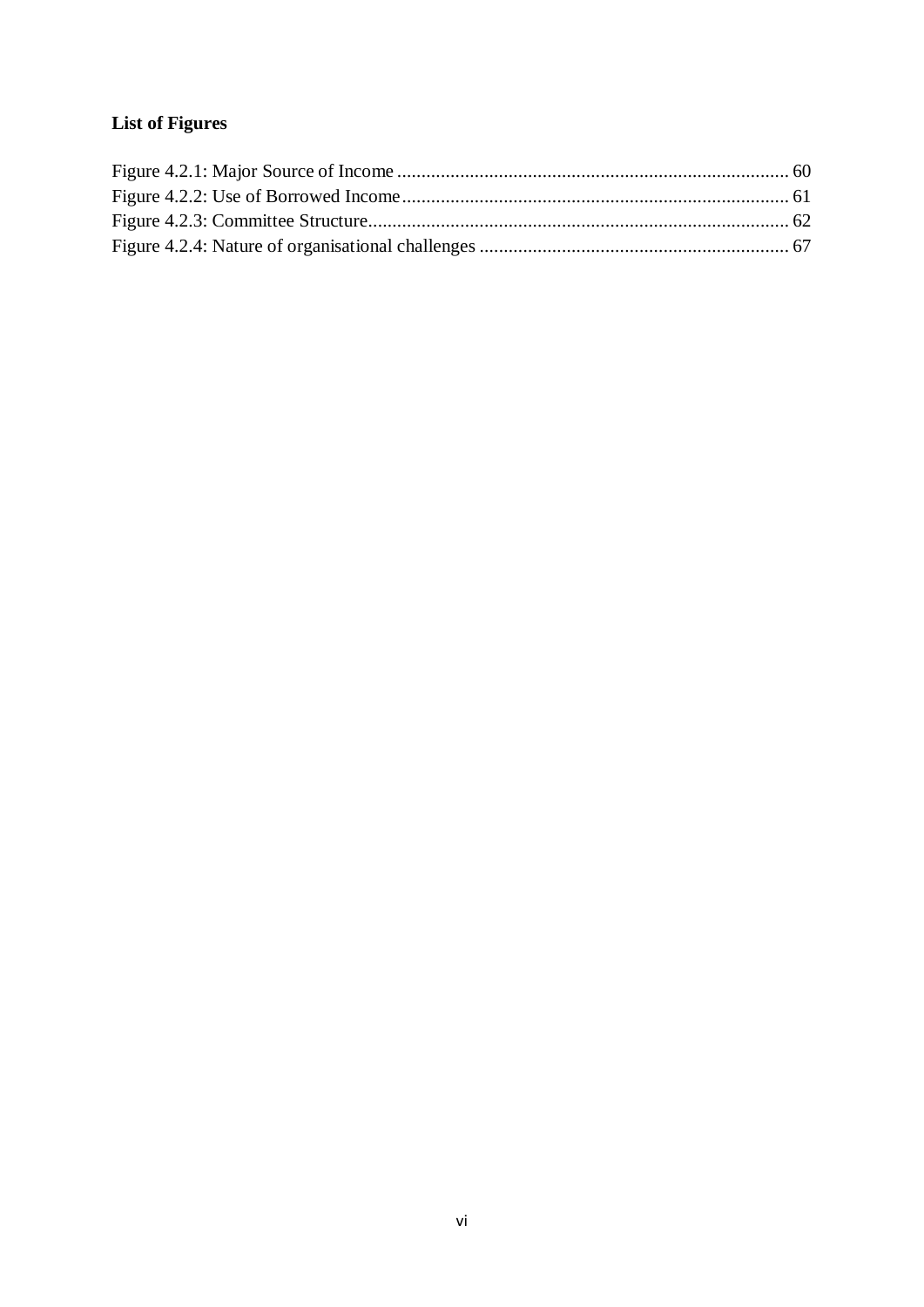## List of Figures

Figure 4.2.1: Major Source of Income ........................................................................ 60
Figure 4.2.2: Use of Borrowed Income ...................................................................... 61
Figure 4.2.3: Committee Structure ............................................................................. 62
Figure 4.2.4: Nature of organisational challenges ...................................................... 67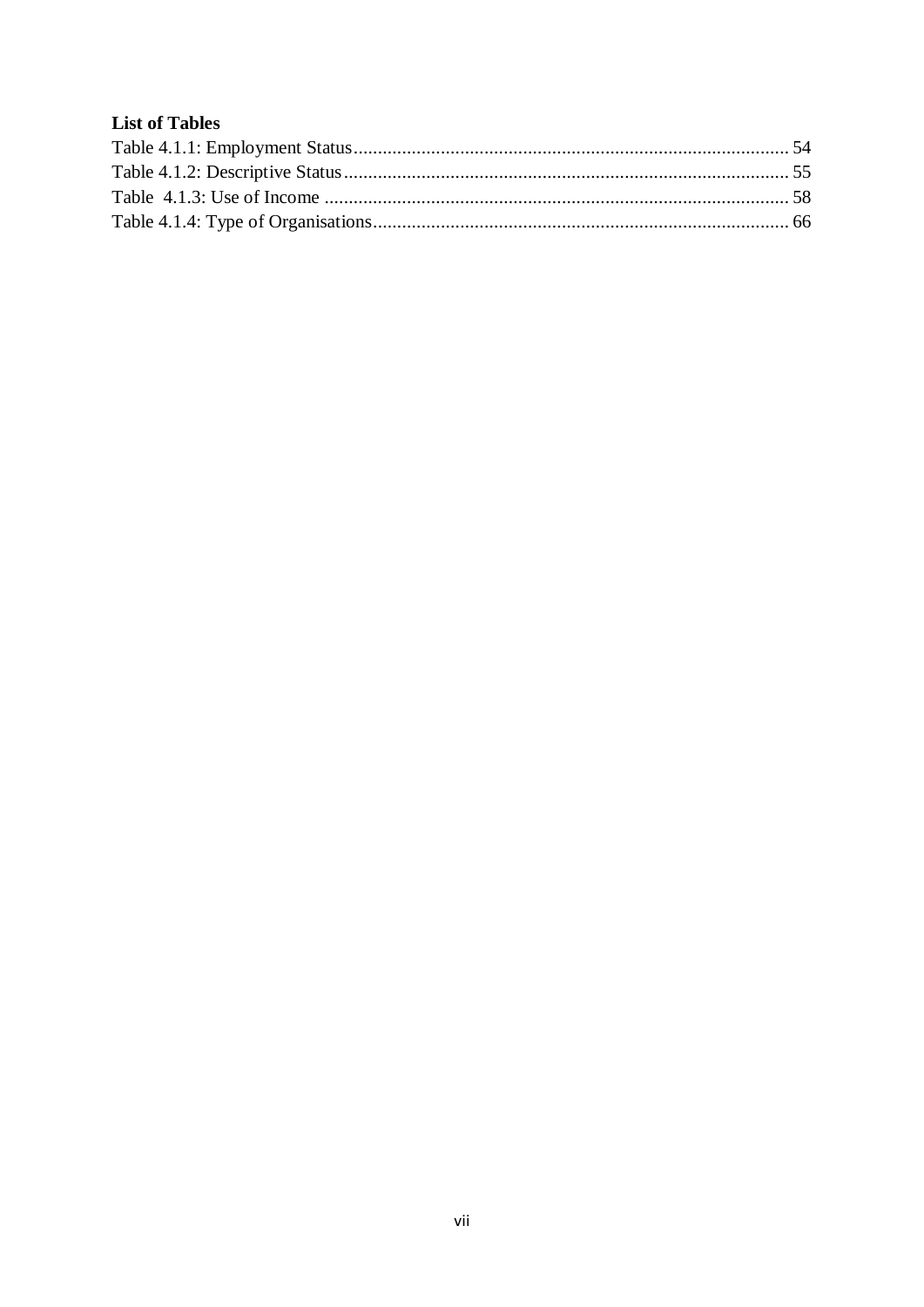## List of Tables

Table 4.1.1: Employment Status........................................................................................ 54
Table 4.1.2: Descriptive Status.......................................................................................... 55
Table 4.1.3: Use of Income ............................................................................................... 58
Table 4.1.4: Type of Organisations..................................................................................... 66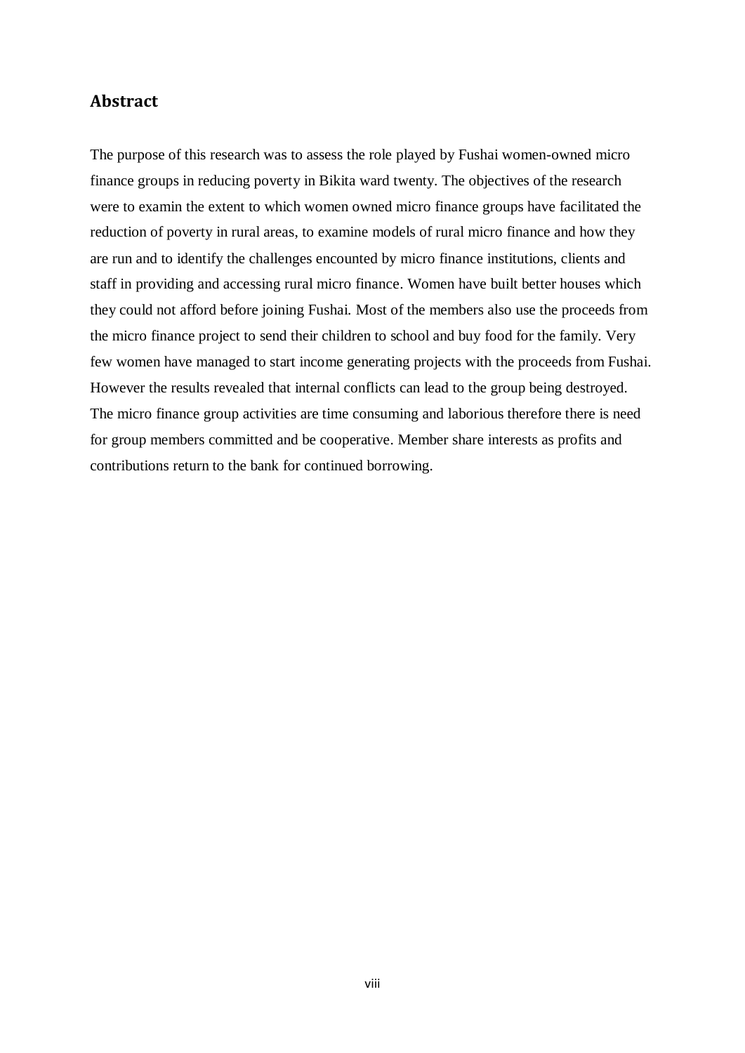## Abstract

The purpose of this research was to assess the role played by Fushai women-owned micro finance groups in reducing poverty in Bikita ward twenty. The objectives of the research were to examin the extent to which women owned micro finance groups have facilitated the reduction of poverty in rural areas, to examine models of rural micro finance and how they are run and to identify the challenges encountered by micro finance institutions, clients and staff in providing and accessing rural micro finance. Women have built better houses which they could not afford before joining Fushai. Most of the members also use the proceeds from the micro finance project to send their children to school and buy food for the family. Very few women have managed to start income generating projects with the proceeds from Fushai. However the results revealed that internal conflicts can lead to the group being destroyed. The micro finance group activities are time consuming and laborious therefore there is need for group members committed and be cooperative. Member share interests as profits and contributions return to the bank for continued borrowing.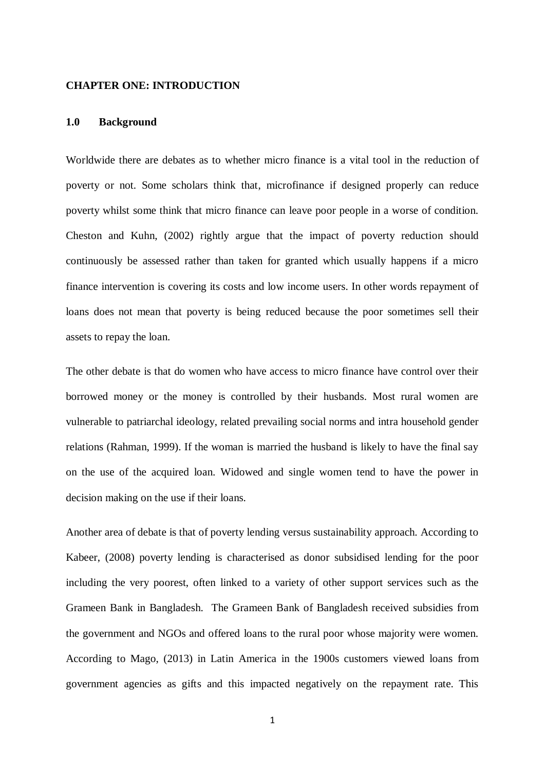# CHAPTER ONE: INTRODUCTION

## 1.0 Background

Worldwide there are debates as to whether micro finance is a vital tool in the reduction of poverty or not. Some scholars think that, microfinance if designed properly can reduce poverty whilst some think that micro finance can leave poor people in a worse of condition. Cheston and Kuhn, (2002) rightly argue that the impact of poverty reduction should continuously be assessed rather than taken for granted which usually happens if a micro finance intervention is covering its costs and low income users. In other words repayment of loans does not mean that poverty is being reduced because the poor sometimes sell their assets to repay the loan.

The other debate is that do women who have access to micro finance have control over their borrowed money or the money is controlled by their husbands. Most rural women are vulnerable to patriarchal ideology, related prevailing social norms and intra household gender relations (Rahman, 1999). If the woman is married the husband is likely to have the final say on the use of the acquired loan. Widowed and single women tend to have the power in decision making on the use if their loans.

Another area of debate is that of poverty lending versus sustainability approach. According to Kabeer, (2008) poverty lending is characterised as donor subsidised lending for the poor including the very poorest, often linked to a variety of other support services such as the Grameen Bank in Bangladesh. The Grameen Bank of Bangladesh received subsidies from the government and NGOs and offered loans to the rural poor whose majority were women. According to Mago, (2013) in Latin America in the 1900s customers viewed loans from government agencies as gifts and this impacted negatively on the repayment rate. This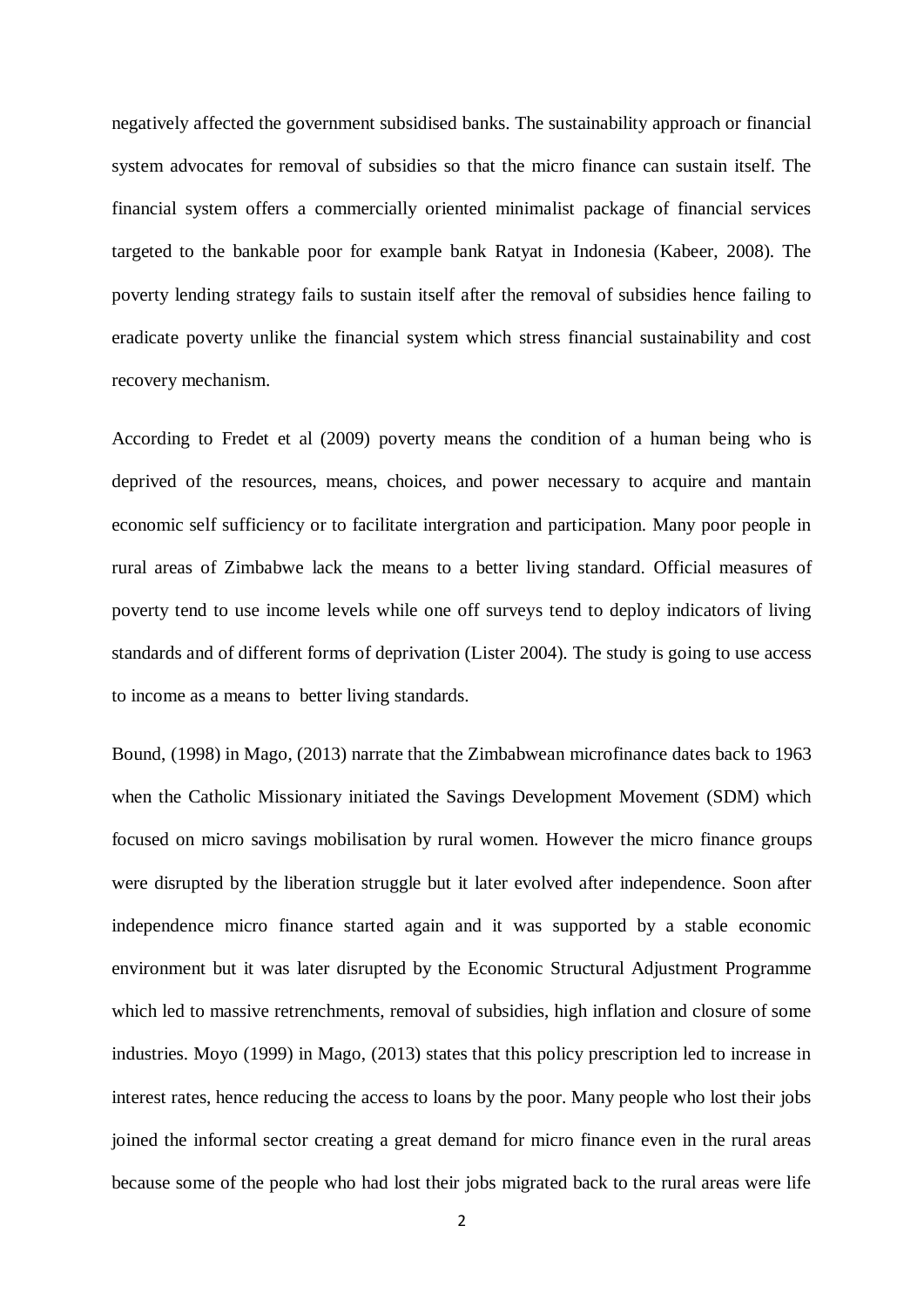negatively affected the government subsidised banks. The sustainability approach or financial system advocates for removal of subsidies so that the micro finance can sustain itself. The financial system offers a commercially oriented minimalist package of financial services targeted to the bankable poor for example bank Ratyat in Indonesia (Kabeer, 2008). The poverty lending strategy fails to sustain itself after the removal of subsidies hence failing to eradicate poverty unlike the financial system which stress financial sustainability and cost recovery mechanism.

According to Fredet et al (2009) poverty means the condition of a human being who is deprived of the resources, means, choices, and power necessary to acquire and mantain economic self sufficiency or to facilitate intergration and participation. Many poor people in rural areas of Zimbabwe lack the means to a better living standard. Official measures of poverty tend to use income levels while one off surveys tend to deploy indicators of living standards and of different forms of deprivation (Lister 2004). The study is going to use access to income as a means to better living standards.

Bound, (1998) in Mago, (2013) narrate that the Zimbabwean microfinance dates back to 1963 when the Catholic Missionary initiated the Savings Development Movement (SDM) which focused on micro savings mobilisation by rural women. However the micro finance groups were disrupted by the liberation struggle but it later evolved after independence. Soon after independence micro finance started again and it was supported by a stable economic environment but it was later disrupted by the Economic Structural Adjustment Programme which led to massive retrenchments, removal of subsidies, high inflation and closure of some industries. Moyo (1999) in Mago, (2013) states that this policy prescription led to increase in interest rates, hence reducing the access to loans by the poor. Many people who lost their jobs joined the informal sector creating a great demand for micro finance even in the rural areas because some of the people who had lost their jobs migrated back to the rural areas were life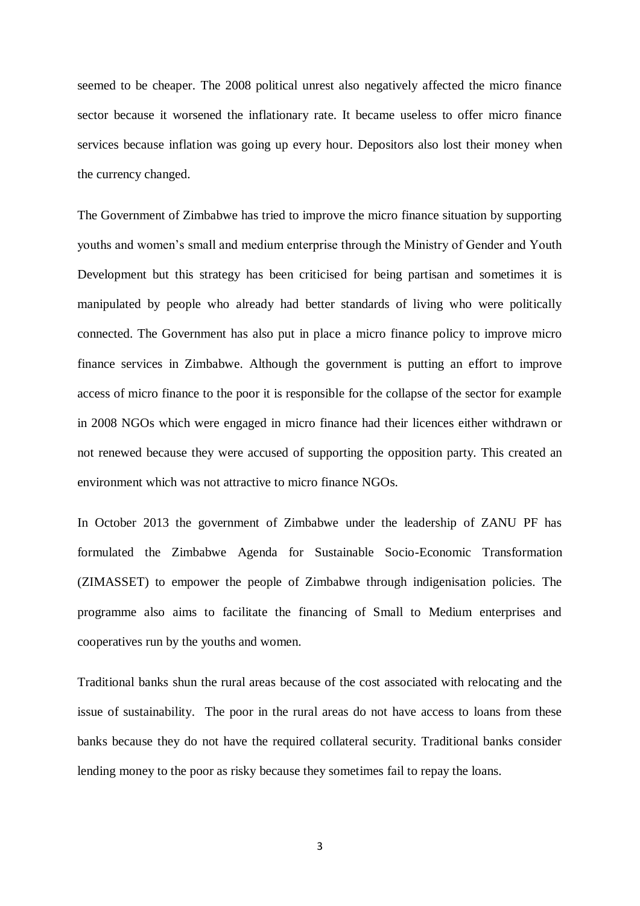seemed to be cheaper. The 2008 political unrest also negatively affected the micro finance sector because it worsened the inflationary rate. It became useless to offer micro finance services because inflation was going up every hour. Depositors also lost their money when the currency changed.

The Government of Zimbabwe has tried to improve the micro finance situation by supporting youths and women's small and medium enterprise through the Ministry of Gender and Youth Development but this strategy has been criticised for being partisan and sometimes it is manipulated by people who already had better standards of living who were politically connected. The Government has also put in place a micro finance policy to improve micro finance services in Zimbabwe. Although the government is putting an effort to improve access of micro finance to the poor it is responsible for the collapse of the sector for example in 2008 NGOs which were engaged in micro finance had their licences either withdrawn or not renewed because they were accused of supporting the opposition party. This created an environment which was not attractive to micro finance NGOs.

In October 2013 the government of Zimbabwe under the leadership of ZANU PF has formulated the Zimbabwe Agenda for Sustainable Socio-Economic Transformation (ZIMASSET) to empower the people of Zimbabwe through indigenisation policies. The programme also aims to facilitate the financing of Small to Medium enterprises and cooperatives run by the youths and women.

Traditional banks shun the rural areas because of the cost associated with relocating and the issue of sustainability. The poor in the rural areas do not have access to loans from these banks because they do not have the required collateral security. Traditional banks consider lending money to the poor as risky because they sometimes fail to repay the loans.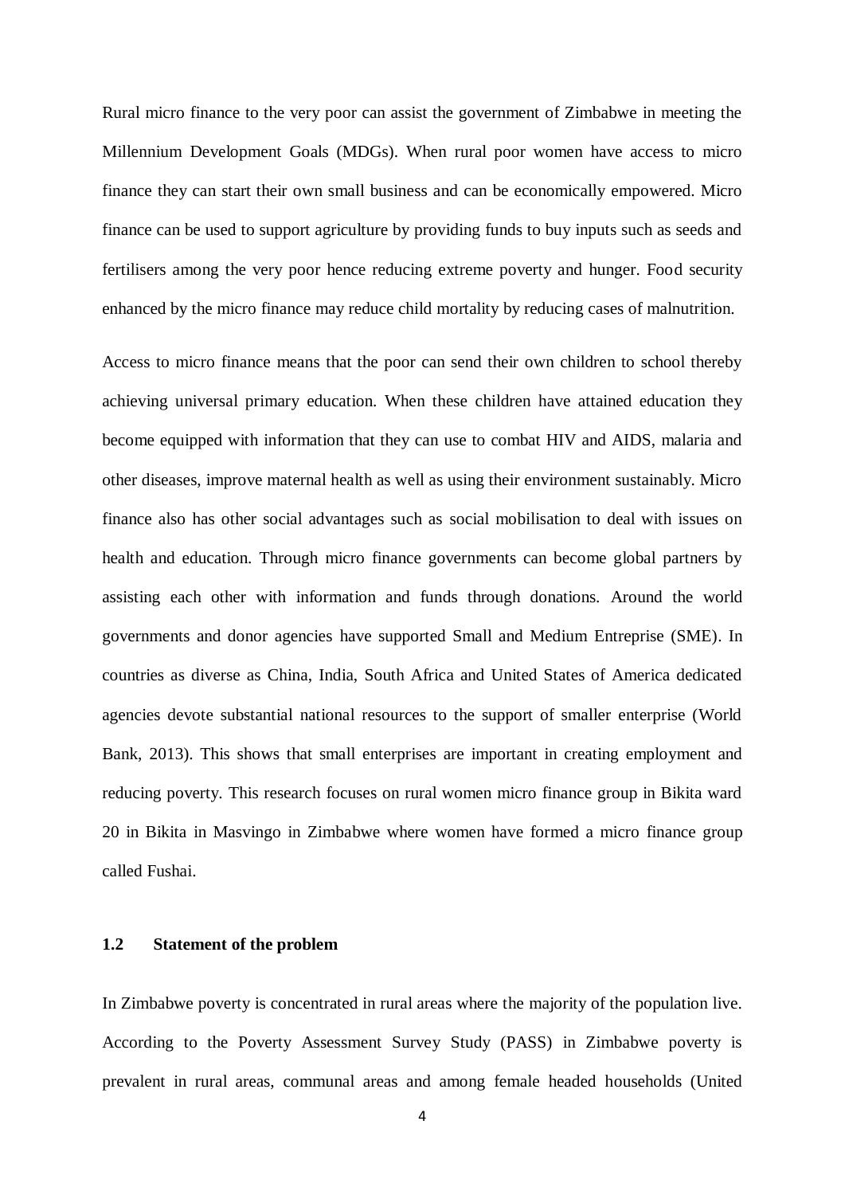Rural micro finance to the very poor can assist the government of Zimbabwe in meeting the Millennium Development Goals (MDGs). When rural poor women have access to micro finance they can start their own small business and can be economically empowered. Micro finance can be used to support agriculture by providing funds to buy inputs such as seeds and fertilisers among the very poor hence reducing extreme poverty and hunger. Food security enhanced by the micro finance may reduce child mortality by reducing cases of malnutrition.

Access to micro finance means that the poor can send their own children to school thereby achieving universal primary education. When these children have attained education they become equipped with information that they can use to combat HIV and AIDS, malaria and other diseases, improve maternal health as well as using their environment sustainably. Micro finance also has other social advantages such as social mobilisation to deal with issues on health and education. Through micro finance governments can become global partners by assisting each other with information and funds through donations. Around the world governments and donor agencies have supported Small and Medium Entreprise (SME). In countries as diverse as China, India, South Africa and United States of America dedicated agencies devote substantial national resources to the support of smaller enterprise (World Bank, 2013). This shows that small enterprises are important in creating employment and reducing poverty. This research focuses on rural women micro finance group in Bikita ward 20 in Bikita in Masvingo in Zimbabwe where women have formed a micro finance group called Fushai.

### 1.2 Statement of the problem

In Zimbabwe poverty is concentrated in rural areas where the majority of the population live. According to the Poverty Assessment Survey Study (PASS) in Zimbabwe poverty is prevalent in rural areas, communal areas and among female headed households (United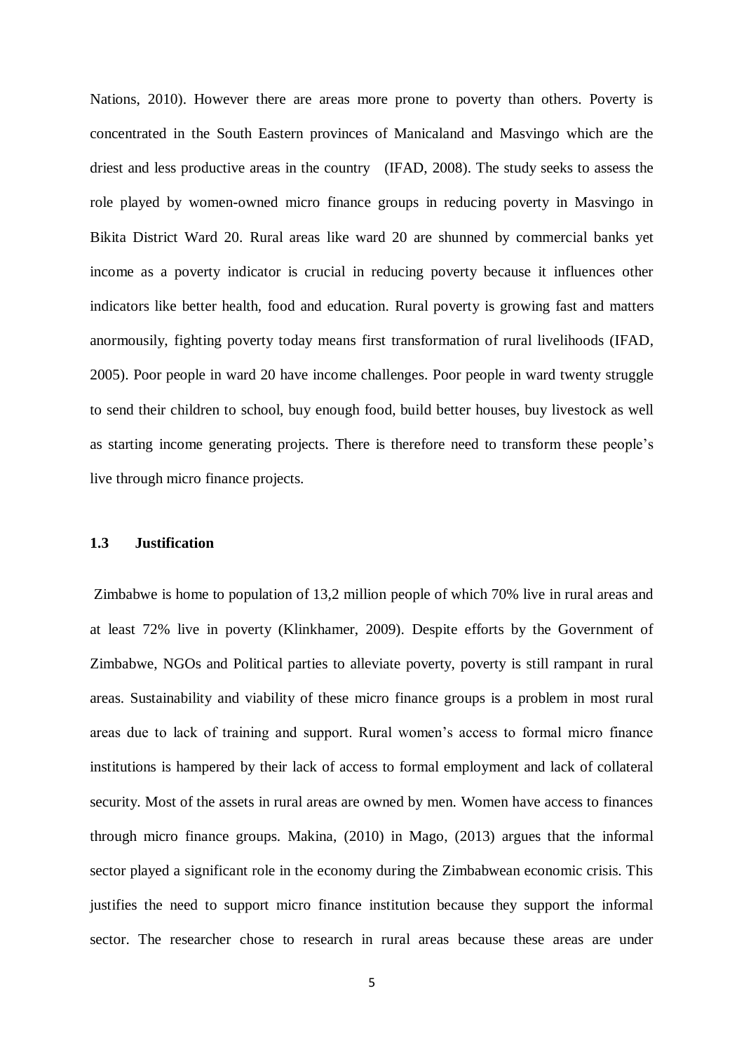Nations, 2010). However there are areas more prone to poverty than others. Poverty is concentrated in the South Eastern provinces of Manicaland and Masvingo which are the driest and less productive areas in the country (IFAD, 2008). The study seeks to assess the role played by women-owned micro finance groups in reducing poverty in Masvingo in Bikita District Ward 20. Rural areas like ward 20 are shunned by commercial banks yet income as a poverty indicator is crucial in reducing poverty because it influences other indicators like better health, food and education. Rural poverty is growing fast and matters anormousily, fighting poverty today means first transformation of rural livelihoods (IFAD, 2005). Poor people in ward 20 have income challenges. Poor people in ward twenty struggle to send their children to school, buy enough food, build better houses, buy livestock as well as starting income generating projects. There is therefore need to transform these people's live through micro finance projects.

### 1.3 Justification

Zimbabwe is home to population of 13,2 million people of which 70% live in rural areas and at least 72% live in poverty (Klinkhamer, 2009). Despite efforts by the Government of Zimbabwe, NGOs and Political parties to alleviate poverty, poverty is still rampant in rural areas. Sustainability and viability of these micro finance groups is a problem in most rural areas due to lack of training and support. Rural women's access to formal micro finance institutions is hampered by their lack of access to formal employment and lack of collateral security. Most of the assets in rural areas are owned by men. Women have access to finances through micro finance groups. Makina, (2010) in Mago, (2013) argues that the informal sector played a significant role in the economy during the Zimbabwean economic crisis. This justifies the need to support micro finance institution because they support the informal sector. The researcher chose to research in rural areas because these areas are under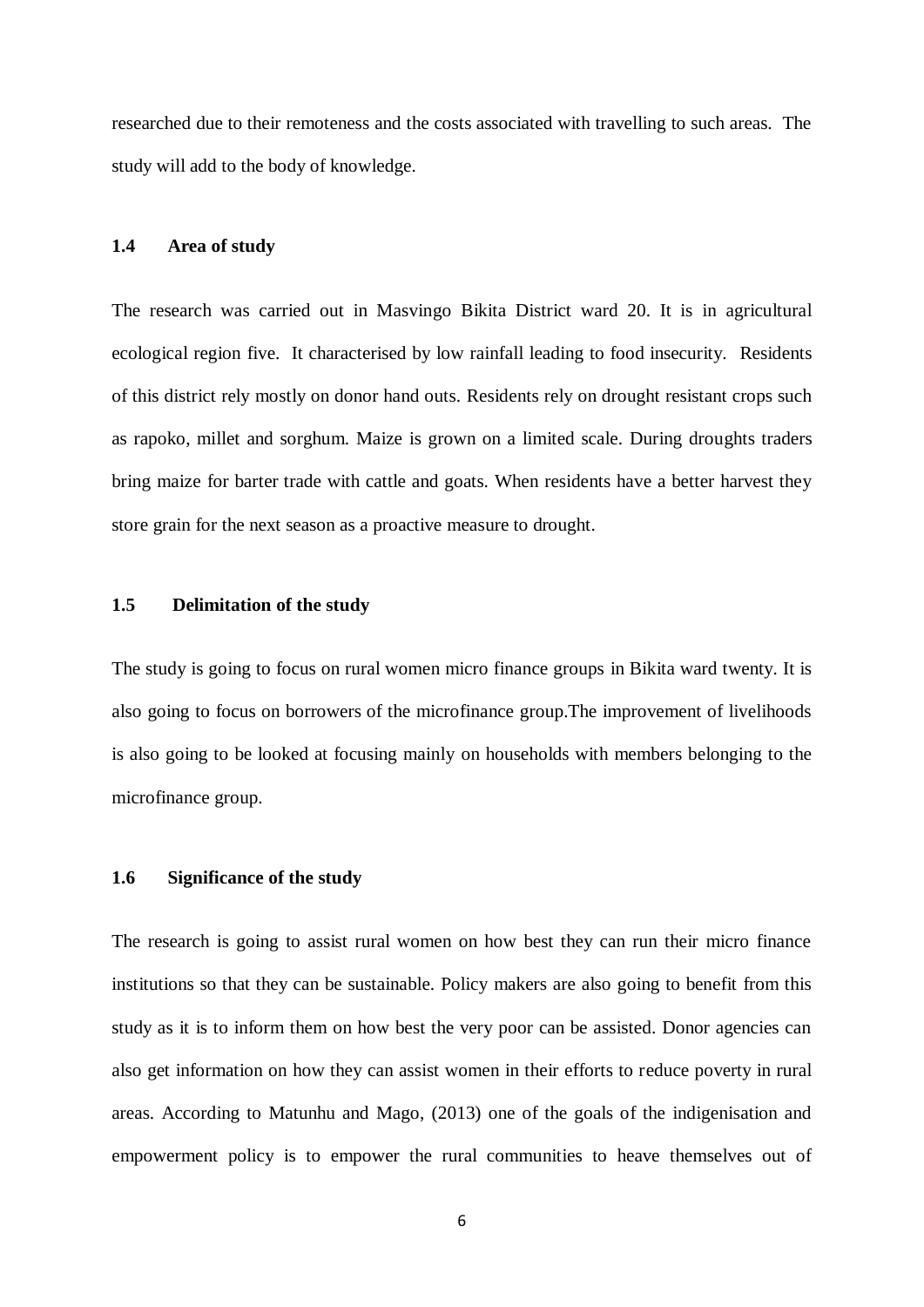researched due to their remoteness and the costs associated with travelling to such areas. The study will add to the body of knowledge.

### 1.4 Area of study

The research was carried out in Masvingo Bikita District ward 20. It is in agricultural ecological region five. It characterised by low rainfall leading to food insecurity. Residents of this district rely mostly on donor hand outs. Residents rely on drought resistant crops such as rapoko, millet and sorghum. Maize is grown on a limited scale. During droughts traders bring maize for barter trade with cattle and goats. When residents have a better harvest they store grain for the next season as a proactive measure to drought.

### 1.5 Delimitation of the study

The study is going to focus on rural women micro finance groups in Bikita ward twenty. It is also going to focus on borrowers of the microfinance group.The improvement of livelihoods is also going to be looked at focusing mainly on households with members belonging to the microfinance group.

### 1.6 Significance of the study

The research is going to assist rural women on how best they can run their micro finance institutions so that they can be sustainable. Policy makers are also going to benefit from this study as it is to inform them on how best the very poor can be assisted. Donor agencies can also get information on how they can assist women in their efforts to reduce poverty in rural areas. According to Matunhu and Mago, (2013) one of the goals of the indigenisation and empowerment policy is to empower the rural communities to heave themselves out of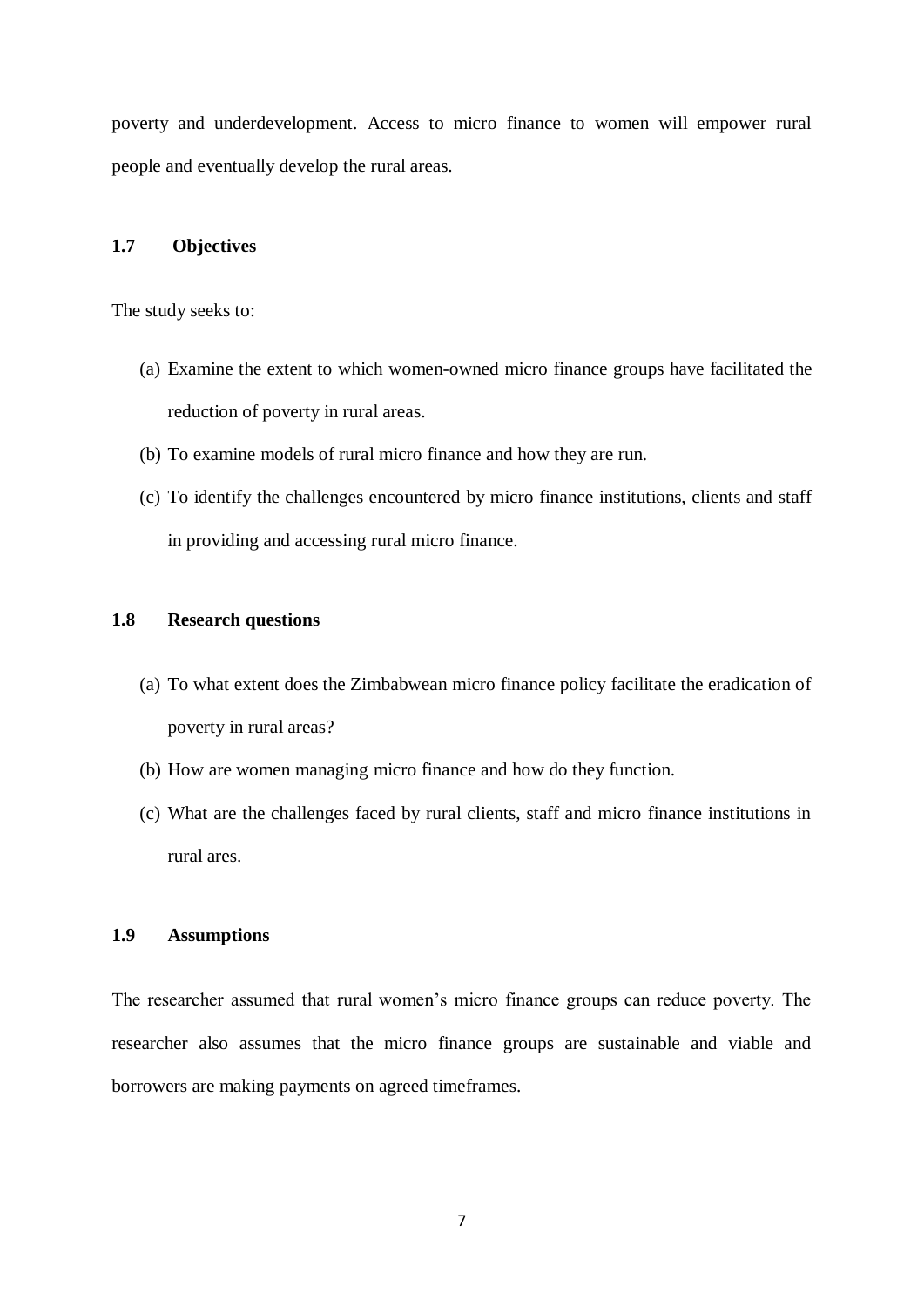poverty and underdevelopment. Access to micro finance to women will empower rural people and eventually develop the rural areas.

## 1.7 Objectives

The study seeks to:

(a) Examine the extent to which women-owned micro finance groups have facilitated the reduction of poverty in rural areas.

(b) To examine models of rural micro finance and how they are run.

(c) To identify the challenges encountered by micro finance institutions, clients and staff in providing and accessing rural micro finance.

## 1.8 Research questions

(a) To what extent does the Zimbabwean micro finance policy facilitate the eradication of poverty in rural areas?

(b) How are women managing micro finance and how do they function.

(c) What are the challenges faced by rural clients, staff and micro finance institutions in rural ares.

## 1.9 Assumptions

The researcher assumed that rural women's micro finance groups can reduce poverty. The researcher also assumes that the micro finance groups are sustainable and viable and borrowers are making payments on agreed timeframes.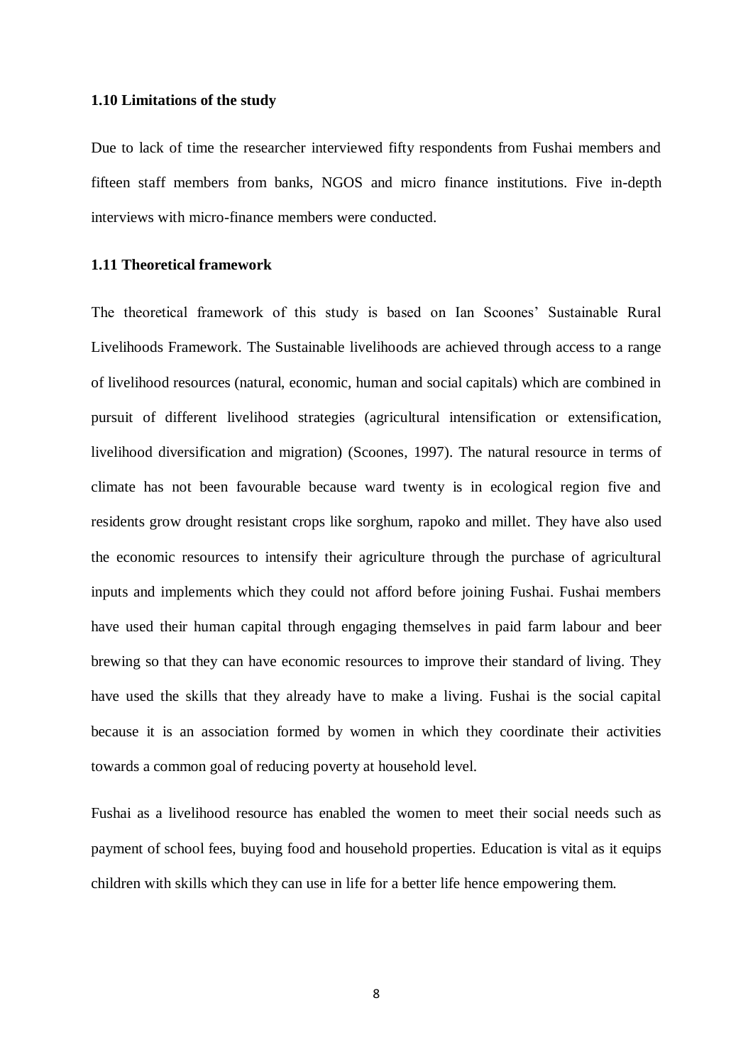### 1.10 Limitations of the study

Due to lack of time the researcher interviewed fifty respondents from Fushai members and fifteen staff members from banks, NGOS and micro finance institutions. Five in-depth interviews with micro-finance members were conducted.

### 1.11 Theoretical framework

The theoretical framework of this study is based on Ian Scoones' Sustainable Rural Livelihoods Framework. The Sustainable livelihoods are achieved through access to a range of livelihood resources (natural, economic, human and social capitals) which are combined in pursuit of different livelihood strategies (agricultural intensification or extensification, livelihood diversification and migration) (Scoones, 1997). The natural resource in terms of climate has not been favourable because ward twenty is in ecological region five and residents grow drought resistant crops like sorghum, rapoko and millet. They have also used the economic resources to intensify their agriculture through the purchase of agricultural inputs and implements which they could not afford before joining Fushai. Fushai members have used their human capital through engaging themselves in paid farm labour and beer brewing so that they can have economic resources to improve their standard of living. They have used the skills that they already have to make a living. Fushai is the social capital because it is an association formed by women in which they coordinate their activities towards a common goal of reducing poverty at household level.

Fushai as a livelihood resource has enabled the women to meet their social needs such as payment of school fees, buying food and household properties. Education is vital as it equips children with skills which they can use in life for a better life hence empowering them.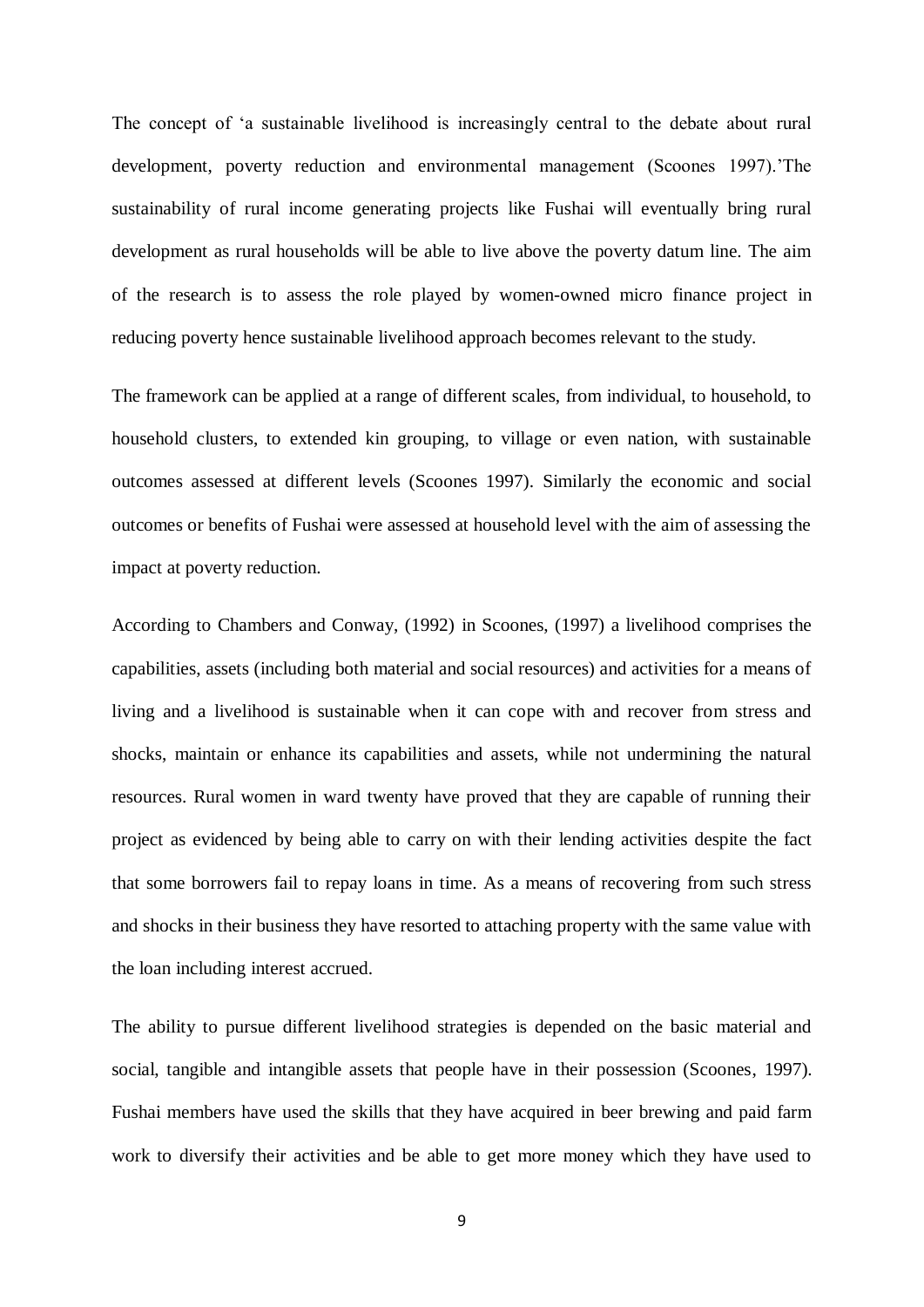The concept of ‘a sustainable livelihood is increasingly central to the debate about rural development, poverty reduction and environmental management (Scoones 1997).’The sustainability of rural income generating projects like Fushai will eventually bring rural development as rural households will be able to live above the poverty datum line. The aim of the research is to assess the role played by women-owned micro finance project in reducing poverty hence sustainable livelihood approach becomes relevant to the study.

The framework can be applied at a range of different scales, from individual, to household, to household clusters, to extended kin grouping, to village or even nation, with sustainable outcomes assessed at different levels (Scoones 1997). Similarly the economic and social outcomes or benefits of Fushai were assessed at household level with the aim of assessing the impact at poverty reduction.

According to Chambers and Conway, (1992) in Scoones, (1997) a livelihood comprises the capabilities, assets (including both material and social resources) and activities for a means of living and a livelihood is sustainable when it can cope with and recover from stress and shocks, maintain or enhance its capabilities and assets, while not undermining the natural resources. Rural women in ward twenty have proved that they are capable of running their project as evidenced by being able to carry on with their lending activities despite the fact that some borrowers fail to repay loans in time. As a means of recovering from such stress and shocks in their business they have resorted to attaching property with the same value with the loan including interest accrued.

The ability to pursue different livelihood strategies is depended on the basic material and social, tangible and intangible assets that people have in their possession (Scoones, 1997). Fushai members have used the skills that they have acquired in beer brewing and paid farm work to diversify their activities and be able to get more money which they have used to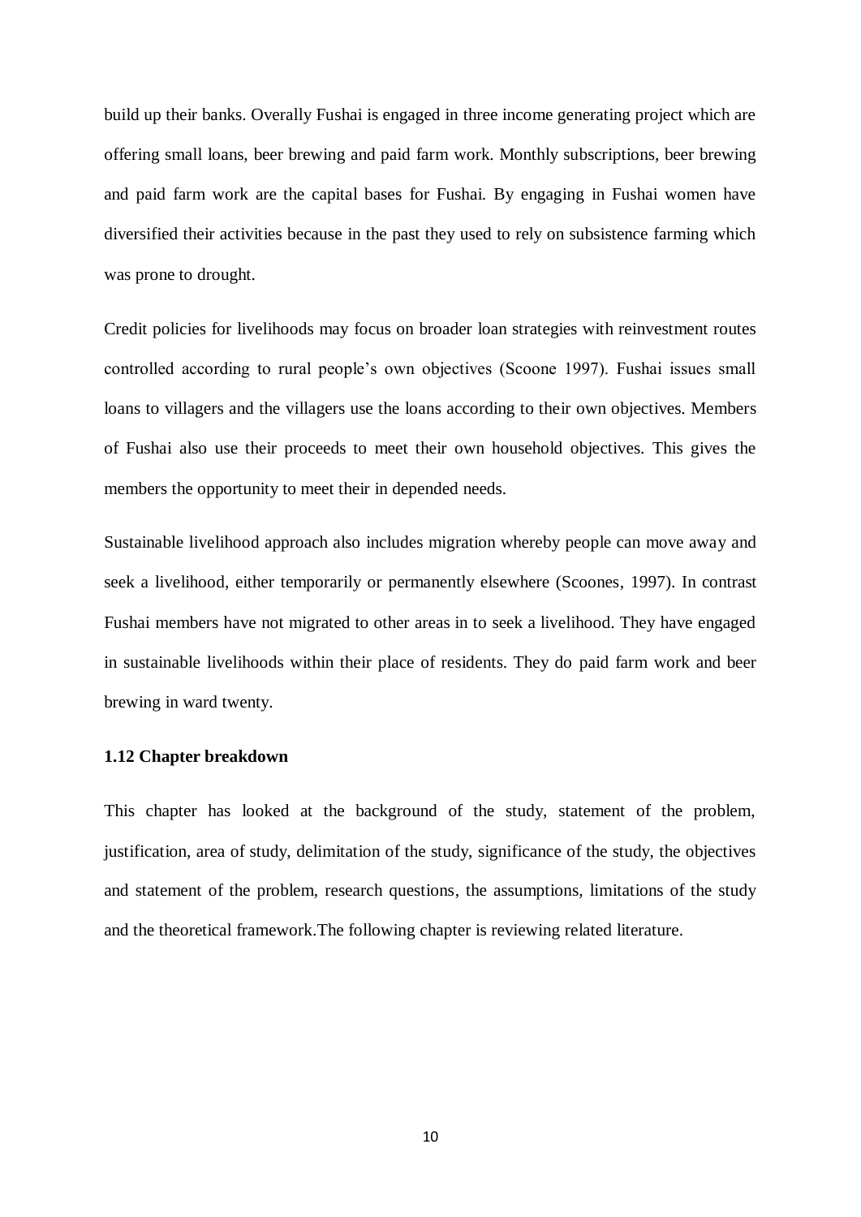build up their banks. Overally Fushai is engaged in three income generating project which are offering small loans, beer brewing and paid farm work. Monthly subscriptions, beer brewing and paid farm work are the capital bases for Fushai. By engaging in Fushai women have diversified their activities because in the past they used to rely on subsistence farming which was prone to drought.

Credit policies for livelihoods may focus on broader loan strategies with reinvestment routes controlled according to rural people's own objectives (Scoone 1997). Fushai issues small loans to villagers and the villagers use the loans according to their own objectives. Members of Fushai also use their proceeds to meet their own household objectives. This gives the members the opportunity to meet their in depended needs.

Sustainable livelihood approach also includes migration whereby people can move away and seek a livelihood, either temporarily or permanently elsewhere (Scoones, 1997). In contrast Fushai members have not migrated to other areas in to seek a livelihood. They have engaged in sustainable livelihoods within their place of residents. They do paid farm work and beer brewing in ward twenty.

### 1.12 Chapter breakdown

This chapter has looked at the background of the study, statement of the problem, justification, area of study, delimitation of the study, significance of the study, the objectives and statement of the problem, research questions, the assumptions, limitations of the study and the theoretical framework.The following chapter is reviewing related literature.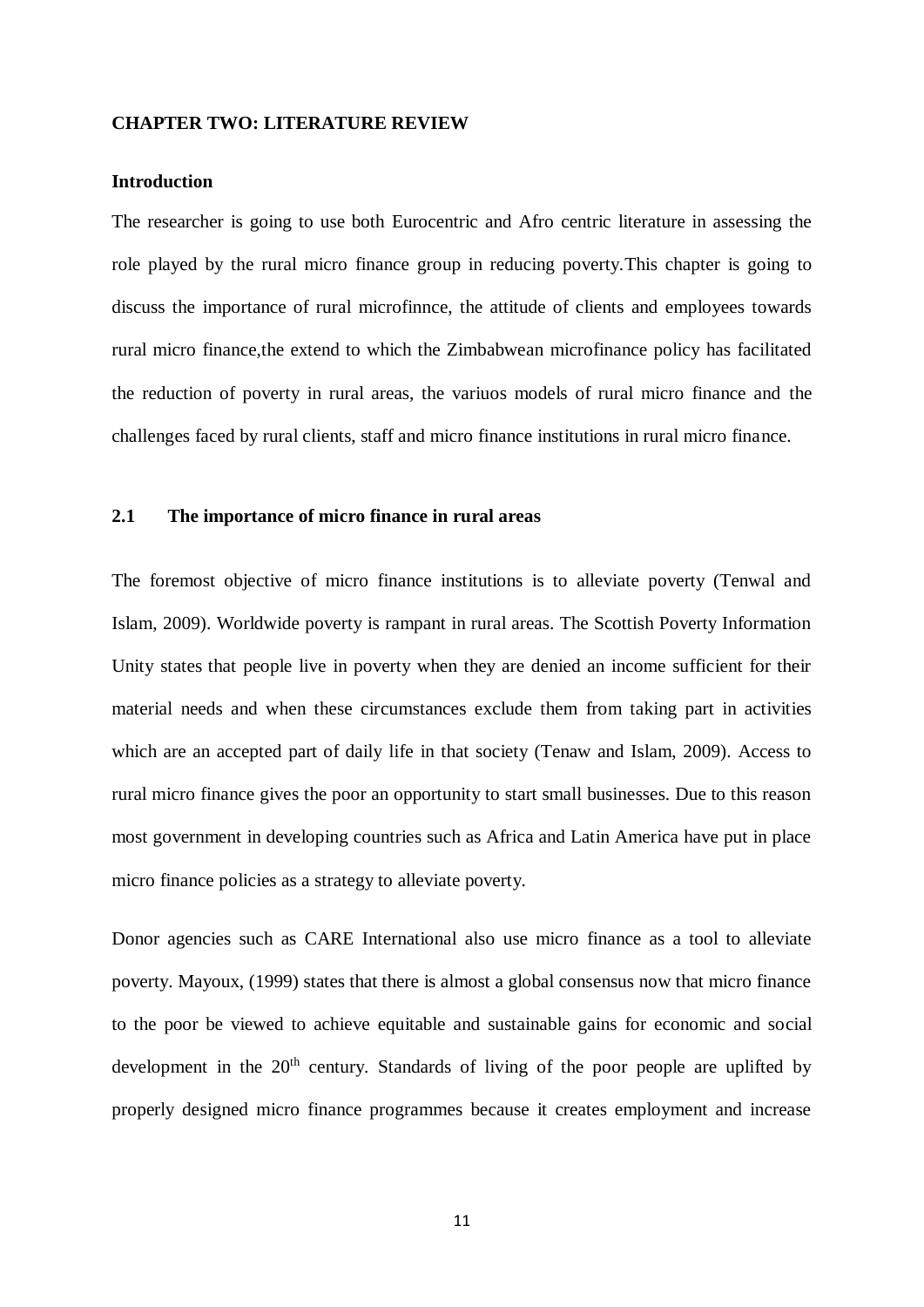**CHAPTER TWO: LITERATURE REVIEW**

**Introduction**

The researcher is going to use both Eurocentric and Afro centric literature in assessing the role played by the rural micro finance group in reducing poverty.This chapter is going to discuss the importance of rural microfinnce, the attitude of clients and employees towards rural micro finance,the extend to which the Zimbabwean microfinance policy has facilitated the reduction of poverty in rural areas, the variuos models of rural micro finance and the challenges faced by rural clients, staff and micro finance institutions in rural micro finance.

**2.1 The importance of micro finance in rural areas**

The foremost objective of micro finance institutions is to alleviate poverty (Tenwal and Islam, 2009). Worldwide poverty is rampant in rural areas. The Scottish Poverty Information Unity states that people live in poverty when they are denied an income sufficient for their material needs and when these circumstances exclude them from taking part in activities which are an accepted part of daily life in that society (Tenaw and Islam, 2009). Access to rural micro finance gives the poor an opportunity to start small businesses. Due to this reason most government in developing countries such as Africa and Latin America have put in place micro finance policies as a strategy to alleviate poverty.

Donor agencies such as CARE International also use micro finance as a tool to alleviate poverty. Mayoux, (1999) states that there is almost a global consensus now that micro finance to the poor be viewed to achieve equitable and sustainable gains for economic and social development in the 20th century. Standards of living of the poor people are uplifted by properly designed micro finance programmes because it creates employment and increase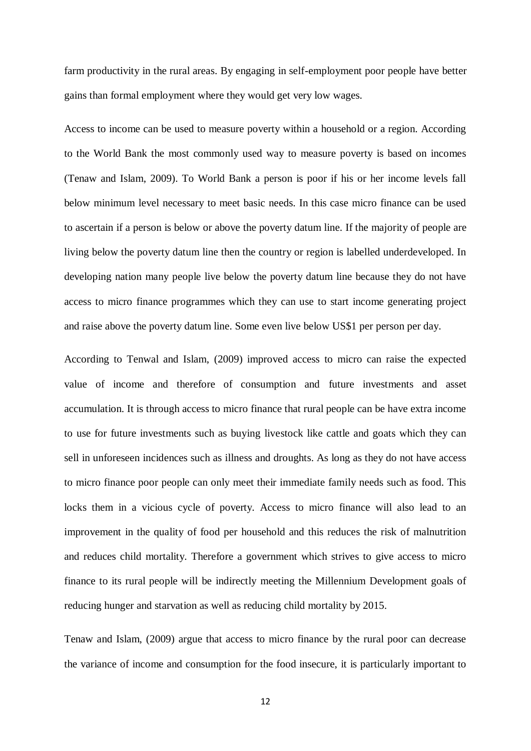farm productivity in the rural areas. By engaging in self-employment poor people have better gains than formal employment where they would get very low wages.

Access to income can be used to measure poverty within a household or a region. According to the World Bank the most commonly used way to measure poverty is based on incomes (Tenaw and Islam, 2009). To World Bank a person is poor if his or her income levels fall below minimum level necessary to meet basic needs. In this case micro finance can be used to ascertain if a person is below or above the poverty datum line. If the majority of people are living below the poverty datum line then the country or region is labelled underdeveloped. In developing nation many people live below the poverty datum line because they do not have access to micro finance programmes which they can use to start income generating project and raise above the poverty datum line. Some even live below US$1 per person per day.

According to Tenwal and Islam, (2009) improved access to micro can raise the expected value of income and therefore of consumption and future investments and asset accumulation. It is through access to micro finance that rural people can be have extra income to use for future investments such as buying livestock like cattle and goats which they can sell in unforeseen incidences such as illness and droughts. As long as they do not have access to micro finance poor people can only meet their immediate family needs such as food. This locks them in a vicious cycle of poverty. Access to micro finance will also lead to an improvement in the quality of food per household and this reduces the risk of malnutrition and reduces child mortality. Therefore a government which strives to give access to micro finance to its rural people will be indirectly meeting the Millennium Development goals of reducing hunger and starvation as well as reducing child mortality by 2015.

Tenaw and Islam, (2009) argue that access to micro finance by the rural poor can decrease the variance of income and consumption for the food insecure, it is particularly important to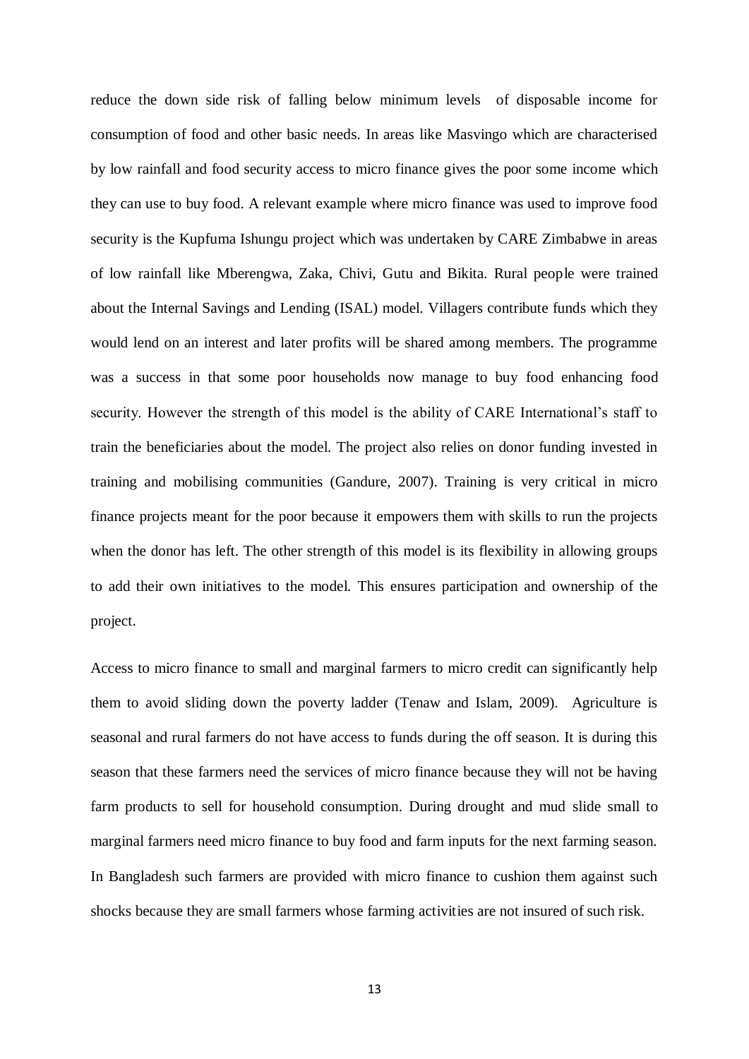reduce the down side risk of falling below minimum levels of disposable income for consumption of food and other basic needs. In areas like Masvingo which are characterised by low rainfall and food security access to micro finance gives the poor some income which they can use to buy food. A relevant example where micro finance was used to improve food security is the Kupfuma Ishungu project which was undertaken by CARE Zimbabwe in areas of low rainfall like Mberengwa, Zaka, Chivi, Gutu and Bikita. Rural people were trained about the Internal Savings and Lending (ISAL) model. Villagers contribute funds which they would lend on an interest and later profits will be shared among members. The programme was a success in that some poor households now manage to buy food enhancing food security. However the strength of this model is the ability of CARE International's staff to train the beneficiaries about the model. The project also relies on donor funding invested in training and mobilising communities (Gandure, 2007). Training is very critical in micro finance projects meant for the poor because it empowers them with skills to run the projects when the donor has left. The other strength of this model is its flexibility in allowing groups to add their own initiatives to the model. This ensures participation and ownership of the project.

Access to micro finance to small and marginal farmers to micro credit can significantly help them to avoid sliding down the poverty ladder (Tenaw and Islam, 2009). Agriculture is seasonal and rural farmers do not have access to funds during the off season. It is during this season that these farmers need the services of micro finance because they will not be having farm products to sell for household consumption. During drought and mud slide small to marginal farmers need micro finance to buy food and farm inputs for the next farming season. In Bangladesh such farmers are provided with micro finance to cushion them against such shocks because they are small farmers whose farming activities are not insured of such risk.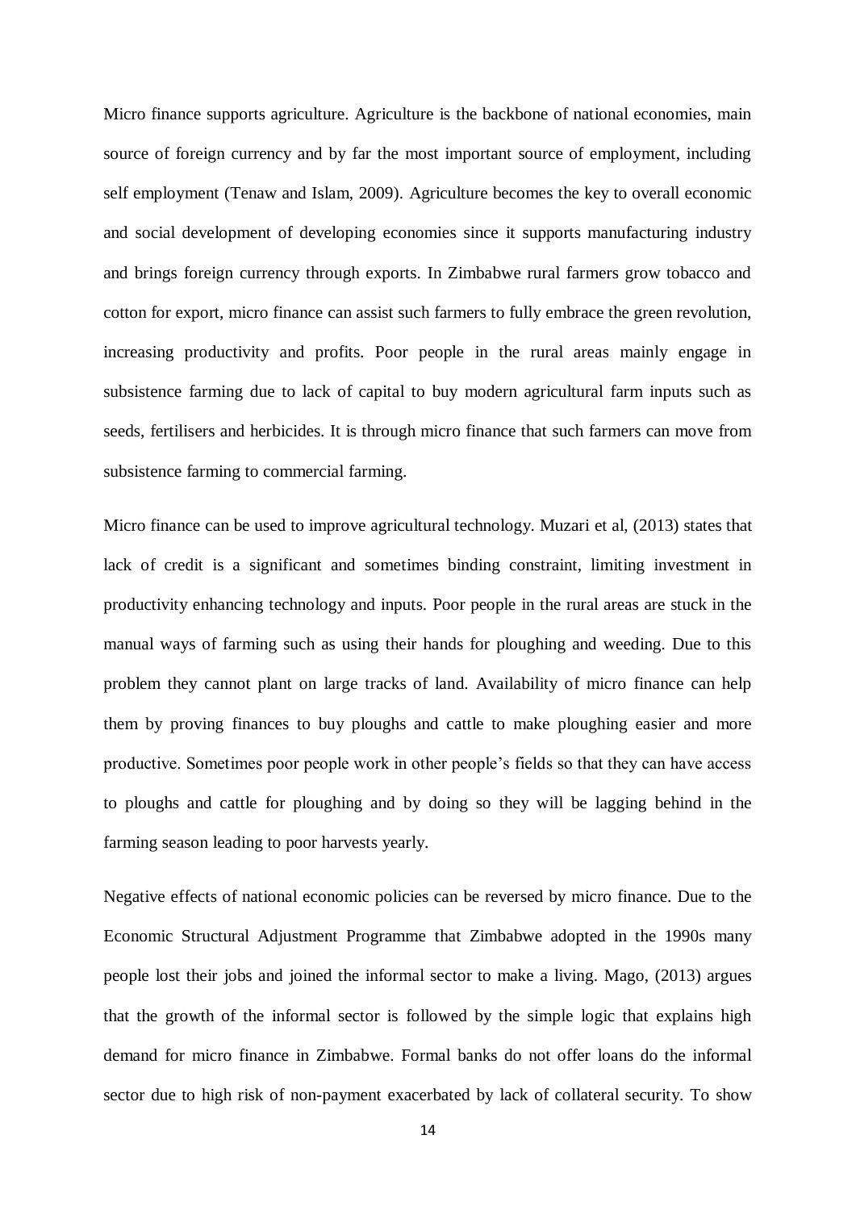Micro finance supports agriculture. Agriculture is the backbone of national economies, main source of foreign currency and by far the most important source of employment, including self employment (Tenaw and Islam, 2009). Agriculture becomes the key to overall economic and social development of developing economies since it supports manufacturing industry and brings foreign currency through exports. In Zimbabwe rural farmers grow tobacco and cotton for export, micro finance can assist such farmers to fully embrace the green revolution, increasing productivity and profits. Poor people in the rural areas mainly engage in subsistence farming due to lack of capital to buy modern agricultural farm inputs such as seeds, fertilisers and herbicides. It is through micro finance that such farmers can move from subsistence farming to commercial farming.

Micro finance can be used to improve agricultural technology. Muzari et al, (2013) states that lack of credit is a significant and sometimes binding constraint, limiting investment in productivity enhancing technology and inputs. Poor people in the rural areas are stuck in the manual ways of farming such as using their hands for ploughing and weeding. Due to this problem they cannot plant on large tracks of land. Availability of micro finance can help them by proving finances to buy ploughs and cattle to make ploughing easier and more productive. Sometimes poor people work in other people's fields so that they can have access to ploughs and cattle for ploughing and by doing so they will be lagging behind in the farming season leading to poor harvests yearly.

Negative effects of national economic policies can be reversed by micro finance. Due to the Economic Structural Adjustment Programme that Zimbabwe adopted in the 1990s many people lost their jobs and joined the informal sector to make a living. Mago, (2013) argues that the growth of the informal sector is followed by the simple logic that explains high demand for micro finance in Zimbabwe. Formal banks do not offer loans do the informal sector due to high risk of non-payment exacerbated by lack of collateral security. To show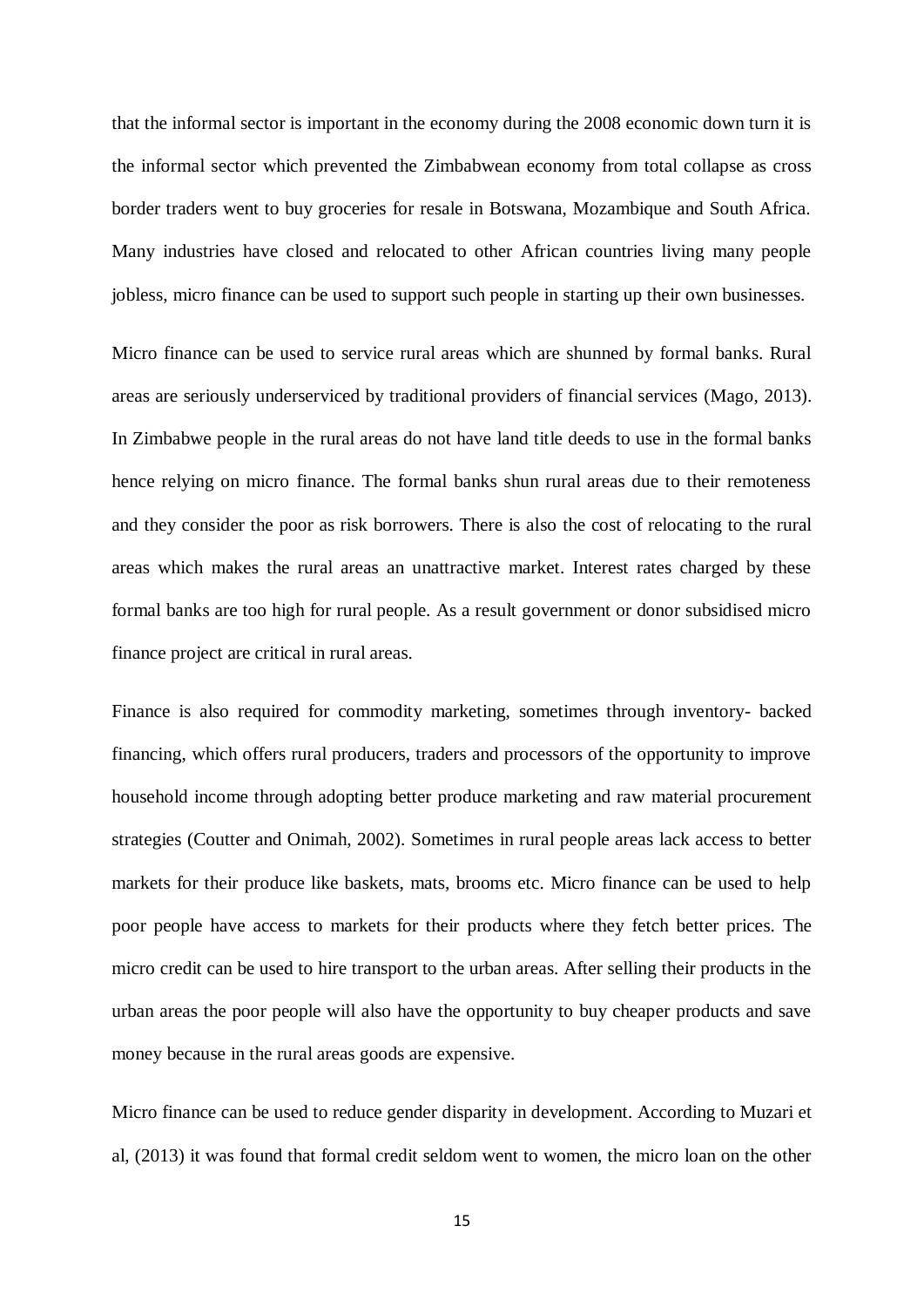that the informal sector is important in the economy during the 2008 economic down turn it is the informal sector which prevented the Zimbabwean economy from total collapse as cross border traders went to buy groceries for resale in Botswana, Mozambique and South Africa. Many industries have closed and relocated to other African countries living many people jobless, micro finance can be used to support such people in starting up their own businesses.

Micro finance can be used to service rural areas which are shunned by formal banks. Rural areas are seriously underserviced by traditional providers of financial services (Mago, 2013). In Zimbabwe people in the rural areas do not have land title deeds to use in the formal banks hence relying on micro finance. The formal banks shun rural areas due to their remoteness and they consider the poor as risk borrowers. There is also the cost of relocating to the rural areas which makes the rural areas an unattractive market. Interest rates charged by these formal banks are too high for rural people. As a result government or donor subsidised micro finance project are critical in rural areas.

Finance is also required for commodity marketing, sometimes through inventory- backed financing, which offers rural producers, traders and processors of the opportunity to improve household income through adopting better produce marketing and raw material procurement strategies (Coutter and Onimah, 2002). Sometimes in rural people areas lack access to better markets for their produce like baskets, mats, brooms etc. Micro finance can be used to help poor people have access to markets for their products where they fetch better prices. The micro credit can be used to hire transport to the urban areas. After selling their products in the urban areas the poor people will also have the opportunity to buy cheaper products and save money because in the rural areas goods are expensive.

Micro finance can be used to reduce gender disparity in development. According to Muzari et al, (2013) it was found that formal credit seldom went to women, the micro loan on the other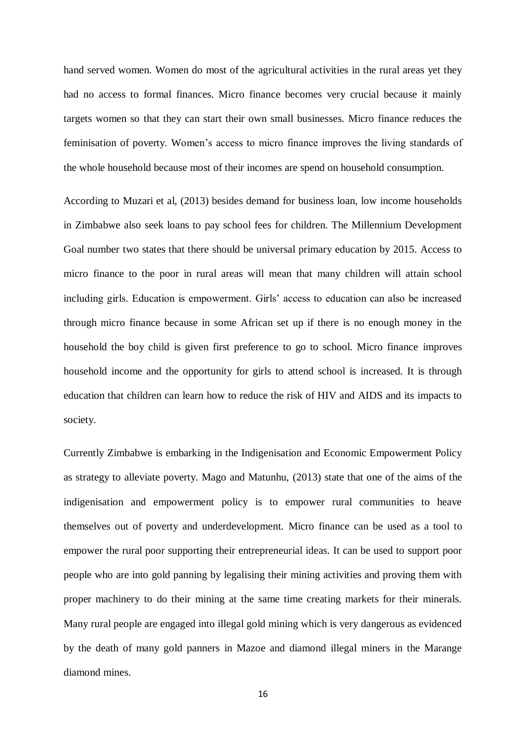hand served women. Women do most of the agricultural activities in the rural areas yet they had no access to formal finances. Micro finance becomes very crucial because it mainly targets women so that they can start their own small businesses. Micro finance reduces the feminisation of poverty. Women's access to micro finance improves the living standards of the whole household because most of their incomes are spend on household consumption.

According to Muzari et al, (2013) besides demand for business loan, low income households in Zimbabwe also seek loans to pay school fees for children. The Millennium Development Goal number two states that there should be universal primary education by 2015. Access to micro finance to the poor in rural areas will mean that many children will attain school including girls. Education is empowerment. Girls' access to education can also be increased through micro finance because in some African set up if there is no enough money in the household the boy child is given first preference to go to school. Micro finance improves household income and the opportunity for girls to attend school is increased. It is through education that children can learn how to reduce the risk of HIV and AIDS and its impacts to society.

Currently Zimbabwe is embarking in the Indigenisation and Economic Empowerment Policy as strategy to alleviate poverty. Mago and Matunhu, (2013) state that one of the aims of the indigenisation and empowerment policy is to empower rural communities to heave themselves out of poverty and underdevelopment. Micro finance can be used as a tool to empower the rural poor supporting their entrepreneurial ideas. It can be used to support poor people who are into gold panning by legalising their mining activities and proving them with proper machinery to do their mining at the same time creating markets for their minerals. Many rural people are engaged into illegal gold mining which is very dangerous as evidenced by the death of many gold panners in Mazoe and diamond illegal miners in the Marange diamond mines.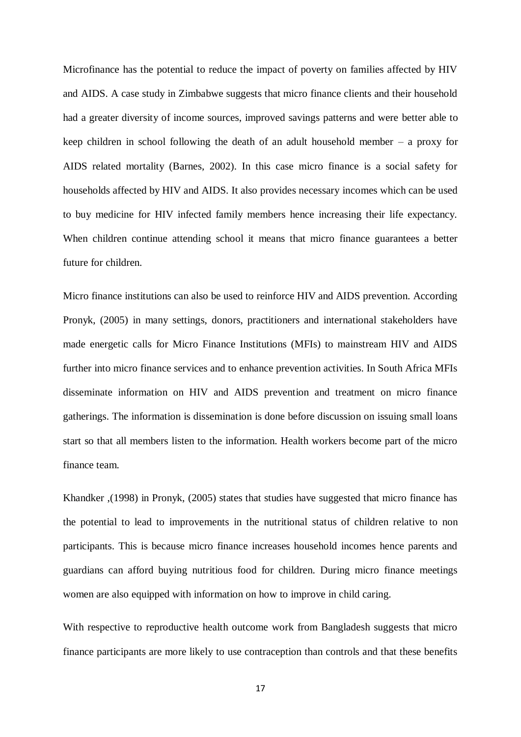Microfinance has the potential to reduce the impact of poverty on families affected by HIV and AIDS. A case study in Zimbabwe suggests that micro finance clients and their household had a greater diversity of income sources, improved savings patterns and were better able to keep children in school following the death of an adult household member – a proxy for AIDS related mortality (Barnes, 2002). In this case micro finance is a social safety for households affected by HIV and AIDS. It also provides necessary incomes which can be used to buy medicine for HIV infected family members hence increasing their life expectancy. When children continue attending school it means that micro finance guarantees a better future for children.

Micro finance institutions can also be used to reinforce HIV and AIDS prevention. According Pronyk, (2005) in many settings, donors, practitioners and international stakeholders have made energetic calls for Micro Finance Institutions (MFIs) to mainstream HIV and AIDS further into micro finance services and to enhance prevention activities. In South Africa MFIs disseminate information on HIV and AIDS prevention and treatment on micro finance gatherings. The information is dissemination is done before discussion on issuing small loans start so that all members listen to the information. Health workers become part of the micro finance team.

Khandker ,(1998) in Pronyk, (2005) states that studies have suggested that micro finance has the potential to lead to improvements in the nutritional status of children relative to non participants. This is because micro finance increases household incomes hence parents and guardians can afford buying nutritious food for children. During micro finance meetings women are also equipped with information on how to improve in child caring.

With respective to reproductive health outcome work from Bangladesh suggests that micro finance participants are more likely to use contraception than controls and that these benefits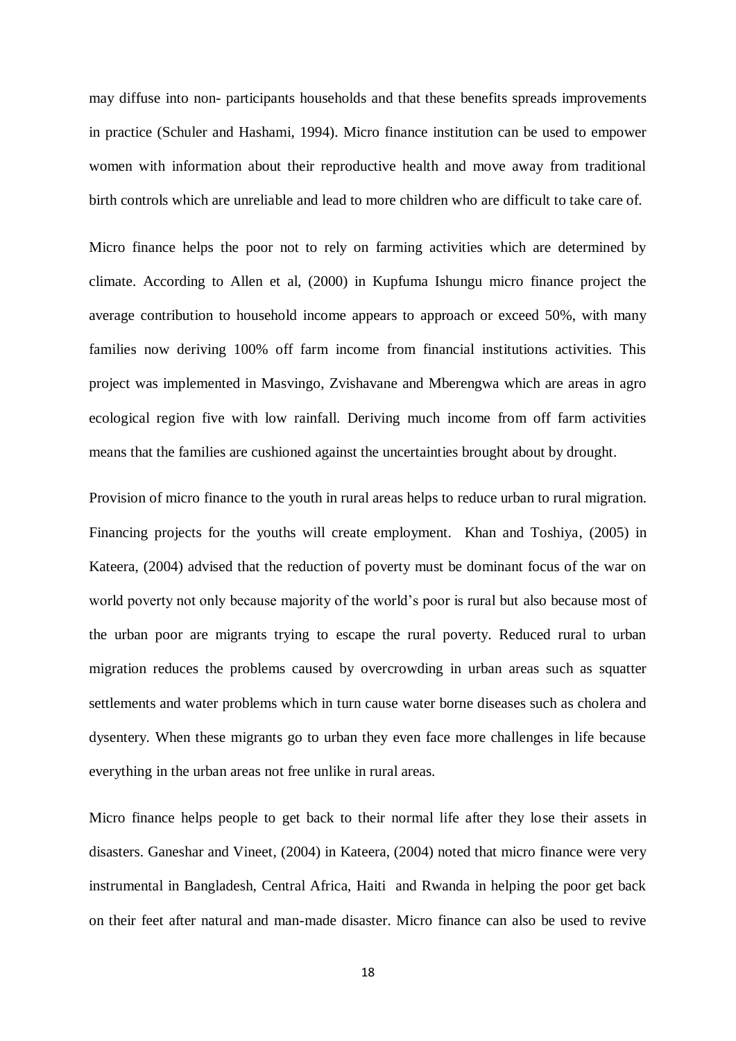may diffuse into non- participants households and that these benefits spreads improvements in practice (Schuler and Hashami, 1994). Micro finance institution can be used to empower women with information about their reproductive health and move away from traditional birth controls which are unreliable and lead to more children who are difficult to take care of.

Micro finance helps the poor not to rely on farming activities which are determined by climate. According to Allen et al, (2000) in Kupfuma Ishungu micro finance project the average contribution to household income appears to approach or exceed 50%, with many families now deriving 100% off farm income from financial institutions activities. This project was implemented in Masvingo, Zvishavane and Mberengwa which are areas in agro ecological region five with low rainfall. Deriving much income from off farm activities means that the families are cushioned against the uncertainties brought about by drought.

Provision of micro finance to the youth in rural areas helps to reduce urban to rural migration. Financing projects for the youths will create employment. Khan and Toshiya, (2005) in Kateera, (2004) advised that the reduction of poverty must be dominant focus of the war on world poverty not only because majority of the world's poor is rural but also because most of the urban poor are migrants trying to escape the rural poverty. Reduced rural to urban migration reduces the problems caused by overcrowding in urban areas such as squatter settlements and water problems which in turn cause water borne diseases such as cholera and dysentery. When these migrants go to urban they even face more challenges in life because everything in the urban areas not free unlike in rural areas.

Micro finance helps people to get back to their normal life after they lose their assets in disasters. Ganeshar and Vineet, (2004) in Kateera, (2004) noted that micro finance were very instrumental in Bangladesh, Central Africa, Haiti and Rwanda in helping the poor get back on their feet after natural and man-made disaster. Micro finance can also be used to revive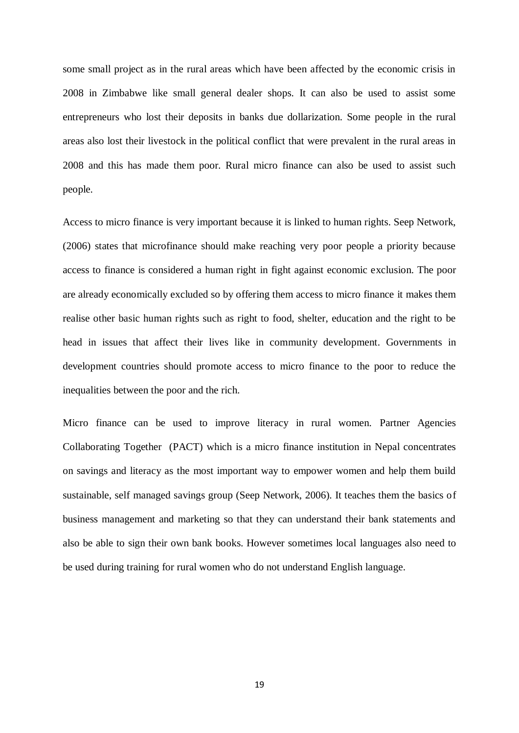some small project as in the rural areas which have been affected by the economic crisis in 2008 in Zimbabwe like small general dealer shops. It can also be used to assist some entrepreneurs who lost their deposits in banks due dollarization. Some people in the rural areas also lost their livestock in the political conflict that were prevalent in the rural areas in 2008 and this has made them poor. Rural micro finance can also be used to assist such people.

Access to micro finance is very important because it is linked to human rights. Seep Network, (2006) states that microfinance should make reaching very poor people a priority because access to finance is considered a human right in fight against economic exclusion. The poor are already economically excluded so by offering them access to micro finance it makes them realise other basic human rights such as right to food, shelter, education and the right to be head in issues that affect their lives like in community development. Governments in development countries should promote access to micro finance to the poor to reduce the inequalities between the poor and the rich.

Micro finance can be used to improve literacy in rural women. Partner Agencies Collaborating Together (PACT) which is a micro finance institution in Nepal concentrates on savings and literacy as the most important way to empower women and help them build sustainable, self managed savings group (Seep Network, 2006). It teaches them the basics of business management and marketing so that they can understand their bank statements and also be able to sign their own bank books. However sometimes local languages also need to be used during training for rural women who do not understand English language.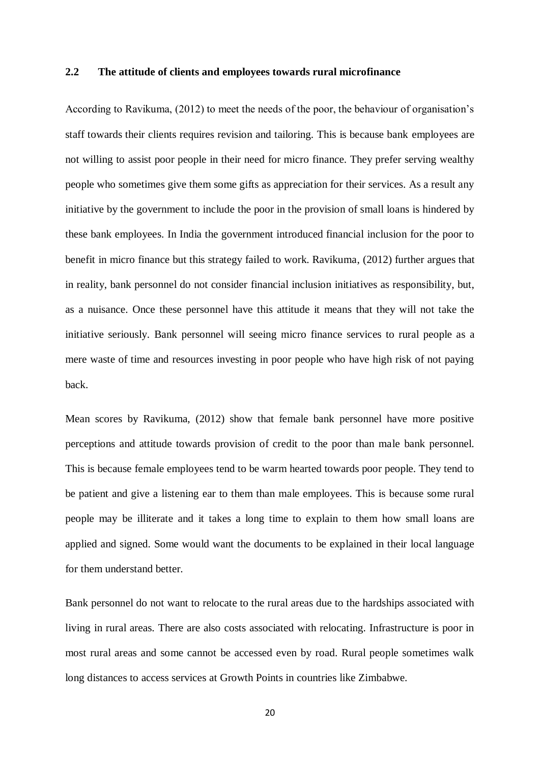## 2.2 The attitude of clients and employees towards rural microfinance

According to Ravikuma, (2012) to meet the needs of the poor, the behaviour of organisation's staff towards their clients requires revision and tailoring. This is because bank employees are not willing to assist poor people in their need for micro finance. They prefer serving wealthy people who sometimes give them some gifts as appreciation for their services. As a result any initiative by the government to include the poor in the provision of small loans is hindered by these bank employees. In India the government introduced financial inclusion for the poor to benefit in micro finance but this strategy failed to work. Ravikuma, (2012) further argues that in reality, bank personnel do not consider financial inclusion initiatives as responsibility, but, as a nuisance. Once these personnel have this attitude it means that they will not take the initiative seriously. Bank personnel will seeing micro finance services to rural people as a mere waste of time and resources investing in poor people who have high risk of not paying back.

Mean scores by Ravikuma, (2012) show that female bank personnel have more positive perceptions and attitude towards provision of credit to the poor than male bank personnel. This is because female employees tend to be warm hearted towards poor people. They tend to be patient and give a listening ear to them than male employees. This is because some rural people may be illiterate and it takes a long time to explain to them how small loans are applied and signed. Some would want the documents to be explained in their local language for them understand better.

Bank personnel do not want to relocate to the rural areas due to the hardships associated with living in rural areas. There are also costs associated with relocating. Infrastructure is poor in most rural areas and some cannot be accessed even by road. Rural people sometimes walk long distances to access services at Growth Points in countries like Zimbabwe.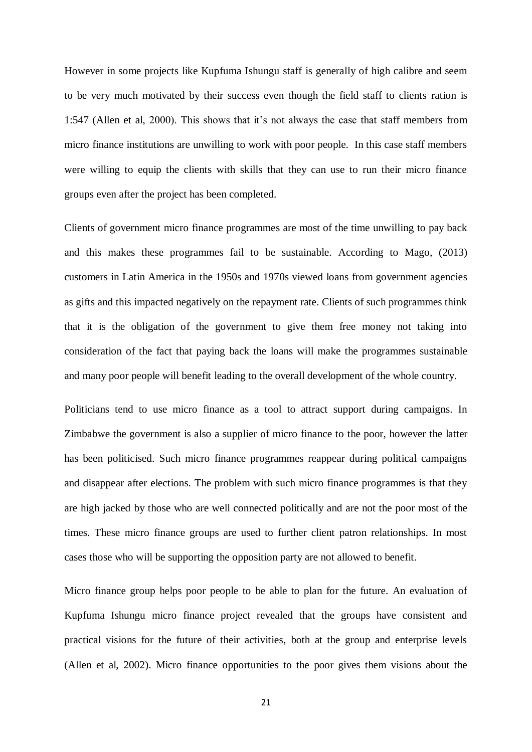However in some projects like Kupfuma Ishungu staff is generally of high calibre and seem to be very much motivated by their success even though the field staff to clients ration is 1:547 (Allen et al, 2000). This shows that it's not always the case that staff members from micro finance institutions are unwilling to work with poor people. In this case staff members were willing to equip the clients with skills that they can use to run their micro finance groups even after the project has been completed.

Clients of government micro finance programmes are most of the time unwilling to pay back and this makes these programmes fail to be sustainable. According to Mago, (2013) customers in Latin America in the 1950s and 1970s viewed loans from government agencies as gifts and this impacted negatively on the repayment rate. Clients of such programmes think that it is the obligation of the government to give them free money not taking into consideration of the fact that paying back the loans will make the programmes sustainable and many poor people will benefit leading to the overall development of the whole country.

Politicians tend to use micro finance as a tool to attract support during campaigns. In Zimbabwe the government is also a supplier of micro finance to the poor, however the latter has been politicised. Such micro finance programmes reappear during political campaigns and disappear after elections. The problem with such micro finance programmes is that they are high jacked by those who are well connected politically and are not the poor most of the times. These micro finance groups are used to further client patron relationships. In most cases those who will be supporting the opposition party are not allowed to benefit.

Micro finance group helps poor people to be able to plan for the future. An evaluation of Kupfuma Ishungu micro finance project revealed that the groups have consistent and practical visions for the future of their activities, both at the group and enterprise levels (Allen et al, 2002). Micro finance opportunities to the poor gives them visions about the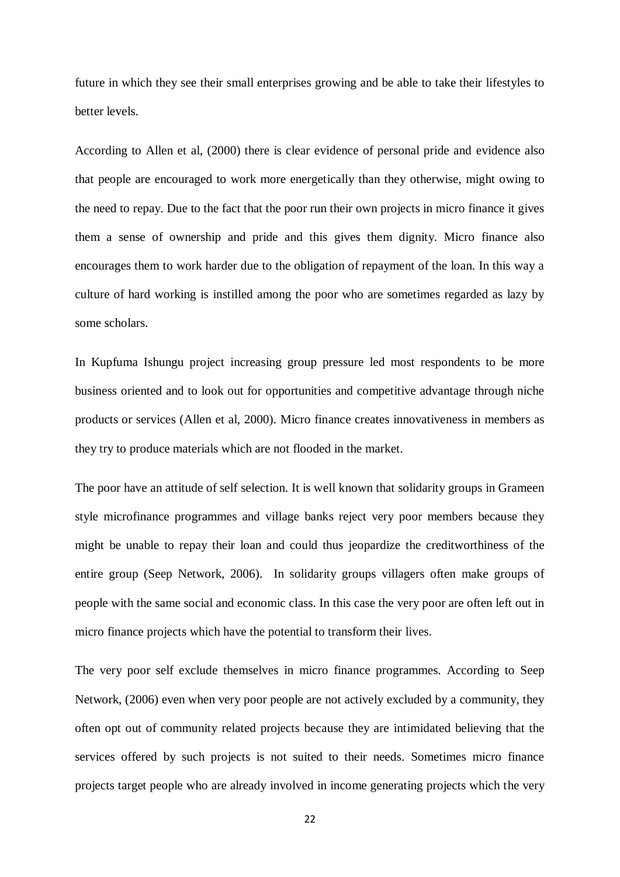future in which they see their small enterprises growing and be able to take their lifestyles to better levels.

According to Allen et al, (2000) there is clear evidence of personal pride and evidence also that people are encouraged to work more energetically than they otherwise, might owing to the need to repay. Due to the fact that the poor run their own projects in micro finance it gives them a sense of ownership and pride and this gives them dignity. Micro finance also encourages them to work harder due to the obligation of repayment of the loan. In this way a culture of hard working is instilled among the poor who are sometimes regarded as lazy by some scholars.

In Kupfuma Ishungu project increasing group pressure led most respondents to be more business oriented and to look out for opportunities and competitive advantage through niche products or services (Allen et al, 2000). Micro finance creates innovativeness in members as they try to produce materials which are not flooded in the market.

The poor have an attitude of self selection. It is well known that solidarity groups in Grameen style microfinance programmes and village banks reject very poor members because they might be unable to repay their loan and could thus jeopardize the creditworthiness of the entire group (Seep Network, 2006). In solidarity groups villagers often make groups of people with the same social and economic class. In this case the very poor are often left out in micro finance projects which have the potential to transform their lives.

The very poor self exclude themselves in micro finance programmes. According to Seep Network, (2006) even when very poor people are not actively excluded by a community, they often opt out of community related projects because they are intimidated believing that the services offered by such projects is not suited to their needs. Sometimes micro finance projects target people who are already involved in income generating projects which the very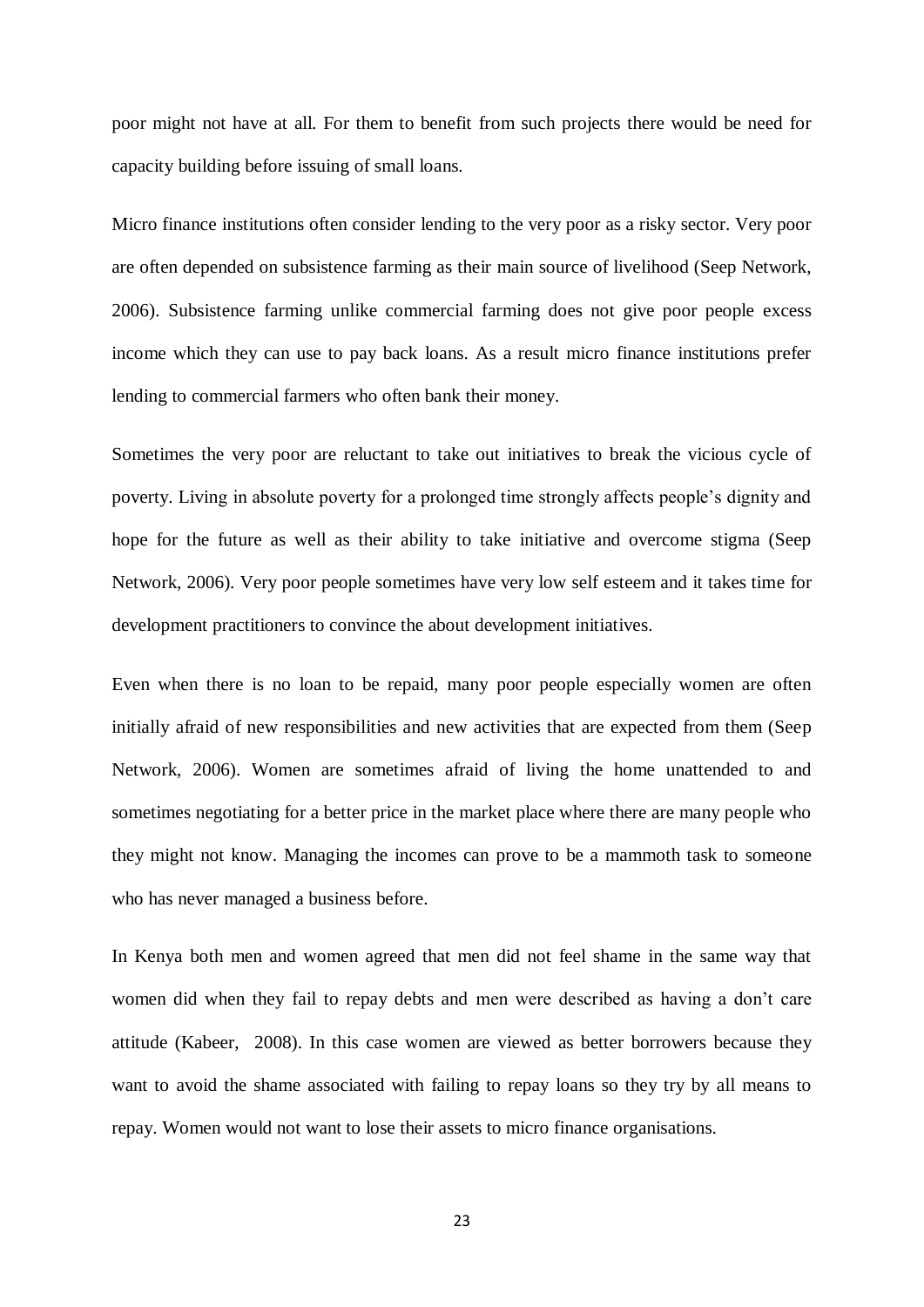poor might not have at all. For them to benefit from such projects there would be need for capacity building before issuing of small loans.

Micro finance institutions often consider lending to the very poor as a risky sector. Very poor are often depended on subsistence farming as their main source of livelihood (Seep Network, 2006). Subsistence farming unlike commercial farming does not give poor people excess income which they can use to pay back loans. As a result micro finance institutions prefer lending to commercial farmers who often bank their money.

Sometimes the very poor are reluctant to take out initiatives to break the vicious cycle of poverty. Living in absolute poverty for a prolonged time strongly affects people's dignity and hope for the future as well as their ability to take initiative and overcome stigma (Seep Network, 2006). Very poor people sometimes have very low self esteem and it takes time for development practitioners to convince the about development initiatives.

Even when there is no loan to be repaid, many poor people especially women are often initially afraid of new responsibilities and new activities that are expected from them (Seep Network, 2006). Women are sometimes afraid of living the home unattended to and sometimes negotiating for a better price in the market place where there are many people who they might not know. Managing the incomes can prove to be a mammoth task to someone who has never managed a business before.

In Kenya both men and women agreed that men did not feel shame in the same way that women did when they fail to repay debts and men were described as having a don't care attitude (Kabeer, 2008). In this case women are viewed as better borrowers because they want to avoid the shame associated with failing to repay loans so they try by all means to repay. Women would not want to lose their assets to micro finance organisations.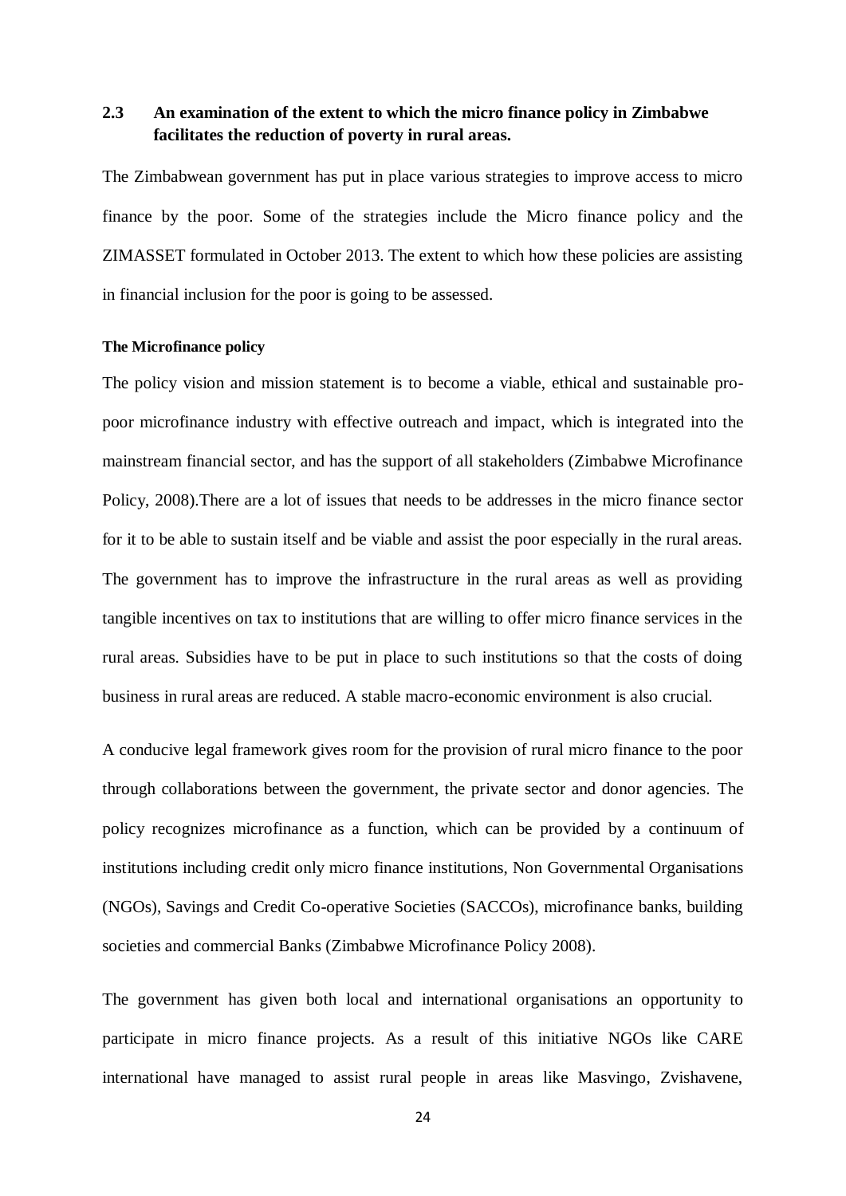## 2.3 An examination of the extent to which the micro finance policy in Zimbabwe facilitates the reduction of poverty in rural areas.

The Zimbabwean government has put in place various strategies to improve access to micro finance by the poor. Some of the strategies include the Micro finance policy and the ZIMASSET formulated in October 2013. The extent to which how these policies are assisting in financial inclusion for the poor is going to be assessed.

#### The Microfinance policy

The policy vision and mission statement is to become a viable, ethical and sustainable pro-poor microfinance industry with effective outreach and impact, which is integrated into the mainstream financial sector, and has the support of all stakeholders (Zimbabwe Microfinance Policy, 2008).There are a lot of issues that needs to be addresses in the micro finance sector for it to be able to sustain itself and be viable and assist the poor especially in the rural areas. The government has to improve the infrastructure in the rural areas as well as providing tangible incentives on tax to institutions that are willing to offer micro finance services in the rural areas. Subsidies have to be put in place to such institutions so that the costs of doing business in rural areas are reduced. A stable macro-economic environment is also crucial.

A conducive legal framework gives room for the provision of rural micro finance to the poor through collaborations between the government, the private sector and donor agencies. The policy recognizes microfinance as a function, which can be provided by a continuum of institutions including credit only micro finance institutions, Non Governmental Organisations (NGOs), Savings and Credit Co-operative Societies (SACCOs), microfinance banks, building societies and commercial Banks (Zimbabwe Microfinance Policy 2008).

The government has given both local and international organisations an opportunity to participate in micro finance projects. As a result of this initiative NGOs like CARE international have managed to assist rural people in areas like Masvingo, Zvishavene,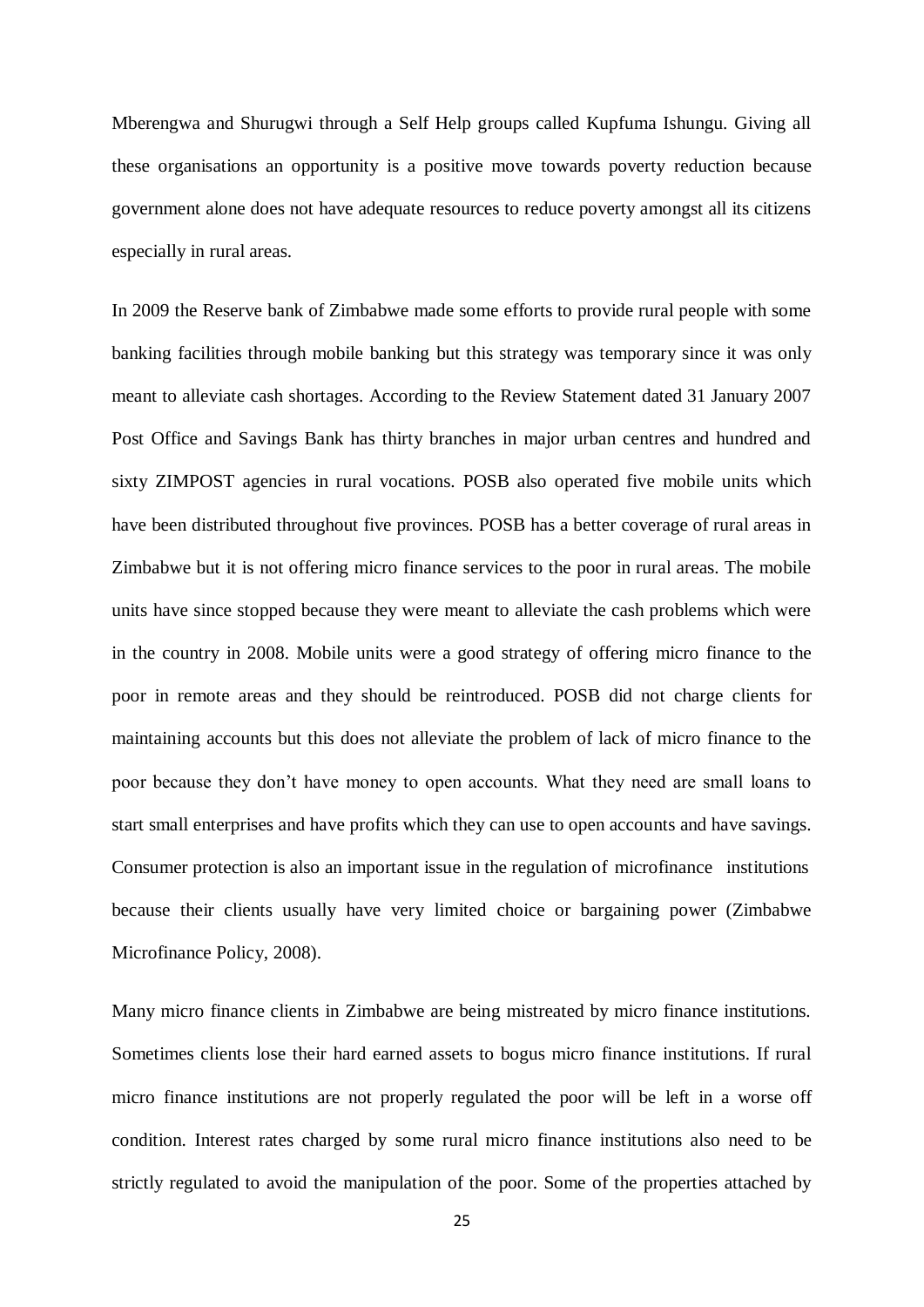Mberengwa and Shurugwi through a Self Help groups called Kupfuma Ishungu. Giving all these organisations an opportunity is a positive move towards poverty reduction because government alone does not have adequate resources to reduce poverty amongst all its citizens especially in rural areas.

In 2009 the Reserve bank of Zimbabwe made some efforts to provide rural people with some banking facilities through mobile banking but this strategy was temporary since it was only meant to alleviate cash shortages. According to the Review Statement dated 31 January 2007 Post Office and Savings Bank has thirty branches in major urban centres and hundred and sixty ZIMPOST agencies in rural vocations. POSB also operated five mobile units which have been distributed throughout five provinces. POSB has a better coverage of rural areas in Zimbabwe but it is not offering micro finance services to the poor in rural areas. The mobile units have since stopped because they were meant to alleviate the cash problems which were in the country in 2008. Mobile units were a good strategy of offering micro finance to the poor in remote areas and they should be reintroduced. POSB did not charge clients for maintaining accounts but this does not alleviate the problem of lack of micro finance to the poor because they don't have money to open accounts. What they need are small loans to start small enterprises and have profits which they can use to open accounts and have savings. Consumer protection is also an important issue in the regulation of microfinance institutions because their clients usually have very limited choice or bargaining power (Zimbabwe Microfinance Policy, 2008).

Many micro finance clients in Zimbabwe are being mistreated by micro finance institutions. Sometimes clients lose their hard earned assets to bogus micro finance institutions. If rural micro finance institutions are not properly regulated the poor will be left in a worse off condition. Interest rates charged by some rural micro finance institutions also need to be strictly regulated to avoid the manipulation of the poor. Some of the properties attached by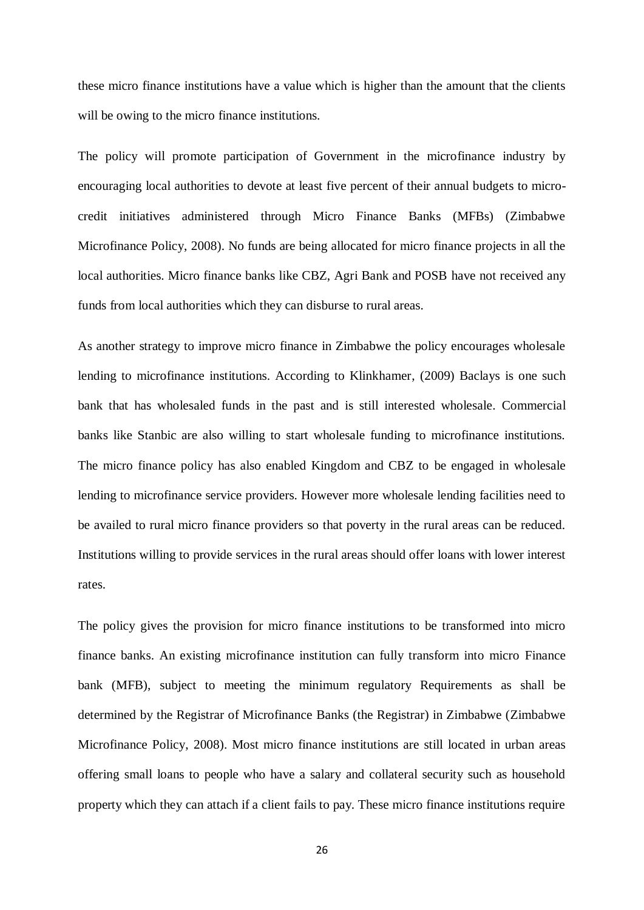these micro finance institutions have a value which is higher than the amount that the clients will be owing to the micro finance institutions.

The policy will promote participation of Government in the microfinance industry by encouraging local authorities to devote at least five percent of their annual budgets to micro-credit initiatives administered through Micro Finance Banks (MFBs) (Zimbabwe Microfinance Policy, 2008). No funds are being allocated for micro finance projects in all the local authorities. Micro finance banks like CBZ, Agri Bank and POSB have not received any funds from local authorities which they can disburse to rural areas.

As another strategy to improve micro finance in Zimbabwe the policy encourages wholesale lending to microfinance institutions. According to Klinkhamer, (2009) Baclays is one such bank that has wholesaled funds in the past and is still interested wholesale. Commercial banks like Stanbic are also willing to start wholesale funding to microfinance institutions. The micro finance policy has also enabled Kingdom and CBZ to be engaged in wholesale lending to microfinance service providers. However more wholesale lending facilities need to be availed to rural micro finance providers so that poverty in the rural areas can be reduced. Institutions willing to provide services in the rural areas should offer loans with lower interest rates.

The policy gives the provision for micro finance institutions to be transformed into micro finance banks. An existing microfinance institution can fully transform into micro Finance bank (MFB), subject to meeting the minimum regulatory Requirements as shall be determined by the Registrar of Microfinance Banks (the Registrar) in Zimbabwe (Zimbabwe Microfinance Policy, 2008). Most micro finance institutions are still located in urban areas offering small loans to people who have a salary and collateral security such as household property which they can attach if a client fails to pay. These micro finance institutions require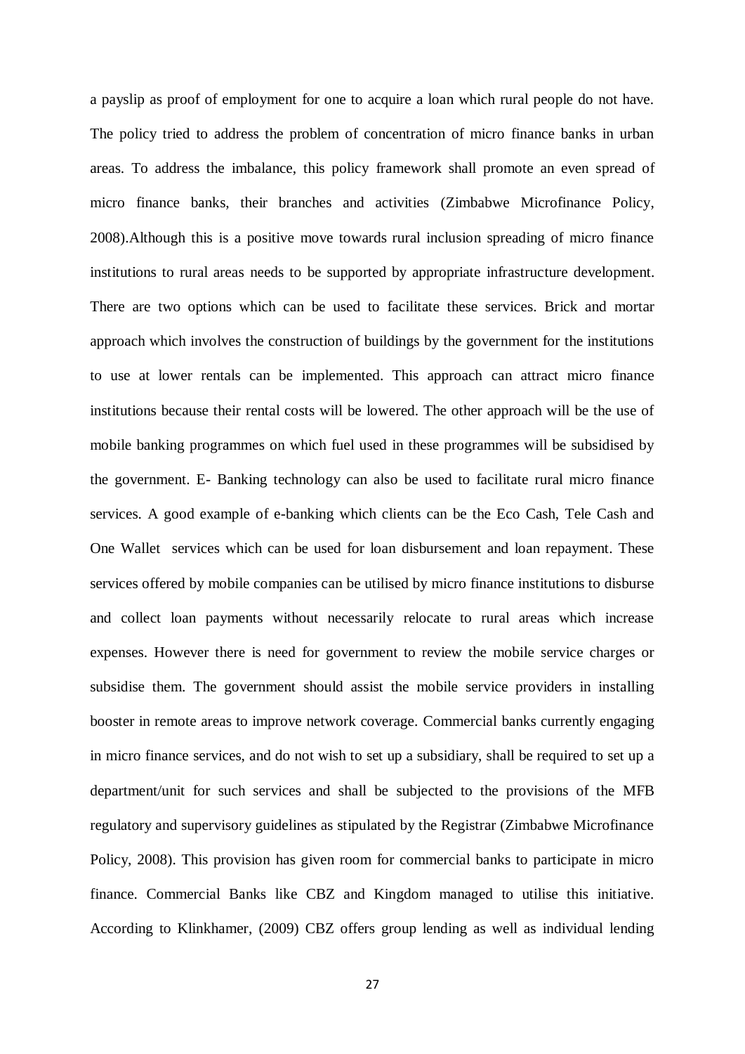a payslip as proof of employment for one to acquire a loan which rural people do not have. The policy tried to address the problem of concentration of micro finance banks in urban areas. To address the imbalance, this policy framework shall promote an even spread of micro finance banks, their branches and activities (Zimbabwe Microfinance Policy, 2008).Although this is a positive move towards rural inclusion spreading of micro finance institutions to rural areas needs to be supported by appropriate infrastructure development. There are two options which can be used to facilitate these services. Brick and mortar approach which involves the construction of buildings by the government for the institutions to use at lower rentals can be implemented. This approach can attract micro finance institutions because their rental costs will be lowered. The other approach will be the use of mobile banking programmes on which fuel used in these programmes will be subsidised by the government. E- Banking technology can also be used to facilitate rural micro finance services. A good example of e-banking which clients can be the Eco Cash, Tele Cash and One Wallet services which can be used for loan disbursement and loan repayment. These services offered by mobile companies can be utilised by micro finance institutions to disburse and collect loan payments without necessarily relocate to rural areas which increase expenses. However there is need for government to review the mobile service charges or subsidise them. The government should assist the mobile service providers in installing booster in remote areas to improve network coverage. Commercial banks currently engaging in micro finance services, and do not wish to set up a subsidiary, shall be required to set up a department/unit for such services and shall be subjected to the provisions of the MFB regulatory and supervisory guidelines as stipulated by the Registrar (Zimbabwe Microfinance Policy, 2008). This provision has given room for commercial banks to participate in micro finance. Commercial Banks like CBZ and Kingdom managed to utilise this initiative. According to Klinkhamer, (2009) CBZ offers group lending as well as individual lending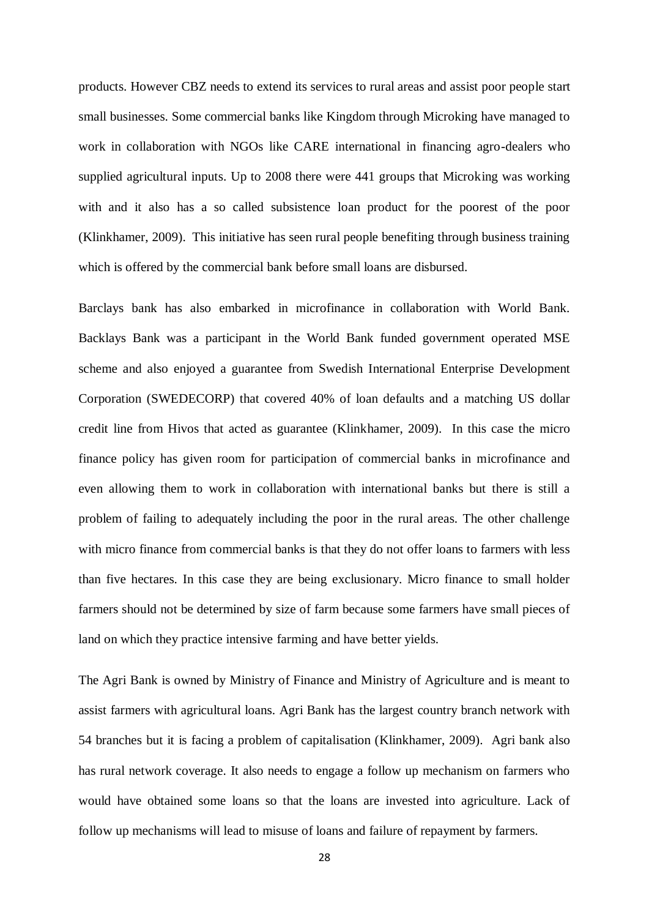products. However CBZ needs to extend its services to rural areas and assist poor people start small businesses. Some commercial banks like Kingdom through Microking have managed to work in collaboration with NGOs like CARE international in financing agro-dealers who supplied agricultural inputs. Up to 2008 there were 441 groups that Microking was working with and it also has a so called subsistence loan product for the poorest of the poor (Klinkhamer, 2009). This initiative has seen rural people benefiting through business training which is offered by the commercial bank before small loans are disbursed.

Barclays bank has also embarked in microfinance in collaboration with World Bank. Backlays Bank was a participant in the World Bank funded government operated MSE scheme and also enjoyed a guarantee from Swedish International Enterprise Development Corporation (SWEDECORP) that covered 40% of loan defaults and a matching US dollar credit line from Hivos that acted as guarantee (Klinkhamer, 2009). In this case the micro finance policy has given room for participation of commercial banks in microfinance and even allowing them to work in collaboration with international banks but there is still a problem of failing to adequately including the poor in the rural areas. The other challenge with micro finance from commercial banks is that they do not offer loans to farmers with less than five hectares. In this case they are being exclusionary. Micro finance to small holder farmers should not be determined by size of farm because some farmers have small pieces of land on which they practice intensive farming and have better yields.

The Agri Bank is owned by Ministry of Finance and Ministry of Agriculture and is meant to assist farmers with agricultural loans. Agri Bank has the largest country branch network with 54 branches but it is facing a problem of capitalisation (Klinkhamer, 2009). Agri bank also has rural network coverage. It also needs to engage a follow up mechanism on farmers who would have obtained some loans so that the loans are invested into agriculture. Lack of follow up mechanisms will lead to misuse of loans and failure of repayment by farmers.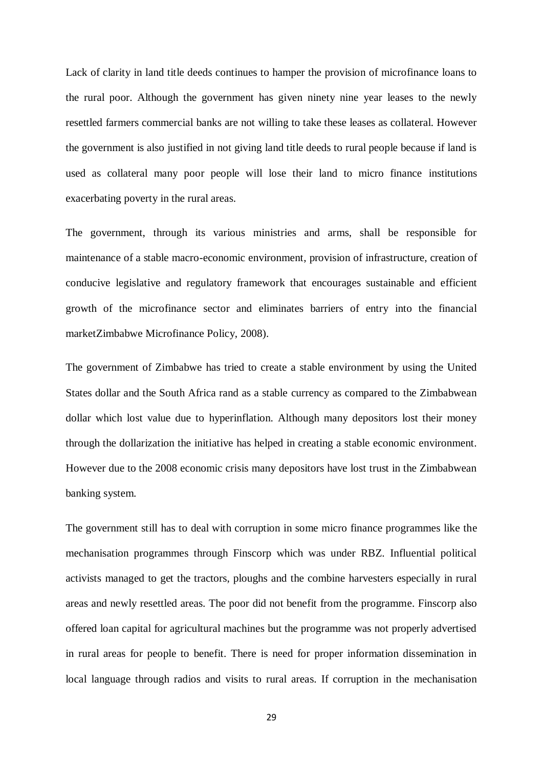Lack of clarity in land title deeds continues to hamper the provision of microfinance loans to the rural poor. Although the government has given ninety nine year leases to the newly resettled farmers commercial banks are not willing to take these leases as collateral. However the government is also justified in not giving land title deeds to rural people because if land is used as collateral many poor people will lose their land to micro finance institutions exacerbating poverty in the rural areas.

The government, through its various ministries and arms, shall be responsible for maintenance of a stable macro-economic environment, provision of infrastructure, creation of conducive legislative and regulatory framework that encourages sustainable and efficient growth of the microfinance sector and eliminates barriers of entry into the financial marketZimbabwe Microfinance Policy, 2008).

The government of Zimbabwe has tried to create a stable environment by using the United States dollar and the South Africa rand as a stable currency as compared to the Zimbabwean dollar which lost value due to hyperinflation. Although many depositors lost their money through the dollarization the initiative has helped in creating a stable economic environment. However due to the 2008 economic crisis many depositors have lost trust in the Zimbabwean banking system.

The government still has to deal with corruption in some micro finance programmes like the mechanisation programmes through Finscorp which was under RBZ. Influential political activists managed to get the tractors, ploughs and the combine harvesters especially in rural areas and newly resettled areas. The poor did not benefit from the programme. Finscorp also offered loan capital for agricultural machines but the programme was not properly advertised in rural areas for people to benefit. There is need for proper information dissemination in local language through radios and visits to rural areas. If corruption in the mechanisation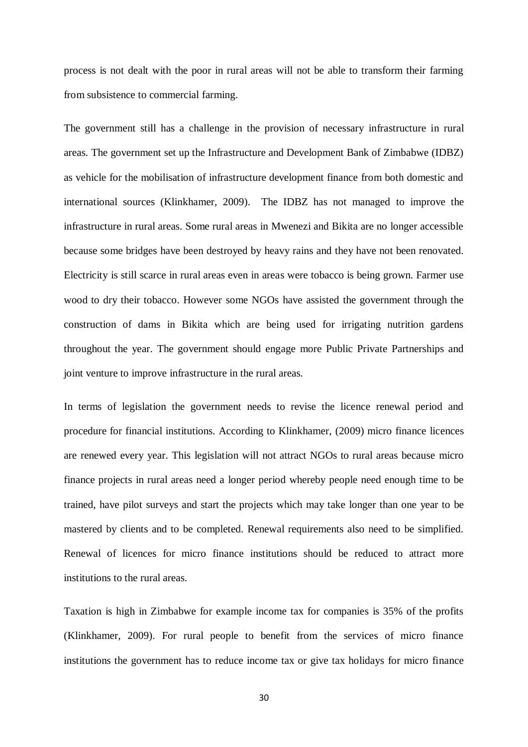process is not dealt with the poor in rural areas will not be able to transform their farming from subsistence to commercial farming.

The government still has a challenge in the provision of necessary infrastructure in rural areas. The government set up the Infrastructure and Development Bank of Zimbabwe (IDBZ) as vehicle for the mobilisation of infrastructure development finance from both domestic and international sources (Klinkhamer, 2009). The IDBZ has not managed to improve the infrastructure in rural areas. Some rural areas in Mwenezi and Bikita are no longer accessible because some bridges have been destroyed by heavy rains and they have not been renovated. Electricity is still scarce in rural areas even in areas were tobacco is being grown. Farmer use wood to dry their tobacco. However some NGOs have assisted the government through the construction of dams in Bikita which are being used for irrigating nutrition gardens throughout the year. The government should engage more Public Private Partnerships and joint venture to improve infrastructure in the rural areas.

In terms of legislation the government needs to revise the licence renewal period and procedure for financial institutions. According to Klinkhamer, (2009) micro finance licences are renewed every year. This legislation will not attract NGOs to rural areas because micro finance projects in rural areas need a longer period whereby people need enough time to be trained, have pilot surveys and start the projects which may take longer than one year to be mastered by clients and to be completed. Renewal requirements also need to be simplified. Renewal of licences for micro finance institutions should be reduced to attract more institutions to the rural areas.

Taxation is high in Zimbabwe for example income tax for companies is 35% of the profits (Klinkhamer, 2009). For rural people to benefit from the services of micro finance institutions the government has to reduce income tax or give tax holidays for micro finance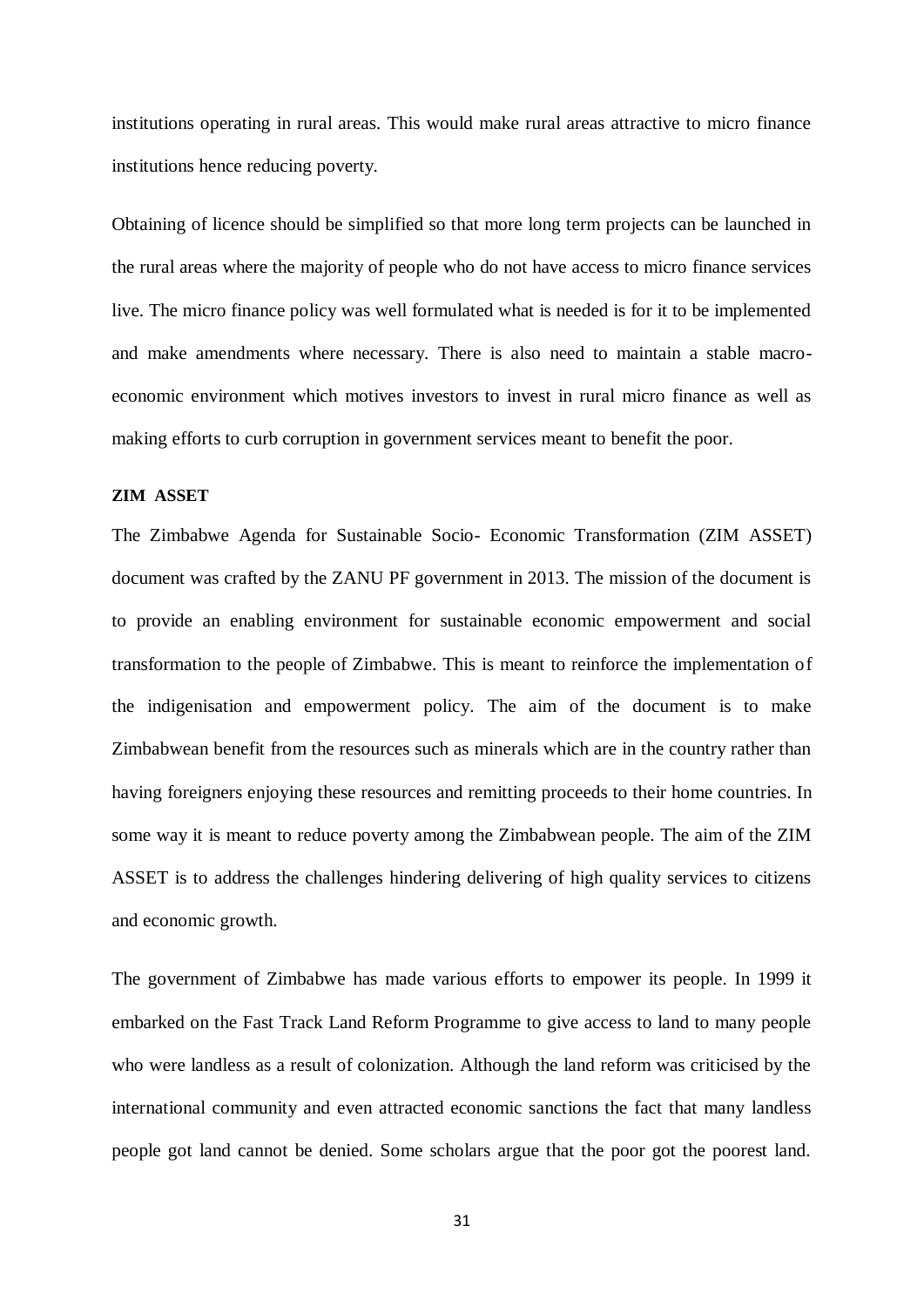institutions operating in rural areas. This would make rural areas attractive to micro finance institutions hence reducing poverty.

Obtaining of licence should be simplified so that more long term projects can be launched in the rural areas where the majority of people who do not have access to micro finance services live. The micro finance policy was well formulated what is needed is for it to be implemented and make amendments where necessary. There is also need to maintain a stable macro-economic environment which motives investors to invest in rural micro finance as well as making efforts to curb corruption in government services meant to benefit the poor.

**ZIM ASSET**

The Zimbabwe Agenda for Sustainable Socio- Economic Transformation (ZIM ASSET) document was crafted by the ZANU PF government in 2013. The mission of the document is to provide an enabling environment for sustainable economic empowerment and social transformation to the people of Zimbabwe. This is meant to reinforce the implementation of the indigenisation and empowerment policy. The aim of the document is to make Zimbabwean benefit from the resources such as minerals which are in the country rather than having foreigners enjoying these resources and remitting proceeds to their home countries. In some way it is meant to reduce poverty among the Zimbabwean people. The aim of the ZIM ASSET is to address the challenges hindering delivering of high quality services to citizens and economic growth.

The government of Zimbabwe has made various efforts to empower its people. In 1999 it embarked on the Fast Track Land Reform Programme to give access to land to many people who were landless as a result of colonization. Although the land reform was criticised by the international community and even attracted economic sanctions the fact that many landless people got land cannot be denied. Some scholars argue that the poor got the poorest land.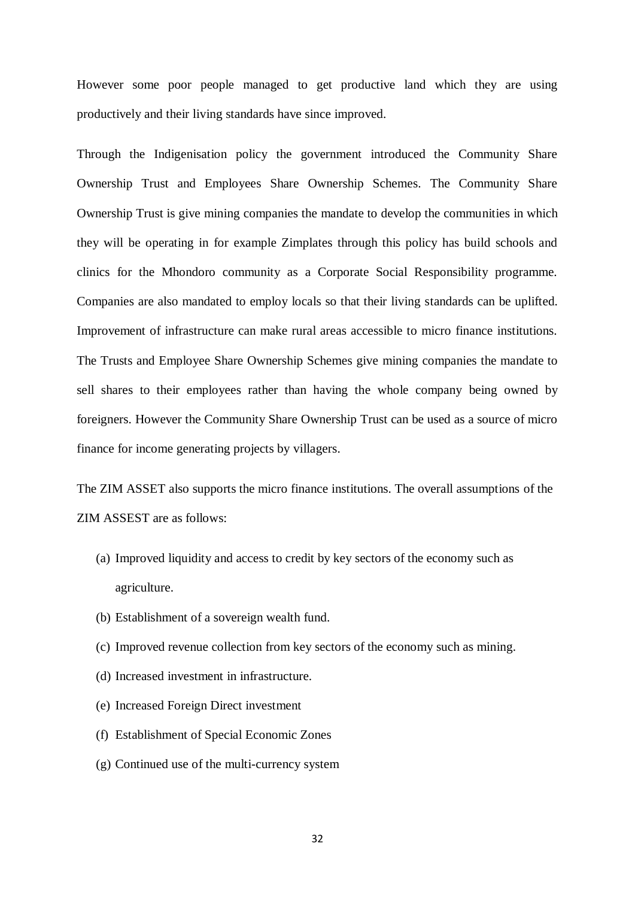However some poor people managed to get productive land which they are using productively and their living standards have since improved.

Through the Indigenisation policy the government introduced the Community Share Ownership Trust and Employees Share Ownership Schemes. The Community Share Ownership Trust is give mining companies the mandate to develop the communities in which they will be operating in for example Zimplates through this policy has build schools and clinics for the Mhondoro community as a Corporate Social Responsibility programme. Companies are also mandated to employ locals so that their living standards can be uplifted. Improvement of infrastructure can make rural areas accessible to micro finance institutions. The Trusts and Employee Share Ownership Schemes give mining companies the mandate to sell shares to their employees rather than having the whole company being owned by foreigners. However the Community Share Ownership Trust can be used as a source of micro finance for income generating projects by villagers.

The ZIM ASSET also supports the micro finance institutions. The overall assumptions of the ZIM ASSEST are as follows:

(a) Improved liquidity and access to credit by key sectors of the economy such as agriculture.

(b) Establishment of a sovereign wealth fund.

(c) Improved revenue collection from key sectors of the economy such as mining.

(d) Increased investment in infrastructure.

(e) Increased Foreign Direct investment

(f) Establishment of Special Economic Zones

(g) Continued use of the multi-currency system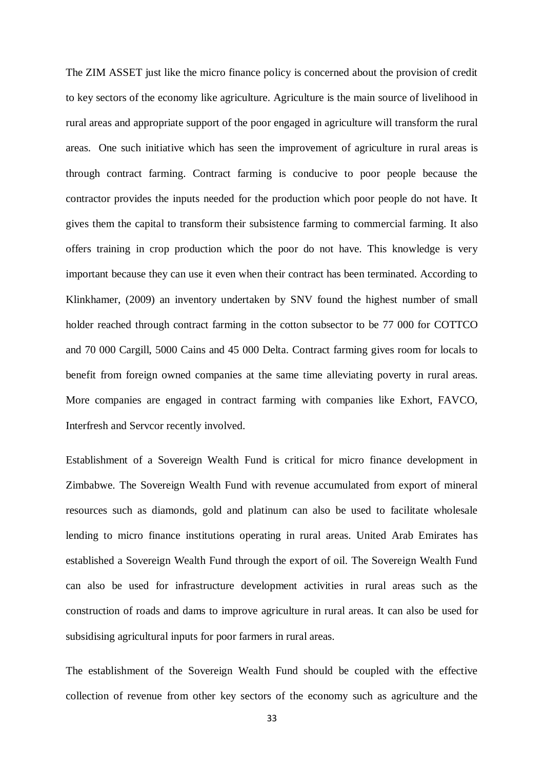The ZIM ASSET just like the micro finance policy is concerned about the provision of credit to key sectors of the economy like agriculture. Agriculture is the main source of livelihood in rural areas and appropriate support of the poor engaged in agriculture will transform the rural areas. One such initiative which has seen the improvement of agriculture in rural areas is through contract farming. Contract farming is conducive to poor people because the contractor provides the inputs needed for the production which poor people do not have. It gives them the capital to transform their subsistence farming to commercial farming. It also offers training in crop production which the poor do not have. This knowledge is very important because they can use it even when their contract has been terminated. According to Klinkhamer, (2009) an inventory undertaken by SNV found the highest number of small holder reached through contract farming in the cotton subsector to be 77 000 for COTTCO and 70 000 Cargill, 5000 Cains and 45 000 Delta. Contract farming gives room for locals to benefit from foreign owned companies at the same time alleviating poverty in rural areas. More companies are engaged in contract farming with companies like Exhort, FAVCO, Interfresh and Servcor recently involved.

Establishment of a Sovereign Wealth Fund is critical for micro finance development in Zimbabwe. The Sovereign Wealth Fund with revenue accumulated from export of mineral resources such as diamonds, gold and platinum can also be used to facilitate wholesale lending to micro finance institutions operating in rural areas. United Arab Emirates has established a Sovereign Wealth Fund through the export of oil. The Sovereign Wealth Fund can also be used for infrastructure development activities in rural areas such as the construction of roads and dams to improve agriculture in rural areas. It can also be used for subsidising agricultural inputs for poor farmers in rural areas.

The establishment of the Sovereign Wealth Fund should be coupled with the effective collection of revenue from other key sectors of the economy such as agriculture and the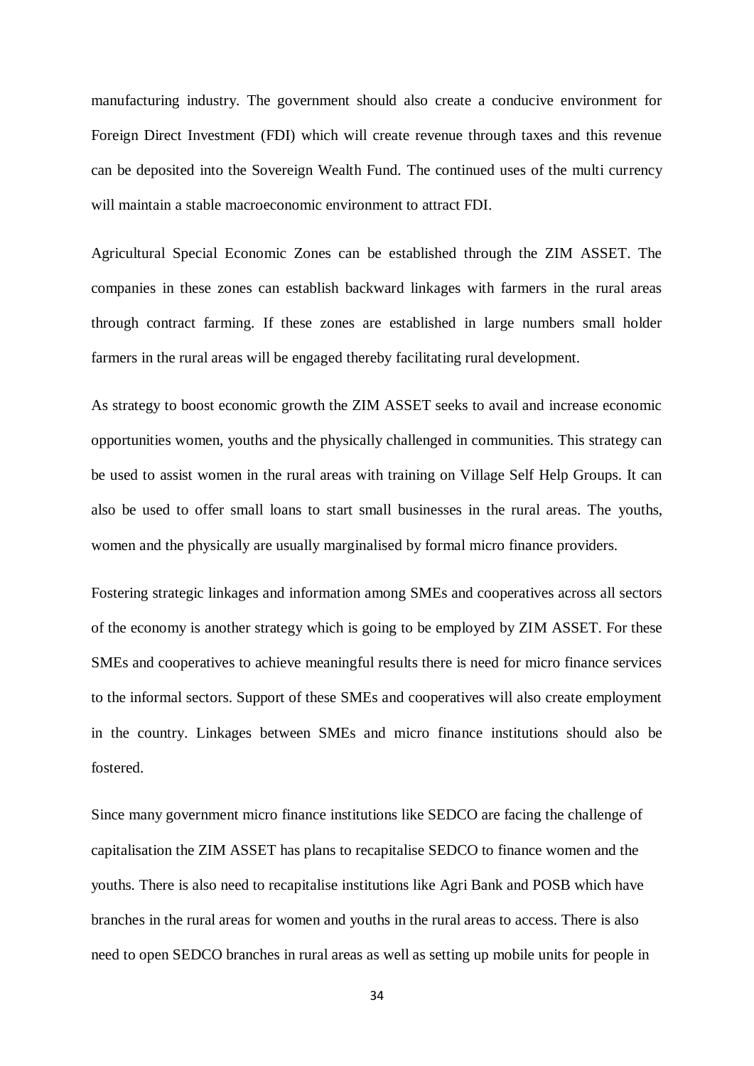manufacturing industry. The government should also create a conducive environment for Foreign Direct Investment (FDI) which will create revenue through taxes and this revenue can be deposited into the Sovereign Wealth Fund. The continued uses of the multi currency will maintain a stable macroeconomic environment to attract FDI.

Agricultural Special Economic Zones can be established through the ZIM ASSET. The companies in these zones can establish backward linkages with farmers in the rural areas through contract farming. If these zones are established in large numbers small holder farmers in the rural areas will be engaged thereby facilitating rural development.

As strategy to boost economic growth the ZIM ASSET seeks to avail and increase economic opportunities women, youths and the physically challenged in communities. This strategy can be used to assist women in the rural areas with training on Village Self Help Groups. It can also be used to offer small loans to start small businesses in the rural areas. The youths, women and the physically are usually marginalised by formal micro finance providers.

Fostering strategic linkages and information among SMEs and cooperatives across all sectors of the economy is another strategy which is going to be employed by ZIM ASSET. For these SMEs and cooperatives to achieve meaningful results there is need for micro finance services to the informal sectors. Support of these SMEs and cooperatives will also create employment in the country. Linkages between SMEs and micro finance institutions should also be fostered.

Since many government micro finance institutions like SEDCO are facing the challenge of capitalisation the ZIM ASSET has plans to recapitalise SEDCO to finance women and the youths. There is also need to recapitalise institutions like Agri Bank and POSB which have branches in the rural areas for women and youths in the rural areas to access. There is also need to open SEDCO branches in rural areas as well as setting up mobile units for people in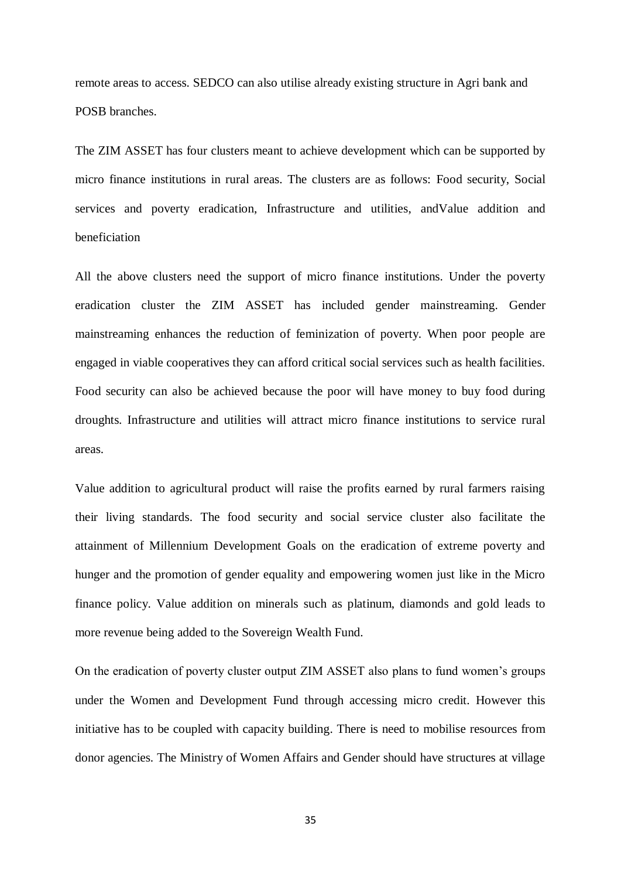remote areas to access. SEDCO can also utilise already existing structure in Agri bank and POSB branches.

The ZIM ASSET has four clusters meant to achieve development which can be supported by micro finance institutions in rural areas. The clusters are as follows: Food security, Social services and poverty eradication, Infrastructure and utilities, andValue addition and beneficiation

All the above clusters need the support of micro finance institutions. Under the poverty eradication cluster the ZIM ASSET has included gender mainstreaming. Gender mainstreaming enhances the reduction of feminization of poverty. When poor people are engaged in viable cooperatives they can afford critical social services such as health facilities. Food security can also be achieved because the poor will have money to buy food during droughts. Infrastructure and utilities will attract micro finance institutions to service rural areas.

Value addition to agricultural product will raise the profits earned by rural farmers raising their living standards. The food security and social service cluster also facilitate the attainment of Millennium Development Goals on the eradication of extreme poverty and hunger and the promotion of gender equality and empowering women just like in the Micro finance policy. Value addition on minerals such as platinum, diamonds and gold leads to more revenue being added to the Sovereign Wealth Fund.

On the eradication of poverty cluster output ZIM ASSET also plans to fund women's groups under the Women and Development Fund through accessing micro credit. However this initiative has to be coupled with capacity building. There is need to mobilise resources from donor agencies. The Ministry of Women Affairs and Gender should have structures at village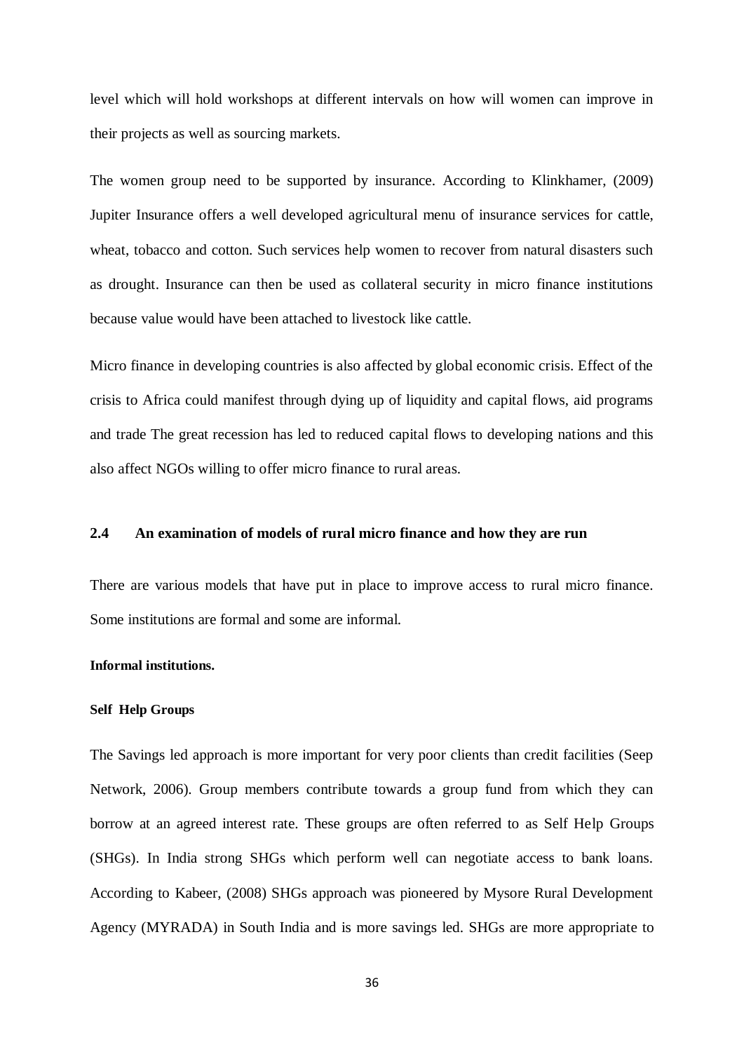level which will hold workshops at different intervals on how will women can improve in their projects as well as sourcing markets.

The women group need to be supported by insurance. According to Klinkhamer, (2009) Jupiter Insurance offers a well developed agricultural menu of insurance services for cattle, wheat, tobacco and cotton. Such services help women to recover from natural disasters such as drought. Insurance can then be used as collateral security in micro finance institutions because value would have been attached to livestock like cattle.

Micro finance in developing countries is also affected by global economic crisis. Effect of the crisis to Africa could manifest through dying up of liquidity and capital flows, aid programs and trade The great recession has led to reduced capital flows to developing nations and this also affect NGOs willing to offer micro finance to rural areas.

## 2.4 An examination of models of rural micro finance and how they are run

There are various models that have put in place to improve access to rural micro finance. Some institutions are formal and some are informal.

**Informal institutions.**

**Self Help Groups**

The Savings led approach is more important for very poor clients than credit facilities (Seep Network, 2006). Group members contribute towards a group fund from which they can borrow at an agreed interest rate. These groups are often referred to as Self Help Groups (SHGs). In India strong SHGs which perform well can negotiate access to bank loans. According to Kabeer, (2008) SHGs approach was pioneered by Mysore Rural Development Agency (MYRADA) in South India and is more savings led. SHGs are more appropriate to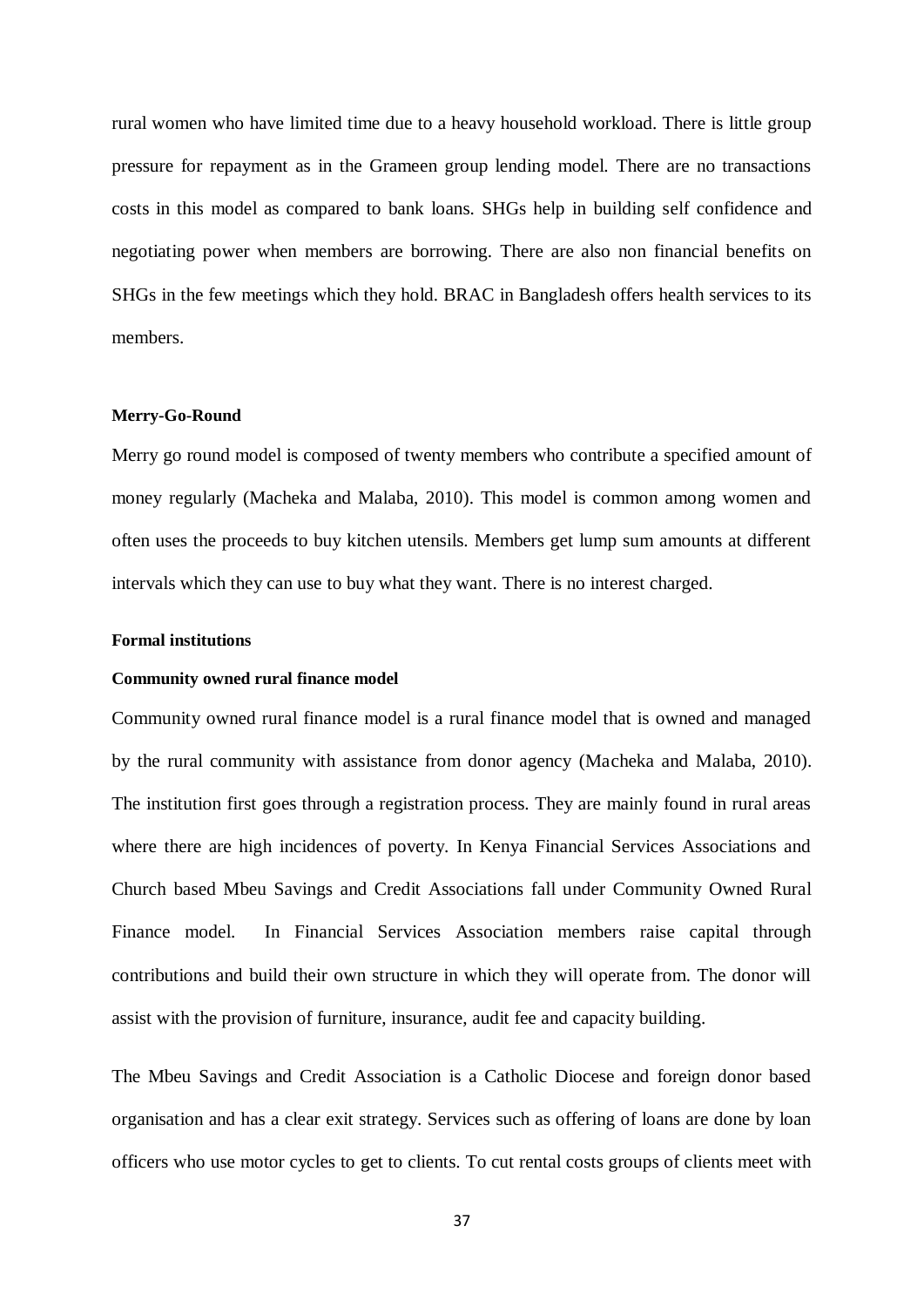rural women who have limited time due to a heavy household workload. There is little group pressure for repayment as in the Grameen group lending model. There are no transactions costs in this model as compared to bank loans. SHGs help in building self confidence and negotiating power when members are borrowing. There are also non financial benefits on SHGs in the few meetings which they hold. BRAC in Bangladesh offers health services to its members.

**Merry-Go-Round**

Merry go round model is composed of twenty members who contribute a specified amount of money regularly (Macheka and Malaba, 2010). This model is common among women and often uses the proceeds to buy kitchen utensils. Members get lump sum amounts at different intervals which they can use to buy what they want. There is no interest charged.

**Formal institutions**

**Community owned rural finance model**

Community owned rural finance model is a rural finance model that is owned and managed by the rural community with assistance from donor agency (Macheka and Malaba, 2010). The institution first goes through a registration process. They are mainly found in rural areas where there are high incidences of poverty. In Kenya Financial Services Associations and Church based Mbeu Savings and Credit Associations fall under Community Owned Rural Finance model. In Financial Services Association members raise capital through contributions and build their own structure in which they will operate from. The donor will assist with the provision of furniture, insurance, audit fee and capacity building.

The Mbeu Savings and Credit Association is a Catholic Diocese and foreign donor based organisation and has a clear exit strategy. Services such as offering of loans are done by loan officers who use motor cycles to get to clients. To cut rental costs groups of clients meet with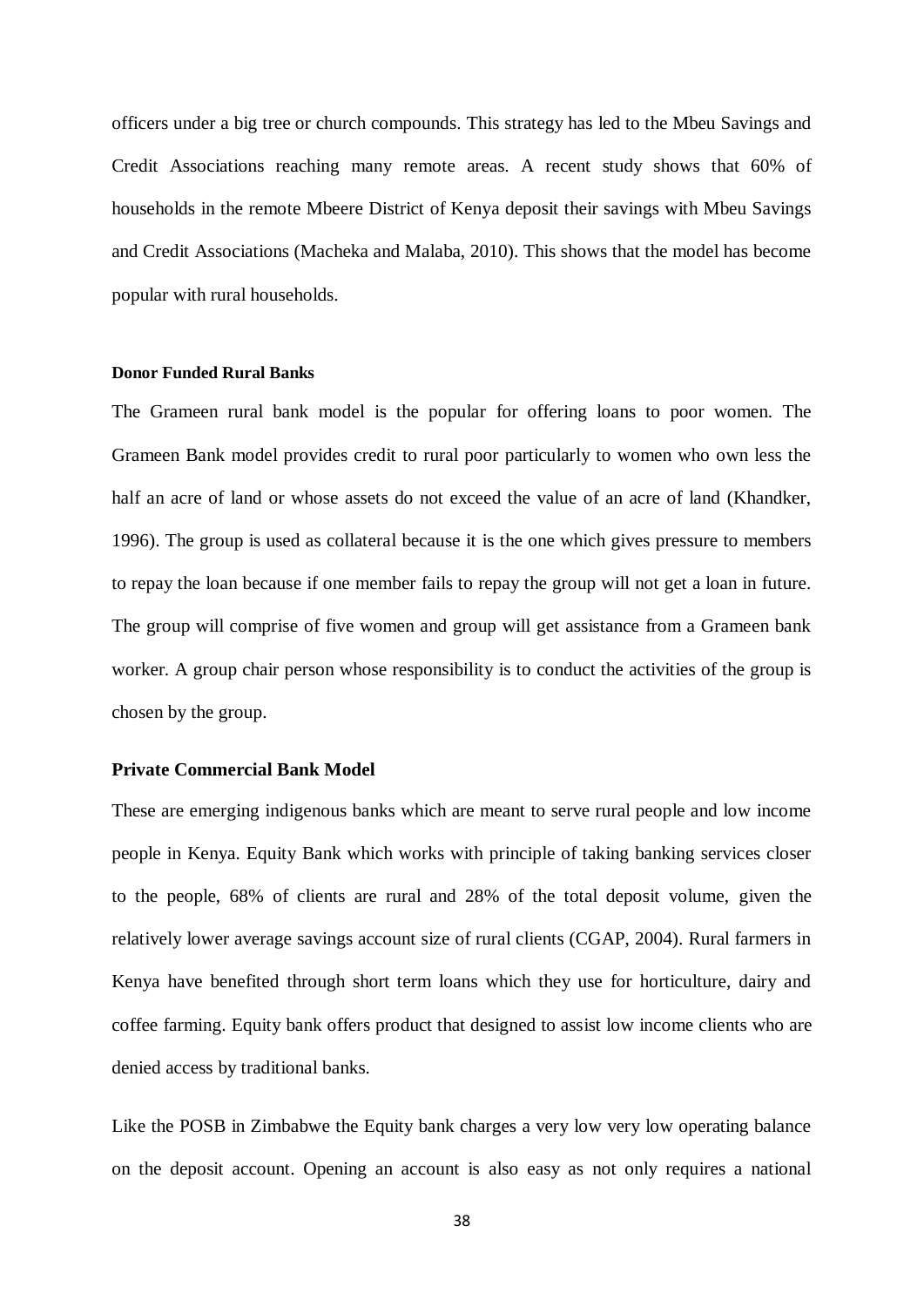officers under a big tree or church compounds. This strategy has led to the Mbeu Savings and Credit Associations reaching many remote areas. A recent study shows that 60% of households in the remote Mbeere District of Kenya deposit their savings with Mbeu Savings and Credit Associations (Macheka and Malaba, 2010). This shows that the model has become popular with rural households.

#### Donor Funded Rural Banks

The Grameen rural bank model is the popular for offering loans to poor women. The Grameen Bank model provides credit to rural poor particularly to women who own less the half an acre of land or whose assets do not exceed the value of an acre of land (Khandker, 1996). The group is used as collateral because it is the one which gives pressure to members to repay the loan because if one member fails to repay the group will not get a loan in future. The group will comprise of five women and group will get assistance from a Grameen bank worker. A group chair person whose responsibility is to conduct the activities of the group is chosen by the group.

### Private Commercial Bank Model

These are emerging indigenous banks which are meant to serve rural people and low income people in Kenya. Equity Bank which works with principle of taking banking services closer to the people, 68% of clients are rural and 28% of the total deposit volume, given the relatively lower average savings account size of rural clients (CGAP, 2004). Rural farmers in Kenya have benefited through short term loans which they use for horticulture, dairy and coffee farming. Equity bank offers product that designed to assist low income clients who are denied access by traditional banks.

Like the POSB in Zimbabwe the Equity bank charges a very low very low operating balance on the deposit account. Opening an account is also easy as not only requires a national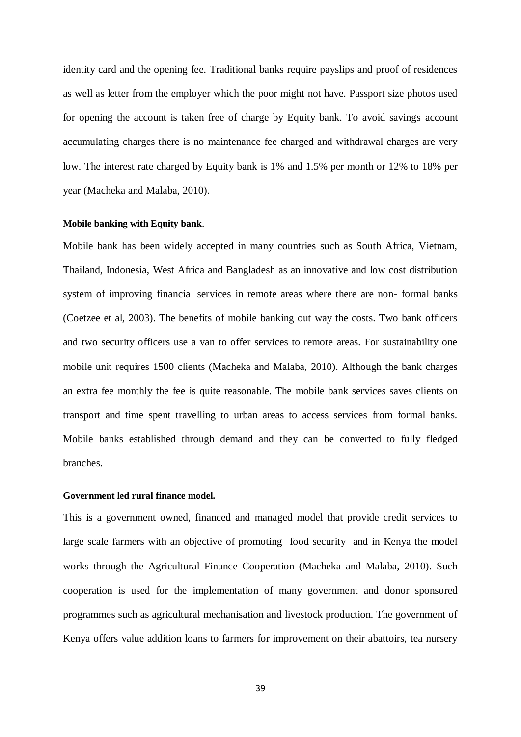identity card and the opening fee. Traditional banks require payslips and proof of residences as well as letter from the employer which the poor might not have. Passport size photos used for opening the account is taken free of charge by Equity bank. To avoid savings account accumulating charges there is no maintenance fee charged and withdrawal charges are very low. The interest rate charged by Equity bank is 1% and 1.5% per month or 12% to 18% per year (Macheka and Malaba, 2010).

**Mobile banking with Equity bank**.

Mobile bank has been widely accepted in many countries such as South Africa, Vietnam, Thailand, Indonesia, West Africa and Bangladesh as an innovative and low cost distribution system of improving financial services in remote areas where there are non- formal banks (Coetzee et al, 2003). The benefits of mobile banking out way the costs. Two bank officers and two security officers use a van to offer services to remote areas. For sustainability one mobile unit requires 1500 clients (Macheka and Malaba, 2010). Although the bank charges an extra fee monthly the fee is quite reasonable. The mobile bank services saves clients on transport and time spent travelling to urban areas to access services from formal banks. Mobile banks established through demand and they can be converted to fully fledged branches.

**Government led rural finance model.**

This is a government owned, financed and managed model that provide credit services to large scale farmers with an objective of promoting food security and in Kenya the model works through the Agricultural Finance Cooperation (Macheka and Malaba, 2010). Such cooperation is used for the implementation of many government and donor sponsored programmes such as agricultural mechanisation and livestock production. The government of Kenya offers value addition loans to farmers for improvement on their abattoirs, tea nursery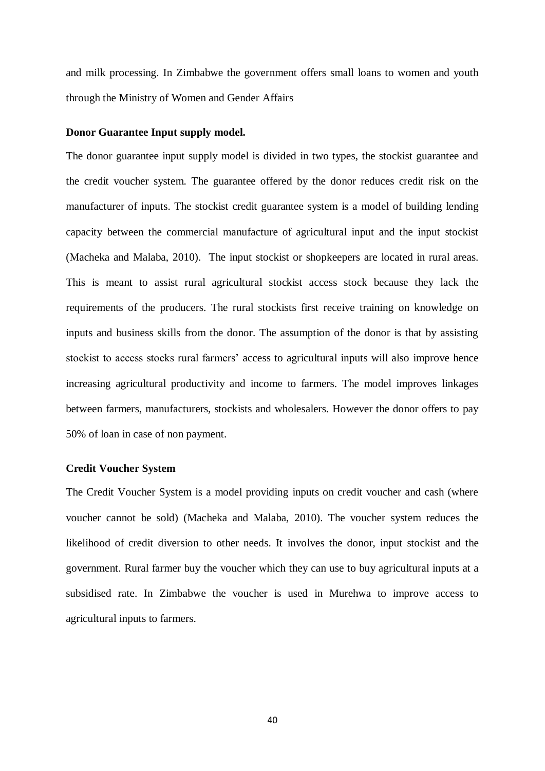and milk processing. In Zimbabwe the government offers small loans to women and youth through the Ministry of Women and Gender Affairs

**Donor Guarantee Input supply model.**

The donor guarantee input supply model is divided in two types, the stockist guarantee and the credit voucher system. The guarantee offered by the donor reduces credit risk on the manufacturer of inputs. The stockist credit guarantee system is a model of building lending capacity between the commercial manufacture of agricultural input and the input stockist (Macheka and Malaba, 2010). The input stockist or shopkeepers are located in rural areas. This is meant to assist rural agricultural stockist access stock because they lack the requirements of the producers. The rural stockists first receive training on knowledge on inputs and business skills from the donor. The assumption of the donor is that by assisting stockist to access stocks rural farmers' access to agricultural inputs will also improve hence increasing agricultural productivity and income to farmers. The model improves linkages between farmers, manufacturers, stockists and wholesalers. However the donor offers to pay 50% of loan in case of non payment.

**Credit Voucher System**

The Credit Voucher System is a model providing inputs on credit voucher and cash (where voucher cannot be sold) (Macheka and Malaba, 2010). The voucher system reduces the likelihood of credit diversion to other needs. It involves the donor, input stockist and the government. Rural farmer buy the voucher which they can use to buy agricultural inputs at a subsidised rate. In Zimbabwe the voucher is used in Murehwa to improve access to agricultural inputs to farmers.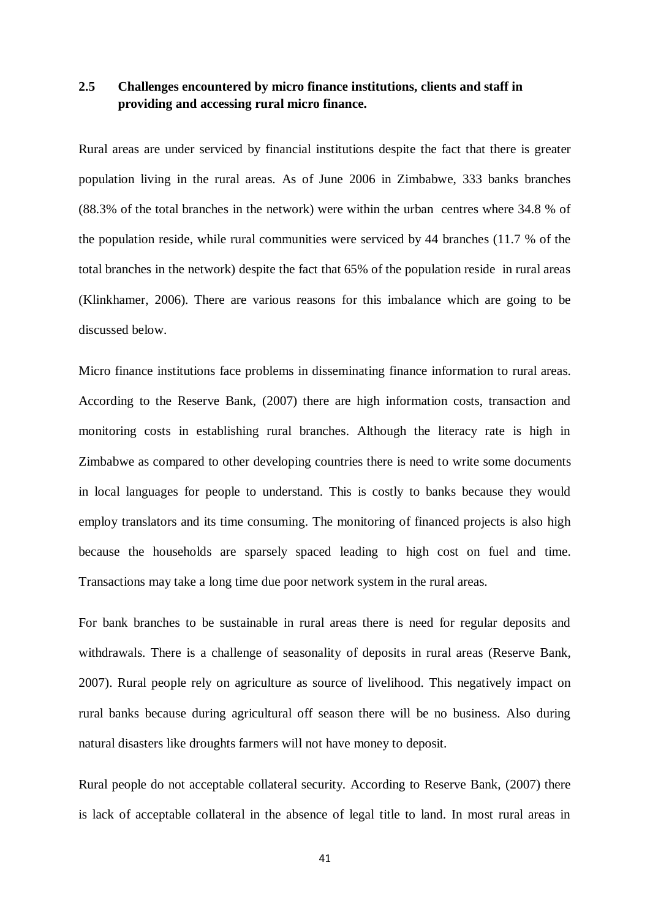## 2.5 Challenges encountered by micro finance institutions, clients and staff in providing and accessing rural micro finance.

Rural areas are under serviced by financial institutions despite the fact that there is greater population living in the rural areas. As of June 2006 in Zimbabwe, 333 banks branches (88.3% of the total branches in the network) were within the urban centres where 34.8 % of the population reside, while rural communities were serviced by 44 branches (11.7 % of the total branches in the network) despite the fact that 65% of the population reside in rural areas (Klinkhamer, 2006). There are various reasons for this imbalance which are going to be discussed below.

Micro finance institutions face problems in disseminating finance information to rural areas. According to the Reserve Bank, (2007) there are high information costs, transaction and monitoring costs in establishing rural branches. Although the literacy rate is high in Zimbabwe as compared to other developing countries there is need to write some documents in local languages for people to understand. This is costly to banks because they would employ translators and its time consuming. The monitoring of financed projects is also high because the households are sparsely spaced leading to high cost on fuel and time. Transactions may take a long time due poor network system in the rural areas.

For bank branches to be sustainable in rural areas there is need for regular deposits and withdrawals. There is a challenge of seasonality of deposits in rural areas (Reserve Bank, 2007). Rural people rely on agriculture as source of livelihood. This negatively impact on rural banks because during agricultural off season there will be no business. Also during natural disasters like droughts farmers will not have money to deposit.

Rural people do not acceptable collateral security. According to Reserve Bank, (2007) there is lack of acceptable collateral in the absence of legal title to land. In most rural areas in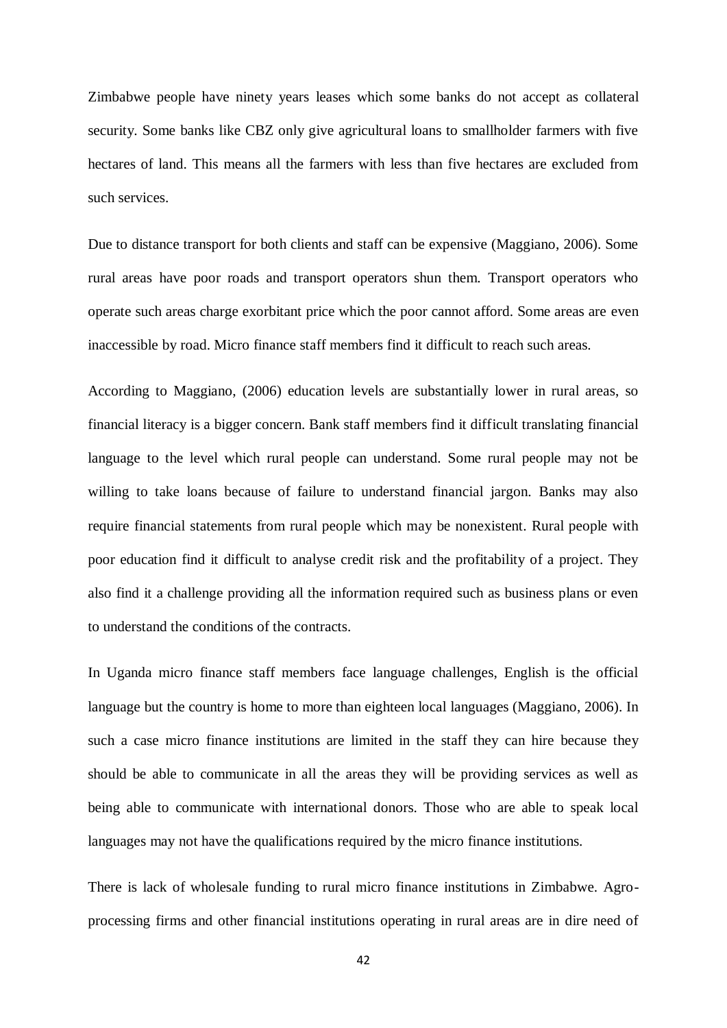Zimbabwe people have ninety years leases which some banks do not accept as collateral security. Some banks like CBZ only give agricultural loans to smallholder farmers with five hectares of land. This means all the farmers with less than five hectares are excluded from such services.

Due to distance transport for both clients and staff can be expensive (Maggiano, 2006). Some rural areas have poor roads and transport operators shun them. Transport operators who operate such areas charge exorbitant price which the poor cannot afford. Some areas are even inaccessible by road. Micro finance staff members find it difficult to reach such areas.

According to Maggiano, (2006) education levels are substantially lower in rural areas, so financial literacy is a bigger concern. Bank staff members find it difficult translating financial language to the level which rural people can understand. Some rural people may not be willing to take loans because of failure to understand financial jargon. Banks may also require financial statements from rural people which may be nonexistent. Rural people with poor education find it difficult to analyse credit risk and the profitability of a project. They also find it a challenge providing all the information required such as business plans or even to understand the conditions of the contracts.

In Uganda micro finance staff members face language challenges, English is the official language but the country is home to more than eighteen local languages (Maggiano, 2006). In such a case micro finance institutions are limited in the staff they can hire because they should be able to communicate in all the areas they will be providing services as well as being able to communicate with international donors. Those who are able to speak local languages may not have the qualifications required by the micro finance institutions.

There is lack of wholesale funding to rural micro finance institutions in Zimbabwe. Agro-processing firms and other financial institutions operating in rural areas are in dire need of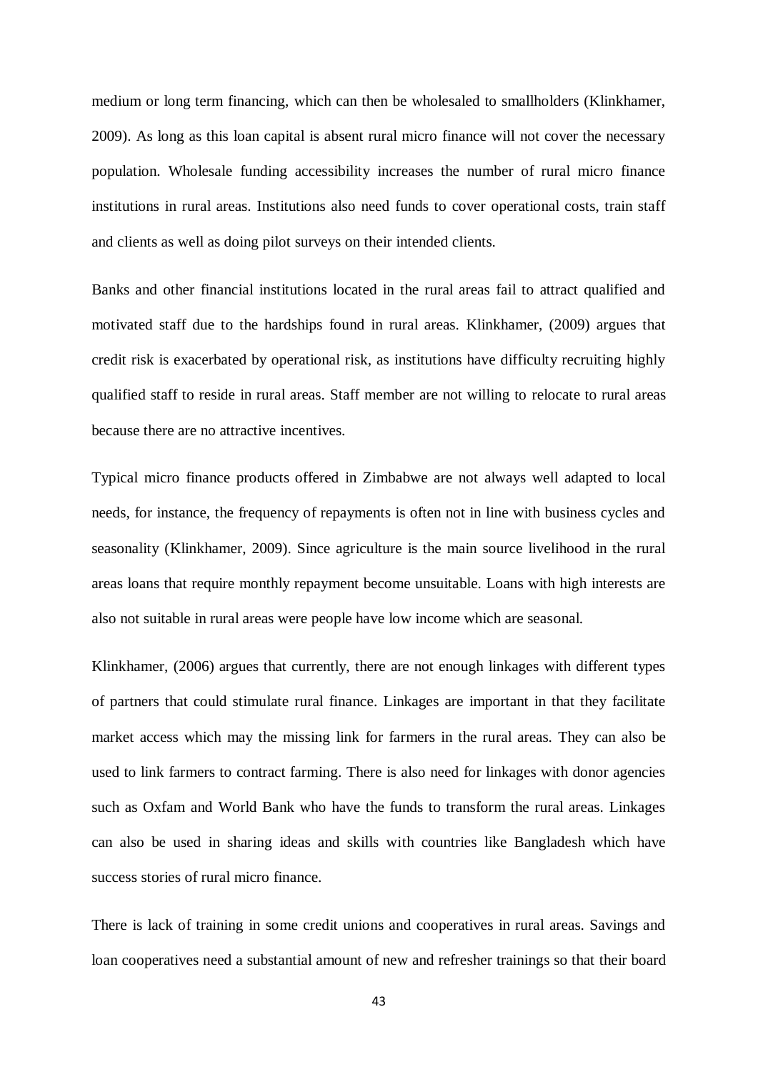medium or long term financing, which can then be wholesaled to smallholders (Klinkhamer, 2009). As long as this loan capital is absent rural micro finance will not cover the necessary population. Wholesale funding accessibility increases the number of rural micro finance institutions in rural areas. Institutions also need funds to cover operational costs, train staff and clients as well as doing pilot surveys on their intended clients.

Banks and other financial institutions located in the rural areas fail to attract qualified and motivated staff due to the hardships found in rural areas. Klinkhamer, (2009) argues that credit risk is exacerbated by operational risk, as institutions have difficulty recruiting highly qualified staff to reside in rural areas. Staff member are not willing to relocate to rural areas because there are no attractive incentives.

Typical micro finance products offered in Zimbabwe are not always well adapted to local needs, for instance, the frequency of repayments is often not in line with business cycles and seasonality (Klinkhamer, 2009). Since agriculture is the main source livelihood in the rural areas loans that require monthly repayment become unsuitable. Loans with high interests are also not suitable in rural areas were people have low income which are seasonal.

Klinkhamer, (2006) argues that currently, there are not enough linkages with different types of partners that could stimulate rural finance. Linkages are important in that they facilitate market access which may the missing link for farmers in the rural areas. They can also be used to link farmers to contract farming. There is also need for linkages with donor agencies such as Oxfam and World Bank who have the funds to transform the rural areas. Linkages can also be used in sharing ideas and skills with countries like Bangladesh which have success stories of rural micro finance.

There is lack of training in some credit unions and cooperatives in rural areas. Savings and loan cooperatives need a substantial amount of new and refresher trainings so that their board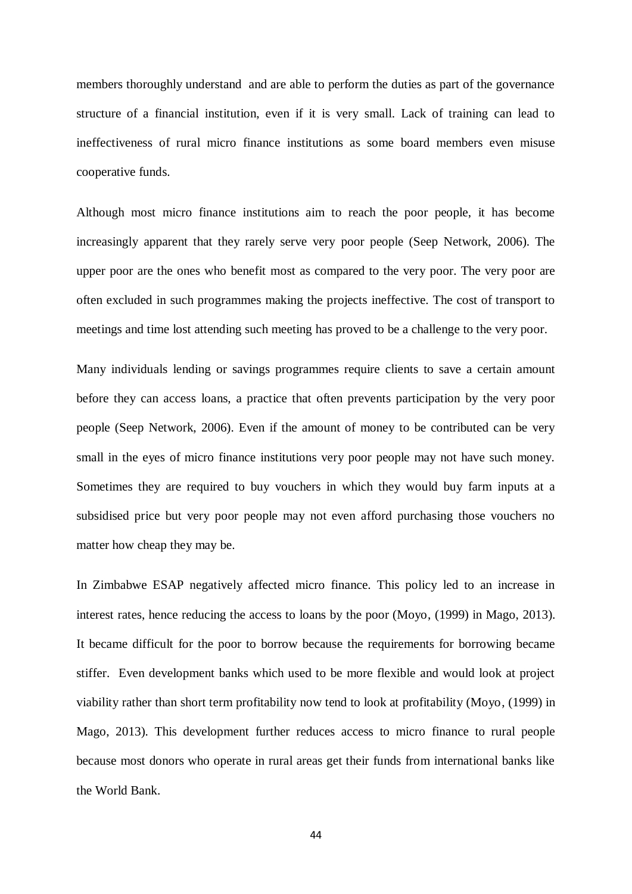members thoroughly understand and are able to perform the duties as part of the governance structure of a financial institution, even if it is very small. Lack of training can lead to ineffectiveness of rural micro finance institutions as some board members even misuse cooperative funds.

Although most micro finance institutions aim to reach the poor people, it has become increasingly apparent that they rarely serve very poor people (Seep Network, 2006). The upper poor are the ones who benefit most as compared to the very poor. The very poor are often excluded in such programmes making the projects ineffective. The cost of transport to meetings and time lost attending such meeting has proved to be a challenge to the very poor.

Many individuals lending or savings programmes require clients to save a certain amount before they can access loans, a practice that often prevents participation by the very poor people (Seep Network, 2006). Even if the amount of money to be contributed can be very small in the eyes of micro finance institutions very poor people may not have such money. Sometimes they are required to buy vouchers in which they would buy farm inputs at a subsidised price but very poor people may not even afford purchasing those vouchers no matter how cheap they may be.

In Zimbabwe ESAP negatively affected micro finance. This policy led to an increase in interest rates, hence reducing the access to loans by the poor (Moyo, (1999) in Mago, 2013). It became difficult for the poor to borrow because the requirements for borrowing became stiffer. Even development banks which used to be more flexible and would look at project viability rather than short term profitability now tend to look at profitability (Moyo, (1999) in Mago, 2013). This development further reduces access to micro finance to rural people because most donors who operate in rural areas get their funds from international banks like the World Bank.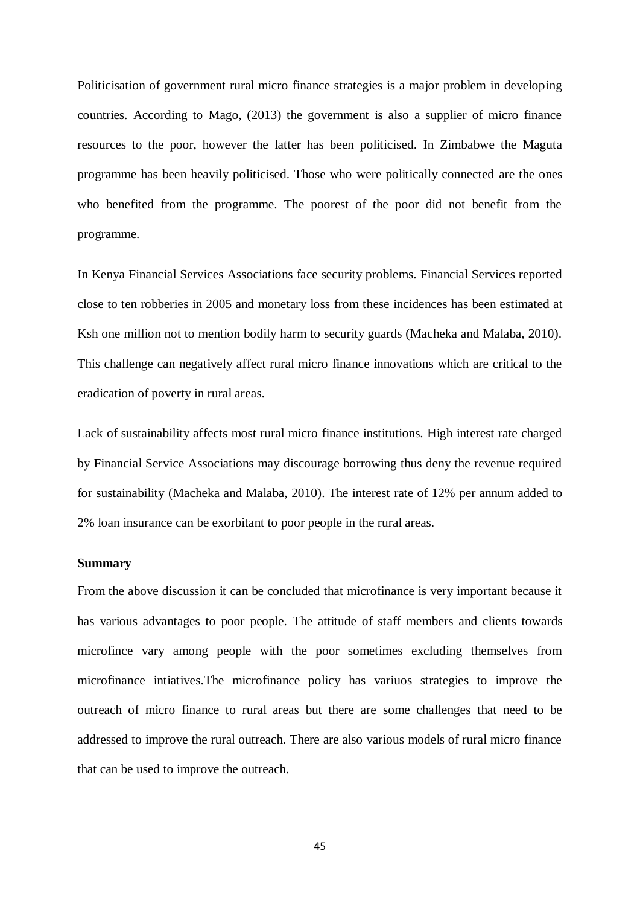Politicisation of government rural micro finance strategies is a major problem in developing countries. According to Mago, (2013) the government is also a supplier of micro finance resources to the poor, however the latter has been politicised. In Zimbabwe the Maguta programme has been heavily politicised. Those who were politically connected are the ones who benefited from the programme. The poorest of the poor did not benefit from the programme.

In Kenya Financial Services Associations face security problems. Financial Services reported close to ten robberies in 2005 and monetary loss from these incidences has been estimated at Ksh one million not to mention bodily harm to security guards (Macheka and Malaba, 2010). This challenge can negatively affect rural micro finance innovations which are critical to the eradication of poverty in rural areas.

Lack of sustainability affects most rural micro finance institutions. High interest rate charged by Financial Service Associations may discourage borrowing thus deny the revenue required for sustainability (Macheka and Malaba, 2010). The interest rate of 12% per annum added to 2% loan insurance can be exorbitant to poor people in the rural areas.

**Summary**

From the above discussion it can be concluded that microfinance is very important because it has various advantages to poor people. The attitude of staff members and clients towards microfince vary among people with the poor sometimes excluding themselves from microfinance intiatives.The microfinance policy has variuos strategies to improve the outreach of micro finance to rural areas but there are some challenges that need to be addressed to improve the rural outreach. There are also various models of rural micro finance that can be used to improve the outreach.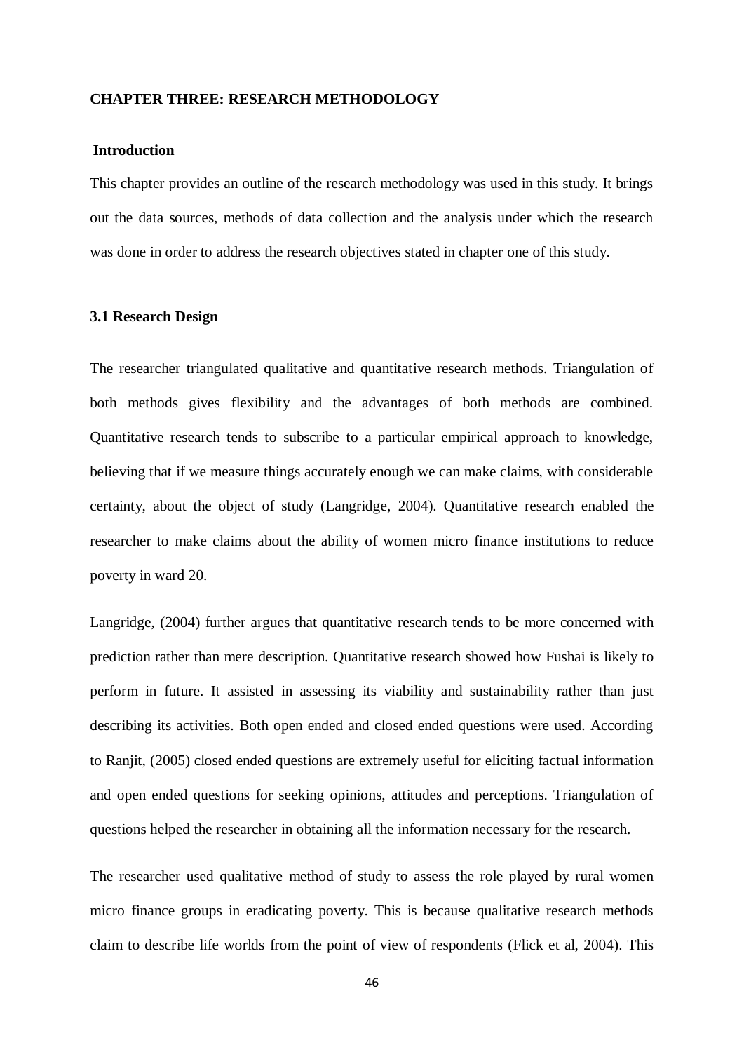# CHAPTER THREE: RESEARCH METHODOLOGY

## Introduction

This chapter provides an outline of the research methodology was used in this study. It brings out the data sources, methods of data collection and the analysis under which the research was done in order to address the research objectives stated in chapter one of this study.

## 3.1 Research Design

The researcher triangulated qualitative and quantitative research methods. Triangulation of both methods gives flexibility and the advantages of both methods are combined. Quantitative research tends to subscribe to a particular empirical approach to knowledge, believing that if we measure things accurately enough we can make claims, with considerable certainty, about the object of study (Langridge, 2004). Quantitative research enabled the researcher to make claims about the ability of women micro finance institutions to reduce poverty in ward 20.

Langridge, (2004) further argues that quantitative research tends to be more concerned with prediction rather than mere description. Quantitative research showed how Fushai is likely to perform in future. It assisted in assessing its viability and sustainability rather than just describing its activities. Both open ended and closed ended questions were used. According to Ranjit, (2005) closed ended questions are extremely useful for eliciting factual information and open ended questions for seeking opinions, attitudes and perceptions. Triangulation of questions helped the researcher in obtaining all the information necessary for the research.

The researcher used qualitative method of study to assess the role played by rural women micro finance groups in eradicating poverty. This is because qualitative research methods claim to describe life worlds from the point of view of respondents (Flick et al, 2004). This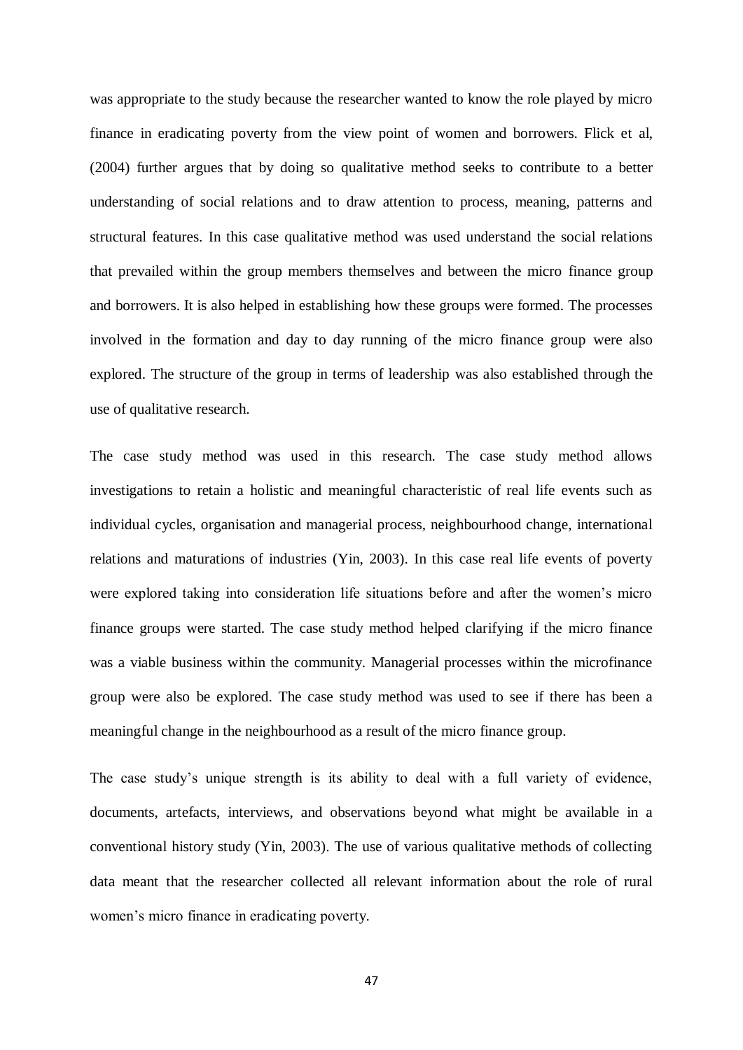was appropriate to the study because the researcher wanted to know the role played by micro finance in eradicating poverty from the view point of women and borrowers. Flick et al, (2004) further argues that by doing so qualitative method seeks to contribute to a better understanding of social relations and to draw attention to process, meaning, patterns and structural features. In this case qualitative method was used understand the social relations that prevailed within the group members themselves and between the micro finance group and borrowers. It is also helped in establishing how these groups were formed. The processes involved in the formation and day to day running of the micro finance group were also explored. The structure of the group in terms of leadership was also established through the use of qualitative research.

The case study method was used in this research. The case study method allows investigations to retain a holistic and meaningful characteristic of real life events such as individual cycles, organisation and managerial process, neighbourhood change, international relations and maturations of industries (Yin, 2003). In this case real life events of poverty were explored taking into consideration life situations before and after the women's micro finance groups were started. The case study method helped clarifying if the micro finance was a viable business within the community. Managerial processes within the microfinance group were also be explored. The case study method was used to see if there has been a meaningful change in the neighbourhood as a result of the micro finance group.

The case study's unique strength is its ability to deal with a full variety of evidence, documents, artefacts, interviews, and observations beyond what might be available in a conventional history study (Yin, 2003). The use of various qualitative methods of collecting data meant that the researcher collected all relevant information about the role of rural women's micro finance in eradicating poverty.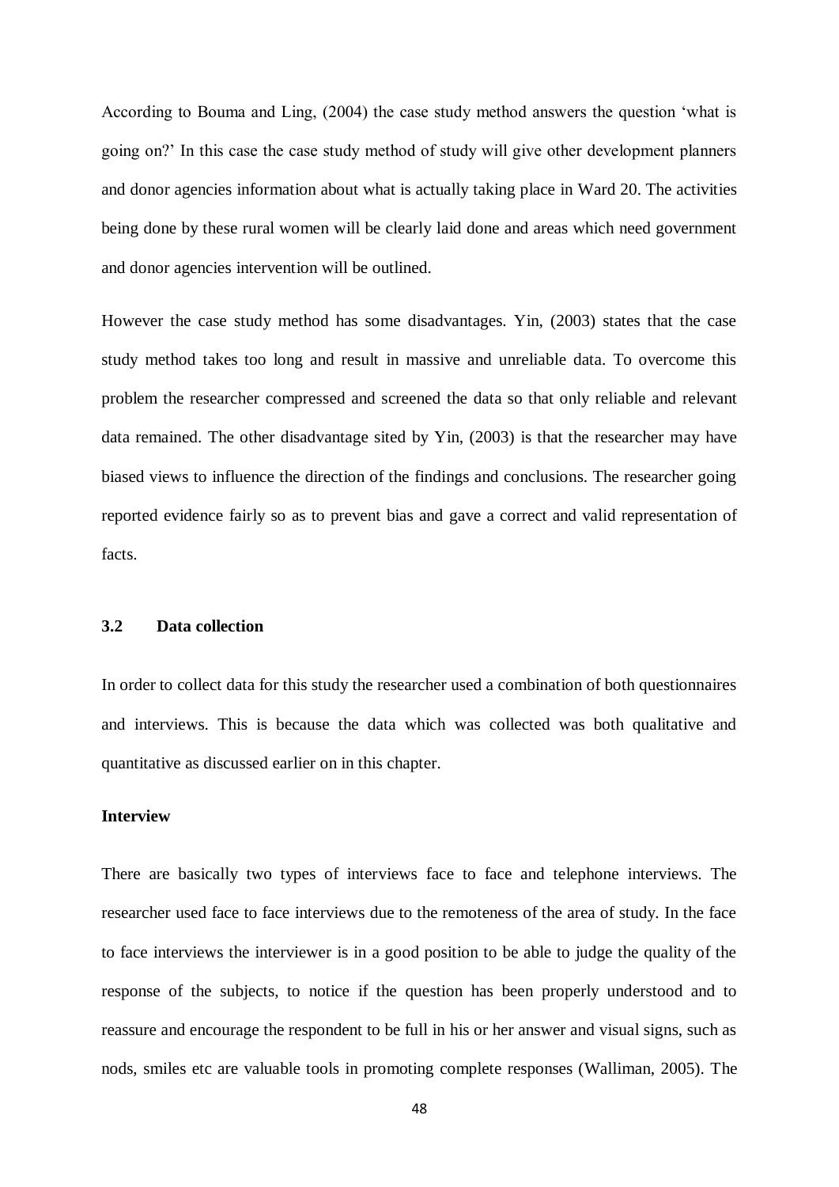According to Bouma and Ling, (2004) the case study method answers the question 'what is going on?' In this case the case study method of study will give other development planners and donor agencies information about what is actually taking place in Ward 20. The activities being done by these rural women will be clearly laid done and areas which need government and donor agencies intervention will be outlined.

However the case study method has some disadvantages. Yin, (2003) states that the case study method takes too long and result in massive and unreliable data. To overcome this problem the researcher compressed and screened the data so that only reliable and relevant data remained. The other disadvantage sited by Yin, (2003) is that the researcher may have biased views to influence the direction of the findings and conclusions. The researcher going reported evidence fairly so as to prevent bias and gave a correct and valid representation of facts.

## 3.2 Data collection

In order to collect data for this study the researcher used a combination of both questionnaires and interviews. This is because the data which was collected was both qualitative and quantitative as discussed earlier on in this chapter.

**Interview**

There are basically two types of interviews face to face and telephone interviews. The researcher used face to face interviews due to the remoteness of the area of study. In the face to face interviews the interviewer is in a good position to be able to judge the quality of the response of the subjects, to notice if the question has been properly understood and to reassure and encourage the respondent to be full in his or her answer and visual signs, such as nods, smiles etc are valuable tools in promoting complete responses (Walliman, 2005). The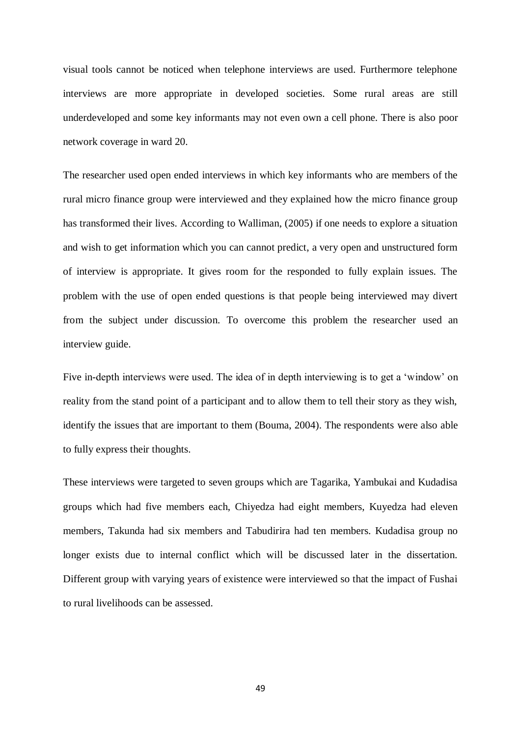visual tools cannot be noticed when telephone interviews are used. Furthermore telephone interviews are more appropriate in developed societies. Some rural areas are still underdeveloped and some key informants may not even own a cell phone. There is also poor network coverage in ward 20.

The researcher used open ended interviews in which key informants who are members of the rural micro finance group were interviewed and they explained how the micro finance group has transformed their lives. According to Walliman, (2005) if one needs to explore a situation and wish to get information which you can cannot predict, a very open and unstructured form of interview is appropriate. It gives room for the responded to fully explain issues. The problem with the use of open ended questions is that people being interviewed may divert from the subject under discussion. To overcome this problem the researcher used an interview guide.

Five in-depth interviews were used. The idea of in depth interviewing is to get a 'window' on reality from the stand point of a participant and to allow them to tell their story as they wish, identify the issues that are important to them (Bouma, 2004). The respondents were also able to fully express their thoughts.

These interviews were targeted to seven groups which are Tagarika, Yambukai and Kudadisa groups which had five members each, Chiyedza had eight members, Kuyedza had eleven members, Takunda had six members and Tabudirira had ten members. Kudadisa group no longer exists due to internal conflict which will be discussed later in the dissertation. Different group with varying years of existence were interviewed so that the impact of Fushai to rural livelihoods can be assessed.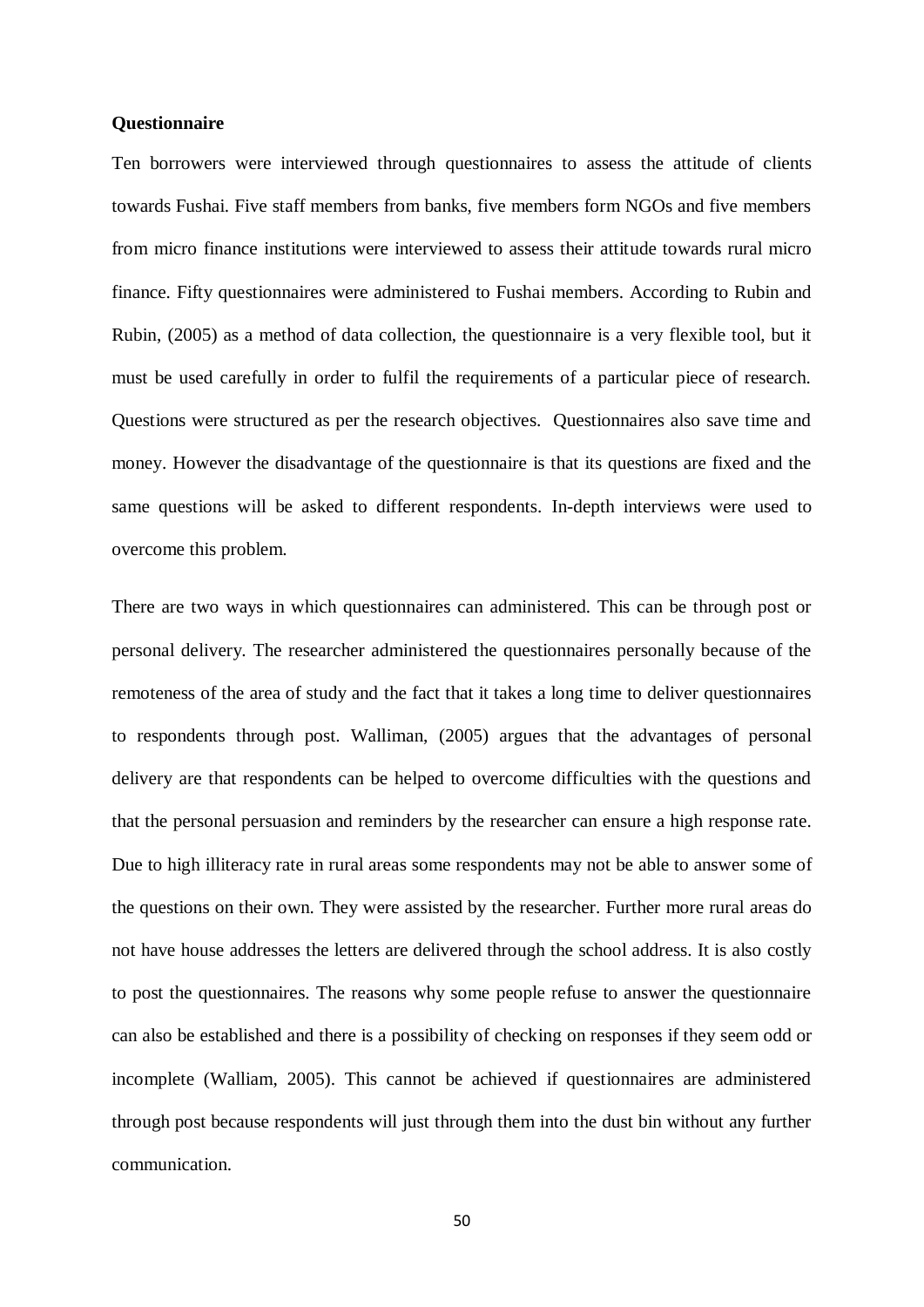**Questionnaire**

Ten borrowers were interviewed through questionnaires to assess the attitude of clients towards Fushai. Five staff members from banks, five members form NGOs and five members from micro finance institutions were interviewed to assess their attitude towards rural micro finance. Fifty questionnaires were administered to Fushai members. According to Rubin and Rubin, (2005) as a method of data collection, the questionnaire is a very flexible tool, but it must be used carefully in order to fulfil the requirements of a particular piece of research. Questions were structured as per the research objectives. Questionnaires also save time and money. However the disadvantage of the questionnaire is that its questions are fixed and the same questions will be asked to different respondents. In-depth interviews were used to overcome this problem.

There are two ways in which questionnaires can administered. This can be through post or personal delivery. The researcher administered the questionnaires personally because of the remoteness of the area of study and the fact that it takes a long time to deliver questionnaires to respondents through post. Walliman, (2005) argues that the advantages of personal delivery are that respondents can be helped to overcome difficulties with the questions and that the personal persuasion and reminders by the researcher can ensure a high response rate. Due to high illiteracy rate in rural areas some respondents may not be able to answer some of the questions on their own. They were assisted by the researcher. Further more rural areas do not have house addresses the letters are delivered through the school address. It is also costly to post the questionnaires. The reasons why some people refuse to answer the questionnaire can also be established and there is a possibility of checking on responses if they seem odd or incomplete (Walliam, 2005). This cannot be achieved if questionnaires are administered through post because respondents will just through them into the dust bin without any further communication.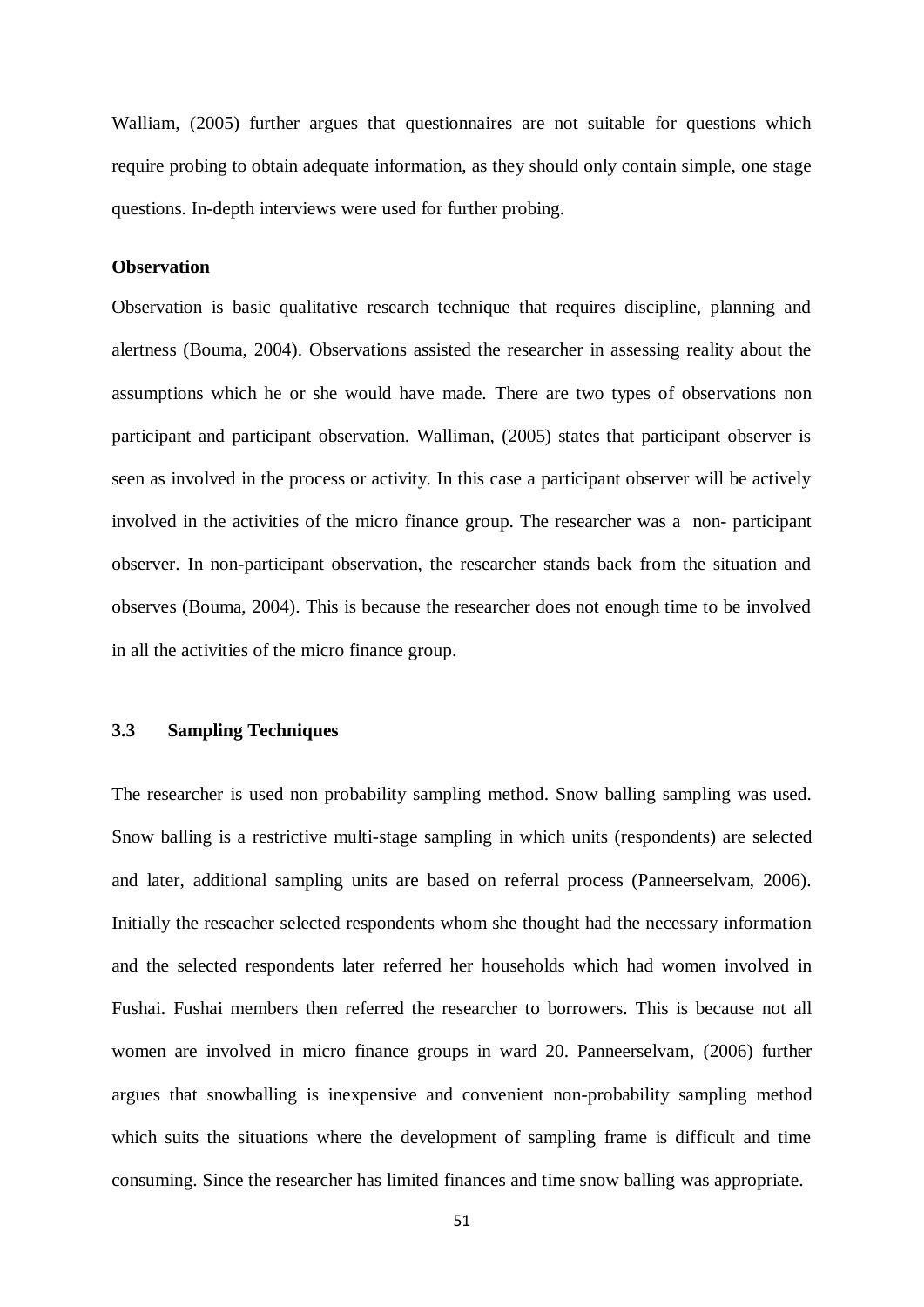Walliam, (2005) further argues that questionnaires are not suitable for questions which require probing to obtain adequate information, as they should only contain simple, one stage questions. In-depth interviews were used for further probing.

**Observation**

Observation is basic qualitative research technique that requires discipline, planning and alertness (Bouma, 2004). Observations assisted the researcher in assessing reality about the assumptions which he or she would have made. There are two types of observations non participant and participant observation. Walliman, (2005) states that participant observer is seen as involved in the process or activity. In this case a participant observer will be actively involved in the activities of the micro finance group. The researcher was a non- participant observer. In non-participant observation, the researcher stands back from the situation and observes (Bouma, 2004). This is because the researcher does not enough time to be involved in all the activities of the micro finance group.

## 3.3 Sampling Techniques

The researcher is used non probability sampling method. Snow balling sampling was used. Snow balling is a restrictive multi-stage sampling in which units (respondents) are selected and later, additional sampling units are based on referral process (Panneerselvam, 2006). Initially the reseacher selected respondents whom she thought had the necessary information and the selected respondents later referred her households which had women involved in Fushai. Fushai members then referred the researcher to borrowers. This is because not all women are involved in micro finance groups in ward 20. Panneerselvam, (2006) further argues that snowballing is inexpensive and convenient non-probability sampling method which suits the situations where the development of sampling frame is difficult and time consuming. Since the researcher has limited finances and time snow balling was appropriate.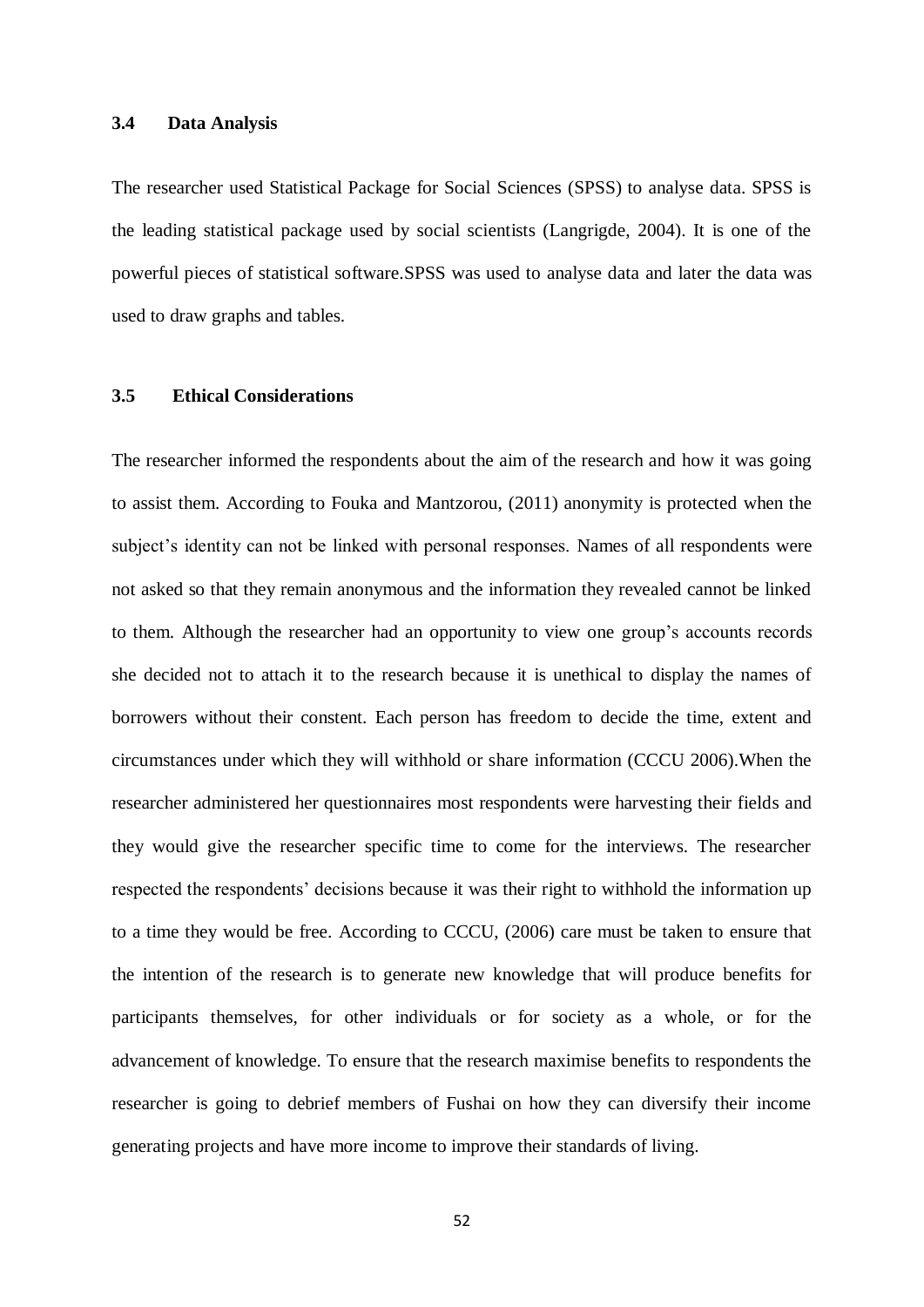### 3.4 Data Analysis

The researcher used Statistical Package for Social Sciences (SPSS) to analyse data. SPSS is the leading statistical package used by social scientists (Langrigde, 2004). It is one of the powerful pieces of statistical software.SPSS was used to analyse data and later the data was used to draw graphs and tables.

### 3.5 Ethical Considerations

The researcher informed the respondents about the aim of the research and how it was going to assist them. According to Fouka and Mantzorou, (2011) anonymity is protected when the subject's identity can not be linked with personal responses. Names of all respondents were not asked so that they remain anonymous and the information they revealed cannot be linked to them. Although the researcher had an opportunity to view one group's accounts records she decided not to attach it to the research because it is unethical to display the names of borrowers without their constent. Each person has freedom to decide the time, extent and circumstances under which they will withhold or share information (CCCU 2006).When the researcher administered her questionnaires most respondents were harvesting their fields and they would give the researcher specific time to come for the interviews. The researcher respected the respondents' decisions because it was their right to withhold the information up to a time they would be free. According to CCCU, (2006) care must be taken to ensure that the intention of the research is to generate new knowledge that will produce benefits for participants themselves, for other individuals or for society as a whole, or for the advancement of knowledge. To ensure that the research maximise benefits to respondents the researcher is going to debrief members of Fushai on how they can diversify their income generating projects and have more income to improve their standards of living.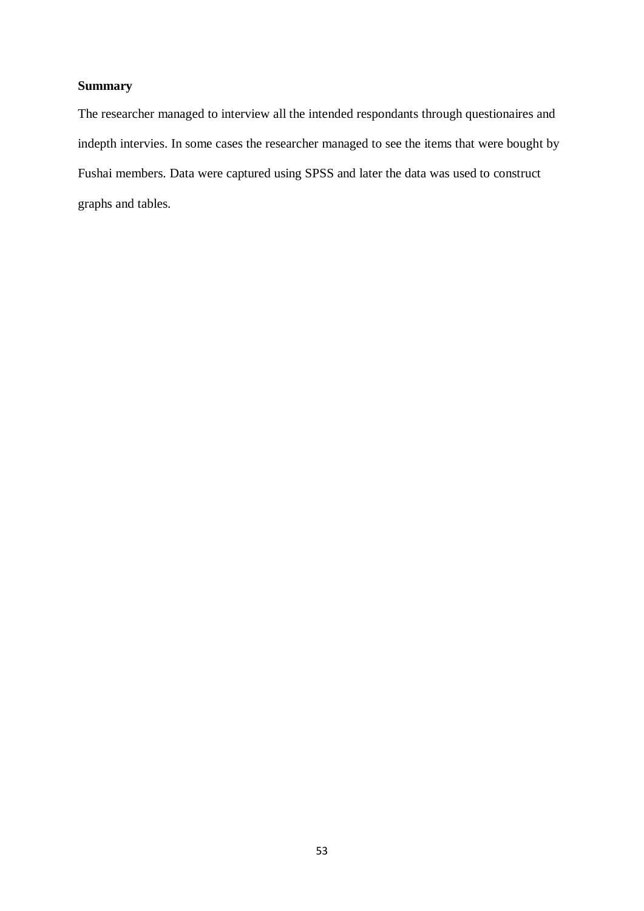**Summary**

The researcher managed to interview all the intended respondants through questionaires and indepth intervies. In some cases the researcher managed to see the items that were bought by Fushai members. Data were captured using SPSS and later the data was used to construct graphs and tables.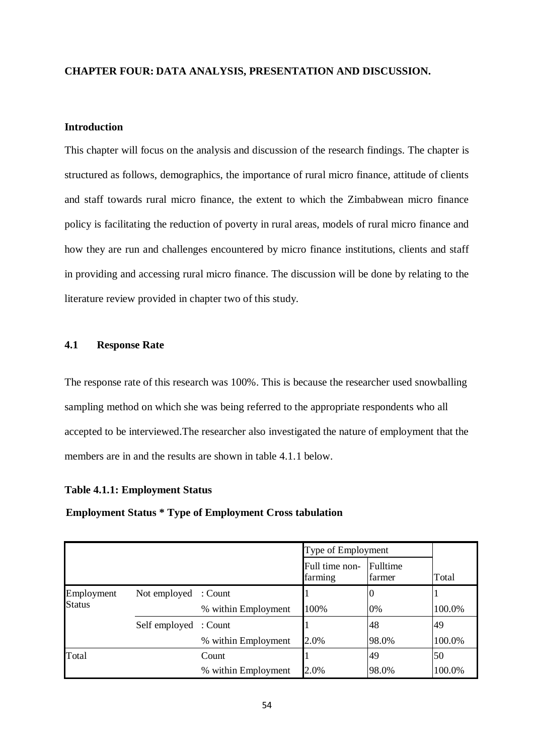**CHAPTER FOUR: DATA ANALYSIS, PRESENTATION AND DISCUSSION.**

**Introduction**

This chapter will focus on the analysis and discussion of the research findings. The chapter is structured as follows, demographics, the importance of rural micro finance, attitude of clients and staff towards rural micro finance, the extent to which the Zimbabwean micro finance policy is facilitating the reduction of poverty in rural areas, models of rural micro finance and how they are run and challenges encountered by micro finance institutions, clients and staff in providing and accessing rural micro finance. The discussion will be done by relating to the literature review provided in chapter two of this study.

## 4.1 Response Rate

The response rate of this research was 100%. This is because the researcher used snowballing sampling method on which she was being referred to the appropriate respondents who all accepted to be interviewed.The researcher also investigated the nature of employment that the members are in and the results are shown in table 4.1.1 below.

**Table 4.1.1: Employment Status**

**Employment Status * Type of Employment Cross tabulation**

| | | | Type of Employment | | |
|---|---|---|---|---|---|
| | | | Full time non-farming | Fulltime farmer | Total |
| Employment Status | Not employed | : Count | 1 | 0 | 1 |
| | | % within Employment | 100% | 0% | 100.0% |
| | Self employed | : Count | 1 | 48 | 49 |
| | | % within Employment | 2.0% | 98.0% | 100.0% |
| Total | | Count | 1 | 49 | 50 |
| | | % within Employment | 2.0% | 98.0% | 100.0% |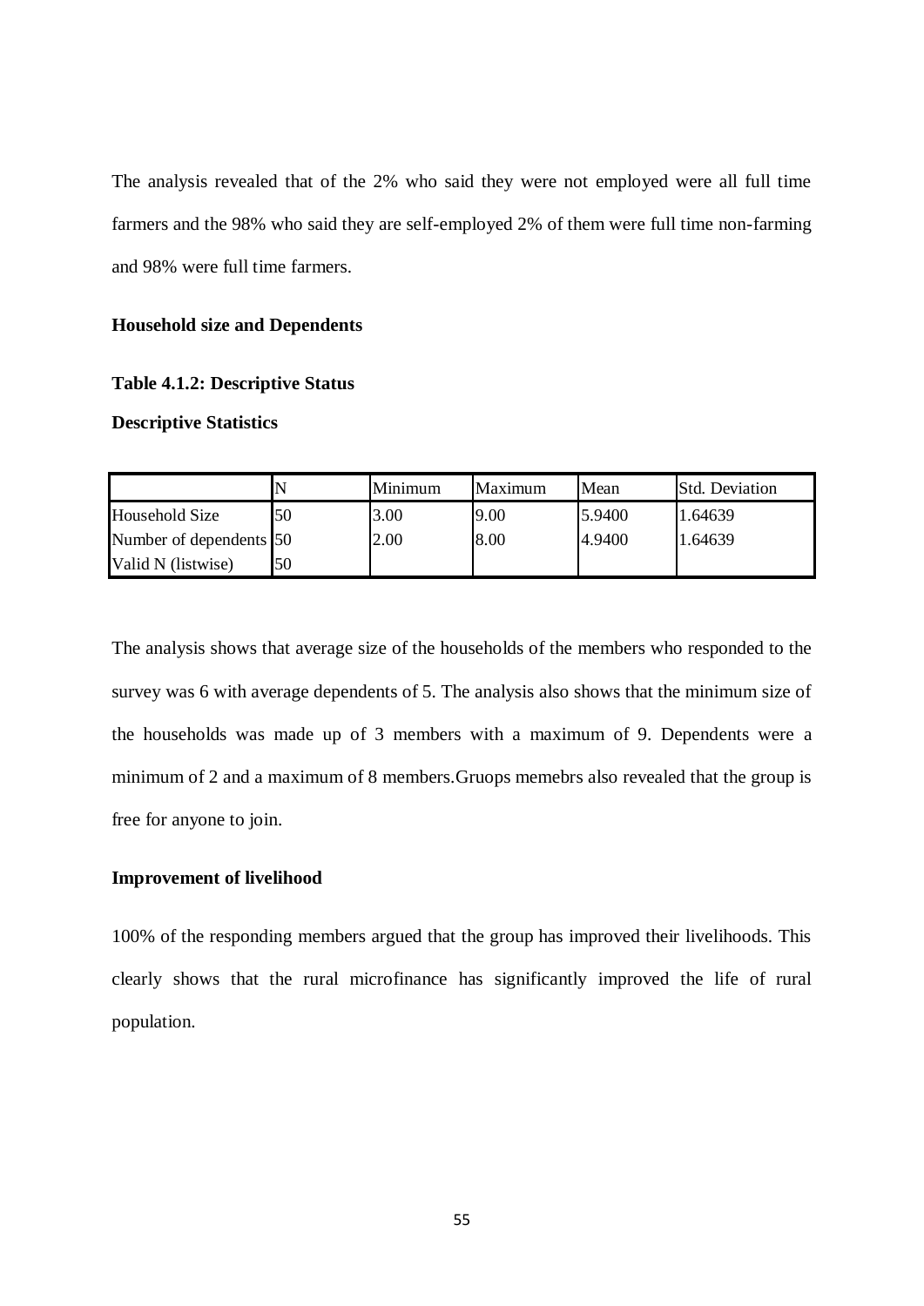The analysis revealed that of the 2% who said they were not employed were all full time farmers and the 98% who said they are self-employed 2% of them were full time non-farming and 98% were full time farmers.

**Household size and Dependents**

**Table 4.1.2: Descriptive Status**

**Descriptive Statistics**

| | N | Minimum | Maximum | Mean | Std. Deviation |
|---|---|---|---|---|---|
| Household Size | 50 | 3.00 | 9.00 | 5.9400 | 1.64639 |
| Number of dependents | 50 | 2.00 | 8.00 | 4.9400 | 1.64639 |
| Valid N (listwise) | 50 | | | | |

The analysis shows that average size of the households of the members who responded to the survey was 6 with average dependents of 5. The analysis also shows that the minimum size of the households was made up of 3 members with a maximum of 9. Dependents were a minimum of 2 and a maximum of 8 members.Gruops memebrs also revealed that the group is free for anyone to join.

**Improvement of livelihood**

100% of the responding members argued that the group has improved their livelihoods. This clearly shows that the rural microfinance has significantly improved the life of rural population.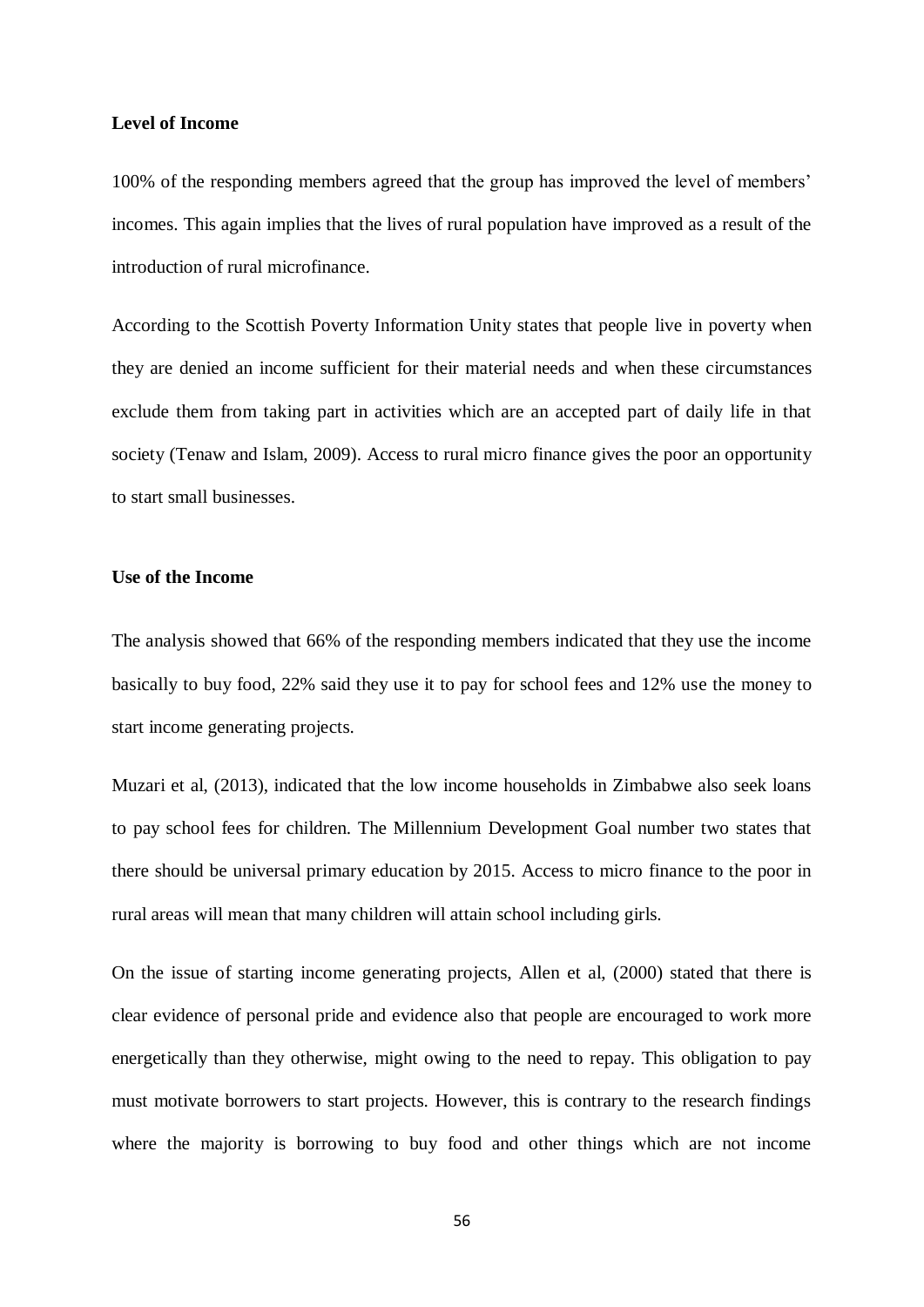**Level of Income**

100% of the responding members agreed that the group has improved the level of members' incomes. This again implies that the lives of rural population have improved as a result of the introduction of rural microfinance.

According to the Scottish Poverty Information Unity states that people live in poverty when they are denied an income sufficient for their material needs and when these circumstances exclude them from taking part in activities which are an accepted part of daily life in that society (Tenaw and Islam, 2009). Access to rural micro finance gives the poor an opportunity to start small businesses.

**Use of the Income**

The analysis showed that 66% of the responding members indicated that they use the income basically to buy food, 22% said they use it to pay for school fees and 12% use the money to start income generating projects.

Muzari et al, (2013), indicated that the low income households in Zimbabwe also seek loans to pay school fees for children. The Millennium Development Goal number two states that there should be universal primary education by 2015. Access to micro finance to the poor in rural areas will mean that many children will attain school including girls.

On the issue of starting income generating projects, Allen et al, (2000) stated that there is clear evidence of personal pride and evidence also that people are encouraged to work more energetically than they otherwise, might owing to the need to repay. This obligation to pay must motivate borrowers to start projects. However, this is contrary to the research findings where the majority is borrowing to buy food and other things which are not income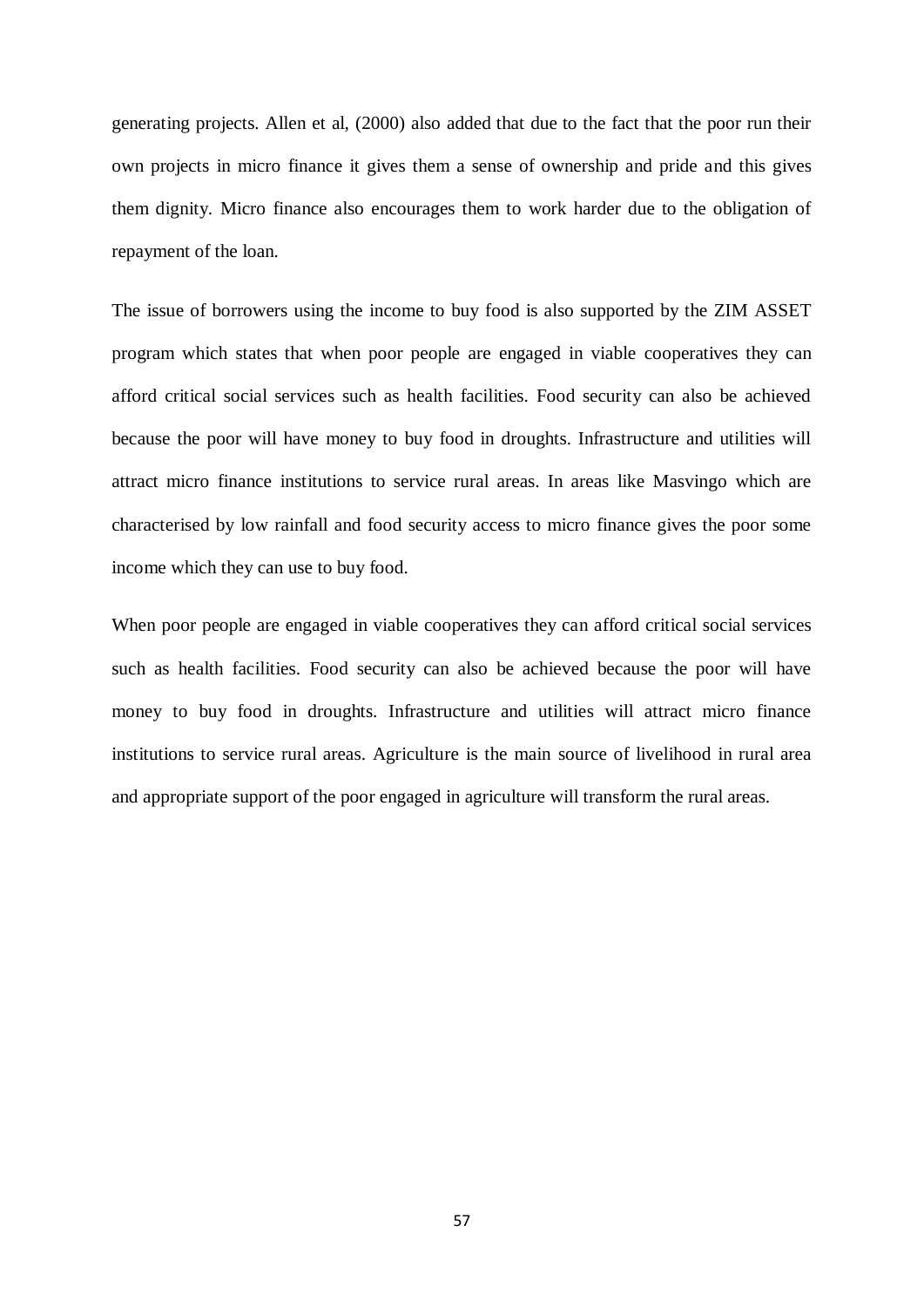generating projects. Allen et al, (2000) also added that due to the fact that the poor run their own projects in micro finance it gives them a sense of ownership and pride and this gives them dignity. Micro finance also encourages them to work harder due to the obligation of repayment of the loan.

The issue of borrowers using the income to buy food is also supported by the ZIM ASSET program which states that when poor people are engaged in viable cooperatives they can afford critical social services such as health facilities. Food security can also be achieved because the poor will have money to buy food in droughts. Infrastructure and utilities will attract micro finance institutions to service rural areas. In areas like Masvingo which are characterised by low rainfall and food security access to micro finance gives the poor some income which they can use to buy food.

When poor people are engaged in viable cooperatives they can afford critical social services such as health facilities. Food security can also be achieved because the poor will have money to buy food in droughts. Infrastructure and utilities will attract micro finance institutions to service rural areas. Agriculture is the main source of livelihood in rural area and appropriate support of the poor engaged in agriculture will transform the rural areas.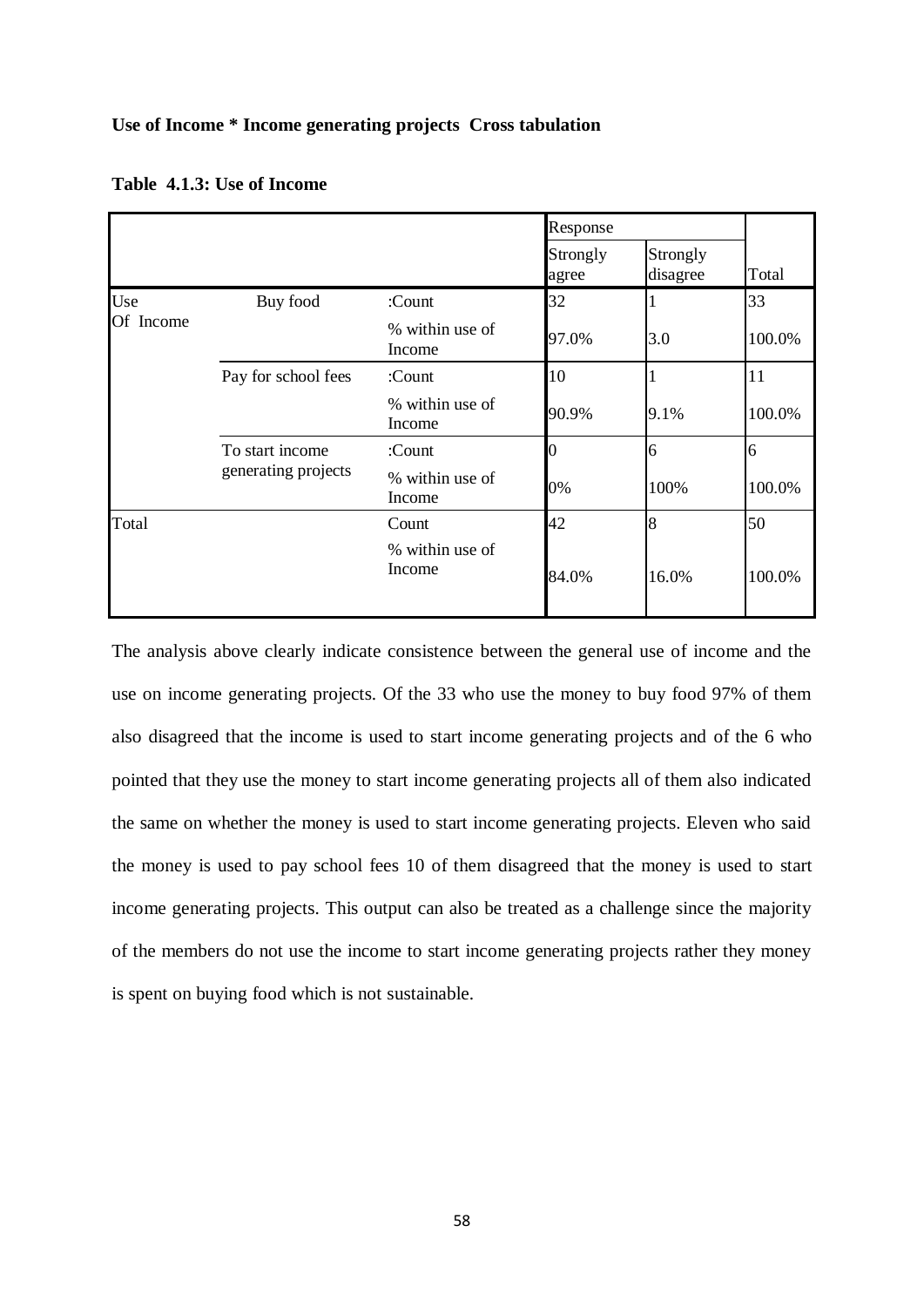**Use of Income * Income generating projects Cross tabulation**

**Table 4.1.3: Use of Income**

| | | | Response | | |
|---|---|---|---|---|---|
| | | | Strongly agree | Strongly disagree | Total |
| Use Of Income | Buy food | :Count | 32 | 1 | 33 |
| | | % within use of Income | 97.0% | 3.0 | 100.0% |
| | Pay for school fees | :Count | 10 | 1 | 11 |
| | | % within use of Income | 90.9% | 9.1% | 100.0% |
| | To start income generating projects | :Count | 0 | 6 | 6 |
| | | % within use of Income | 0% | 100% | 100.0% |
| Total | | Count | 42 | 8 | 50 |
| | | % within use of Income | 84.0% | 16.0% | 100.0% |

The analysis above clearly indicate consistence between the general use of income and the use on income generating projects. Of the 33 who use the money to buy food 97% of them also disagreed that the income is used to start income generating projects and of the 6 who pointed that they use the money to start income generating projects all of them also indicated the same on whether the money is used to start income generating projects. Eleven who said the money is used to pay school fees 10 of them disagreed that the money is used to start income generating projects. This output can also be treated as a challenge since the majority of the members do not use the income to start income generating projects rather they money is spent on buying food which is not sustainable.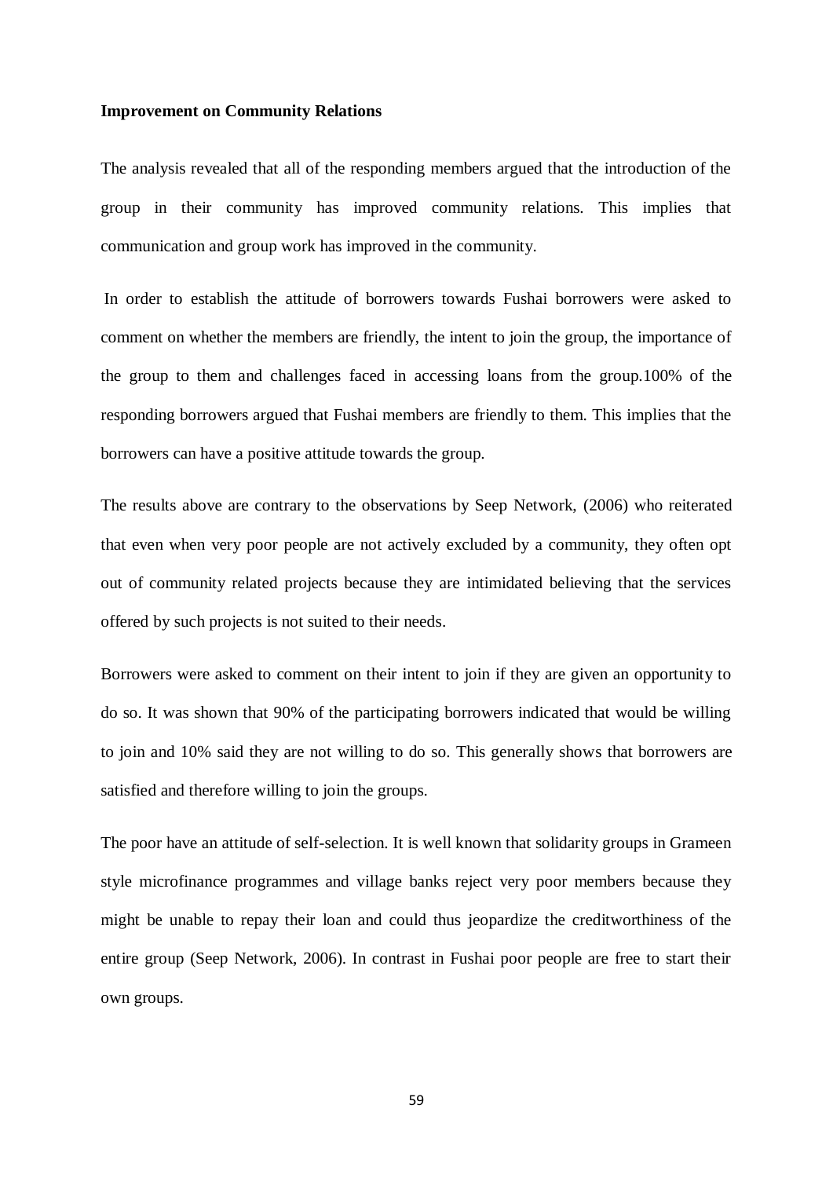**Improvement on Community Relations**

The analysis revealed that all of the responding members argued that the introduction of the group in their community has improved community relations. This implies that communication and group work has improved in the community.

In order to establish the attitude of borrowers towards Fushai borrowers were asked to comment on whether the members are friendly, the intent to join the group, the importance of the group to them and challenges faced in accessing loans from the group.100% of the responding borrowers argued that Fushai members are friendly to them. This implies that the borrowers can have a positive attitude towards the group.

The results above are contrary to the observations by Seep Network, (2006) who reiterated that even when very poor people are not actively excluded by a community, they often opt out of community related projects because they are intimidated believing that the services offered by such projects is not suited to their needs.

Borrowers were asked to comment on their intent to join if they are given an opportunity to do so. It was shown that 90% of the participating borrowers indicated that would be willing to join and 10% said they are not willing to do so. This generally shows that borrowers are satisfied and therefore willing to join the groups.

The poor have an attitude of self-selection. It is well known that solidarity groups in Grameen style microfinance programmes and village banks reject very poor members because they might be unable to repay their loan and could thus jeopardize the creditworthiness of the entire group (Seep Network, 2006). In contrast in Fushai poor people are free to start their own groups.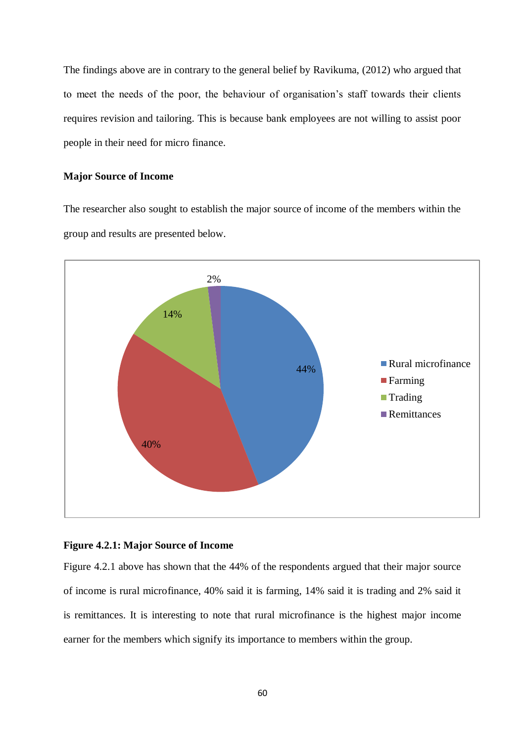The findings above are in contrary to the general belief by Ravikuma, (2012) who argued that to meet the needs of the poor, the behaviour of organisation's staff towards their clients requires revision and tailoring. This is because bank employees are not willing to assist poor people in their need for micro finance.

**Major Source of Income**

The researcher also sought to establish the major source of income of the members within the group and results are presented below.

**Figure 4.2.1: Major Source of Income**

Figure 4.2.1 above has shown that the 44% of the respondents argued that their major source of income is rural microfinance, 40% said it is farming, 14% said it is trading and 2% said it is remittances. It is interesting to note that rural microfinance is the highest major income earner for the members which signify its importance to members within the group.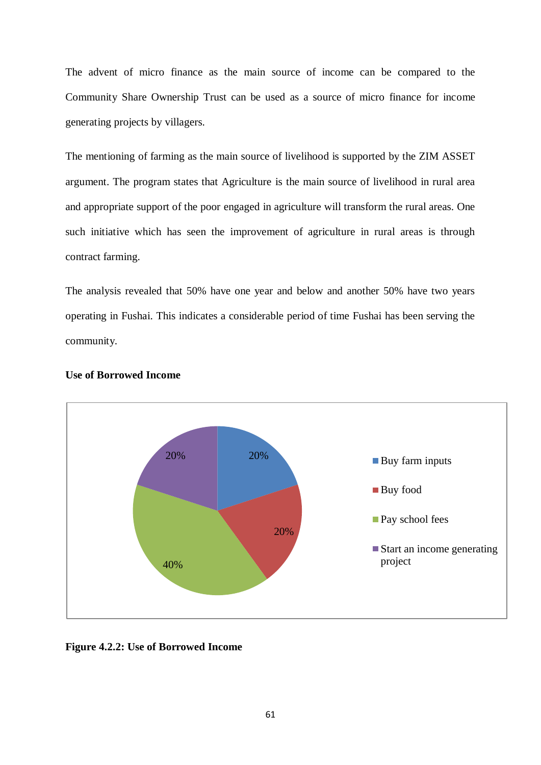The advent of micro finance as the main source of income can be compared to the Community Share Ownership Trust can be used as a source of micro finance for income generating projects by villagers.

The mentioning of farming as the main source of livelihood is supported by the ZIM ASSET argument. The program states that Agriculture is the main source of livelihood in rural area and appropriate support of the poor engaged in agriculture will transform the rural areas. One such initiative which has seen the improvement of agriculture in rural areas is through contract farming.

The analysis revealed that 50% have one year and below and another 50% have two years operating in Fushai. This indicates a considerable period of time Fushai has been serving the community.

**Use of Borrowed Income**

| Use of Borrowed Income | Percentage |
|---|---|
| Buy farm inputs | 20% |
| Buy food | 20% |
| Pay school fees | 40% |
| Start an income generating project | 20% |

**Figure 4.2.2: Use of Borrowed Income**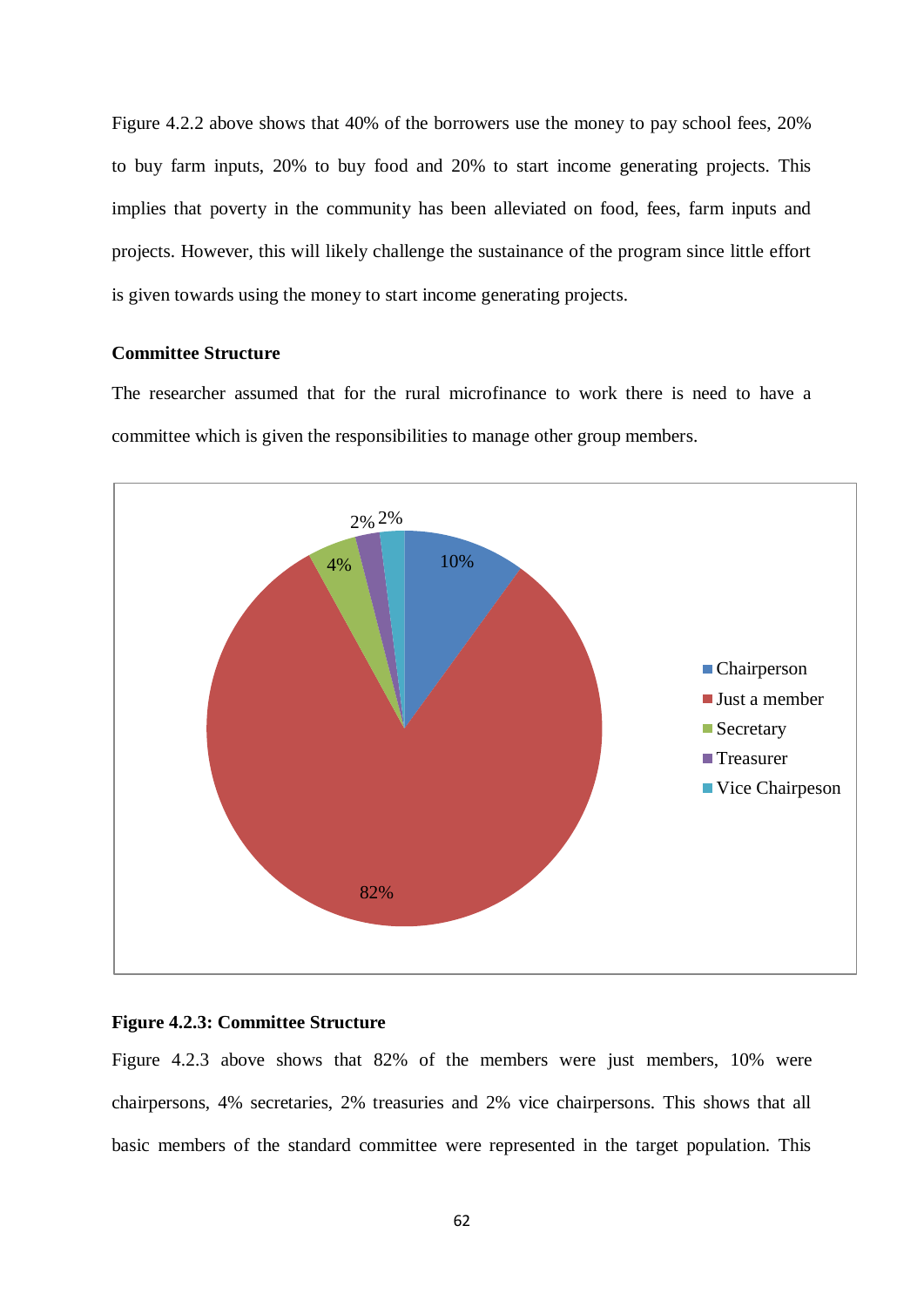Figure 4.2.2 above shows that 40% of the borrowers use the money to pay school fees, 20% to buy farm inputs, 20% to buy food and 20% to start income generating projects. This implies that poverty in the community has been alleviated on food, fees, farm inputs and projects. However, this will likely challenge the sustainance of the program since little effort is given towards using the money to start income generating projects.

**Committee Structure**

The researcher assumed that for the rural microfinance to work there is need to have a committee which is given the responsibilities to manage other group members.

**Figure 4.2.3: Committee Structure**

Figure 4.2.3 above shows that 82% of the members were just members, 10% were chairpersons, 4% secretaries, 2% treasuries and 2% vice chairpersons. This shows that all basic members of the standard committee were represented in the target population. This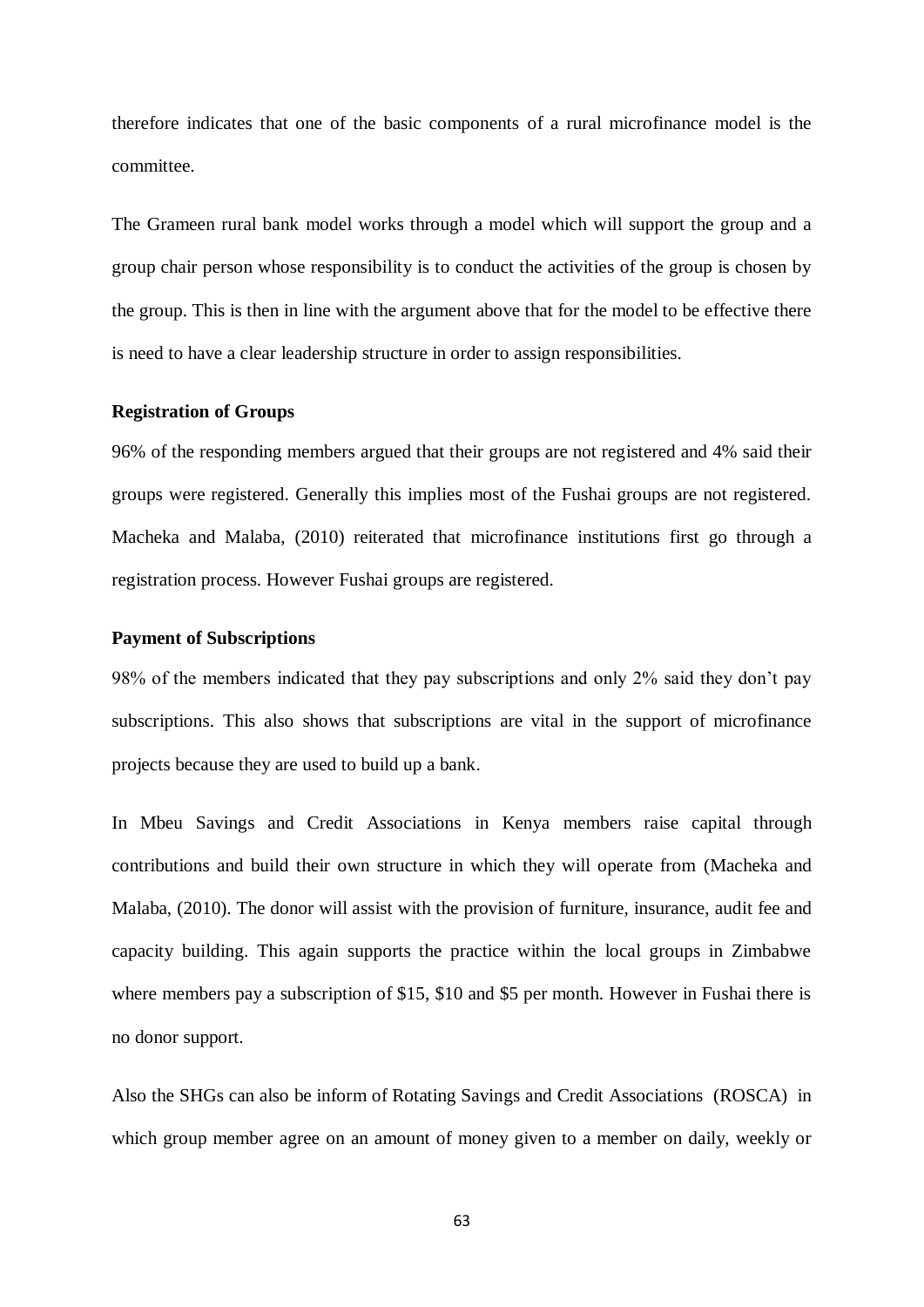therefore indicates that one of the basic components of a rural microfinance model is the committee.

The Grameen rural bank model works through a model which will support the group and a group chair person whose responsibility is to conduct the activities of the group is chosen by the group. This is then in line with the argument above that for the model to be effective there is need to have a clear leadership structure in order to assign responsibilities.

**Registration of Groups**

96% of the responding members argued that their groups are not registered and 4% said their groups were registered. Generally this implies most of the Fushai groups are not registered. Macheka and Malaba, (2010) reiterated that microfinance institutions first go through a registration process. However Fushai groups are registered.

**Payment of Subscriptions**

98% of the members indicated that they pay subscriptions and only 2% said they don't pay subscriptions. This also shows that subscriptions are vital in the support of microfinance projects because they are used to build up a bank.

In Mbeu Savings and Credit Associations in Kenya members raise capital through contributions and build their own structure in which they will operate from (Macheka and Malaba, (2010). The donor will assist with the provision of furniture, insurance, audit fee and capacity building. This again supports the practice within the local groups in Zimbabwe where members pay a subscription of $15, $10 and $5 per month. However in Fushai there is no donor support.

Also the SHGs can also be inform of Rotating Savings and Credit Associations (ROSCA) in which group member agree on an amount of money given to a member on daily, weekly or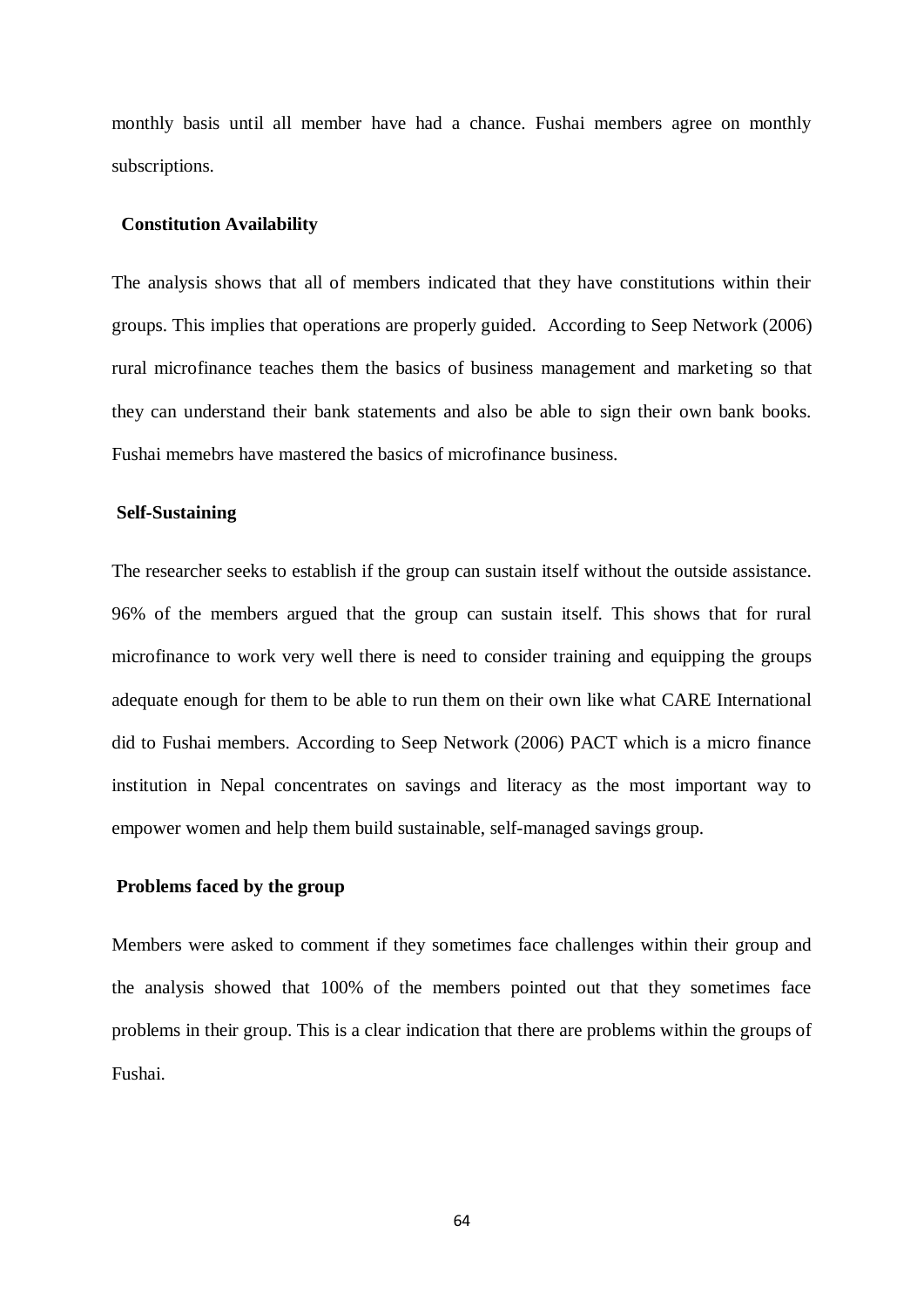monthly basis until all member have had a chance. Fushai members agree on monthly subscriptions.

**Constitution Availability**

The analysis shows that all of members indicated that they have constitutions within their groups. This implies that operations are properly guided. According to Seep Network (2006) rural microfinance teaches them the basics of business management and marketing so that they can understand their bank statements and also be able to sign their own bank books. Fushai memebrs have mastered the basics of microfinance business.

**Self-Sustaining**

The researcher seeks to establish if the group can sustain itself without the outside assistance. 96% of the members argued that the group can sustain itself. This shows that for rural microfinance to work very well there is need to consider training and equipping the groups adequate enough for them to be able to run them on their own like what CARE International did to Fushai members. According to Seep Network (2006) PACT which is a micro finance institution in Nepal concentrates on savings and literacy as the most important way to empower women and help them build sustainable, self-managed savings group.

**Problems faced by the group**

Members were asked to comment if they sometimes face challenges within their group and the analysis showed that 100% of the members pointed out that they sometimes face problems in their group. This is a clear indication that there are problems within the groups of Fushai.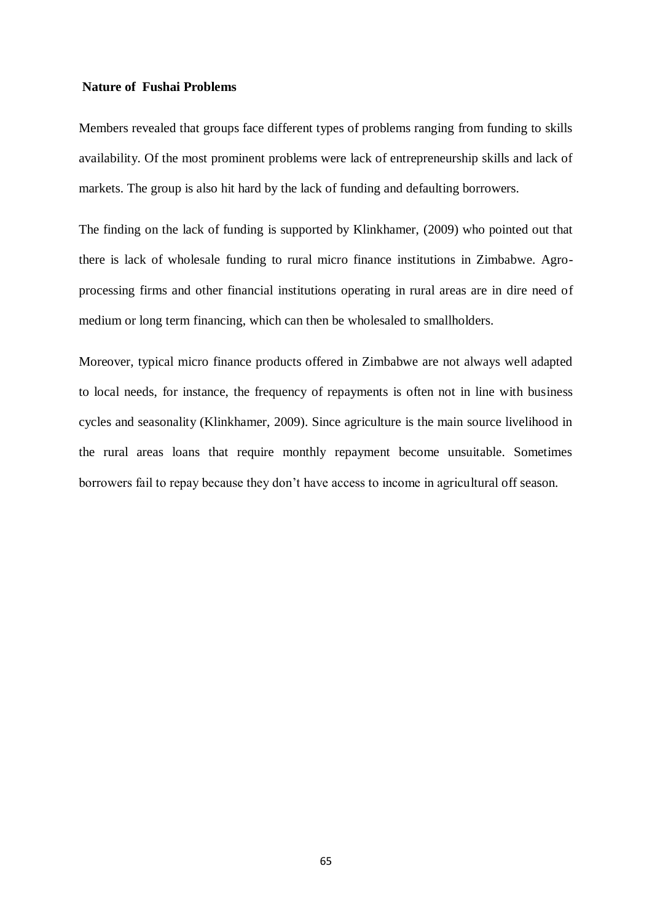**Nature of Fushai Problems**

Members revealed that groups face different types of problems ranging from funding to skills availability. Of the most prominent problems were lack of entrepreneurship skills and lack of markets. The group is also hit hard by the lack of funding and defaulting borrowers.

The finding on the lack of funding is supported by Klinkhamer, (2009) who pointed out that there is lack of wholesale funding to rural micro finance institutions in Zimbabwe. Agro-processing firms and other financial institutions operating in rural areas are in dire need of medium or long term financing, which can then be wholesaled to smallholders.

Moreover, typical micro finance products offered in Zimbabwe are not always well adapted to local needs, for instance, the frequency of repayments is often not in line with business cycles and seasonality (Klinkhamer, 2009). Since agriculture is the main source livelihood in the rural areas loans that require monthly repayment become unsuitable. Sometimes borrowers fail to repay because they don't have access to income in agricultural off season.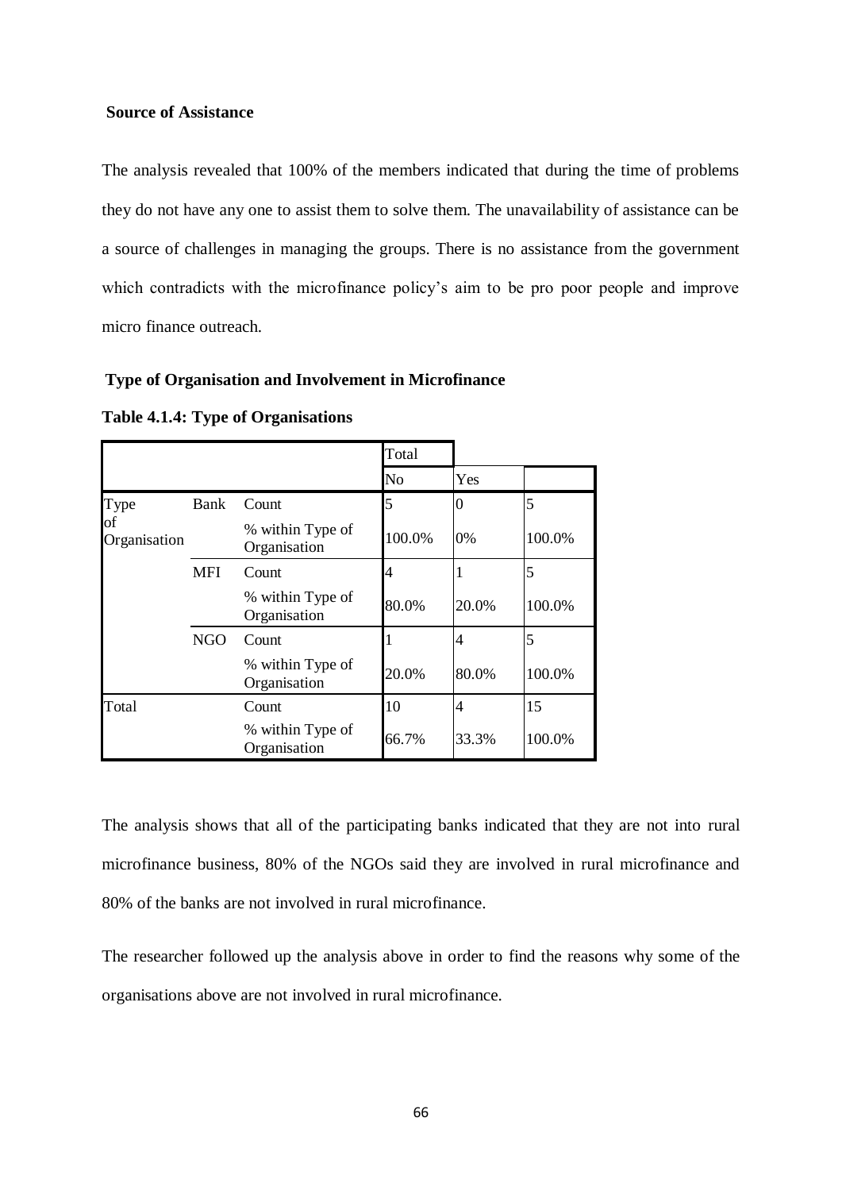**Source of Assistance**

The analysis revealed that 100% of the members indicated that during the time of problems they do not have any one to assist them to solve them. The unavailability of assistance can be a source of challenges in managing the groups. There is no assistance from the government which contradicts with the microfinance policy's aim to be pro poor people and improve micro finance outreach.

**Type of Organisation and Involvement in Microfinance**

**Table 4.1.4: Type of Organisations**

| | | | Total | | |
|---|---|---|---|---|---|
| | | | No | Yes | |
| Type of Organisation | Bank | Count | 5 | 0 | 5 |
| | | % within Type of Organisation | 100.0% | 0% | 100.0% |
| | MFI | Count | 4 | 1 | 5 |
| | | % within Type of Organisation | 80.0% | 20.0% | 100.0% |
| | NGO | Count | 1 | 4 | 5 |
| | | % within Type of Organisation | 20.0% | 80.0% | 100.0% |
| Total | | Count | 10 | 4 | 15 |
| | | % within Type of Organisation | 66.7% | 33.3% | 100.0% |

The analysis shows that all of the participating banks indicated that they are not into rural microfinance business, 80% of the NGOs said they are involved in rural microfinance and 80% of the banks are not involved in rural microfinance.

The researcher followed up the analysis above in order to find the reasons why some of the organisations above are not involved in rural microfinance.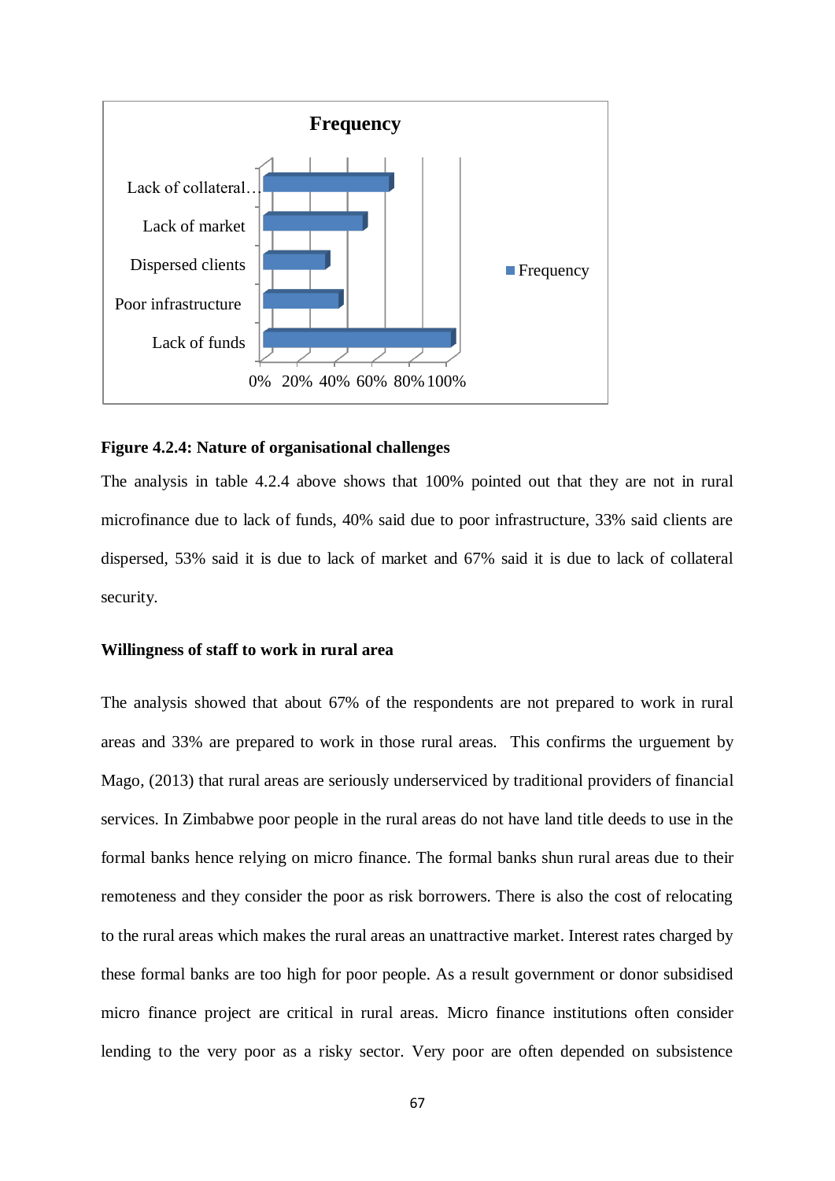**Figure 4.2.4: Nature of organisational challenges**

The analysis in table 4.2.4 above shows that 100% pointed out that they are not in rural microfinance due to lack of funds, 40% said due to poor infrastructure, 33% said clients are dispersed, 53% said it is due to lack of market and 67% said it is due to lack of collateral security.

**Willingness of staff to work in rural area**

The analysis showed that about 67% of the respondents are not prepared to work in rural areas and 33% are prepared to work in those rural areas. This confirms the urguement by Mago, (2013) that rural areas are seriously underserviced by traditional providers of financial services. In Zimbabwe poor people in the rural areas do not have land title deeds to use in the formal banks hence relying on micro finance. The formal banks shun rural areas due to their remoteness and they consider the poor as risk borrowers. There is also the cost of relocating to the rural areas which makes the rural areas an unattractive market. Interest rates charged by these formal banks are too high for poor people. As a result government or donor subsidised micro finance project are critical in rural areas. Micro finance institutions often consider lending to the very poor as a risky sector. Very poor are often depended on subsistence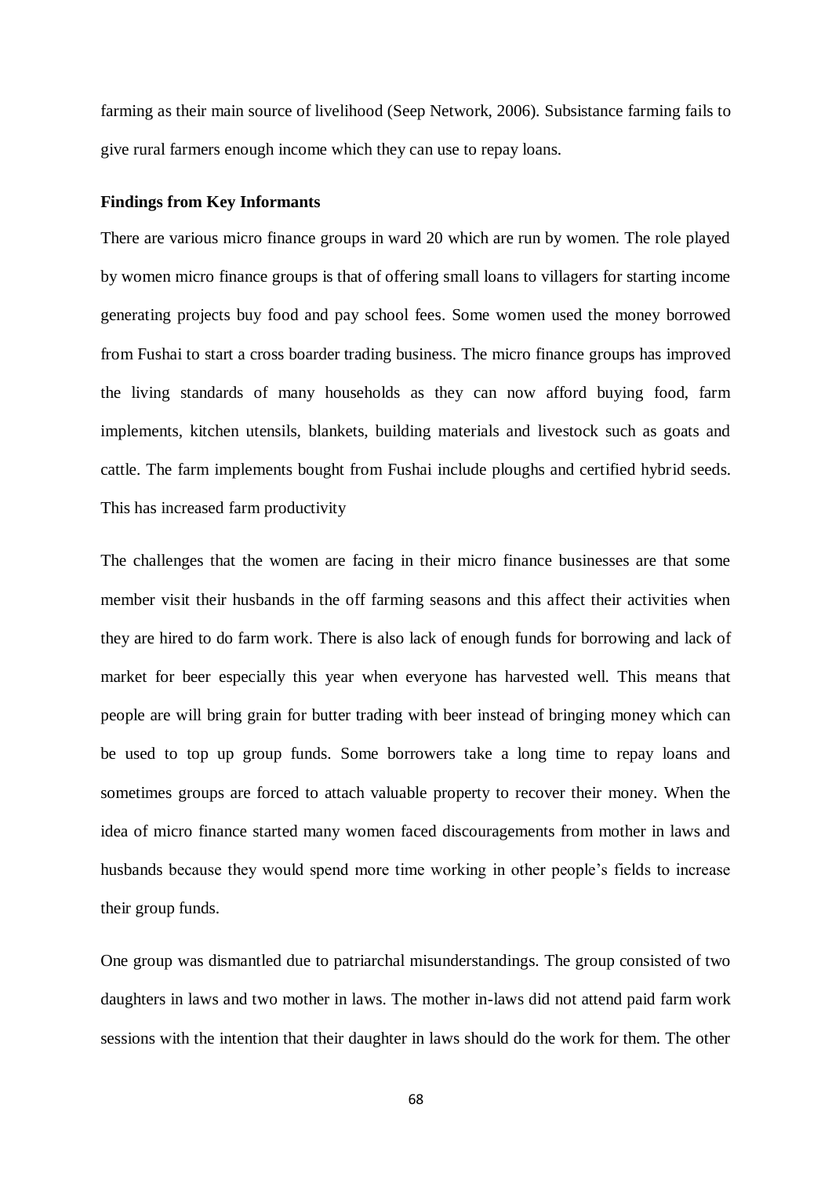farming as their main source of livelihood (Seep Network, 2006). Subsistance farming fails to give rural farmers enough income which they can use to repay loans.

**Findings from Key Informants**

There are various micro finance groups in ward 20 which are run by women. The role played by women micro finance groups is that of offering small loans to villagers for starting income generating projects buy food and pay school fees. Some women used the money borrowed from Fushai to start a cross boarder trading business. The micro finance groups has improved the living standards of many households as they can now afford buying food, farm implements, kitchen utensils, blankets, building materials and livestock such as goats and cattle. The farm implements bought from Fushai include ploughs and certified hybrid seeds. This has increased farm productivity

The challenges that the women are facing in their micro finance businesses are that some member visit their husbands in the off farming seasons and this affect their activities when they are hired to do farm work. There is also lack of enough funds for borrowing and lack of market for beer especially this year when everyone has harvested well. This means that people are will bring grain for butter trading with beer instead of bringing money which can be used to top up group funds. Some borrowers take a long time to repay loans and sometimes groups are forced to attach valuable property to recover their money. When the idea of micro finance started many women faced discouragements from mother in laws and husbands because they would spend more time working in other people's fields to increase their group funds.

One group was dismantled due to patriarchal misunderstandings. The group consisted of two daughters in laws and two mother in laws. The mother in-laws did not attend paid farm work sessions with the intention that their daughter in laws should do the work for them. The other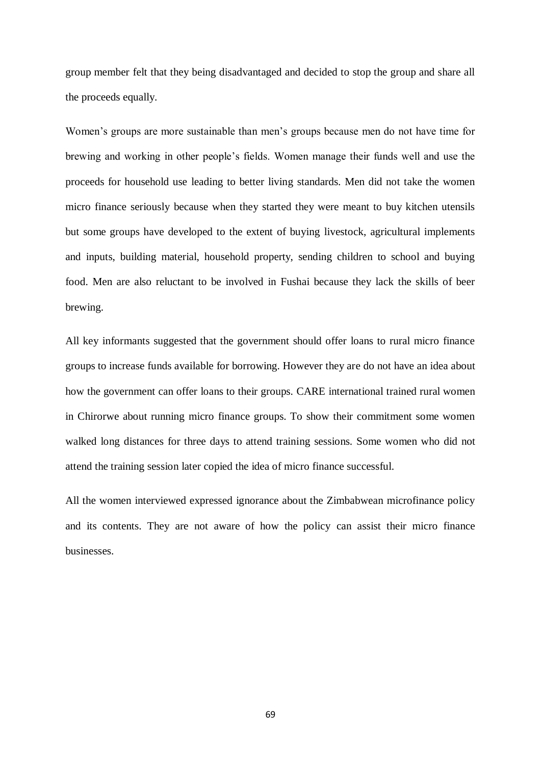group member felt that they being disadvantaged and decided to stop the group and share all the proceeds equally.

Women's groups are more sustainable than men's groups because men do not have time for brewing and working in other people's fields. Women manage their funds well and use the proceeds for household use leading to better living standards. Men did not take the women micro finance seriously because when they started they were meant to buy kitchen utensils but some groups have developed to the extent of buying livestock, agricultural implements and inputs, building material, household property, sending children to school and buying food. Men are also reluctant to be involved in Fushai because they lack the skills of beer brewing.

All key informants suggested that the government should offer loans to rural micro finance groups to increase funds available for borrowing. However they are do not have an idea about how the government can offer loans to their groups. CARE international trained rural women in Chirorwe about running micro finance groups. To show their commitment some women walked long distances for three days to attend training sessions. Some women who did not attend the training session later copied the idea of micro finance successful.

All the women interviewed expressed ignorance about the Zimbabwean microfinance policy and its contents. They are not aware of how the policy can assist their micro finance businesses.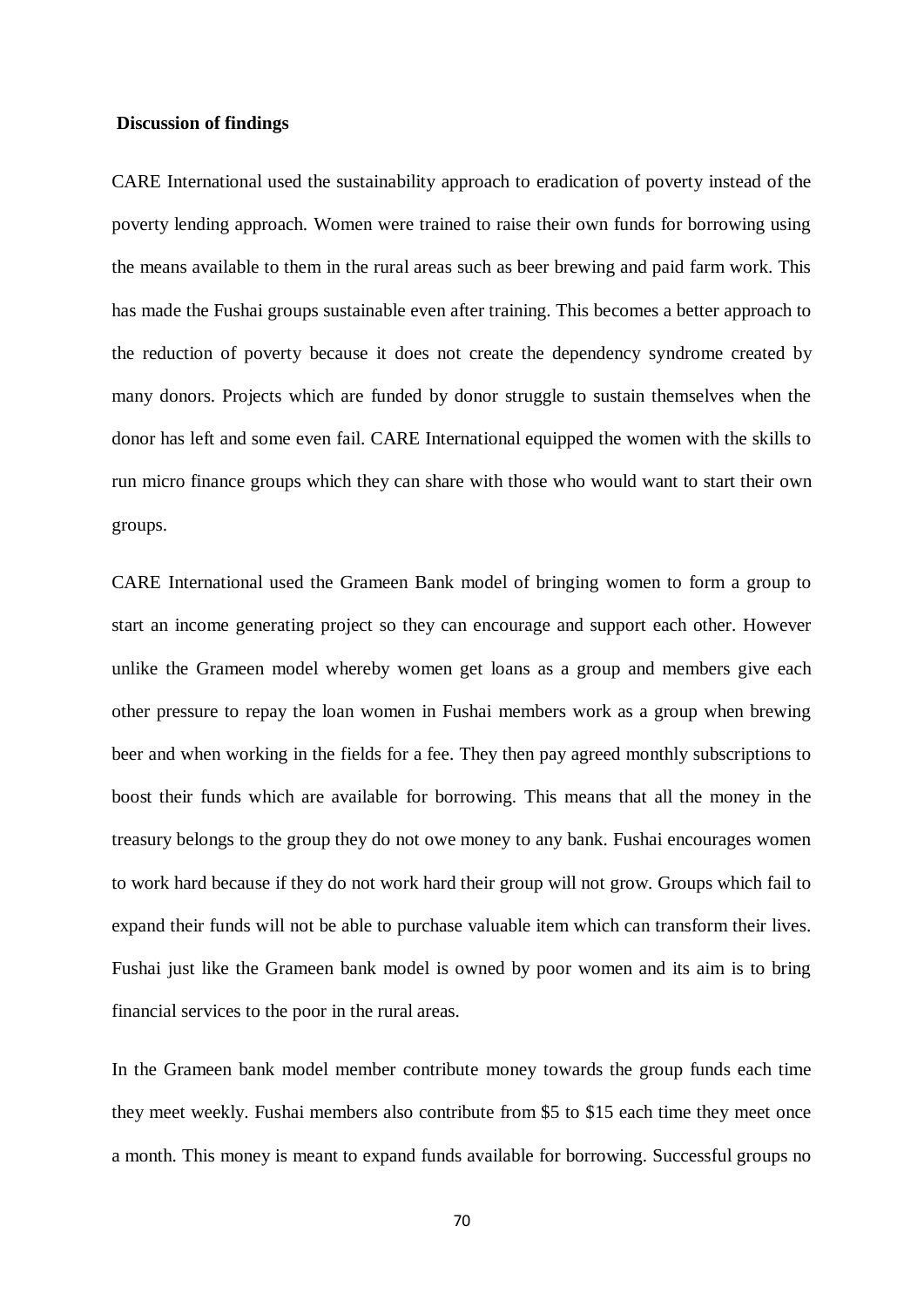**Discussion of findings**

CARE International used the sustainability approach to eradication of poverty instead of the poverty lending approach. Women were trained to raise their own funds for borrowing using the means available to them in the rural areas such as beer brewing and paid farm work. This has made the Fushai groups sustainable even after training. This becomes a better approach to the reduction of poverty because it does not create the dependency syndrome created by many donors. Projects which are funded by donor struggle to sustain themselves when the donor has left and some even fail. CARE International equipped the women with the skills to run micro finance groups which they can share with those who would want to start their own groups.

CARE International used the Grameen Bank model of bringing women to form a group to start an income generating project so they can encourage and support each other. However unlike the Grameen model whereby women get loans as a group and members give each other pressure to repay the loan women in Fushai members work as a group when brewing beer and when working in the fields for a fee. They then pay agreed monthly subscriptions to boost their funds which are available for borrowing. This means that all the money in the treasury belongs to the group they do not owe money to any bank. Fushai encourages women to work hard because if they do not work hard their group will not grow. Groups which fail to expand their funds will not be able to purchase valuable item which can transform their lives. Fushai just like the Grameen bank model is owned by poor women and its aim is to bring financial services to the poor in the rural areas.

In the Grameen bank model member contribute money towards the group funds each time they meet weekly. Fushai members also contribute from $5 to $15 each time they meet once a month. This money is meant to expand funds available for borrowing. Successful groups no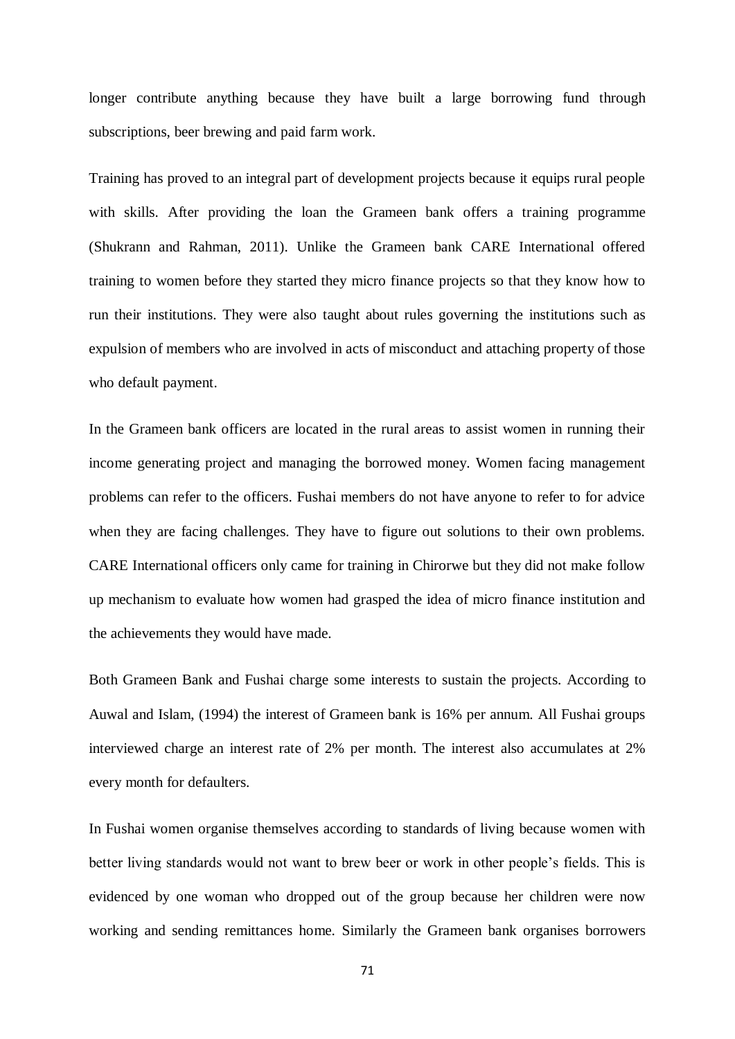longer contribute anything because they have built a large borrowing fund through subscriptions, beer brewing and paid farm work.

Training has proved to an integral part of development projects because it equips rural people with skills. After providing the loan the Grameen bank offers a training programme (Shukrann and Rahman, 2011). Unlike the Grameen bank CARE International offered training to women before they started they micro finance projects so that they know how to run their institutions. They were also taught about rules governing the institutions such as expulsion of members who are involved in acts of misconduct and attaching property of those who default payment.

In the Grameen bank officers are located in the rural areas to assist women in running their income generating project and managing the borrowed money. Women facing management problems can refer to the officers. Fushai members do not have anyone to refer to for advice when they are facing challenges. They have to figure out solutions to their own problems. CARE International officers only came for training in Chirorwe but they did not make follow up mechanism to evaluate how women had grasped the idea of micro finance institution and the achievements they would have made.

Both Grameen Bank and Fushai charge some interests to sustain the projects. According to Auwal and Islam, (1994) the interest of Grameen bank is 16% per annum. All Fushai groups interviewed charge an interest rate of 2% per month. The interest also accumulates at 2% every month for defaulters.

In Fushai women organise themselves according to standards of living because women with better living standards would not want to brew beer or work in other people's fields. This is evidenced by one woman who dropped out of the group because her children were now working and sending remittances home. Similarly the Grameen bank organises borrowers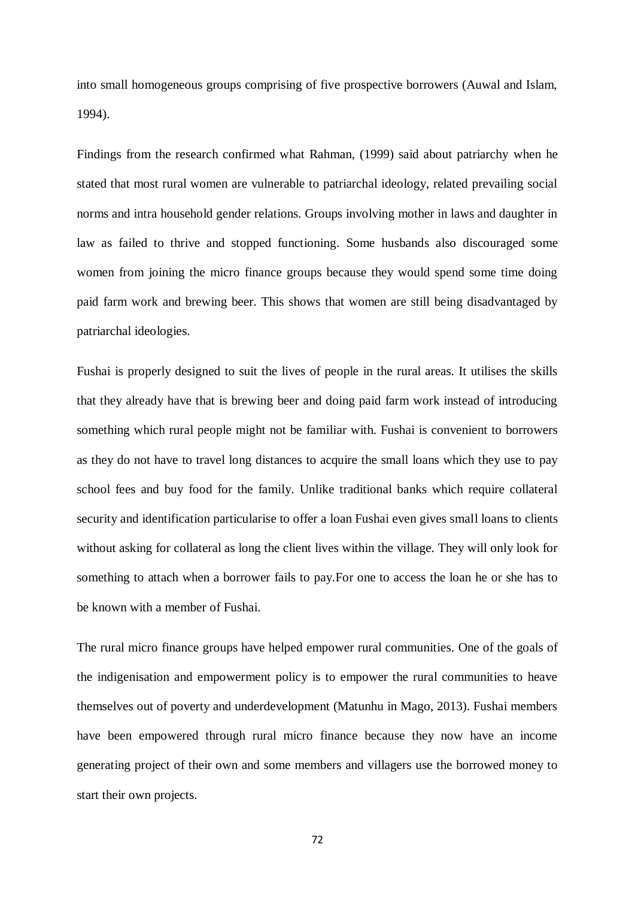into small homogeneous groups comprising of five prospective borrowers (Auwal and Islam, 1994).

Findings from the research confirmed what Rahman, (1999) said about patriarchy when he stated that most rural women are vulnerable to patriarchal ideology, related prevailing social norms and intra household gender relations. Groups involving mother in laws and daughter in law as failed to thrive and stopped functioning. Some husbands also discouraged some women from joining the micro finance groups because they would spend some time doing paid farm work and brewing beer. This shows that women are still being disadvantaged by patriarchal ideologies.

Fushai is properly designed to suit the lives of people in the rural areas. It utilises the skills that they already have that is brewing beer and doing paid farm work instead of introducing something which rural people might not be familiar with. Fushai is convenient to borrowers as they do not have to travel long distances to acquire the small loans which they use to pay school fees and buy food for the family. Unlike traditional banks which require collateral security and identification particularise to offer a loan Fushai even gives small loans to clients without asking for collateral as long the client lives within the village. They will only look for something to attach when a borrower fails to pay.For one to access the loan he or she has to be known with a member of Fushai.

The rural micro finance groups have helped empower rural communities. One of the goals of the indigenisation and empowerment policy is to empower the rural communities to heave themselves out of poverty and underdevelopment (Matunhu in Mago, 2013). Fushai members have been empowered through rural micro finance because they now have an income generating project of their own and some members and villagers use the borrowed money to start their own projects.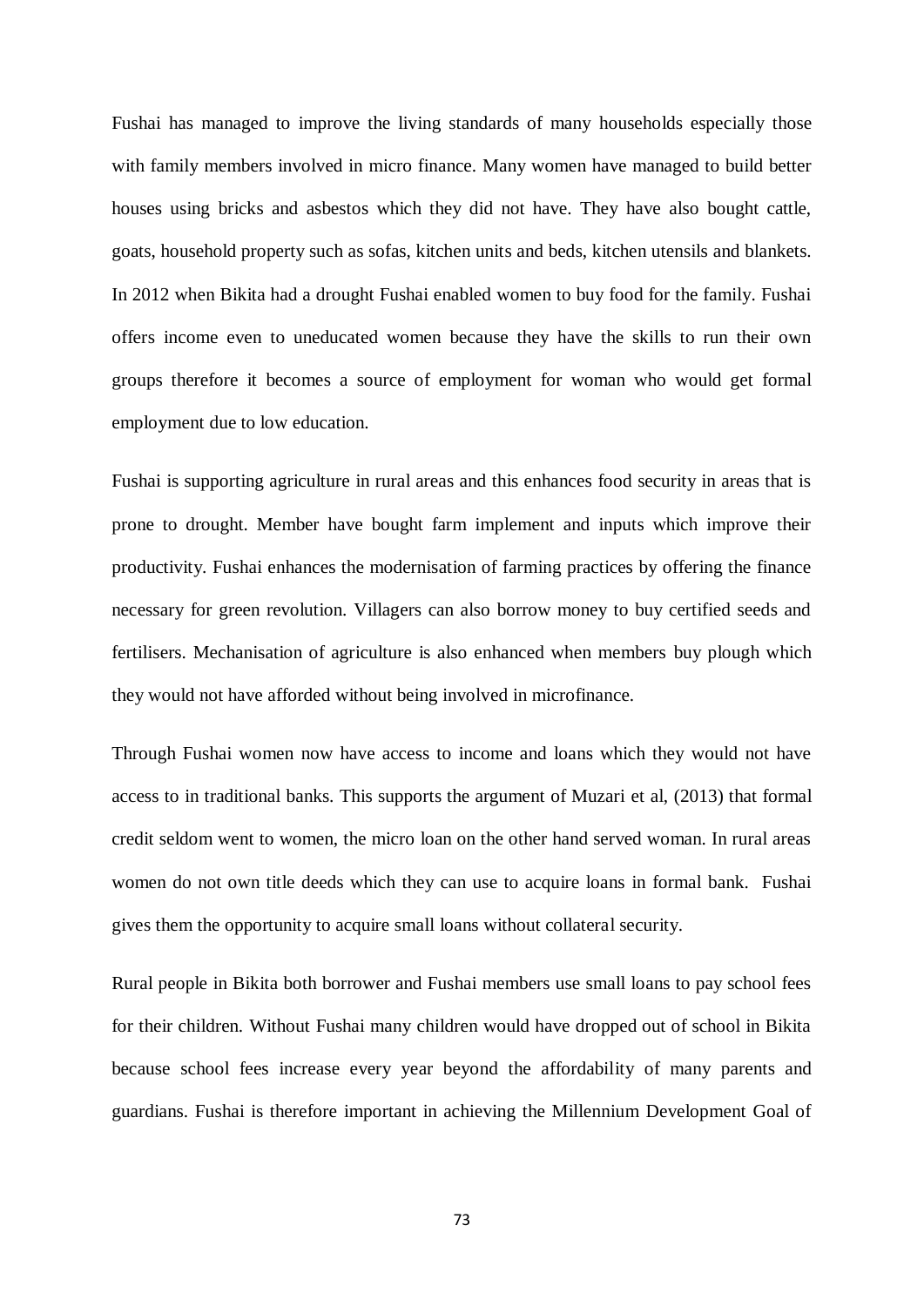Fushai has managed to improve the living standards of many households especially those with family members involved in micro finance. Many women have managed to build better houses using bricks and asbestos which they did not have. They have also bought cattle, goats, household property such as sofas, kitchen units and beds, kitchen utensils and blankets. In 2012 when Bikita had a drought Fushai enabled women to buy food for the family. Fushai offers income even to uneducated women because they have the skills to run their own groups therefore it becomes a source of employment for woman who would get formal employment due to low education.

Fushai is supporting agriculture in rural areas and this enhances food security in areas that is prone to drought. Member have bought farm implement and inputs which improve their productivity. Fushai enhances the modernisation of farming practices by offering the finance necessary for green revolution. Villagers can also borrow money to buy certified seeds and fertilisers. Mechanisation of agriculture is also enhanced when members buy plough which they would not have afforded without being involved in microfinance.

Through Fushai women now have access to income and loans which they would not have access to in traditional banks. This supports the argument of Muzari et al, (2013) that formal credit seldom went to women, the micro loan on the other hand served woman. In rural areas women do not own title deeds which they can use to acquire loans in formal bank. Fushai gives them the opportunity to acquire small loans without collateral security.

Rural people in Bikita both borrower and Fushai members use small loans to pay school fees for their children. Without Fushai many children would have dropped out of school in Bikita because school fees increase every year beyond the affordability of many parents and guardians. Fushai is therefore important in achieving the Millennium Development Goal of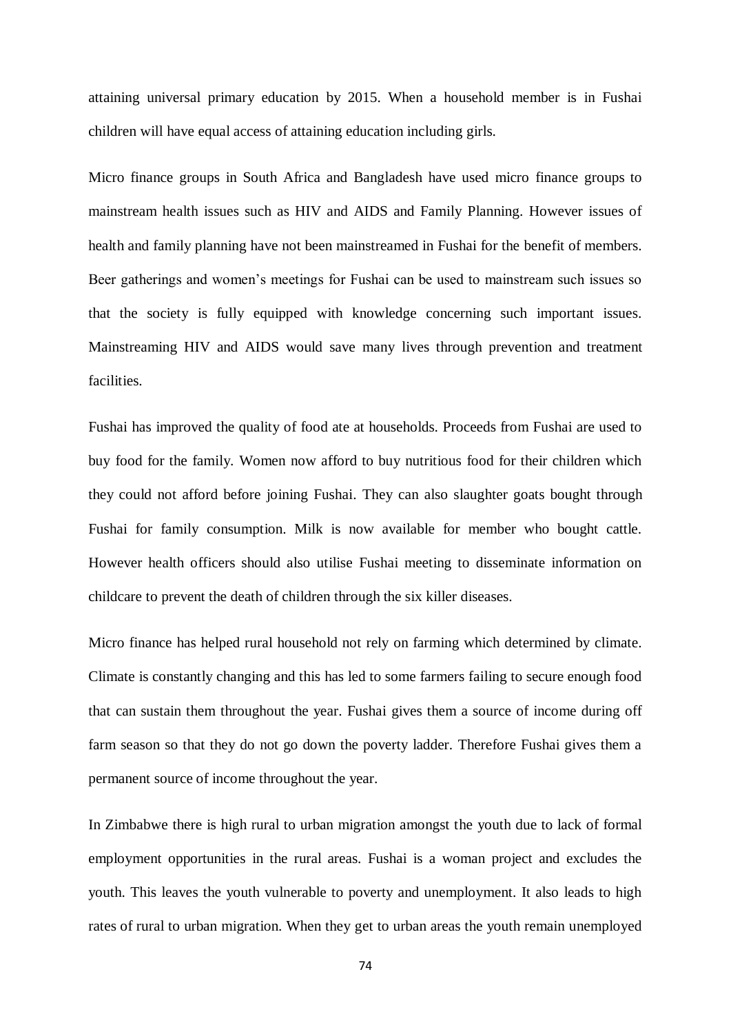attaining universal primary education by 2015. When a household member is in Fushai children will have equal access of attaining education including girls.

Micro finance groups in South Africa and Bangladesh have used micro finance groups to mainstream health issues such as HIV and AIDS and Family Planning. However issues of health and family planning have not been mainstreamed in Fushai for the benefit of members. Beer gatherings and women's meetings for Fushai can be used to mainstream such issues so that the society is fully equipped with knowledge concerning such important issues. Mainstreaming HIV and AIDS would save many lives through prevention and treatment facilities.

Fushai has improved the quality of food ate at households. Proceeds from Fushai are used to buy food for the family. Women now afford to buy nutritious food for their children which they could not afford before joining Fushai. They can also slaughter goats bought through Fushai for family consumption. Milk is now available for member who bought cattle. However health officers should also utilise Fushai meeting to disseminate information on childcare to prevent the death of children through the six killer diseases.

Micro finance has helped rural household not rely on farming which determined by climate. Climate is constantly changing and this has led to some farmers failing to secure enough food that can sustain them throughout the year. Fushai gives them a source of income during off farm season so that they do not go down the poverty ladder. Therefore Fushai gives them a permanent source of income throughout the year.

In Zimbabwe there is high rural to urban migration amongst the youth due to lack of formal employment opportunities in the rural areas. Fushai is a woman project and excludes the youth. This leaves the youth vulnerable to poverty and unemployment. It also leads to high rates of rural to urban migration. When they get to urban areas the youth remain unemployed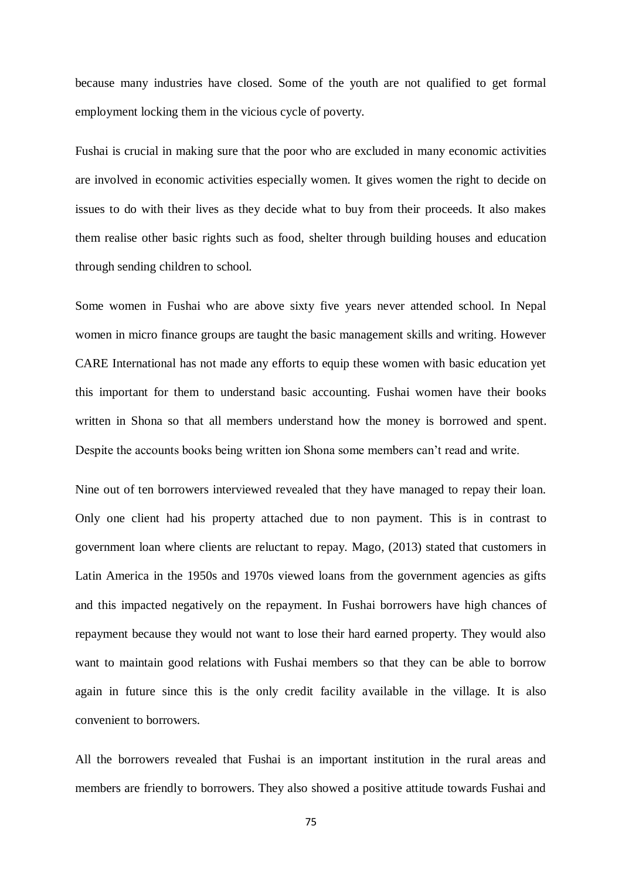because many industries have closed. Some of the youth are not qualified to get formal employment locking them in the vicious cycle of poverty.

Fushai is crucial in making sure that the poor who are excluded in many economic activities are involved in economic activities especially women. It gives women the right to decide on issues to do with their lives as they decide what to buy from their proceeds. It also makes them realise other basic rights such as food, shelter through building houses and education through sending children to school.

Some women in Fushai who are above sixty five years never attended school. In Nepal women in micro finance groups are taught the basic management skills and writing. However CARE International has not made any efforts to equip these women with basic education yet this important for them to understand basic accounting. Fushai women have their books written in Shona so that all members understand how the money is borrowed and spent. Despite the accounts books being written ion Shona some members can't read and write.

Nine out of ten borrowers interviewed revealed that they have managed to repay their loan. Only one client had his property attached due to non payment. This is in contrast to government loan where clients are reluctant to repay. Mago, (2013) stated that customers in Latin America in the 1950s and 1970s viewed loans from the government agencies as gifts and this impacted negatively on the repayment. In Fushai borrowers have high chances of repayment because they would not want to lose their hard earned property. They would also want to maintain good relations with Fushai members so that they can be able to borrow again in future since this is the only credit facility available in the village. It is also convenient to borrowers.

All the borrowers revealed that Fushai is an important institution in the rural areas and members are friendly to borrowers. They also showed a positive attitude towards Fushai and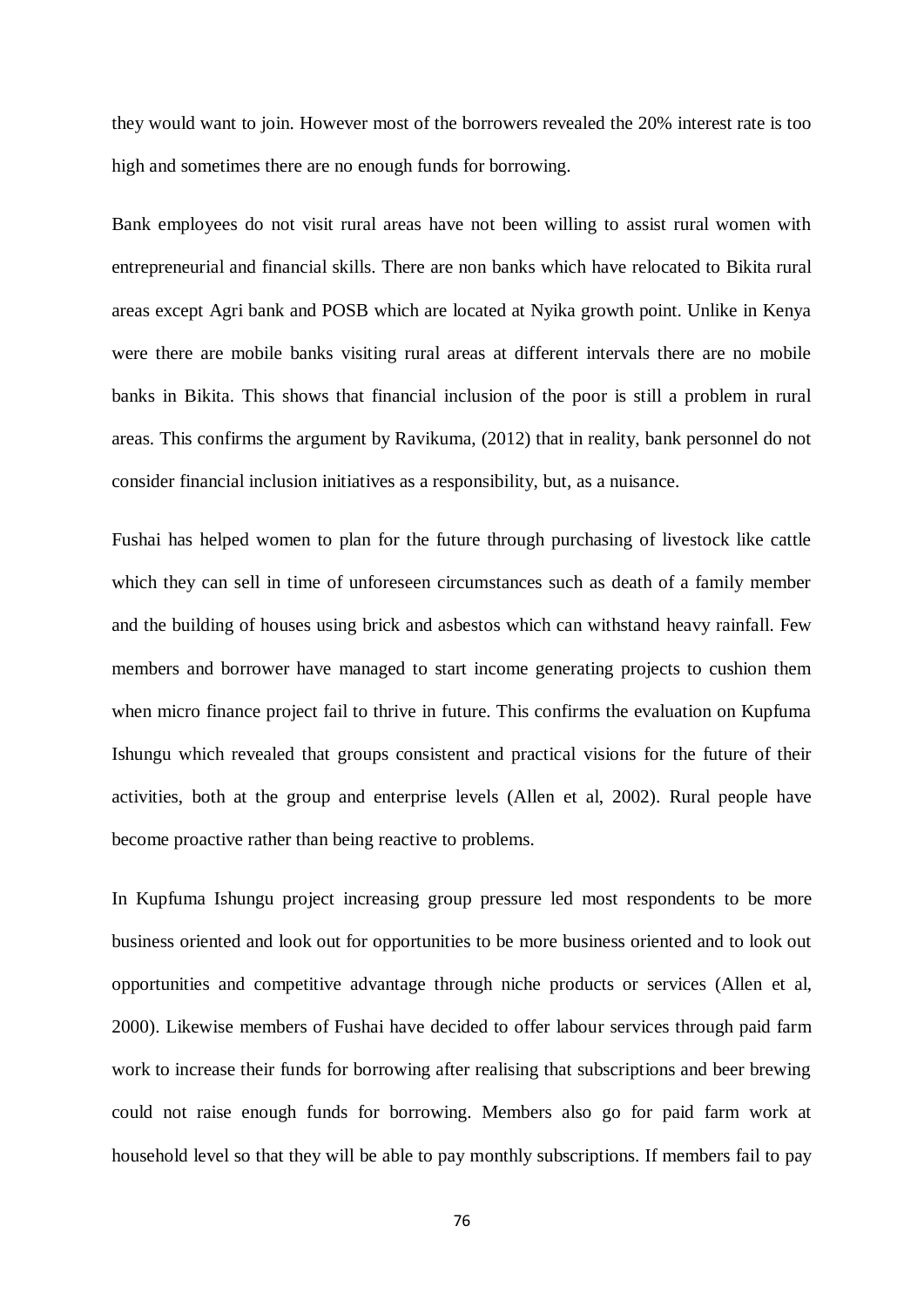they would want to join. However most of the borrowers revealed the 20% interest rate is too high and sometimes there are no enough funds for borrowing.

Bank employees do not visit rural areas have not been willing to assist rural women with entrepreneurial and financial skills. There are non banks which have relocated to Bikita rural areas except Agri bank and POSB which are located at Nyika growth point. Unlike in Kenya were there are mobile banks visiting rural areas at different intervals there are no mobile banks in Bikita. This shows that financial inclusion of the poor is still a problem in rural areas. This confirms the argument by Ravikuma, (2012) that in reality, bank personnel do not consider financial inclusion initiatives as a responsibility, but, as a nuisance.

Fushai has helped women to plan for the future through purchasing of livestock like cattle which they can sell in time of unforeseen circumstances such as death of a family member and the building of houses using brick and asbestos which can withstand heavy rainfall. Few members and borrower have managed to start income generating projects to cushion them when micro finance project fail to thrive in future. This confirms the evaluation on Kupfuma Ishungu which revealed that groups consistent and practical visions for the future of their activities, both at the group and enterprise levels (Allen et al, 2002). Rural people have become proactive rather than being reactive to problems.

In Kupfuma Ishungu project increasing group pressure led most respondents to be more business oriented and look out for opportunities to be more business oriented and to look out opportunities and competitive advantage through niche products or services (Allen et al, 2000). Likewise members of Fushai have decided to offer labour services through paid farm work to increase their funds for borrowing after realising that subscriptions and beer brewing could not raise enough funds for borrowing. Members also go for paid farm work at household level so that they will be able to pay monthly subscriptions. If members fail to pay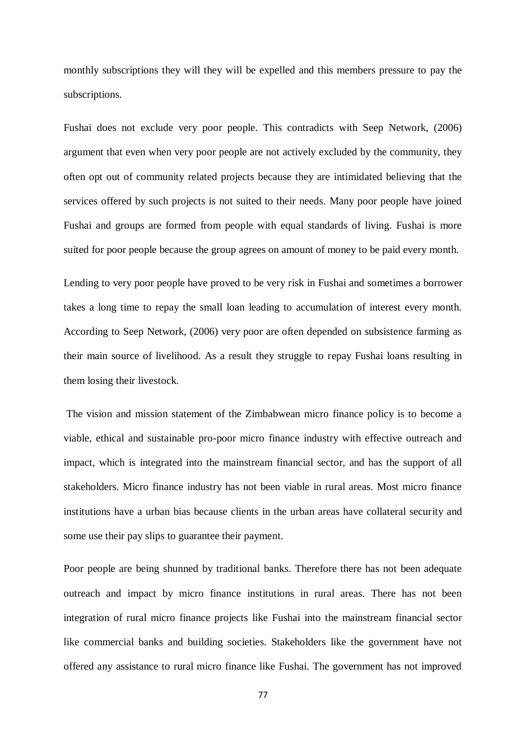monthly subscriptions they will they will be expelled and this members pressure to pay the subscriptions.

Fushai does not exclude very poor people. This contradicts with Seep Network, (2006) argument that even when very poor people are not actively excluded by the community, they often opt out of community related projects because they are intimidated believing that the services offered by such projects is not suited to their needs. Many poor people have joined Fushai and groups are formed from people with equal standards of living. Fushai is more suited for poor people because the group agrees on amount of money to be paid every month.

Lending to very poor people have proved to be very risk in Fushai and sometimes a borrower takes a long time to repay the small loan leading to accumulation of interest every month. According to Seep Network, (2006) very poor are often depended on subsistence farming as their main source of livelihood. As a result they struggle to repay Fushai loans resulting in them losing their livestock.

The vision and mission statement of the Zimbabwean micro finance policy is to become a viable, ethical and sustainable pro-poor micro finance industry with effective outreach and impact, which is integrated into the mainstream financial sector, and has the support of all stakeholders. Micro finance industry has not been viable in rural areas. Most micro finance institutions have a urban bias because clients in the urban areas have collateral security and some use their pay slips to guarantee their payment.

Poor people are being shunned by traditional banks. Therefore there has not been adequate outreach and impact by micro finance institutions in rural areas. There has not been integration of rural micro finance projects like Fushai into the mainstream financial sector like commercial banks and building societies. Stakeholders like the government have not offered any assistance to rural micro finance like Fushai. The government has not improved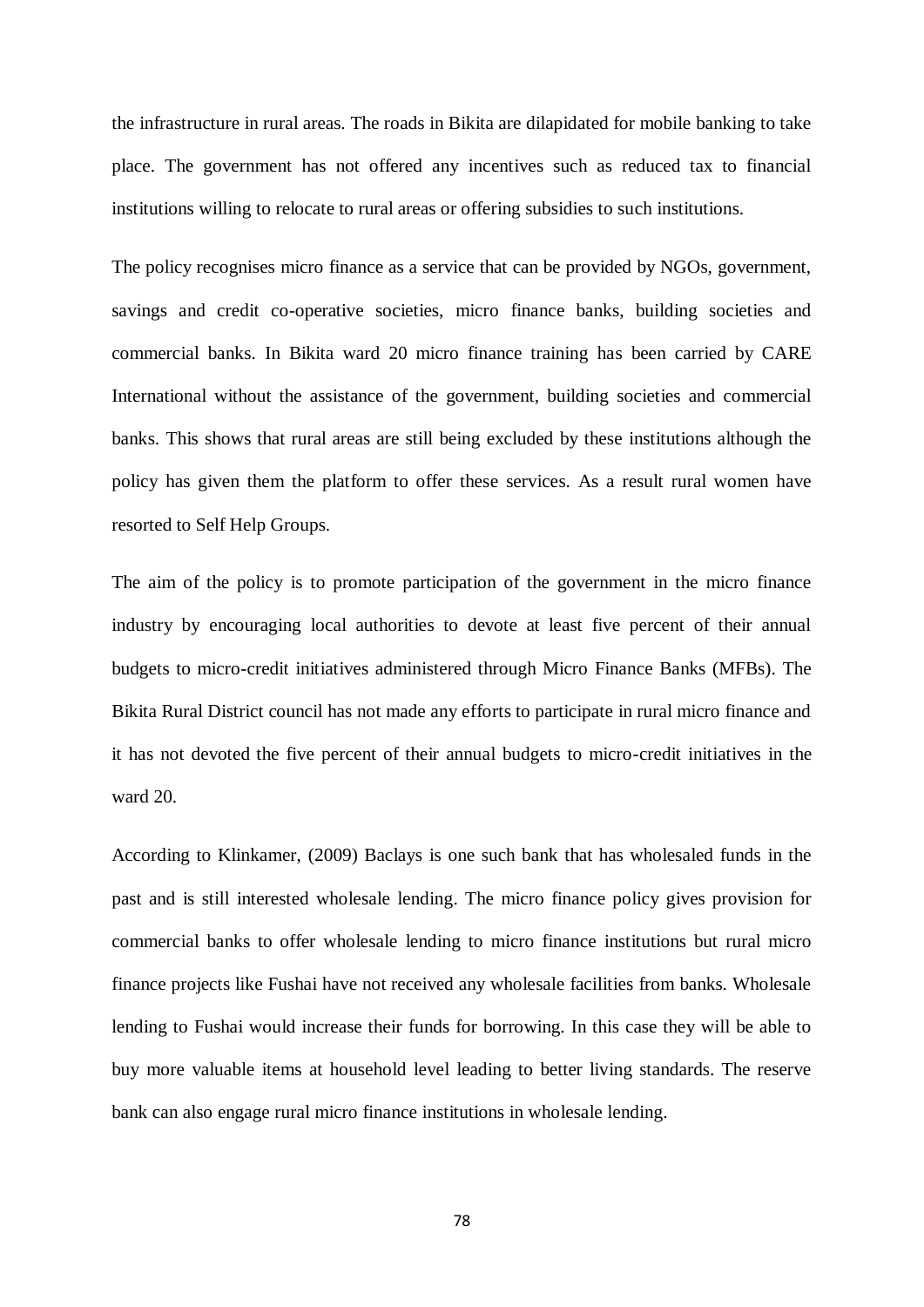the infrastructure in rural areas. The roads in Bikita are dilapidated for mobile banking to take place. The government has not offered any incentives such as reduced tax to financial institutions willing to relocate to rural areas or offering subsidies to such institutions.

The policy recognises micro finance as a service that can be provided by NGOs, government, savings and credit co-operative societies, micro finance banks, building societies and commercial banks. In Bikita ward 20 micro finance training has been carried by CARE International without the assistance of the government, building societies and commercial banks. This shows that rural areas are still being excluded by these institutions although the policy has given them the platform to offer these services. As a result rural women have resorted to Self Help Groups.

The aim of the policy is to promote participation of the government in the micro finance industry by encouraging local authorities to devote at least five percent of their annual budgets to micro-credit initiatives administered through Micro Finance Banks (MFBs). The Bikita Rural District council has not made any efforts to participate in rural micro finance and it has not devoted the five percent of their annual budgets to micro-credit initiatives in the ward 20.

According to Klinkamer, (2009) Baclays is one such bank that has wholesaled funds in the past and is still interested wholesale lending. The micro finance policy gives provision for commercial banks to offer wholesale lending to micro finance institutions but rural micro finance projects like Fushai have not received any wholesale facilities from banks. Wholesale lending to Fushai would increase their funds for borrowing. In this case they will be able to buy more valuable items at household level leading to better living standards. The reserve bank can also engage rural micro finance institutions in wholesale lending.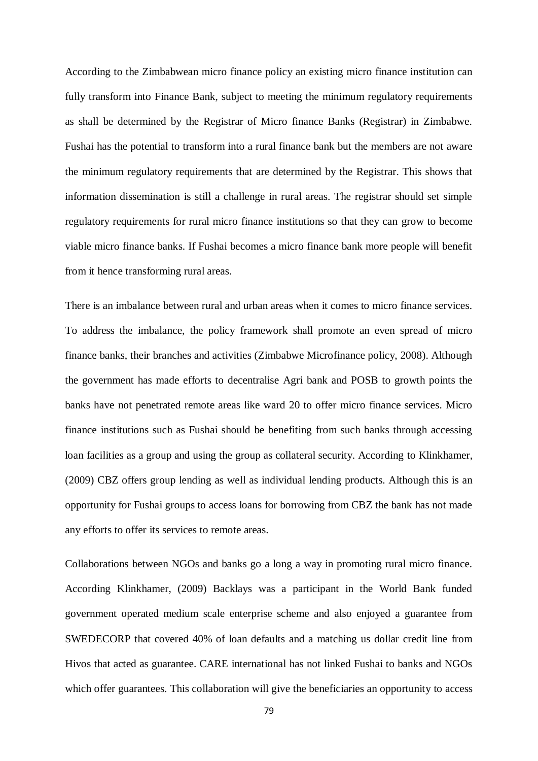According to the Zimbabwean micro finance policy an existing micro finance institution can fully transform into Finance Bank, subject to meeting the minimum regulatory requirements as shall be determined by the Registrar of Micro finance Banks (Registrar) in Zimbabwe. Fushai has the potential to transform into a rural finance bank but the members are not aware the minimum regulatory requirements that are determined by the Registrar. This shows that information dissemination is still a challenge in rural areas. The registrar should set simple regulatory requirements for rural micro finance institutions so that they can grow to become viable micro finance banks. If Fushai becomes a micro finance bank more people will benefit from it hence transforming rural areas.

There is an imbalance between rural and urban areas when it comes to micro finance services. To address the imbalance, the policy framework shall promote an even spread of micro finance banks, their branches and activities (Zimbabwe Microfinance policy, 2008). Although the government has made efforts to decentralise Agri bank and POSB to growth points the banks have not penetrated remote areas like ward 20 to offer micro finance services. Micro finance institutions such as Fushai should be benefiting from such banks through accessing loan facilities as a group and using the group as collateral security. According to Klinkhamer, (2009) CBZ offers group lending as well as individual lending products. Although this is an opportunity for Fushai groups to access loans for borrowing from CBZ the bank has not made any efforts to offer its services to remote areas.

Collaborations between NGOs and banks go a long a way in promoting rural micro finance. According Klinkhamer, (2009) Backlays was a participant in the World Bank funded government operated medium scale enterprise scheme and also enjoyed a guarantee from SWEDECORP that covered 40% of loan defaults and a matching us dollar credit line from Hivos that acted as guarantee. CARE international has not linked Fushai to banks and NGOs which offer guarantees. This collaboration will give the beneficiaries an opportunity to access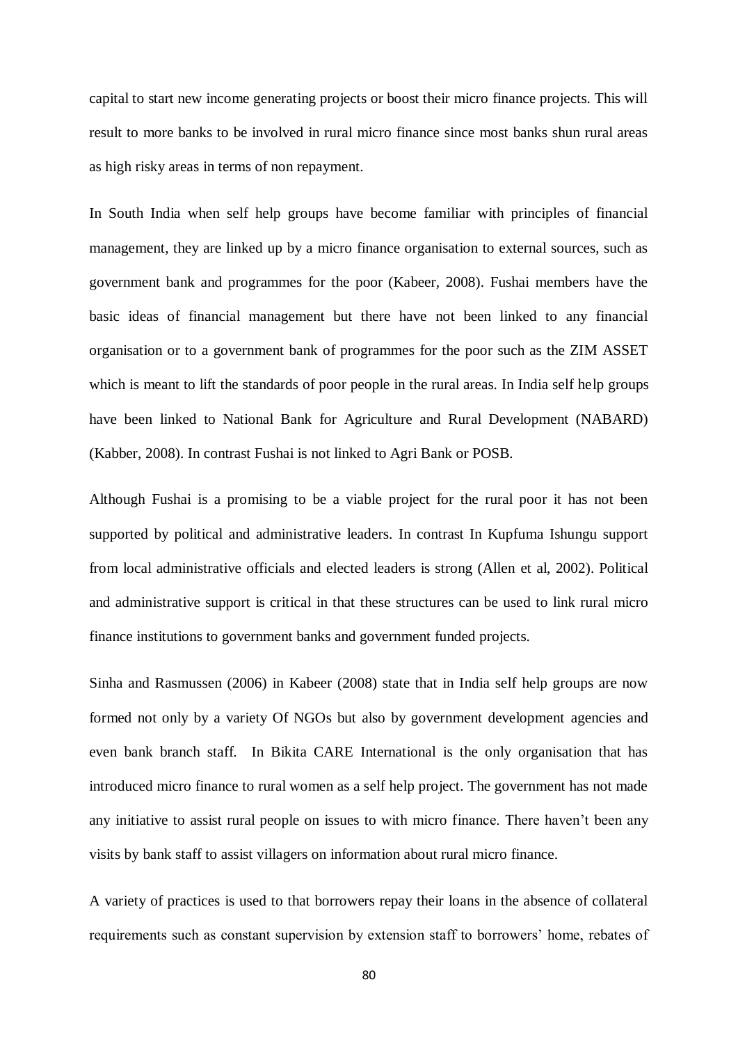capital to start new income generating projects or boost their micro finance projects. This will result to more banks to be involved in rural micro finance since most banks shun rural areas as high risky areas in terms of non repayment.

In South India when self help groups have become familiar with principles of financial management, they are linked up by a micro finance organisation to external sources, such as government bank and programmes for the poor (Kabeer, 2008). Fushai members have the basic ideas of financial management but there have not been linked to any financial organisation or to a government bank of programmes for the poor such as the ZIM ASSET which is meant to lift the standards of poor people in the rural areas. In India self help groups have been linked to National Bank for Agriculture and Rural Development (NABARD) (Kabber, 2008). In contrast Fushai is not linked to Agri Bank or POSB.

Although Fushai is a promising to be a viable project for the rural poor it has not been supported by political and administrative leaders. In contrast In Kupfuma Ishungu support from local administrative officials and elected leaders is strong (Allen et al, 2002). Political and administrative support is critical in that these structures can be used to link rural micro finance institutions to government banks and government funded projects.

Sinha and Rasmussen (2006) in Kabeer (2008) state that in India self help groups are now formed not only by a variety Of NGOs but also by government development agencies and even bank branch staff. In Bikita CARE International is the only organisation that has introduced micro finance to rural women as a self help project. The government has not made any initiative to assist rural people on issues to with micro finance. There haven't been any visits by bank staff to assist villagers on information about rural micro finance.

A variety of practices is used to that borrowers repay their loans in the absence of collateral requirements such as constant supervision by extension staff to borrowers' home, rebates of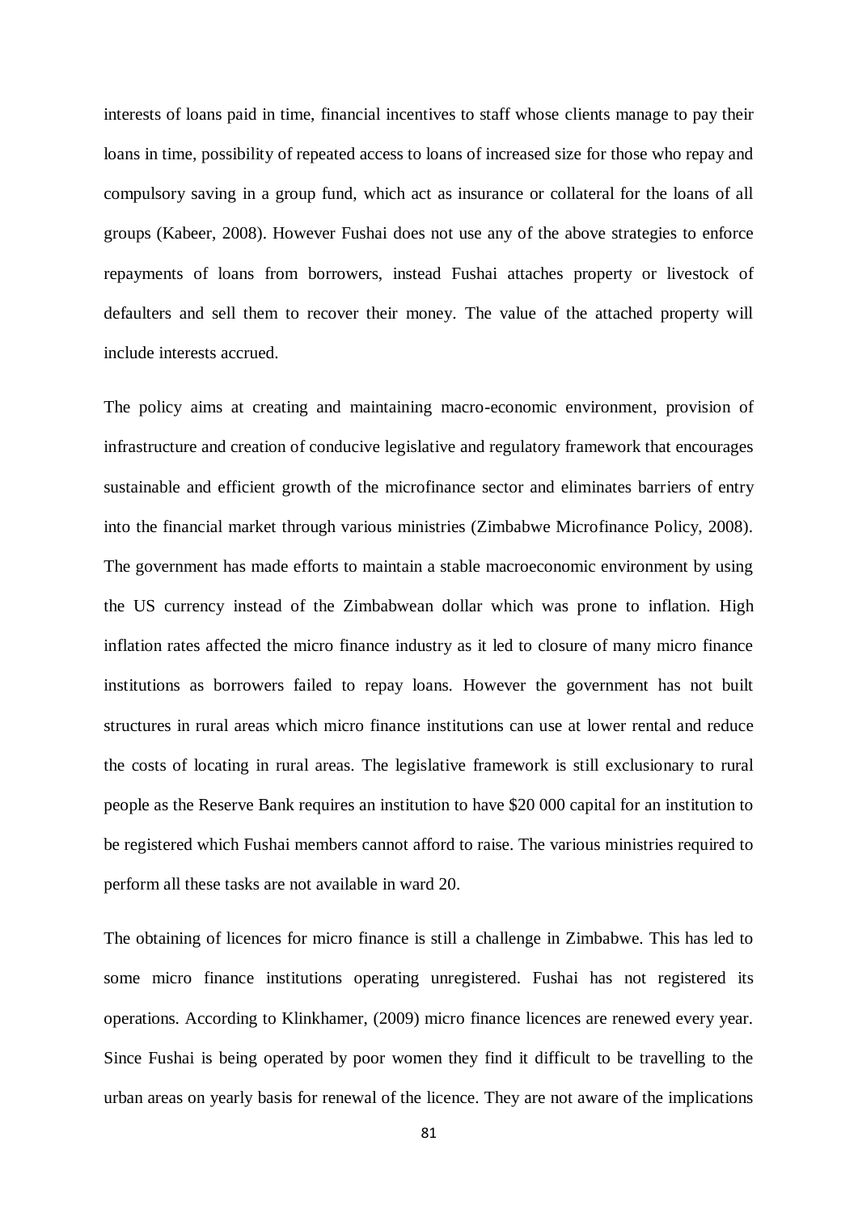interests of loans paid in time, financial incentives to staff whose clients manage to pay their loans in time, possibility of repeated access to loans of increased size for those who repay and compulsory saving in a group fund, which act as insurance or collateral for the loans of all groups (Kabeer, 2008). However Fushai does not use any of the above strategies to enforce repayments of loans from borrowers, instead Fushai attaches property or livestock of defaulters and sell them to recover their money. The value of the attached property will include interests accrued.

The policy aims at creating and maintaining macro-economic environment, provision of infrastructure and creation of conducive legislative and regulatory framework that encourages sustainable and efficient growth of the microfinance sector and eliminates barriers of entry into the financial market through various ministries (Zimbabwe Microfinance Policy, 2008). The government has made efforts to maintain a stable macroeconomic environment by using the US currency instead of the Zimbabwean dollar which was prone to inflation. High inflation rates affected the micro finance industry as it led to closure of many micro finance institutions as borrowers failed to repay loans. However the government has not built structures in rural areas which micro finance institutions can use at lower rental and reduce the costs of locating in rural areas. The legislative framework is still exclusionary to rural people as the Reserve Bank requires an institution to have $20 000 capital for an institution to be registered which Fushai members cannot afford to raise. The various ministries required to perform all these tasks are not available in ward 20.

The obtaining of licences for micro finance is still a challenge in Zimbabwe. This has led to some micro finance institutions operating unregistered. Fushai has not registered its operations. According to Klinkhamer, (2009) micro finance licences are renewed every year. Since Fushai is being operated by poor women they find it difficult to be travelling to the urban areas on yearly basis for renewal of the licence. They are not aware of the implications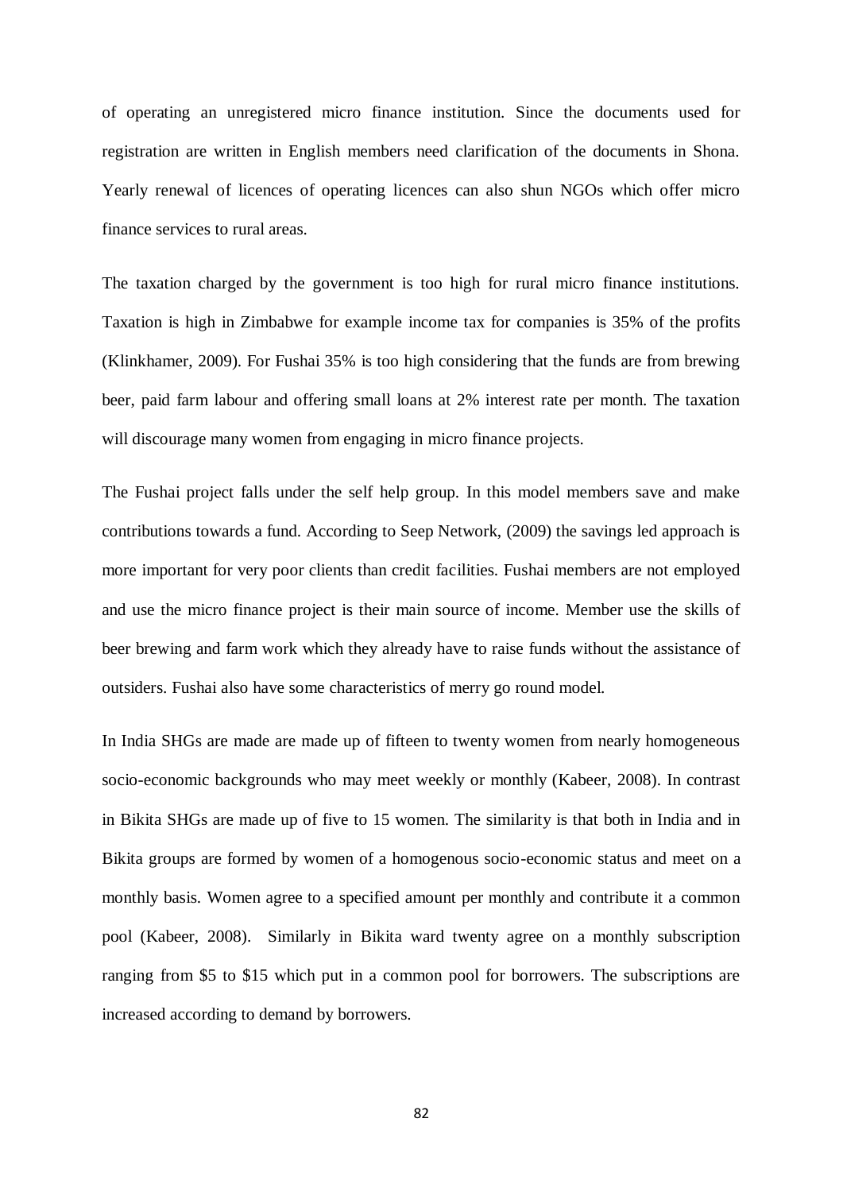of operating an unregistered micro finance institution. Since the documents used for registration are written in English members need clarification of the documents in Shona. Yearly renewal of licences of operating licences can also shun NGOs which offer micro finance services to rural areas.

The taxation charged by the government is too high for rural micro finance institutions. Taxation is high in Zimbabwe for example income tax for companies is 35% of the profits (Klinkhamer, 2009). For Fushai 35% is too high considering that the funds are from brewing beer, paid farm labour and offering small loans at 2% interest rate per month. The taxation will discourage many women from engaging in micro finance projects.

The Fushai project falls under the self help group. In this model members save and make contributions towards a fund. According to Seep Network, (2009) the savings led approach is more important for very poor clients than credit facilities. Fushai members are not employed and use the micro finance project is their main source of income. Member use the skills of beer brewing and farm work which they already have to raise funds without the assistance of outsiders. Fushai also have some characteristics of merry go round model.

In India SHGs are made are made up of fifteen to twenty women from nearly homogeneous socio-economic backgrounds who may meet weekly or monthly (Kabeer, 2008). In contrast in Bikita SHGs are made up of five to 15 women. The similarity is that both in India and in Bikita groups are formed by women of a homogenous socio-economic status and meet on a monthly basis. Women agree to a specified amount per monthly and contribute it a common pool (Kabeer, 2008). Similarly in Bikita ward twenty agree on a monthly subscription ranging from $5 to $15 which put in a common pool for borrowers. The subscriptions are increased according to demand by borrowers.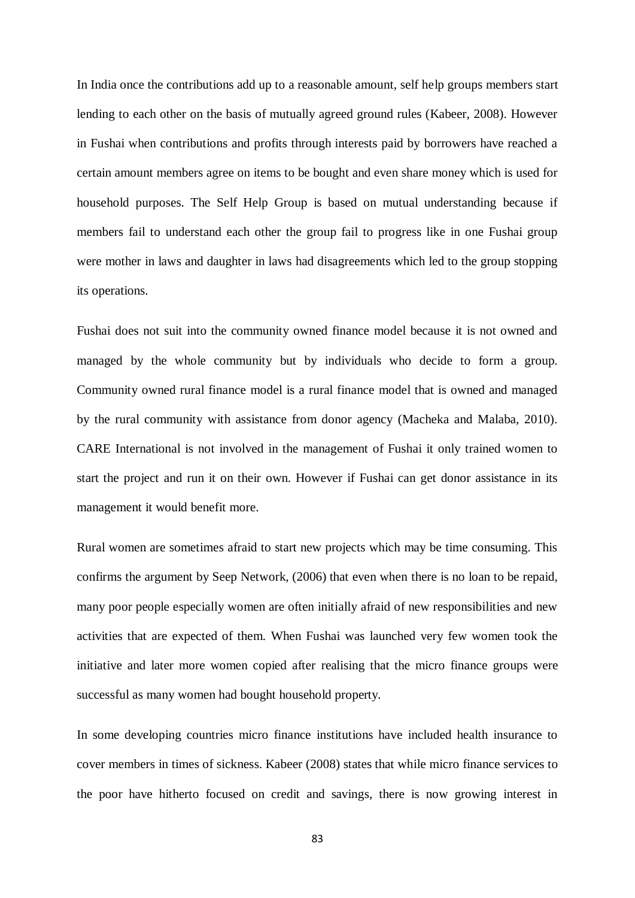In India once the contributions add up to a reasonable amount, self help groups members start lending to each other on the basis of mutually agreed ground rules (Kabeer, 2008). However in Fushai when contributions and profits through interests paid by borrowers have reached a certain amount members agree on items to be bought and even share money which is used for household purposes. The Self Help Group is based on mutual understanding because if members fail to understand each other the group fail to progress like in one Fushai group were mother in laws and daughter in laws had disagreements which led to the group stopping its operations.

Fushai does not suit into the community owned finance model because it is not owned and managed by the whole community but by individuals who decide to form a group. Community owned rural finance model is a rural finance model that is owned and managed by the rural community with assistance from donor agency (Macheka and Malaba, 2010). CARE International is not involved in the management of Fushai it only trained women to start the project and run it on their own. However if Fushai can get donor assistance in its management it would benefit more.

Rural women are sometimes afraid to start new projects which may be time consuming. This confirms the argument by Seep Network, (2006) that even when there is no loan to be repaid, many poor people especially women are often initially afraid of new responsibilities and new activities that are expected of them. When Fushai was launched very few women took the initiative and later more women copied after realising that the micro finance groups were successful as many women had bought household property.

In some developing countries micro finance institutions have included health insurance to cover members in times of sickness. Kabeer (2008) states that while micro finance services to the poor have hitherto focused on credit and savings, there is now growing interest in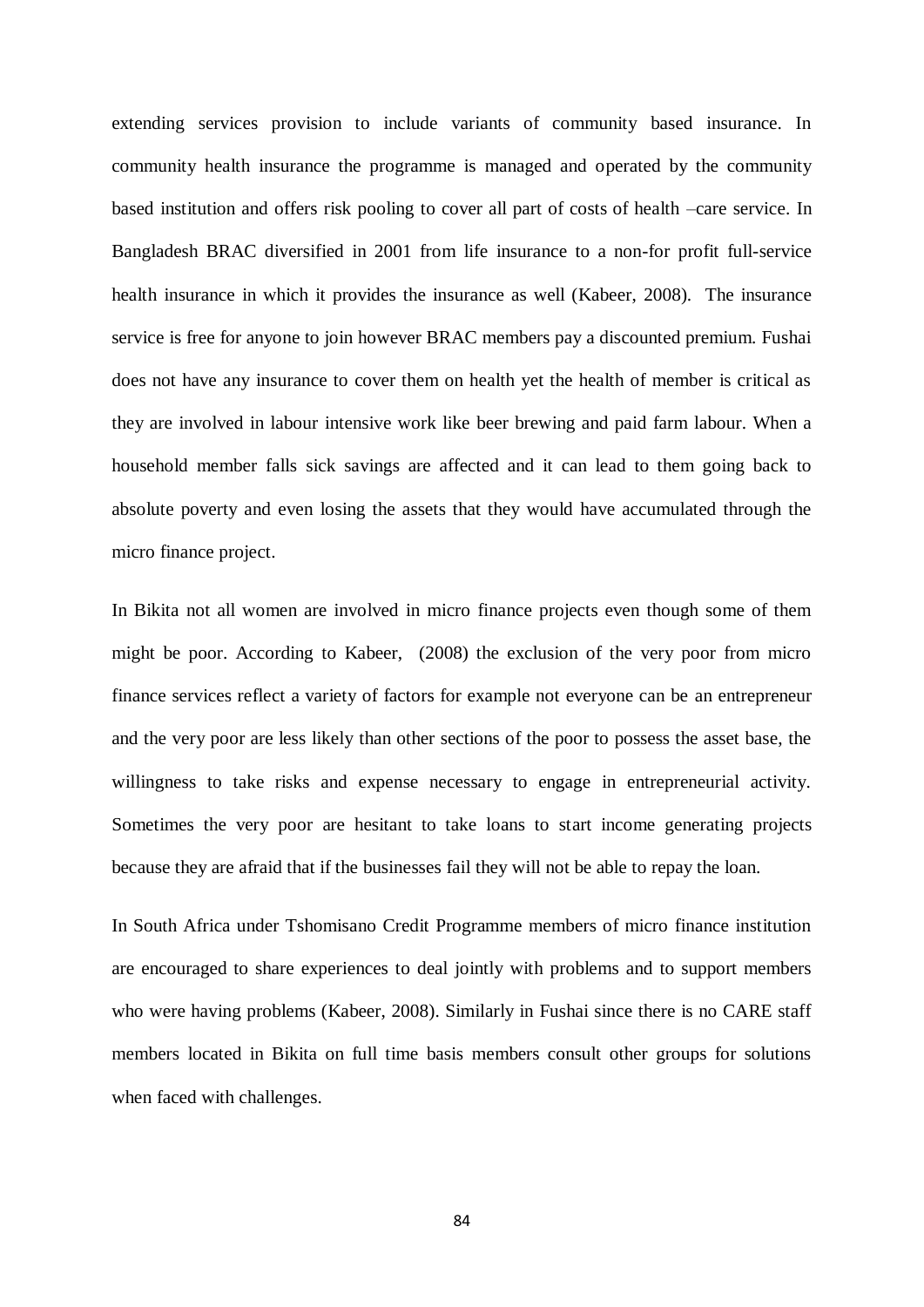extending services provision to include variants of community based insurance. In community health insurance the programme is managed and operated by the community based institution and offers risk pooling to cover all part of costs of health –care service. In Bangladesh BRAC diversified in 2001 from life insurance to a non-for profit full-service health insurance in which it provides the insurance as well (Kabeer, 2008). The insurance service is free for anyone to join however BRAC members pay a discounted premium. Fushai does not have any insurance to cover them on health yet the health of member is critical as they are involved in labour intensive work like beer brewing and paid farm labour. When a household member falls sick savings are affected and it can lead to them going back to absolute poverty and even losing the assets that they would have accumulated through the micro finance project.

In Bikita not all women are involved in micro finance projects even though some of them might be poor. According to Kabeer, (2008) the exclusion of the very poor from micro finance services reflect a variety of factors for example not everyone can be an entrepreneur and the very poor are less likely than other sections of the poor to possess the asset base, the willingness to take risks and expense necessary to engage in entrepreneurial activity. Sometimes the very poor are hesitant to take loans to start income generating projects because they are afraid that if the businesses fail they will not be able to repay the loan.

In South Africa under Tshomisano Credit Programme members of micro finance institution are encouraged to share experiences to deal jointly with problems and to support members who were having problems (Kabeer, 2008). Similarly in Fushai since there is no CARE staff members located in Bikita on full time basis members consult other groups for solutions when faced with challenges.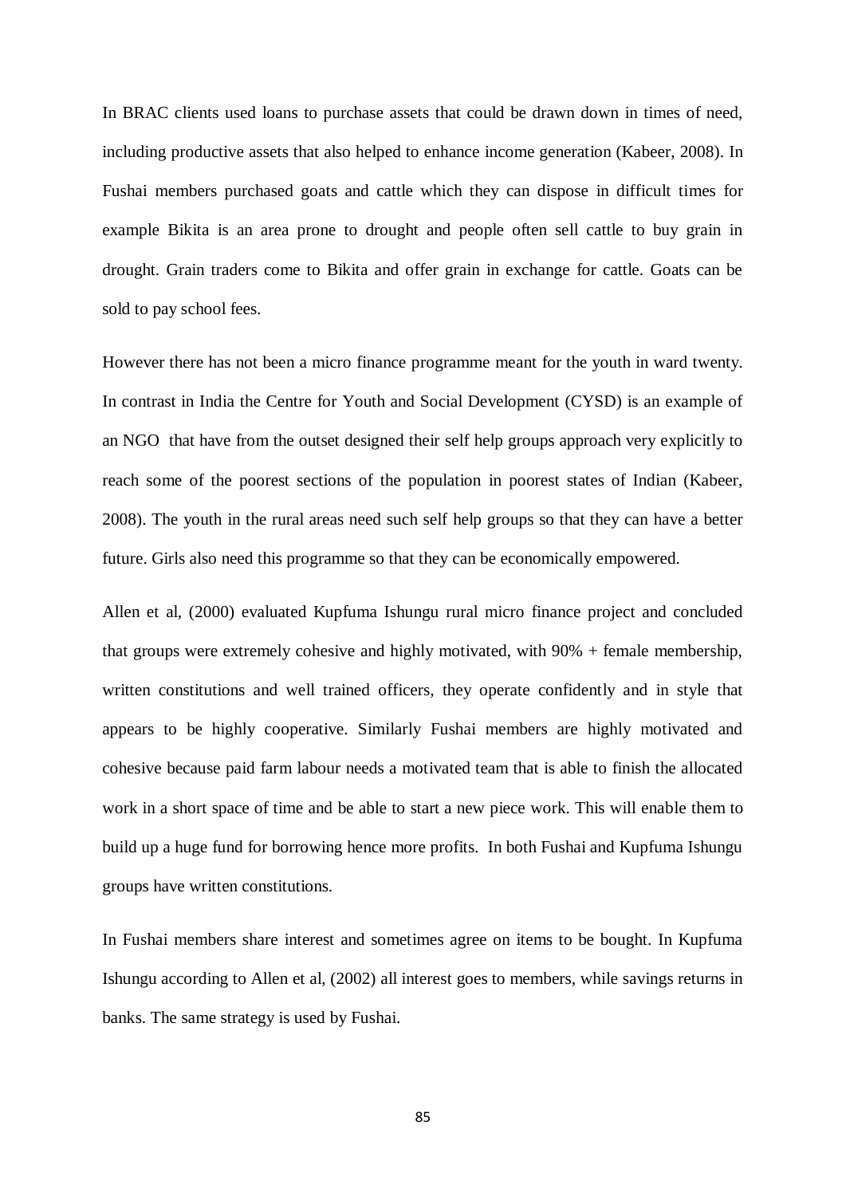In BRAC clients used loans to purchase assets that could be drawn down in times of need, including productive assets that also helped to enhance income generation (Kabeer, 2008). In Fushai members purchased goats and cattle which they can dispose in difficult times for example Bikita is an area prone to drought and people often sell cattle to buy grain in drought. Grain traders come to Bikita and offer grain in exchange for cattle. Goats can be sold to pay school fees.

However there has not been a micro finance programme meant for the youth in ward twenty. In contrast in India the Centre for Youth and Social Development (CYSD) is an example of an NGO that have from the outset designed their self help groups approach very explicitly to reach some of the poorest sections of the population in poorest states of Indian (Kabeer, 2008). The youth in the rural areas need such self help groups so that they can have a better future. Girls also need this programme so that they can be economically empowered.

Allen et al, (2000) evaluated Kupfuma Ishungu rural micro finance project and concluded that groups were extremely cohesive and highly motivated, with 90% + female membership, written constitutions and well trained officers, they operate confidently and in style that appears to be highly cooperative. Similarly Fushai members are highly motivated and cohesive because paid farm labour needs a motivated team that is able to finish the allocated work in a short space of time and be able to start a new piece work. This will enable them to build up a huge fund for borrowing hence more profits. In both Fushai and Kupfuma Ishungu groups have written constitutions.

In Fushai members share interest and sometimes agree on items to be bought. In Kupfuma Ishungu according to Allen et al, (2002) all interest goes to members, while savings returns in banks. The same strategy is used by Fushai.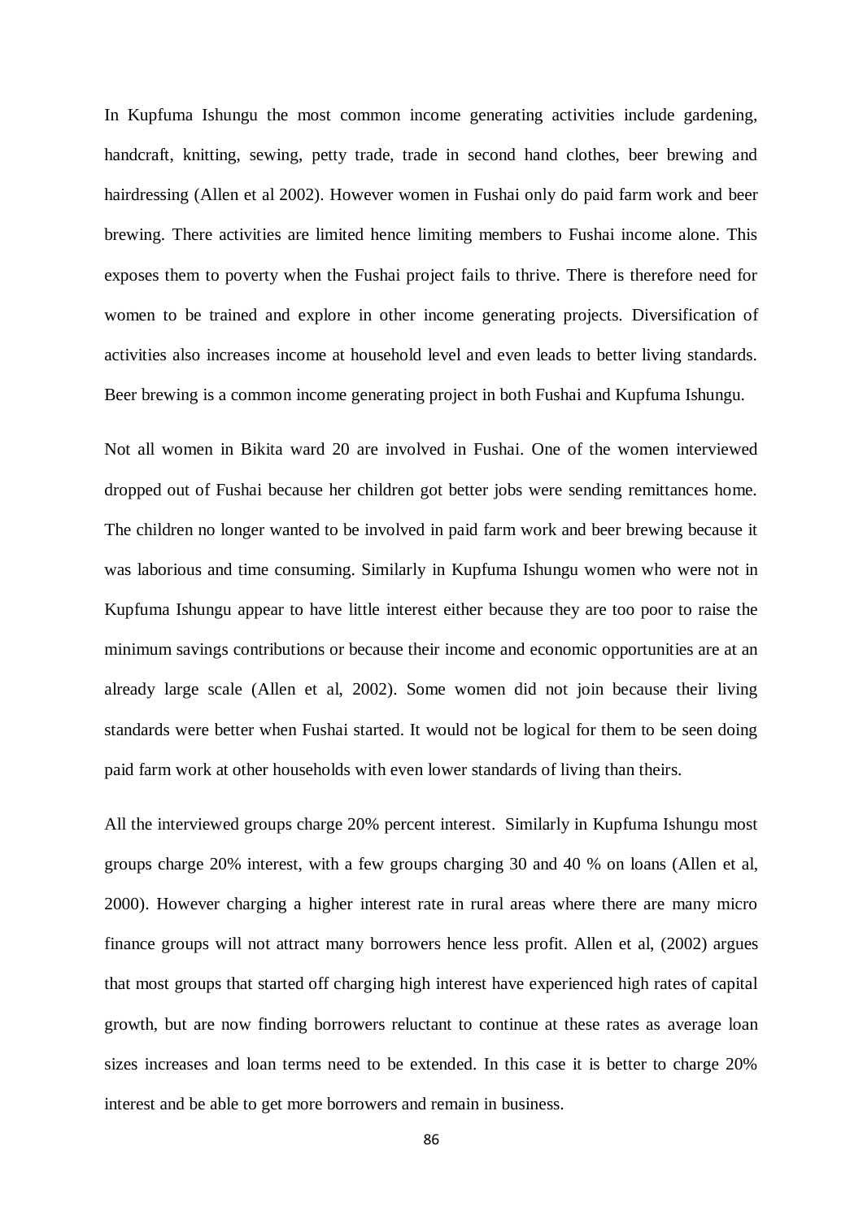In Kupfuma Ishungu the most common income generating activities include gardening, handcraft, knitting, sewing, petty trade, trade in second hand clothes, beer brewing and hairdressing (Allen et al 2002). However women in Fushai only do paid farm work and beer brewing. There activities are limited hence limiting members to Fushai income alone. This exposes them to poverty when the Fushai project fails to thrive. There is therefore need for women to be trained and explore in other income generating projects. Diversification of activities also increases income at household level and even leads to better living standards. Beer brewing is a common income generating project in both Fushai and Kupfuma Ishungu.

Not all women in Bikita ward 20 are involved in Fushai. One of the women interviewed dropped out of Fushai because her children got better jobs were sending remittances home. The children no longer wanted to be involved in paid farm work and beer brewing because it was laborious and time consuming. Similarly in Kupfuma Ishungu women who were not in Kupfuma Ishungu appear to have little interest either because they are too poor to raise the minimum savings contributions or because their income and economic opportunities are at an already large scale (Allen et al, 2002). Some women did not join because their living standards were better when Fushai started. It would not be logical for them to be seen doing paid farm work at other households with even lower standards of living than theirs.

All the interviewed groups charge 20% percent interest. Similarly in Kupfuma Ishungu most groups charge 20% interest, with a few groups charging 30 and 40 % on loans (Allen et al, 2000). However charging a higher interest rate in rural areas where there are many micro finance groups will not attract many borrowers hence less profit. Allen et al, (2002) argues that most groups that started off charging high interest have experienced high rates of capital growth, but are now finding borrowers reluctant to continue at these rates as average loan sizes increases and loan terms need to be extended. In this case it is better to charge 20% interest and be able to get more borrowers and remain in business.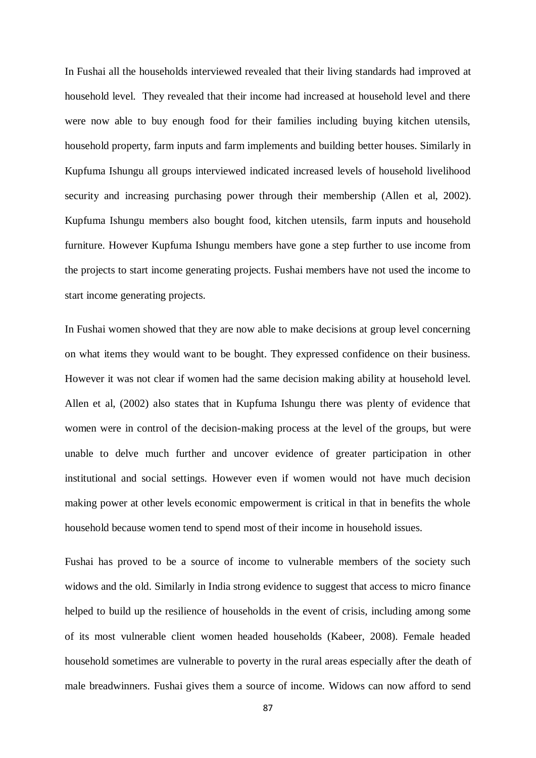In Fushai all the households interviewed revealed that their living standards had improved at household level. They revealed that their income had increased at household level and there were now able to buy enough food for their families including buying kitchen utensils, household property, farm inputs and farm implements and building better houses. Similarly in Kupfuma Ishungu all groups interviewed indicated increased levels of household livelihood security and increasing purchasing power through their membership (Allen et al, 2002). Kupfuma Ishungu members also bought food, kitchen utensils, farm inputs and household furniture. However Kupfuma Ishungu members have gone a step further to use income from the projects to start income generating projects. Fushai members have not used the income to start income generating projects.

In Fushai women showed that they are now able to make decisions at group level concerning on what items they would want to be bought. They expressed confidence on their business. However it was not clear if women had the same decision making ability at household level. Allen et al, (2002) also states that in Kupfuma Ishungu there was plenty of evidence that women were in control of the decision-making process at the level of the groups, but were unable to delve much further and uncover evidence of greater participation in other institutional and social settings. However even if women would not have much decision making power at other levels economic empowerment is critical in that in benefits the whole household because women tend to spend most of their income in household issues.

Fushai has proved to be a source of income to vulnerable members of the society such widows and the old. Similarly in India strong evidence to suggest that access to micro finance helped to build up the resilience of households in the event of crisis, including among some of its most vulnerable client women headed households (Kabeer, 2008). Female headed household sometimes are vulnerable to poverty in the rural areas especially after the death of male breadwinners. Fushai gives them a source of income. Widows can now afford to send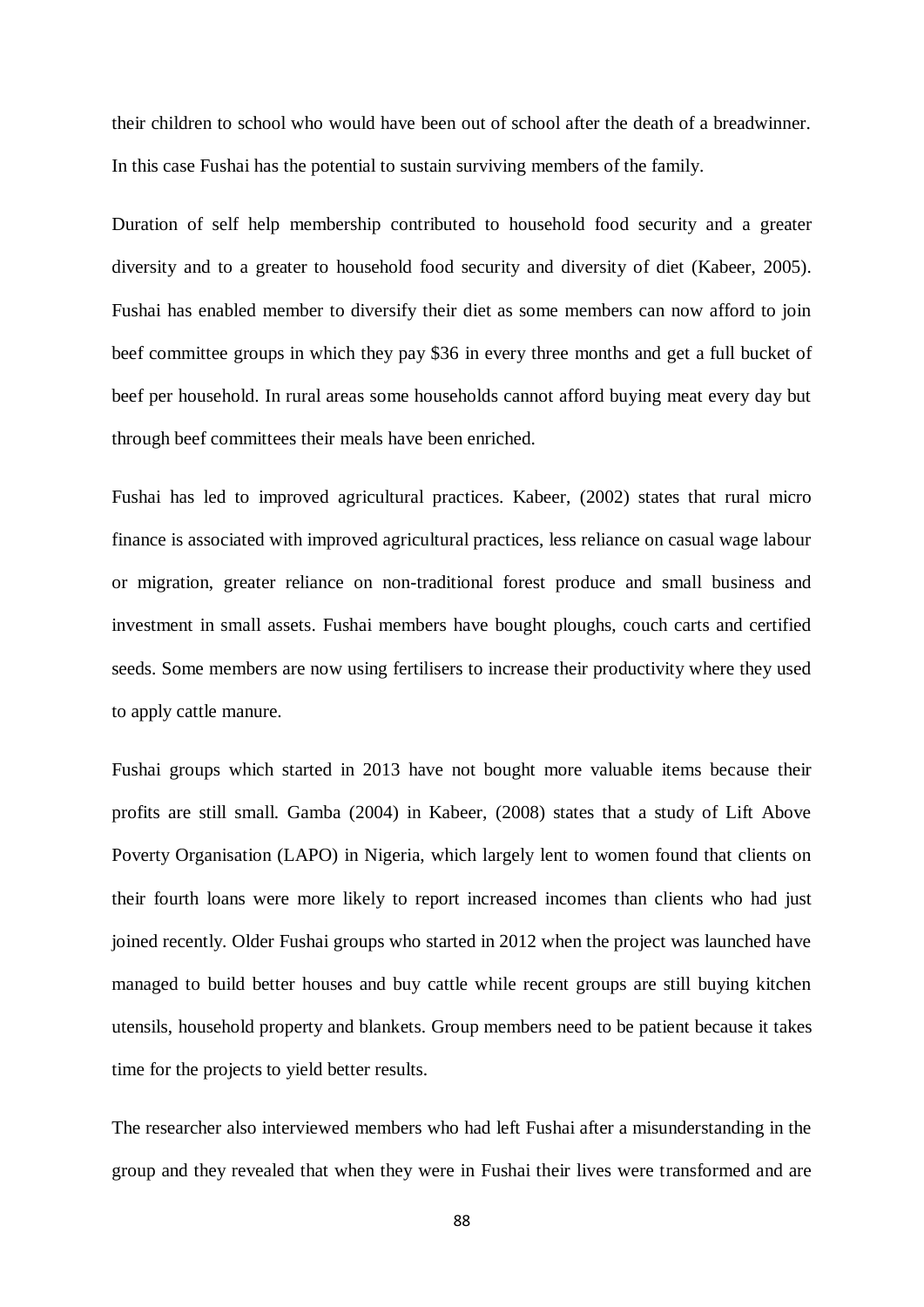their children to school who would have been out of school after the death of a breadwinner. In this case Fushai has the potential to sustain surviving members of the family.

Duration of self help membership contributed to household food security and a greater diversity and to a greater to household food security and diversity of diet (Kabeer, 2005). Fushai has enabled member to diversify their diet as some members can now afford to join beef committee groups in which they pay $36 in every three months and get a full bucket of beef per household. In rural areas some households cannot afford buying meat every day but through beef committees their meals have been enriched.

Fushai has led to improved agricultural practices. Kabeer, (2002) states that rural micro finance is associated with improved agricultural practices, less reliance on casual wage labour or migration, greater reliance on non-traditional forest produce and small business and investment in small assets. Fushai members have bought ploughs, couch carts and certified seeds. Some members are now using fertilisers to increase their productivity where they used to apply cattle manure.

Fushai groups which started in 2013 have not bought more valuable items because their profits are still small. Gamba (2004) in Kabeer, (2008) states that a study of Lift Above Poverty Organisation (LAPO) in Nigeria, which largely lent to women found that clients on their fourth loans were more likely to report increased incomes than clients who had just joined recently. Older Fushai groups who started in 2012 when the project was launched have managed to build better houses and buy cattle while recent groups are still buying kitchen utensils, household property and blankets. Group members need to be patient because it takes time for the projects to yield better results.

The researcher also interviewed members who had left Fushai after a misunderstanding in the group and they revealed that when they were in Fushai their lives were transformed and are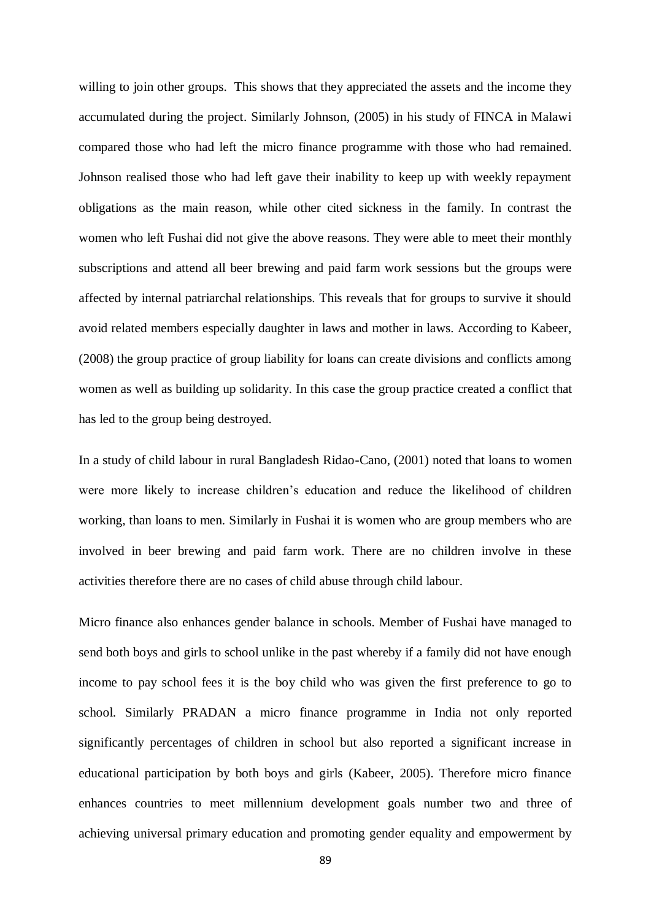willing to join other groups. This shows that they appreciated the assets and the income they accumulated during the project. Similarly Johnson, (2005) in his study of FINCA in Malawi compared those who had left the micro finance programme with those who had remained. Johnson realised those who had left gave their inability to keep up with weekly repayment obligations as the main reason, while other cited sickness in the family. In contrast the women who left Fushai did not give the above reasons. They were able to meet their monthly subscriptions and attend all beer brewing and paid farm work sessions but the groups were affected by internal patriarchal relationships. This reveals that for groups to survive it should avoid related members especially daughter in laws and mother in laws. According to Kabeer, (2008) the group practice of group liability for loans can create divisions and conflicts among women as well as building up solidarity. In this case the group practice created a conflict that has led to the group being destroyed.

In a study of child labour in rural Bangladesh Ridao-Cano, (2001) noted that loans to women were more likely to increase children's education and reduce the likelihood of children working, than loans to men. Similarly in Fushai it is women who are group members who are involved in beer brewing and paid farm work. There are no children involve in these activities therefore there are no cases of child abuse through child labour.

Micro finance also enhances gender balance in schools. Member of Fushai have managed to send both boys and girls to school unlike in the past whereby if a family did not have enough income to pay school fees it is the boy child who was given the first preference to go to school. Similarly PRADAN a micro finance programme in India not only reported significantly percentages of children in school but also reported a significant increase in educational participation by both boys and girls (Kabeer, 2005). Therefore micro finance enhances countries to meet millennium development goals number two and three of achieving universal primary education and promoting gender equality and empowerment by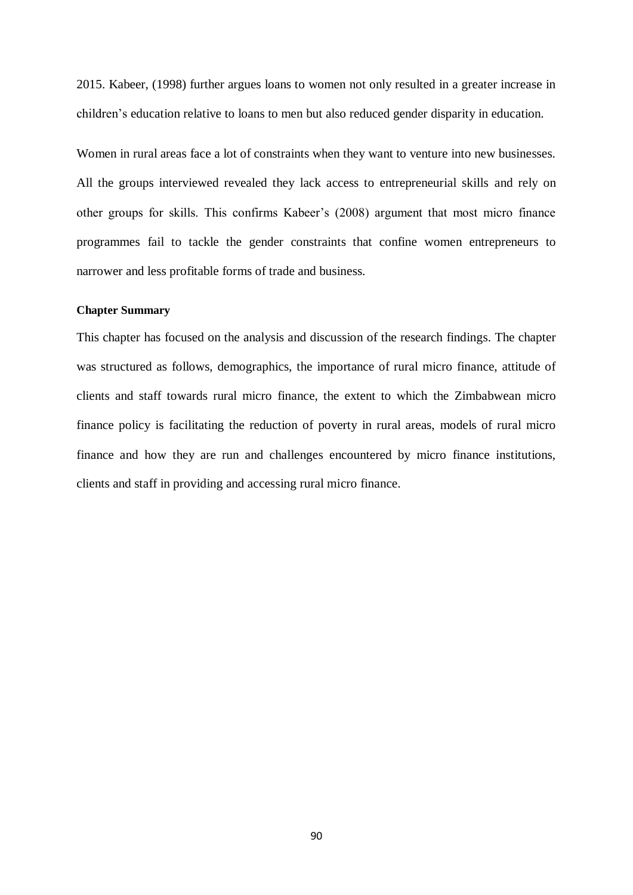2015. Kabeer, (1998) further argues loans to women not only resulted in a greater increase in children's education relative to loans to men but also reduced gender disparity in education.

Women in rural areas face a lot of constraints when they want to venture into new businesses. All the groups interviewed revealed they lack access to entrepreneurial skills and rely on other groups for skills. This confirms Kabeer's (2008) argument that most micro finance programmes fail to tackle the gender constraints that confine women entrepreneurs to narrower and less profitable forms of trade and business.

**Chapter Summary**

This chapter has focused on the analysis and discussion of the research findings. The chapter was structured as follows, demographics, the importance of rural micro finance, attitude of clients and staff towards rural micro finance, the extent to which the Zimbabwean micro finance policy is facilitating the reduction of poverty in rural areas, models of rural micro finance and how they are run and challenges encountered by micro finance institutions, clients and staff in providing and accessing rural micro finance.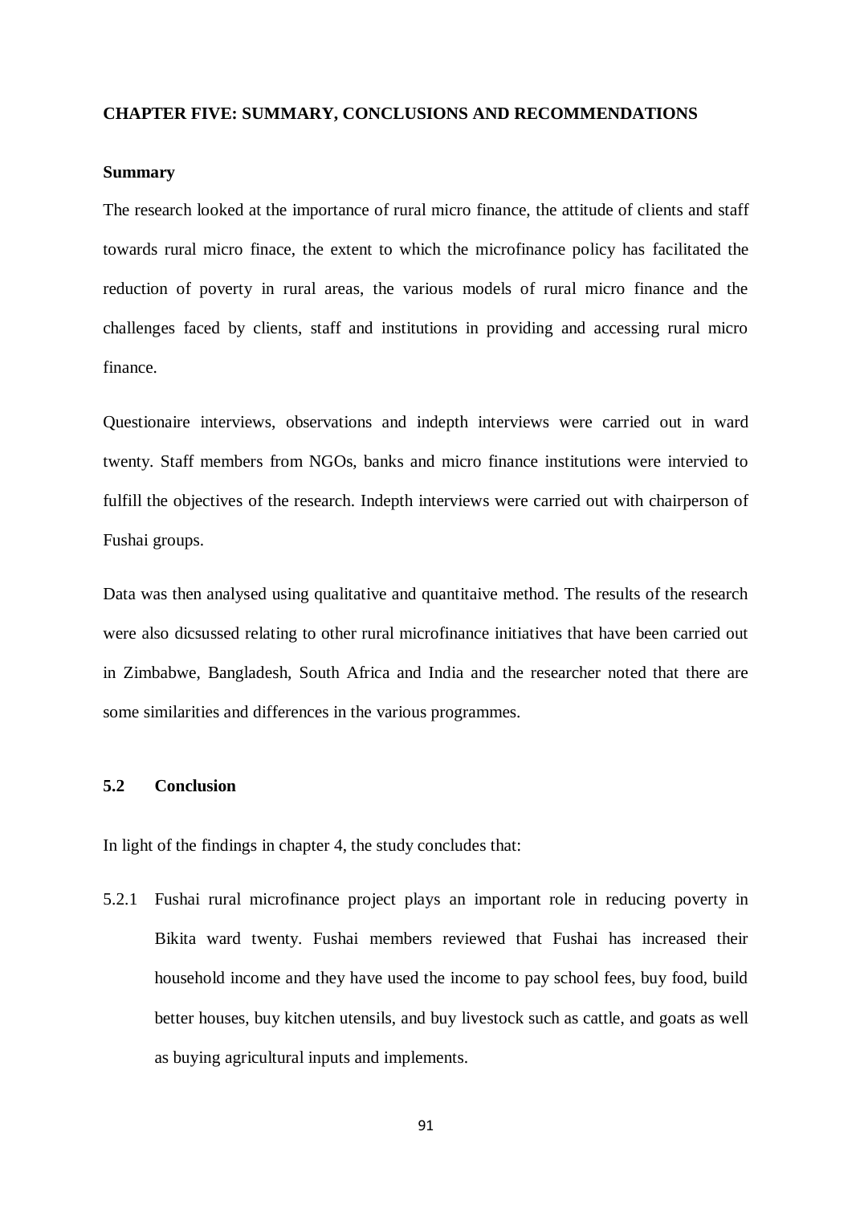# CHAPTER FIVE: SUMMARY, CONCLUSIONS AND RECOMMENDATIONS

## Summary

The research looked at the importance of rural micro finance, the attitude of clients and staff towards rural micro finace, the extent to which the microfinance policy has facilitated the reduction of poverty in rural areas, the various models of rural micro finance and the challenges faced by clients, staff and institutions in providing and accessing rural micro finance.

Questionaire interviews, observations and indepth interviews were carried out in ward twenty. Staff members from NGOs, banks and micro finance institutions were intervied to fulfill the objectives of the research. Indepth interviews were carried out with chairperson of Fushai groups.

Data was then analysed using qualitative and quantitaive method. The results of the research were also dicsussed relating to other rural microfinance initiatives that have been carried out in Zimbabwe, Bangladesh, South Africa and India and the researcher noted that there are some similarities and differences in the various programmes.

## 5.2 Conclusion

In light of the findings in chapter 4, the study concludes that:

5.2.1 Fushai rural microfinance project plays an important role in reducing poverty in Bikita ward twenty. Fushai members reviewed that Fushai has increased their household income and they have used the income to pay school fees, buy food, build better houses, buy kitchen utensils, and buy livestock such as cattle, and goats as well as buying agricultural inputs and implements.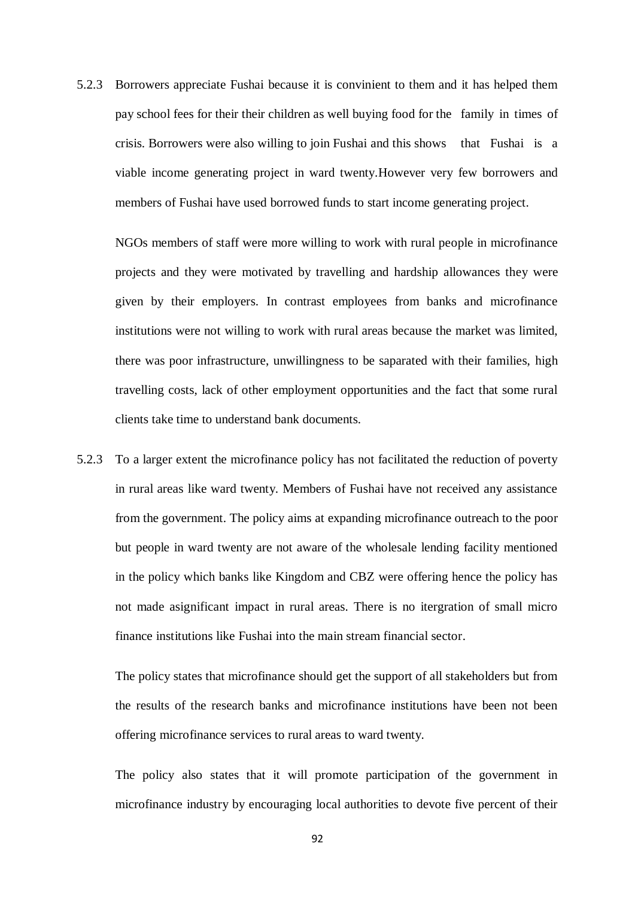5.2.3 Borrowers appreciate Fushai because it is convinient to them and it has helped them pay school fees for their their children as well buying food for the family in times of crisis. Borrowers were also willing to join Fushai and this shows that Fushai is a viable income generating project in ward twenty.However very few borrowers and members of Fushai have used borrowed funds to start income generating project.

NGOs members of staff were more willing to work with rural people in microfinance projects and they were motivated by travelling and hardship allowances they were given by their employers. In contrast employees from banks and microfinance institutions were not willing to work with rural areas because the market was limited, there was poor infrastructure, unwillingness to be saparated with their families, high travelling costs, lack of other employment opportunities and the fact that some rural clients take time to understand bank documents.

5.2.3 To a larger extent the microfinance policy has not facilitated the reduction of poverty in rural areas like ward twenty. Members of Fushai have not received any assistance from the government. The policy aims at expanding microfinance outreach to the poor but people in ward twenty are not aware of the wholesale lending facility mentioned in the policy which banks like Kingdom and CBZ were offering hence the policy has not made asignificant impact in rural areas. There is no itergration of small micro finance institutions like Fushai into the main stream financial sector.

The policy states that microfinance should get the support of all stakeholders but from the results of the research banks and microfinance institutions have been not been offering microfinance services to rural areas to ward twenty.

The policy also states that it will promote participation of the government in microfinance industry by encouraging local authorities to devote five percent of their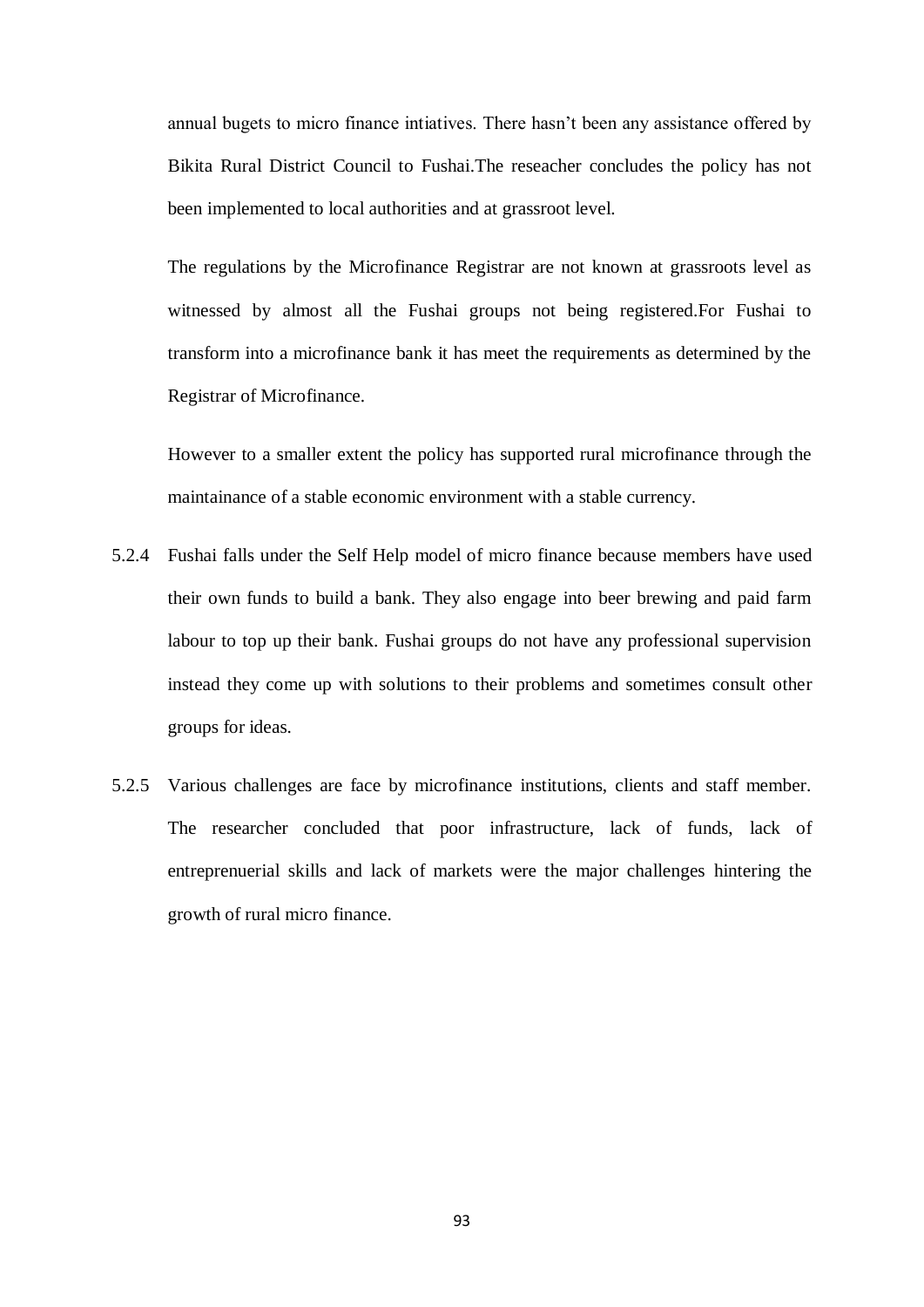annual bugets to micro finance intiatives. There hasn't been any assistance offered by Bikita Rural District Council to Fushai.The reseacher concludes the policy has not been implemented to local authorities and at grassroot level.

The regulations by the Microfinance Registrar are not known at grassroots level as witnessed by almost all the Fushai groups not being registered.For Fushai to transform into a microfinance bank it has meet the requirements as determined by the Registrar of Microfinance.

However to a smaller extent the policy has supported rural microfinance through the maintainance of a stable economic environment with a stable currency.

5.2.4 Fushai falls under the Self Help model of micro finance because members have used their own funds to build a bank. They also engage into beer brewing and paid farm labour to top up their bank. Fushai groups do not have any professional supervision instead they come up with solutions to their problems and sometimes consult other groups for ideas.

5.2.5 Various challenges are face by microfinance institutions, clients and staff member. The researcher concluded that poor infrastructure, lack of funds, lack of entreprenuerial skills and lack of markets were the major challenges hintering the growth of rural micro finance.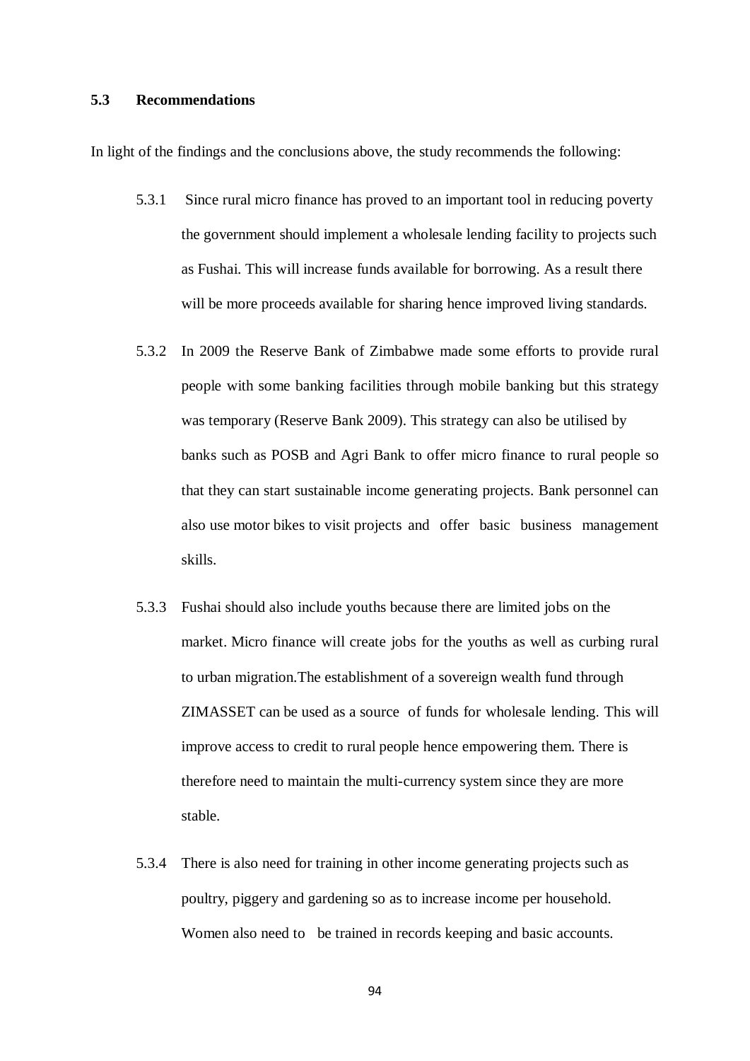### 5.3 Recommendations

In light of the findings and the conclusions above, the study recommends the following:

5.3.1 Since rural micro finance has proved to an important tool in reducing poverty the government should implement a wholesale lending facility to projects such as Fushai. This will increase funds available for borrowing. As a result there will be more proceeds available for sharing hence improved living standards.

5.3.2 In 2009 the Reserve Bank of Zimbabwe made some efforts to provide rural people with some banking facilities through mobile banking but this strategy was temporary (Reserve Bank 2009). This strategy can also be utilised by banks such as POSB and Agri Bank to offer micro finance to rural people so that they can start sustainable income generating projects. Bank personnel can also use motor bikes to visit projects and offer basic business management skills.

5.3.3 Fushai should also include youths because there are limited jobs on the market. Micro finance will create jobs for the youths as well as curbing rural to urban migration.The establishment of a sovereign wealth fund through ZIMASSET can be used as a source of funds for wholesale lending. This will improve access to credit to rural people hence empowering them. There is therefore need to maintain the multi-currency system since they are more stable.

5.3.4 There is also need for training in other income generating projects such as poultry, piggery and gardening so as to increase income per household. Women also need to be trained in records keeping and basic accounts.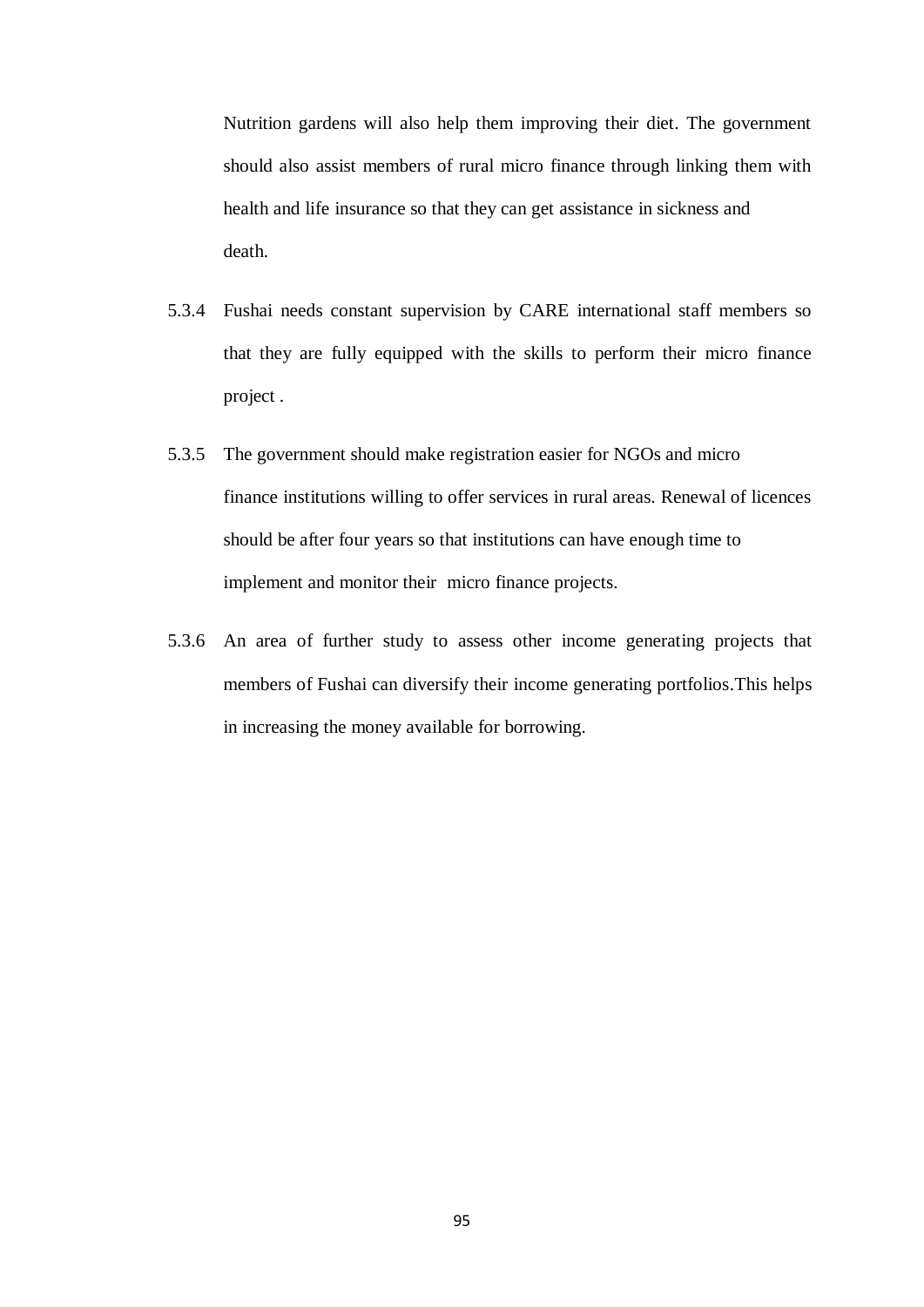Nutrition gardens will also help them improving their diet. The government should also assist members of rural micro finance through linking them with health and life insurance so that they can get assistance in sickness and death.

5.3.4 Fushai needs constant supervision by CARE international staff members so that they are fully equipped with the skills to perform their micro finance project .

5.3.5 The government should make registration easier for NGOs and micro finance institutions willing to offer services in rural areas. Renewal of licences should be after four years so that institutions can have enough time to implement and monitor their micro finance projects.

5.3.6 An area of further study to assess other income generating projects that members of Fushai can diversify their income generating portfolios.This helps in increasing the money available for borrowing.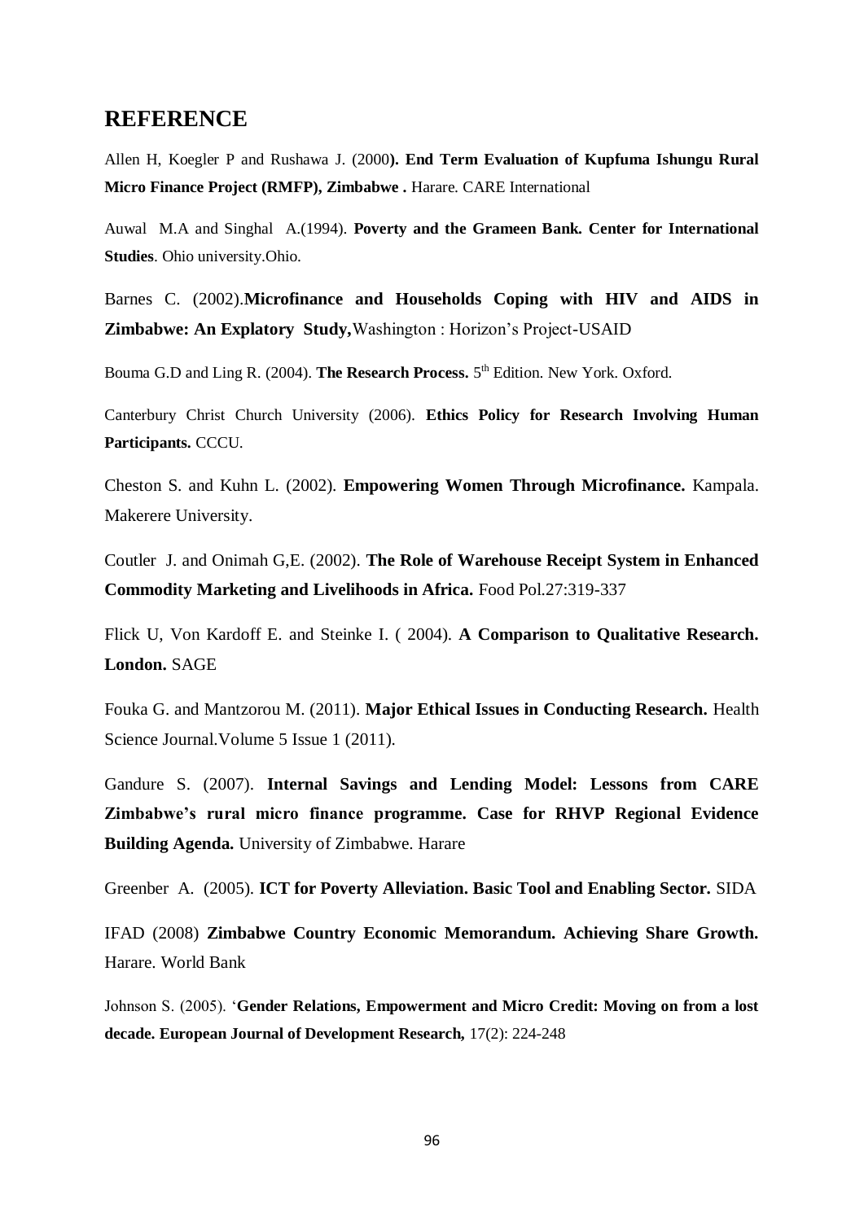## REFERENCE

Allen H, Koegler P and Rushawa J. (2000**). End Term Evaluation of Kupfuma Ishungu Rural Micro Finance Project (RMFP), Zimbabwe .** Harare. CARE International

Auwal M.A and Singhal A.(1994). **Poverty and the Grameen Bank. Center for International Studies**. Ohio university.Ohio.

Barnes C. (2002).**Microfinance and Households Coping with HIV and AIDS in Zimbabwe: An Explatory Study,**Washington : Horizon's Project-USAID

Bouma G.D and Ling R. (2004). **The Research Process.** 5th Edition. New York. Oxford.

Canterbury Christ Church University (2006). **Ethics Policy for Research Involving Human Participants.** CCCU.

Cheston S. and Kuhn L. (2002). **Empowering Women Through Microfinance.** Kampala. Makerere University.

Coutler J. and Onimah G,E. (2002). **The Role of Warehouse Receipt System in Enhanced Commodity Marketing and Livelihoods in Africa.** Food Pol.27:319-337

Flick U, Von Kardoff E. and Steinke I. ( 2004). **A Comparison to Qualitative Research. London.** SAGE

Fouka G. and Mantzorou M. (2011). **Major Ethical Issues in Conducting Research.** Health Science Journal.Volume 5 Issue 1 (2011).

Gandure S. (2007). **Internal Savings and Lending Model: Lessons from CARE Zimbabwe's rural micro finance programme. Case for RHVP Regional Evidence Building Agenda.** University of Zimbabwe. Harare

Greenber A. (2005). **ICT for Poverty Alleviation. Basic Tool and Enabling Sector.** SIDA

IFAD (2008) **Zimbabwe Country Economic Memorandum. Achieving Share Growth.** Harare. World Bank

Johnson S. (2005). '**Gender Relations, Empowerment and Micro Credit: Moving on from a lost decade. European Journal of Development Research,** 17(2): 224-248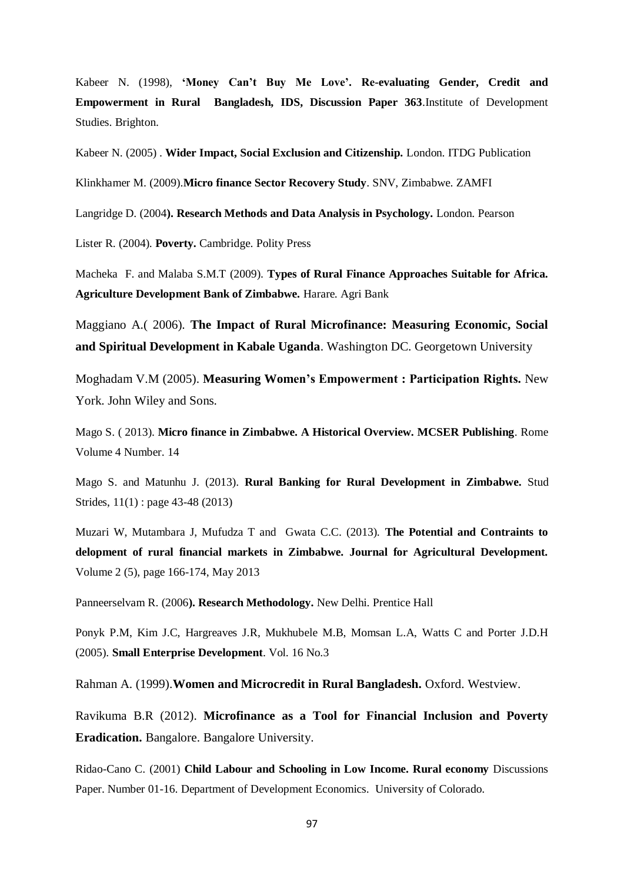Kabeer N. (1998), **'Money Can't Buy Me Love'. Re-evaluating Gender, Credit and Empowerment in Rural Bangladesh, IDS, Discussion Paper 363**.Institute of Development Studies. Brighton.

Kabeer N. (2005) . **Wider Impact, Social Exclusion and Citizenship.** London. ITDG Publication

Klinkhamer M. (2009).**Micro finance Sector Recovery Study**. SNV, Zimbabwe. ZAMFI

Langridge D. (2004**). Research Methods and Data Analysis in Psychology.** London. Pearson

Lister R. (2004). **Poverty.** Cambridge. Polity Press

Macheka F. and Malaba S.M.T (2009). **Types of Rural Finance Approaches Suitable for Africa. Agriculture Development Bank of Zimbabwe.** Harare. Agri Bank

Maggiano A.( 2006). **The Impact of Rural Microfinance: Measuring Economic, Social and Spiritual Development in Kabale Uganda**. Washington DC. Georgetown University

Moghadam V.M (2005). **Measuring Women's Empowerment : Participation Rights.** New York. John Wiley and Sons.

Mago S. ( 2013). **Micro finance in Zimbabwe. A Historical Overview. MCSER Publishing**. Rome Volume 4 Number. 14

Mago S. and Matunhu J. (2013). **Rural Banking for Rural Development in Zimbabwe.** Stud Strides, 11(1) : page 43-48 (2013)

Muzari W, Mutambara J, Mufudza T and Gwata C.C. (2013). **The Potential and Contraints to delopment of rural financial markets in Zimbabwe. Journal for Agricultural Development.** Volume 2 (5), page 166-174, May 2013

Panneerselvam R. (2006**). Research Methodology.** New Delhi. Prentice Hall

Ponyk P.M, Kim J.C, Hargreaves J.R, Mukhubele M.B, Momsan L.A, Watts C and Porter J.D.H (2005). **Small Enterprise Development**. Vol. 16 No.3

Rahman A. (1999).**Women and Microcredit in Rural Bangladesh.** Oxford. Westview.

Ravikuma B.R (2012). **Microfinance as a Tool for Financial Inclusion and Poverty Eradication.** Bangalore. Bangalore University.

Ridao-Cano C. (2001) **Child Labour and Schooling in Low Income. Rural economy** Discussions Paper. Number 01-16. Department of Development Economics. University of Colorado.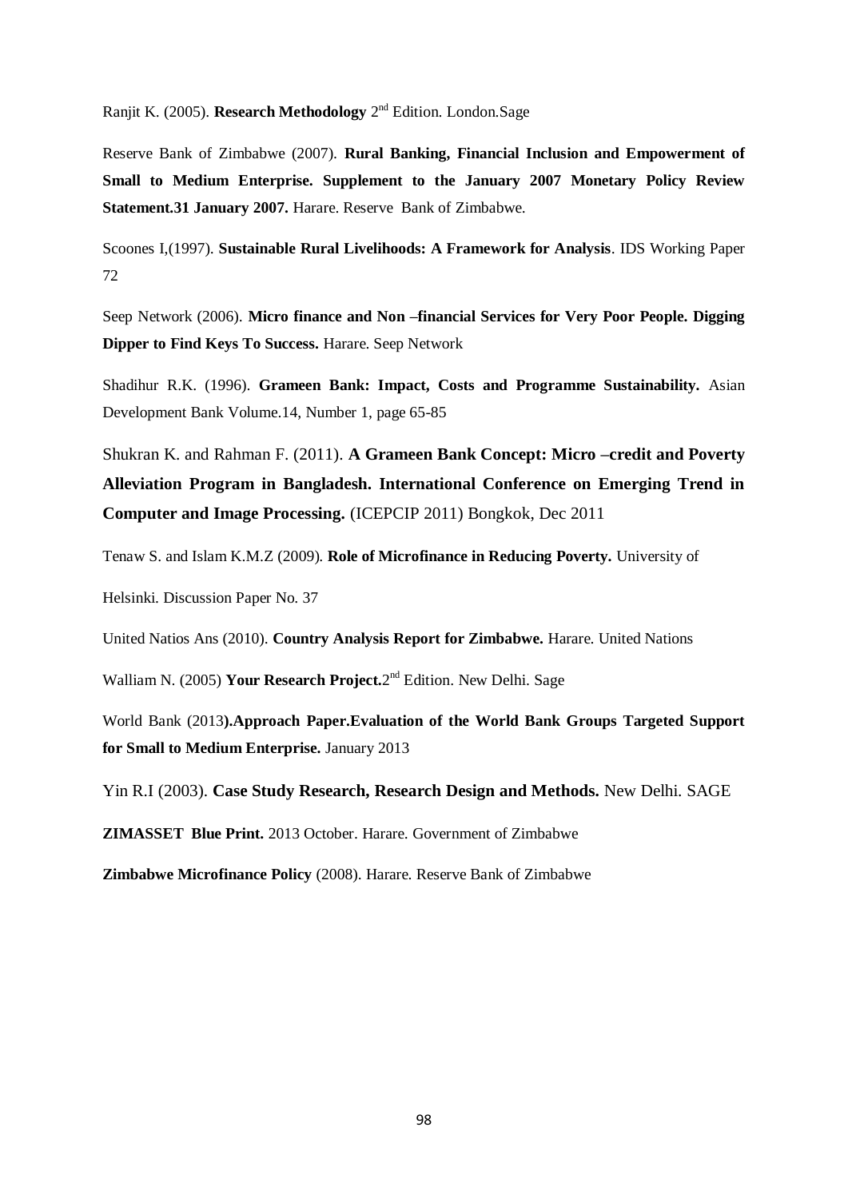Ranjit K. (2005). **Research Methodology** 2nd Edition. London.Sage

Reserve Bank of Zimbabwe (2007). **Rural Banking, Financial Inclusion and Empowerment of Small to Medium Enterprise. Supplement to the January 2007 Monetary Policy Review Statement.31 January 2007.** Harare. Reserve Bank of Zimbabwe.

Scoones I,(1997). **Sustainable Rural Livelihoods: A Framework for Analysis**. IDS Working Paper 72

Seep Network (2006). **Micro finance and Non –financial Services for Very Poor People. Digging Dipper to Find Keys To Success.** Harare. Seep Network

Shadihur R.K. (1996). **Grameen Bank: Impact, Costs and Programme Sustainability.** Asian Development Bank Volume.14, Number 1, page 65-85

Shukran K. and Rahman F. (2011). **A Grameen Bank Concept: Micro –credit and Poverty Alleviation Program in Bangladesh. International Conference on Emerging Trend in Computer and Image Processing.** (ICEPCIP 2011) Bongkok, Dec 2011

Tenaw S. and Islam K.M.Z (2009). **Role of Microfinance in Reducing Poverty.** University of

Helsinki. Discussion Paper No. 37

United Natios Ans (2010). **Country Analysis Report for Zimbabwe.** Harare. United Nations

Walliam N. (2005) **Your Research Project.**2nd Edition. New Delhi. Sage

World Bank (2013**).Approach Paper.Evaluation of the World Bank Groups Targeted Support for Small to Medium Enterprise.** January 2013

Yin R.I (2003). **Case Study Research, Research Design and Methods.** New Delhi. SAGE

**ZIMASSET Blue Print.** 2013 October. Harare. Government of Zimbabwe

**Zimbabwe Microfinance Policy** (2008). Harare. Reserve Bank of Zimbabwe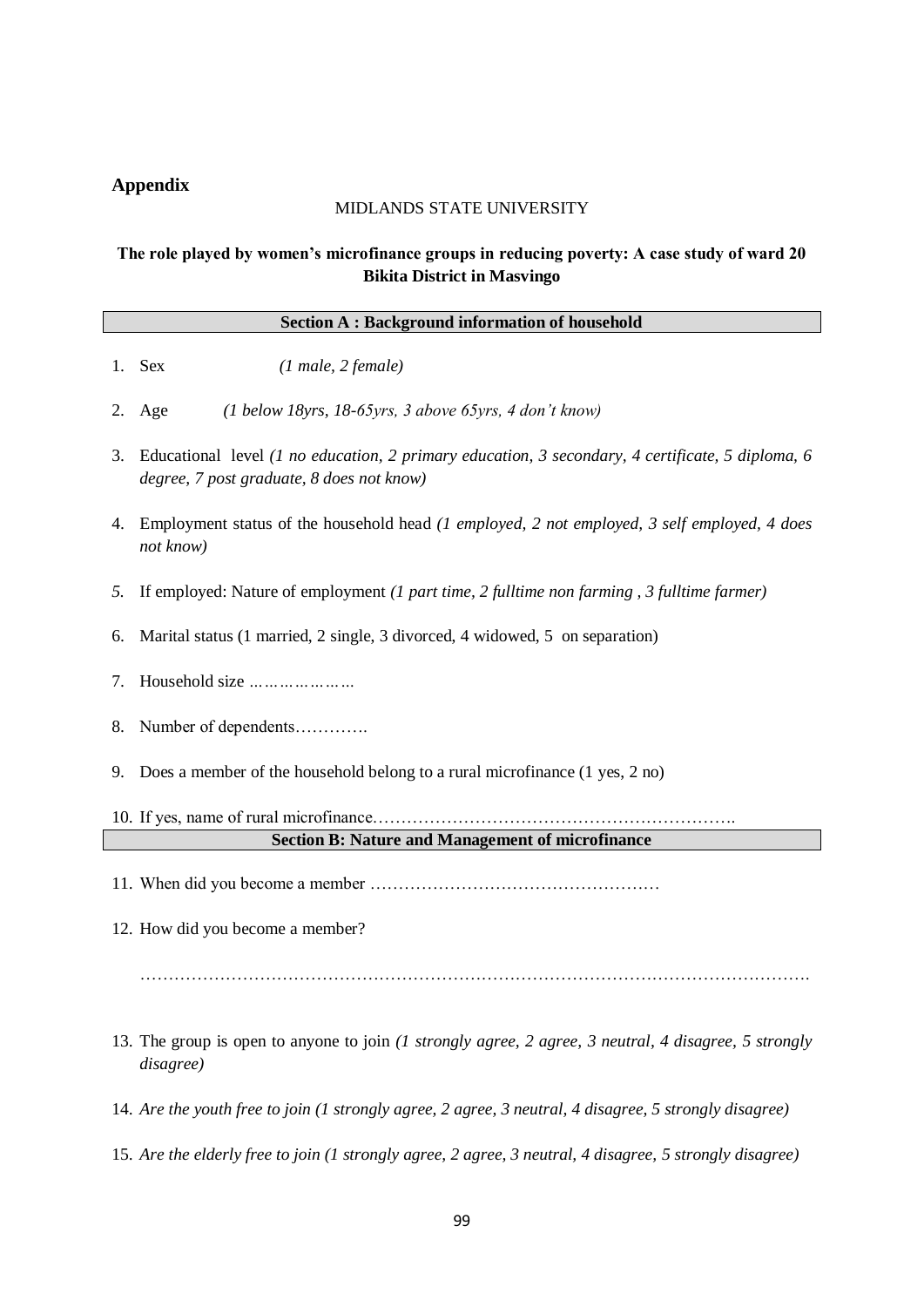## Appendix

MIDLANDS STATE UNIVERSITY

**The role played by women's microfinance groups in reducing poverty: A case study of ward 20 Bikita District in Masvingo**

**Section A : Background information of household**

1. Sex *(1 male, 2 female)*
2. Age *(1 below 18yrs, 18-65yrs, 3 above 65yrs, 4 don't know)*
3. Educational level *(1 no education, 2 primary education, 3 secondary, 4 certificate, 5 diploma, 6 degree, 7 post graduate, 8 does not know)*
4. Employment status of the household head *(1 employed, 2 not employed, 3 self employed, 4 does not know)*
5. If employed: Nature of employment *(1 part time, 2 fulltime non farming , 3 fulltime farmer)*
6. Marital status (1 married, 2 single, 3 divorced, 4 widowed, 5 on separation)
7. Household size …………………
8. Number of dependents………….
9. Does a member of the household belong to a rural microfinance (1 yes, 2 no)
10. If yes, name of rural microfinance……………………………………………………….

**Section B: Nature and Management of microfinance**

11. When did you become a member ……………………………………………
12. How did you become a member?

    ……………………………………………………………………………………………………

13. The group is open to anyone to join *(1 strongly agree, 2 agree, 3 neutral, 4 disagree, 5 strongly disagree)*
14. *Are the youth free to join (1 strongly agree, 2 agree, 3 neutral, 4 disagree, 5 strongly disagree)*
15. *Are the elderly free to join (1 strongly agree, 2 agree, 3 neutral, 4 disagree, 5 strongly disagree)*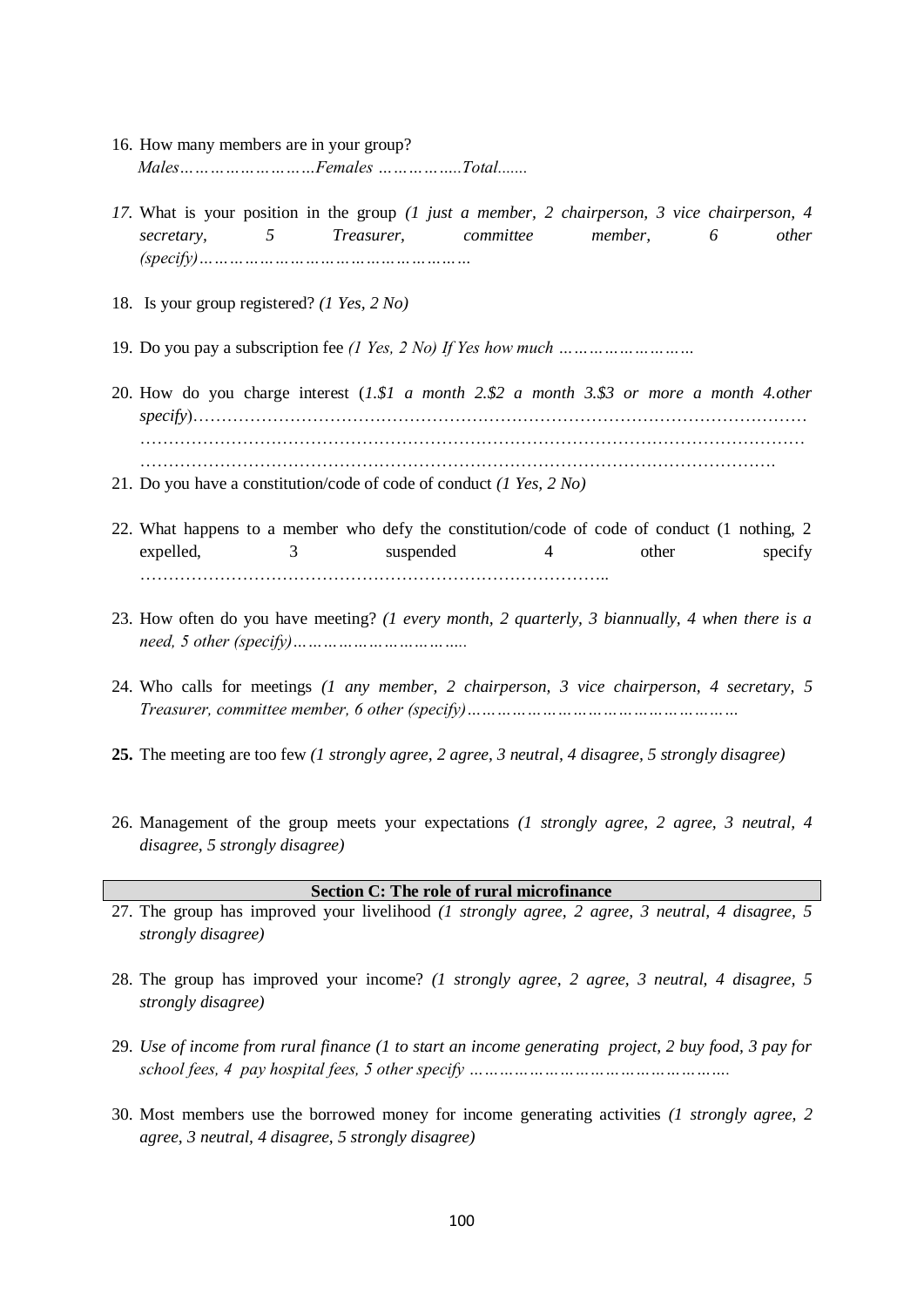16. How many members are in your group?
    *Males……………………Females ……………..Total.......*

17. What is your position in the group *(1 just a member, 2 chairperson, 3 vice chairperson, 4 secretary, 5 Treasurer, committee member, 6 other (specify)……………………………………………*

18. Is your group registered? *(1 Yes, 2 No)*

19. Do you pay a subscription fee *(1 Yes, 2 No) If Yes how much ……………………*

20. How do you charge interest (*1.$1 a month 2.$2 a month 3.$3 or more a month 4.other specify*)…………………………………………………………………………………………
    …………………………………………………………………………………………………
    ………………………………………………………………………………………………….

21. Do you have a constitution/code of code of conduct *(1 Yes, 2 No)*

22. What happens to a member who defy the constitution/code of code of conduct (1 nothing, 2 expelled, 3 suspended 4 other specify ………………………………………………………………………..

23. How often do you have meeting? *(1 every month, 2 quarterly, 3 biannually, 4 when there is a need, 5 other (specify)…………………………..*

24. Who calls for meetings *(1 any member, 2 chairperson, 3 vice chairperson, 4 secretary, 5 Treasurer, committee member, 6 other (specify)……………………………………………*

25. The meeting are too few *(1 strongly agree, 2 agree, 3 neutral, 4 disagree, 5 strongly disagree)*

26. Management of the group meets your expectations *(1 strongly agree, 2 agree, 3 neutral, 4 disagree, 5 strongly disagree)*

## Section C: The role of rural microfinance

27. The group has improved your livelihood *(1 strongly agree, 2 agree, 3 neutral, 4 disagree, 5 strongly disagree)*

28. The group has improved your income? *(1 strongly agree, 2 agree, 3 neutral, 4 disagree, 5 strongly disagree)*

29. *Use of income from rural finance (1 to start an income generating project, 2 buy food, 3 pay for school fees, 4 pay hospital fees, 5 other specify …………………………………………….*

30. Most members use the borrowed money for income generating activities *(1 strongly agree, 2 agree, 3 neutral, 4 disagree, 5 strongly disagree)*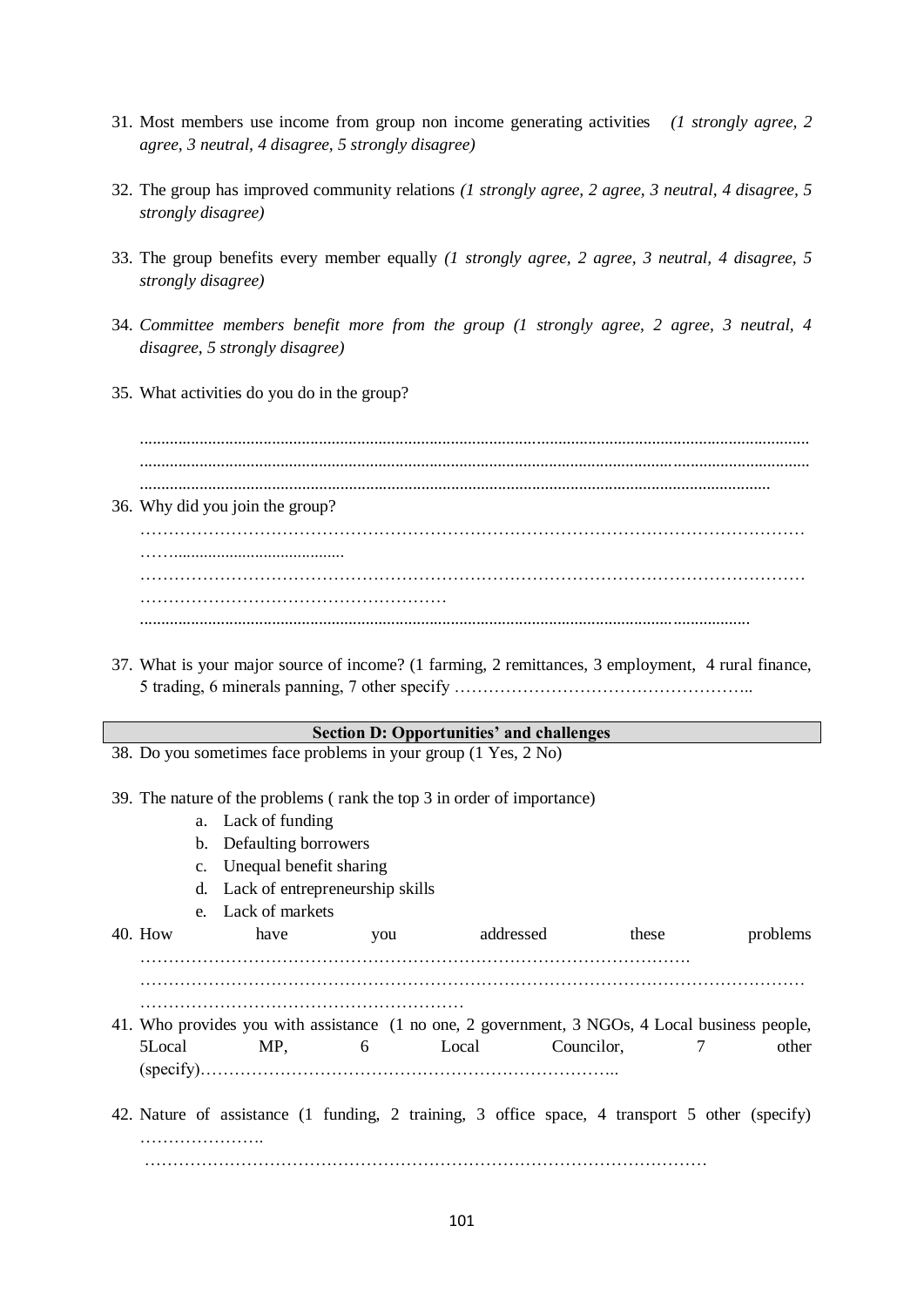31. Most members use income from group non income generating activities *(1 strongly agree, 2 agree, 3 neutral, 4 disagree, 5 strongly disagree)*

32. The group has improved community relations *(1 strongly agree, 2 agree, 3 neutral, 4 disagree, 5 strongly disagree)*

33. The group benefits every member equally *(1 strongly agree, 2 agree, 3 neutral, 4 disagree, 5 strongly disagree)*

34. *Committee members benefit more from the group (1 strongly agree, 2 agree, 3 neutral, 4 disagree, 5 strongly disagree)*

35. What activities do you do in the group?

    ..........................................................................................................................................................
    ..........................................................................................................................................................
    ..........................................................................................................................................................

36. Why did you join the group?

    ……………………………………………………………………………………………………
    ……........................................
    ……………………………………………………………………………………………………
    ………………………………………………
    ..........................................................................................................................................................

37. What is your major source of income? (1 farming, 2 remittances, 3 employment, 4 rural finance, 5 trading, 6 minerals panning, 7 other specify ……………………………………………..

**Section D: Opportunities' and challenges**

38. Do you sometimes face problems in your group (1 Yes, 2 No)

39. The nature of the problems ( rank the top 3 in order of importance)
    a. Lack of funding
    b. Defaulting borrowers
    c. Unequal benefit sharing
    d. Lack of entrepreneurship skills
    e. Lack of markets

40. How have you addressed these problems
    ……………………………………………………………………………………….
    ……………………………………………………………………………………………………
    …………………………………………………

41. Who provides you with assistance (1 no one, 2 government, 3 NGOs, 4 Local business people, 5Local MP, 6 Local Councilor, 7 other (specify)………………………………………………………………..

42. Nature of assistance (1 funding, 2 training, 3 office space, 4 transport 5 other (specify) ………………….
    ……………………………………………………………………………………………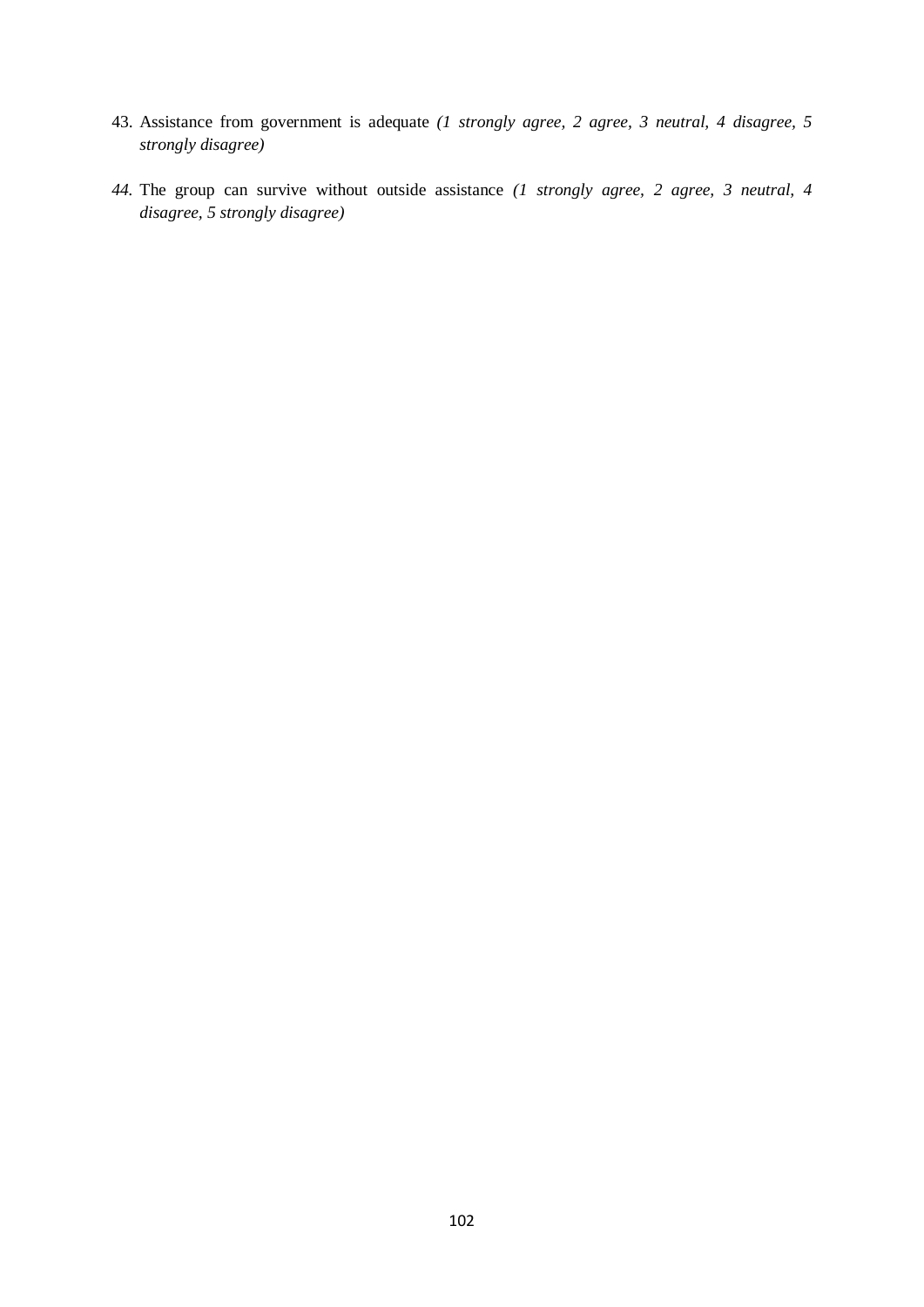43. Assistance from government is adequate *(1 strongly agree, 2 agree, 3 neutral, 4 disagree, 5 strongly disagree)*

44. The group can survive without outside assistance *(1 strongly agree, 2 agree, 3 neutral, 4 disagree, 5 strongly disagree)*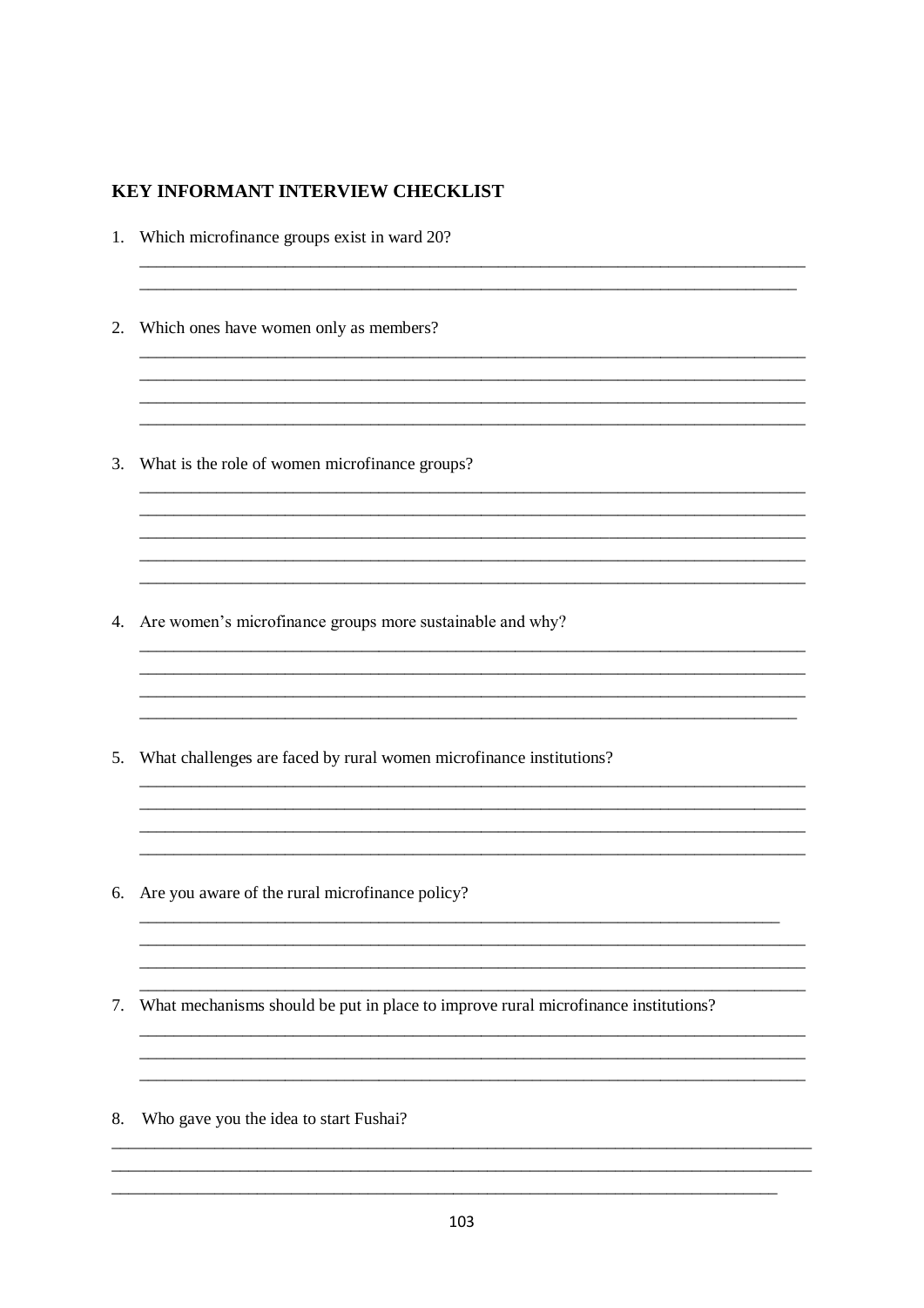**KEY INFORMANT INTERVIEW CHECKLIST**

1. Which microfinance groups exist in ward 20?

2. Which ones have women only as members?

3. What is the role of women microfinance groups?

4. Are women's microfinance groups more sustainable and why?

5. What challenges are faced by rural women microfinance institutions?

6. Are you aware of the rural microfinance policy?

7. What mechanisms should be put in place to improve rural microfinance institutions?

8. Who gave you the idea to start Fushai?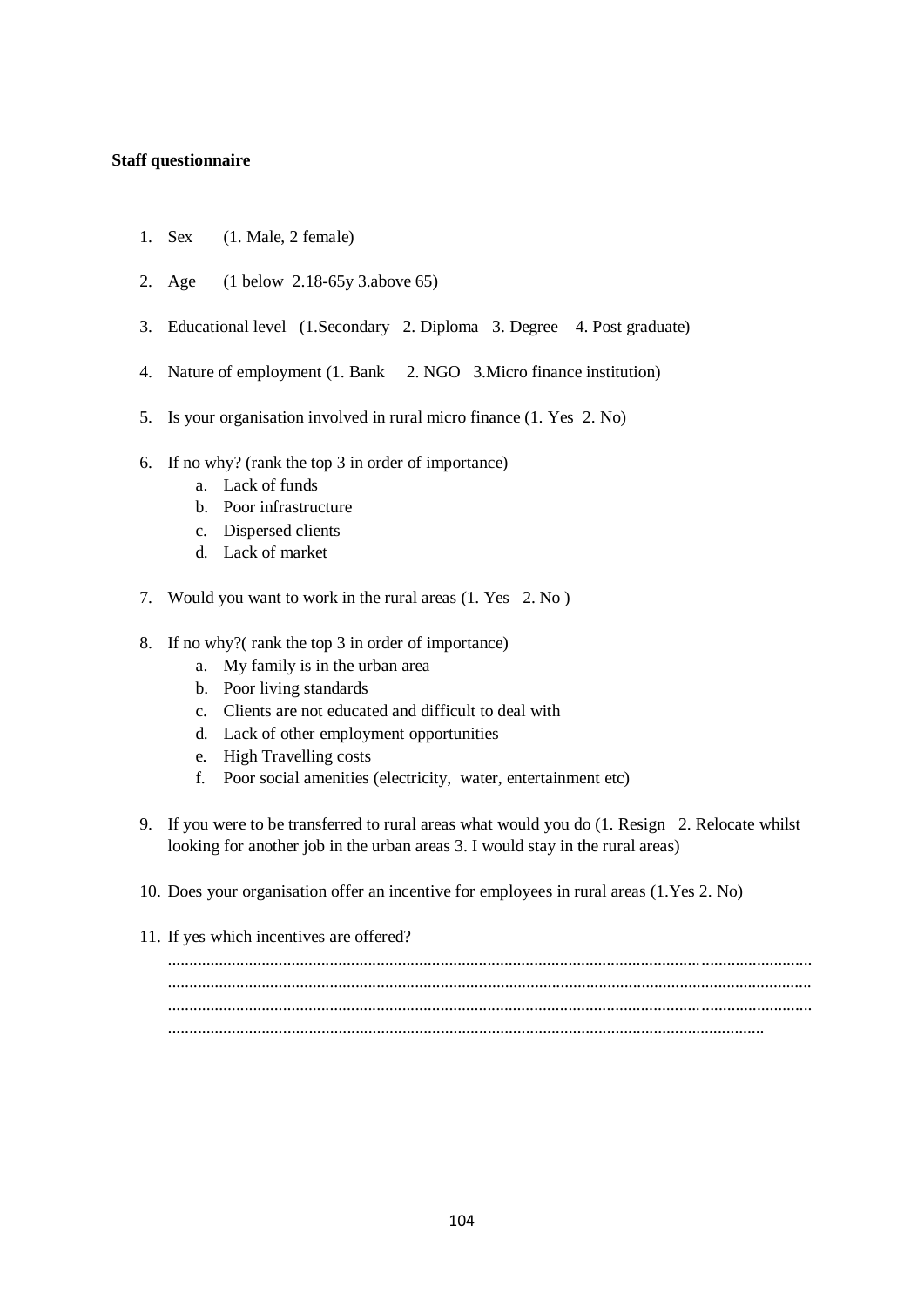**Staff questionnaire**

1. Sex (1. Male, 2 female)

2. Age (1 below 2.18-65y 3.above 65)

3. Educational level (1.Secondary 2. Diploma 3. Degree 4. Post graduate)

4. Nature of employment (1. Bank 2. NGO 3.Micro finance institution)

5. Is your organisation involved in rural micro finance (1. Yes 2. No)

6. If no why? (rank the top 3 in order of importance)
   a. Lack of funds
   b. Poor infrastructure
   c. Dispersed clients
   d. Lack of market

7. Would you want to work in the rural areas (1. Yes 2. No )

8. If no why?( rank the top 3 in order of importance)
   a. My family is in the urban area
   b. Poor living standards
   c. Clients are not educated and difficult to deal with
   d. Lack of other employment opportunities
   e. High Travelling costs
   f. Poor social amenities (electricity, water, entertainment etc)

9. If you were to be transferred to rural areas what would you do (1. Resign 2. Relocate whilst looking for another job in the urban areas 3. I would stay in the rural areas)

10. Does your organisation offer an incentive for employees in rural areas (1.Yes 2. No)

11. If yes which incentives are offered?
    ......................................................................................................................................................
    ......................................................................................................................................................
    ......................................................................................................................................................
    ..........................................................................................................................................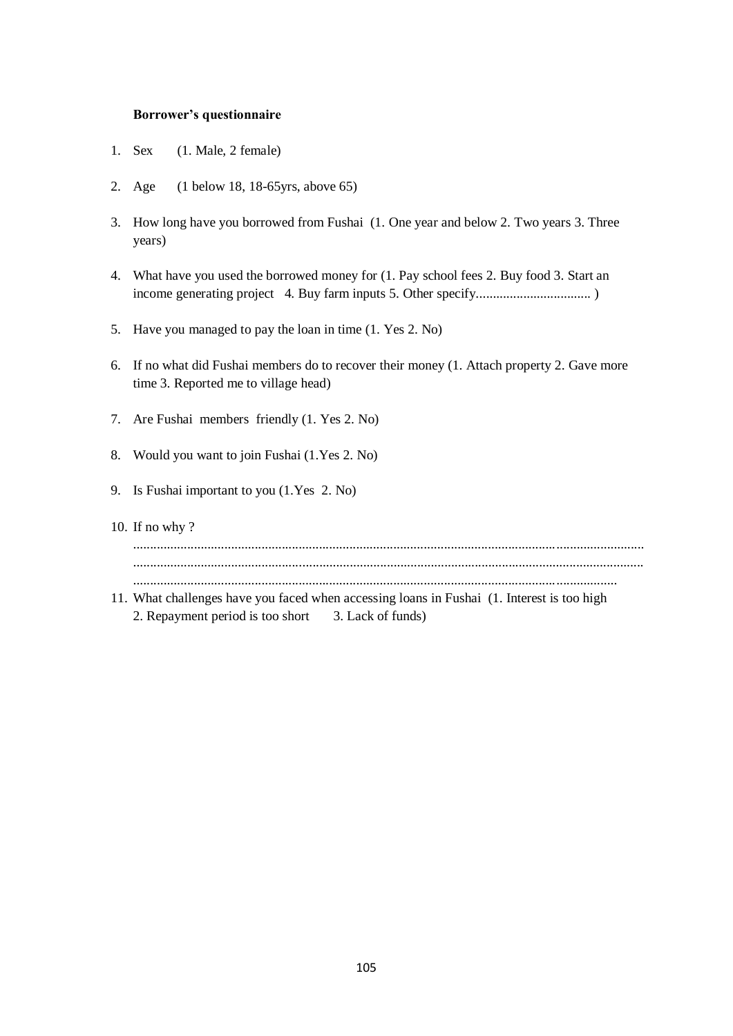**Borrower's questionnaire**

1. Sex (1. Male, 2 female)

2. Age (1 below 18, 18-65yrs, above 65)

3. How long have you borrowed from Fushai (1. One year and below 2. Two years 3. Three years)

4. What have you used the borrowed money for (1. Pay school fees 2. Buy food 3. Start an income generating project 4. Buy farm inputs 5. Other specify.................................. )

5. Have you managed to pay the loan in time (1. Yes 2. No)

6. If no what did Fushai members do to recover their money (1. Attach property 2. Gave more time 3. Reported me to village head)

7. Are Fushai members friendly (1. Yes 2. No)

8. Would you want to join Fushai (1.Yes 2. No)

9. Is Fushai important to you (1.Yes 2. No)

10. If no why ?
    .....................................................................................................................................................
    .....................................................................................................................................................
    .............................................................................................................................................

11. What challenges have you faced when accessing loans in Fushai (1. Interest is too high 2. Repayment period is too short 3. Lack of funds)